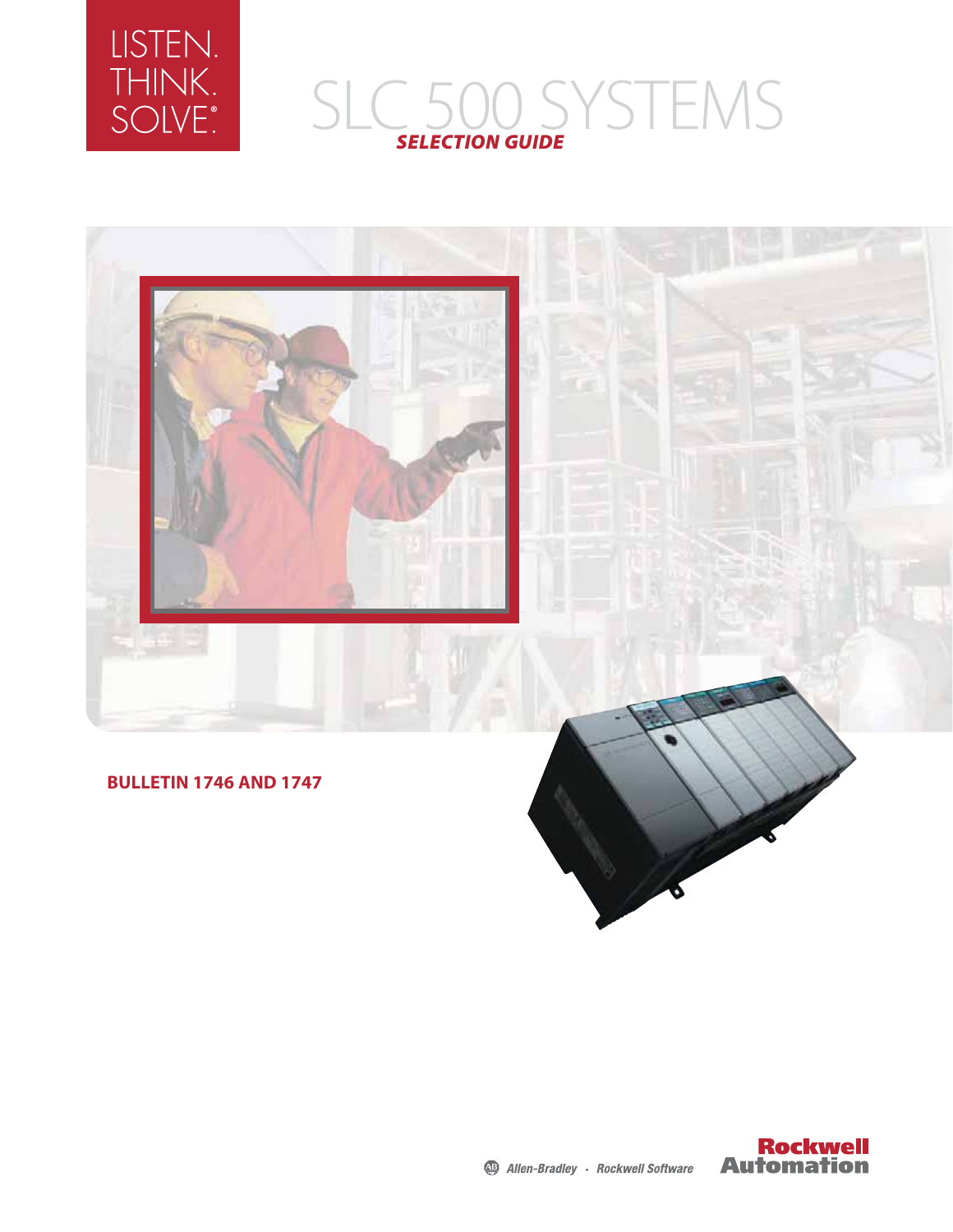LISTEN.
THINK.
SOLVE.®

# SLC 500 SYSTEMS

## *SELECTION GUIDE*

**BULLETIN 1746 AND 1747**

*Allen-Bradley* • *Rockwell Software*

**Rockwell Automation**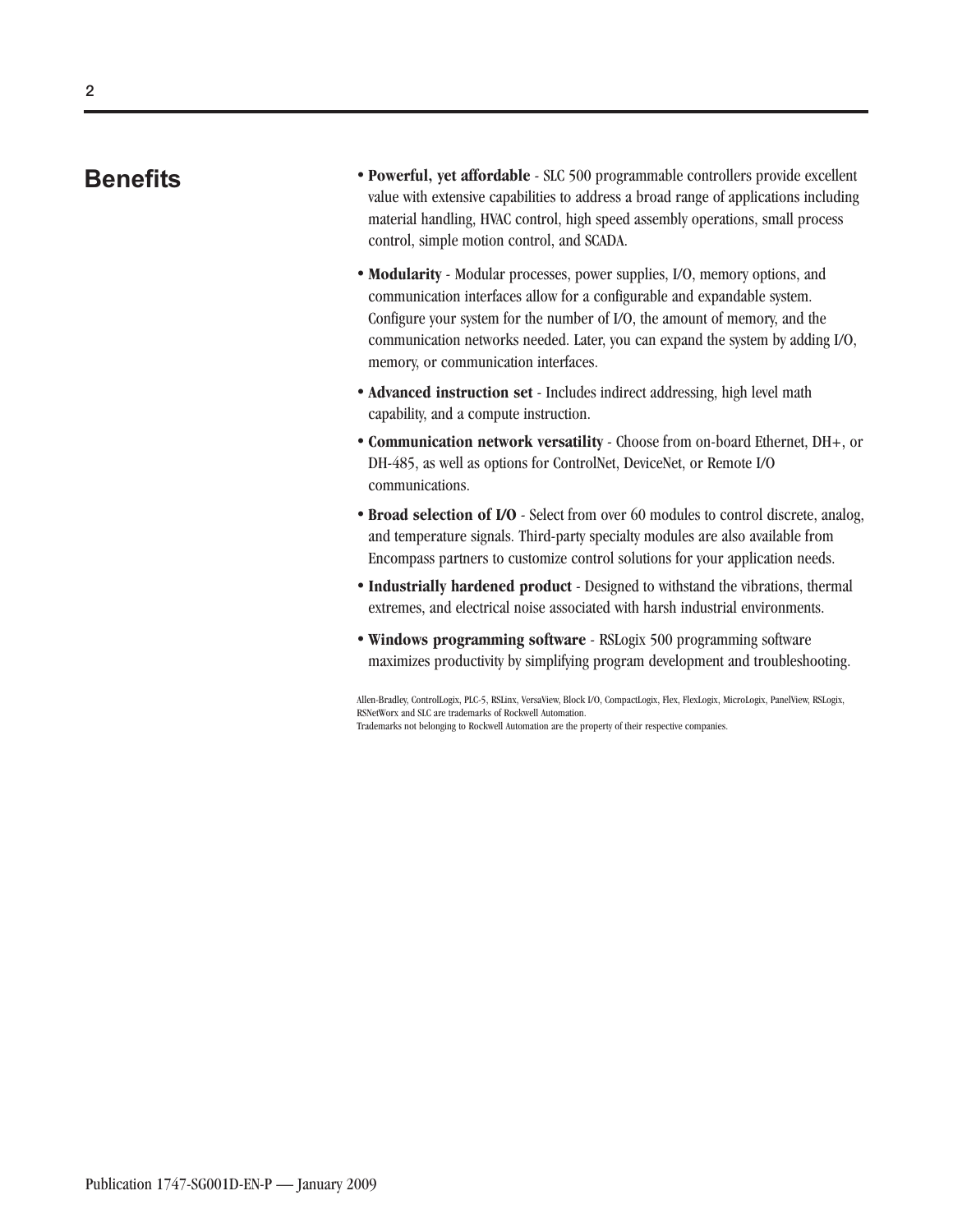## Benefits

- **Powerful, yet affordable** - SLC 500 programmable controllers provide excellent value with extensive capabilities to address a broad range of applications including material handling, HVAC control, high speed assembly operations, small process control, simple motion control, and SCADA.
- **Modularity** - Modular processes, power supplies, I/O, memory options, and communication interfaces allow for a configurable and expandable system. Configure your system for the number of I/O, the amount of memory, and the communication networks needed. Later, you can expand the system by adding I/O, memory, or communication interfaces.
- **Advanced instruction set** - Includes indirect addressing, high level math capability, and a compute instruction.
- **Communication network versatility** - Choose from on-board Ethernet, DH+, or DH-485, as well as options for ControlNet, DeviceNet, or Remote I/O communications.
- **Broad selection of I/O** - Select from over 60 modules to control discrete, analog, and temperature signals. Third-party specialty modules are also available from Encompass partners to customize control solutions for your application needs.
- **Industrially hardened product** - Designed to withstand the vibrations, thermal extremes, and electrical noise associated with harsh industrial environments.
- **Windows programming software** - RSLogix 500 programming software maximizes productivity by simplifying program development and troubleshooting.

Allen-Bradley, ControlLogix, PLC-5, RSLinx, VersaView, Block I/O, CompactLogix, Flex, FlexLogix, MicroLogix, PanelView, RSLogix, RSNetWorx and SLC are trademarks of Rockwell Automation.
Trademarks not belonging to Rockwell Automation are the property of their respective companies.

Publication 1747-SG001D-EN-P — January 2009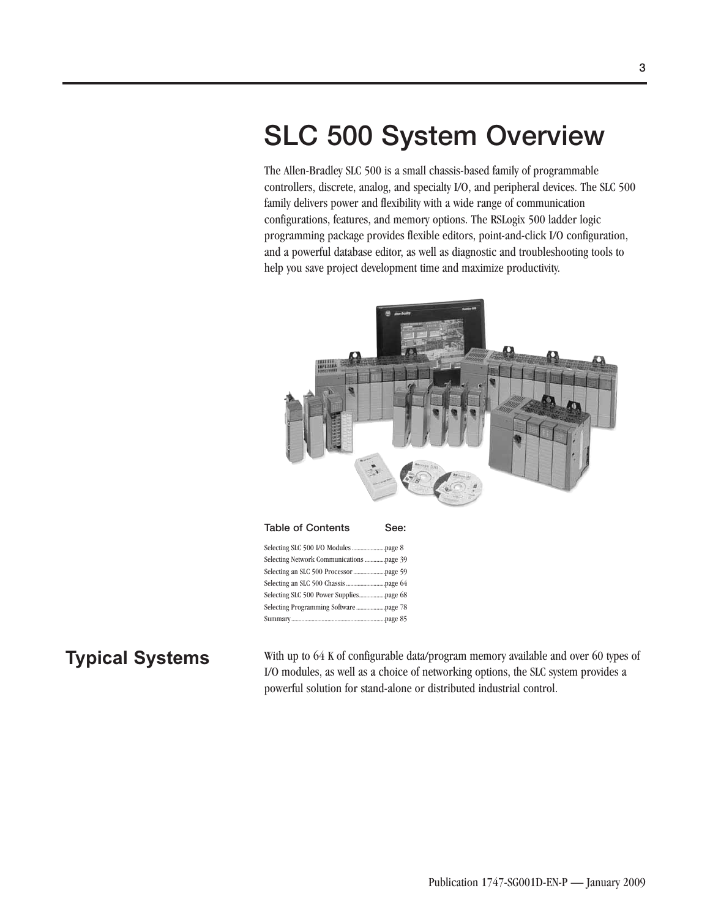# SLC 500 System Overview

The Allen-Bradley SLC 500 is a small chassis-based family of programmable controllers, discrete, analog, and specialty I/O, and peripheral devices. The SLC 500 family delivers power and flexibility with a wide range of communication configurations, features, and memory options. The RSLogix 500 ladder logic programming package provides flexible editors, point-and-click I/O configuration, and a powerful database editor, as well as diagnostic and troubleshooting tools to help you save project development time and maximize productivity.

| Table of Contents | See: |
|---|---|
| Selecting SLC 500 I/O Modules | page 8 |
| Selecting Network Communications | page 39 |
| Selecting an SLC 500 Processor | page 59 |
| Selecting an SLC 500 Chassis | page 64 |
| Selecting SLC 500 Power Supplies | page 68 |
| Selecting Programming Software | page 78 |
| Summary | page 85 |

## Typical Systems

With up to 64 K of configurable data/program memory available and over 60 types of I/O modules, as well as a choice of networking options, the SLC system provides a powerful solution for stand-alone or distributed industrial control.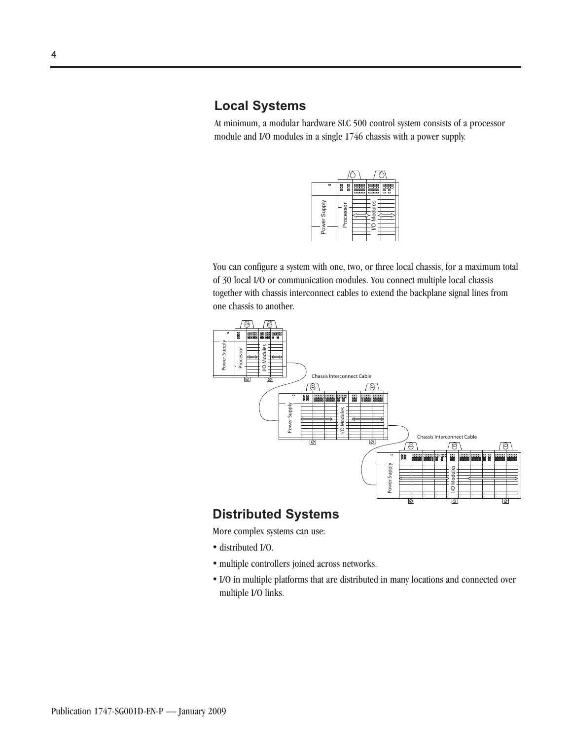## Local Systems

At minimum, a modular hardware SLC 500 control system consists of a processor module and I/O modules in a single 1746 chassis with a power supply.

You can configure a system with one, two, or three local chassis, for a maximum total of 30 local I/O or communication modules. You connect multiple local chassis together with chassis interconnect cables to extend the backplane signal lines from one chassis to another.

## Distributed Systems

More complex systems can use:

- distributed I/O.
- multiple controllers joined across networks.
- I/O in multiple platforms that are distributed in many locations and connected over multiple I/O links.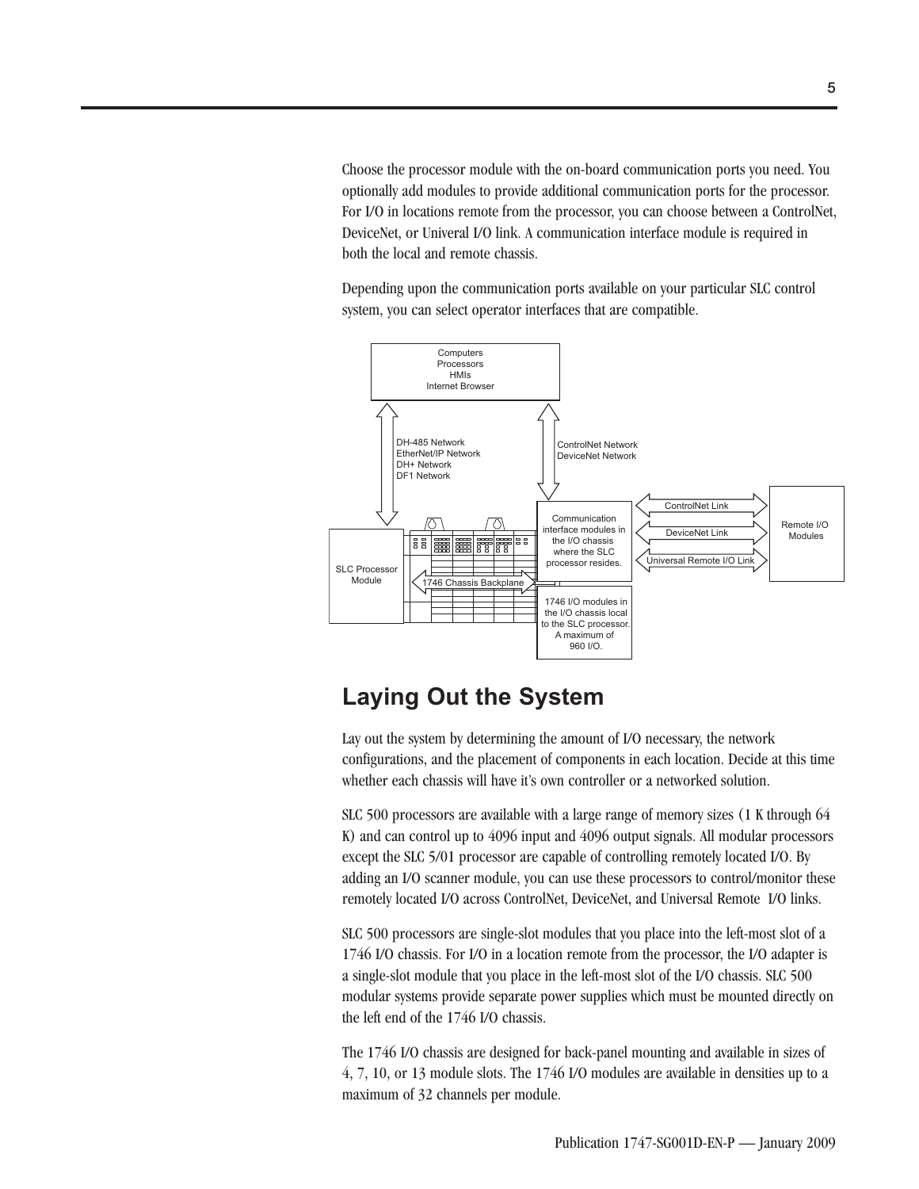Choose the processor module with the on-board communication ports you need. You optionally add modules to provide additional communication ports for the processor. For I/O in locations remote from the processor, you can choose between a ControlNet, DeviceNet, or Univeral I/O link. A communication interface module is required in both the local and remote chassis.

Depending upon the communication ports available on your particular SLC control system, you can select operator interfaces that are compatible.

Computers
Processors
HMIs
Internet Browser

DH-485 Network
EtherNet/IP Network
DH+ Network
DF1 Network

ControlNet Network
DeviceNet Network

ControlNet Link
DeviceNet Link
Universal Remote I/O Link

Communication interface modules in the I/O chassis where the SLC processor resides.

Remote I/O Modules

SLC Processor Module

1746 Chassis Backplane

1746 I/O modules in the I/O chassis local to the SLC processor. A maximum of 960 I/O.

## Laying Out the System

Lay out the system by determining the amount of I/O necessary, the network configurations, and the placement of components in each location. Decide at this time whether each chassis will have it's own controller or a networked solution.

SLC 500 processors are available with a large range of memory sizes (1 K through 64 K) and can control up to 4096 input and 4096 output signals. All modular processors except the SLC 5/01 processor are capable of controlling remotely located I/O. By adding an I/O scanner module, you can use these processors to control/monitor these remotely located I/O across ControlNet, DeviceNet, and Universal Remote I/O links.

SLC 500 processors are single-slot modules that you place into the left-most slot of a 1746 I/O chassis. For I/O in a location remote from the processor, the I/O adapter is a single-slot module that you place in the left-most slot of the I/O chassis. SLC 500 modular systems provide separate power supplies which must be mounted directly on the left end of the 1746 I/O chassis.

The 1746 I/O chassis are designed for back-panel mounting and available in sizes of 4, 7, 10, or 13 module slots. The 1746 I/O modules are available in densities up to a maximum of 32 channels per module.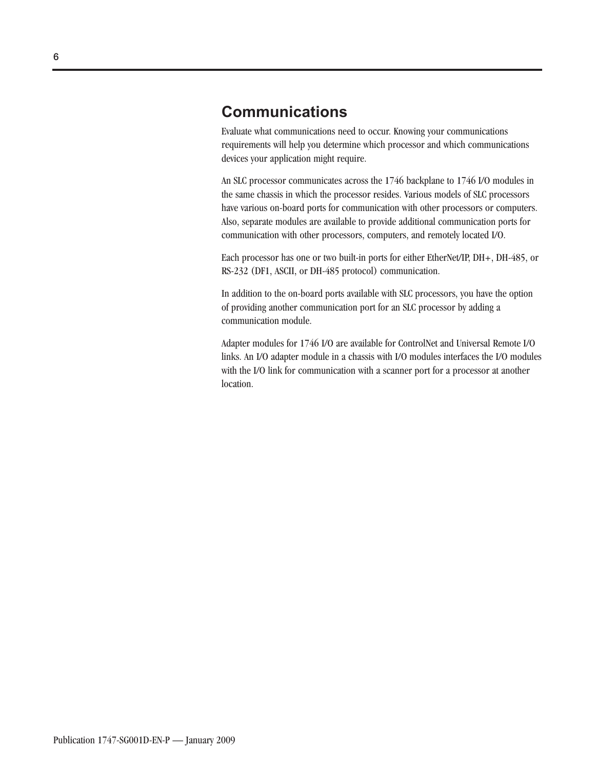## Communications

Evaluate what communications need to occur. Knowing your communications requirements will help you determine which processor and which communications devices your application might require.

An SLC processor communicates across the 1746 backplane to 1746 I/O modules in the same chassis in which the processor resides. Various models of SLC processors have various on-board ports for communication with other processors or computers. Also, separate modules are available to provide additional communication ports for communication with other processors, computers, and remotely located I/O.

Each processor has one or two built-in ports for either EtherNet/IP, DH+, DH-485, or RS-232 (DF1, ASCII, or DH-485 protocol) communication.

In addition to the on-board ports available with SLC processors, you have the option of providing another communication port for an SLC processor by adding a communication module.

Adapter modules for 1746 I/O are available for ControlNet and Universal Remote I/O links. An I/O adapter module in a chassis with I/O modules interfaces the I/O modules with the I/O link for communication with a scanner port for a processor at another location.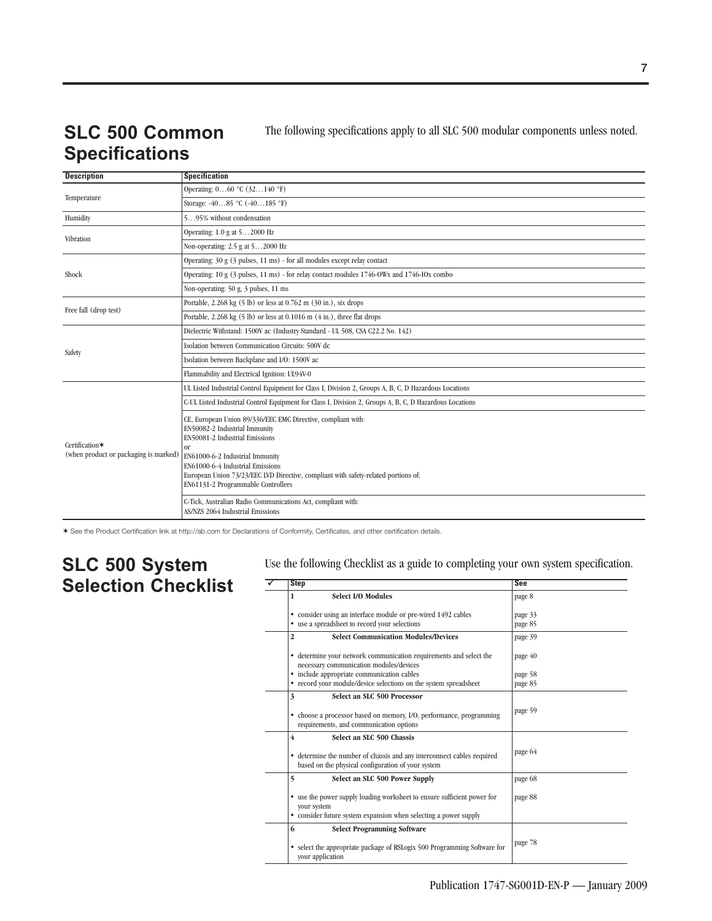## SLC 500 Common Specifications

The following specifications apply to all SLC 500 modular components unless noted.

| Description | Specification |
|---|---|
| Temperature | Operating: 0…60 °C (32…140 °F) |
| | Storage: -40…85 °C (-40…185 °F) |
| Humidity | 5…95% without condensation |
| Vibration | Operating: 1.0 g at 5…2000 Hz |
| | Non-operating: 2.5 g at 5…2000 Hz |
| Shock | Operating: 30 g (3 pulses, 11 ms) - for all modules except relay contact |
| | Operating: 10 g (3 pulses, 11 ms) - for relay contact modules 1746-OWx and 1746-IOx combo |
| | Non-operating: 50 g, 3 pulses, 11 ms |
| Free fall (drop test) | Portable, 2.268 kg (5 lb) or less at 0.762 m (30 in.), six drops |
| | Portable, 2.268 kg (5 lb) or less at 0.1016 m (4 in.), three flat drops |
| Safety | Dielectric Withstand: 1500V ac (Industry Standard - UL 508, CSA C22.2 No. 142) |
| | Isolation between Communication Circuits: 500V dc |
| | Isolation between Backplane and I/O: 1500V ac |
| | Flammability and Electrical Ignition: UL94V-0 |
| Certification✶ (when product or packaging is marked) | UL Listed Industrial Control Equipment for Class I, Division 2, Groups A, B, C, D Hazardous Locations |
| | C-UL Listed Industrial Control Equipment for Class I, Division 2, Groups A, B, C, D Hazardous Locations |
| | CE, European Union 89/336/EEC EMC Directive, compliant with: EN50082-2 Industrial Immunity EN50081-2 Industrial Emissions or EN61000-6-2 Industrial Immunity EN61000-6-4 Industrial Emissions European Union 73/23/EEC LVD Directive, compliant with safety-related portions of: EN61131-2 Programmable Controllers |
| | C-Tick, Australian Radio Communications Act, compliant with: AS/NZS 2064 Industrial Emissions |

✶ See the Product Certification link at http://ab.com for Declarations of Conformity, Certificates, and other certification details.

## SLC 500 System Selection Checklist

Use the following Checklist as a guide to completing your own system specification.

| ✓ | Step | See |
|---|---|---|
| | **1 Select I/O Modules** | page 8 |
| | • consider using an interface module or pre-wired 1492 cables | page 33 |
| | • use a spreadsheet to record your selections | page 85 |
| | **2 Select Communication Modules/Devices** | page 39 |
| | • determine your network communication requirements and select the necessary communication modules/devices | page 40 |
| | • include appropriate communication cables | page 58 |
| | • record your module/device selections on the system spreadsheet | page 85 |
| | **3 Select an SLC 500 Processor** | |
| | • choose a processor based on memory, I/O, performance, programming requirements, and communication options | page 59 |
| | **4 Select an SLC 500 Chassis** | |
| | • determine the number of chassis and any interconnect cables required based on the physical configuration of your system | page 64 |
| | **5 Select an SLC 500 Power Supply** | page 68 |
| | • use the power supply loading worksheet to ensure sufficient power for your system | page 88 |
| | • consider future system expansion when selecting a power supply | |
| | **6 Select Programming Software** | |
| | • select the appropriate package of RSLogix 500 Programming Software for your application | page 78 |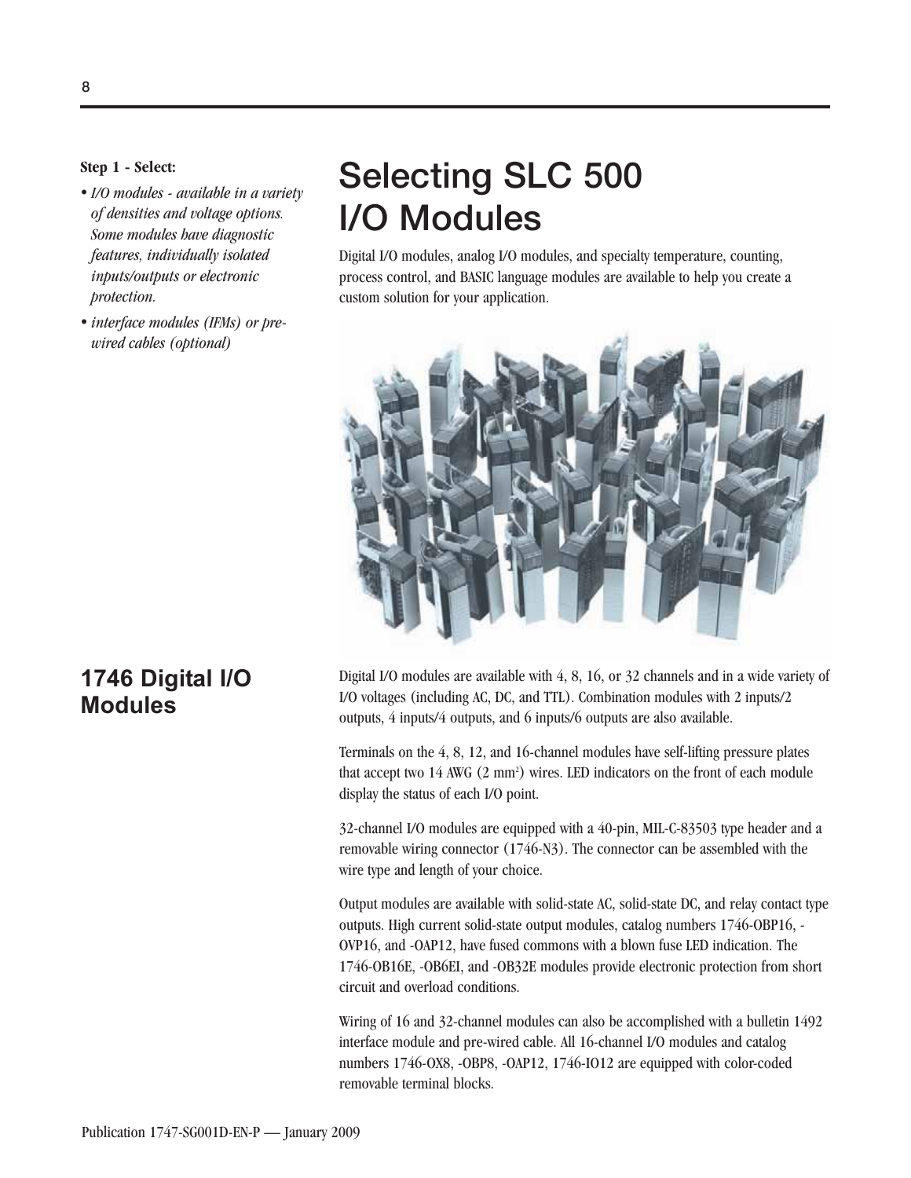**Step 1 - Select:**

- *I/O modules - available in a variety of densities and voltage options. Some modules have diagnostic features, individually isolated inputs/outputs or electronic protection.*
- *interface modules (IFMs) or pre-wired cables (optional)*

# Selecting SLC 500 I/O Modules

Digital I/O modules, analog I/O modules, and specialty temperature, counting, process control, and BASIC language modules are available to help you create a custom solution for your application.

## 1746 Digital I/O Modules

Digital I/O modules are available with 4, 8, 16, or 32 channels and in a wide variety of I/O voltages (including AC, DC, and TTL). Combination modules with 2 inputs/2 outputs, 4 inputs/4 outputs, and 6 inputs/6 outputs are also available.

Terminals on the 4, 8, 12, and 16-channel modules have self-lifting pressure plates that accept two 14 AWG (2 $mm^2$) wires. LED indicators on the front of each module display the status of each I/O point.

32-channel I/O modules are equipped with a 40-pin, MIL-C-83503 type header and a removable wiring connector (1746-N3). The connector can be assembled with the wire type and length of your choice.

Output modules are available with solid-state AC, solid-state DC, and relay contact type outputs. High current solid-state output modules, catalog numbers 1746-OBP16, -OVP16, and -OAP12, have fused commons with a blown fuse LED indication. The 1746-OB16E, -OB6EI, and -OB32E modules provide electronic protection from short circuit and overload conditions.

Wiring of 16 and 32-channel modules can also be accomplished with a bulletin 1492 interface module and pre-wired cable. All 16-channel I/O modules and catalog numbers 1746-OX8, -OBP8, -OAP12, 1746-IO12 are equipped with color-coded removable terminal blocks.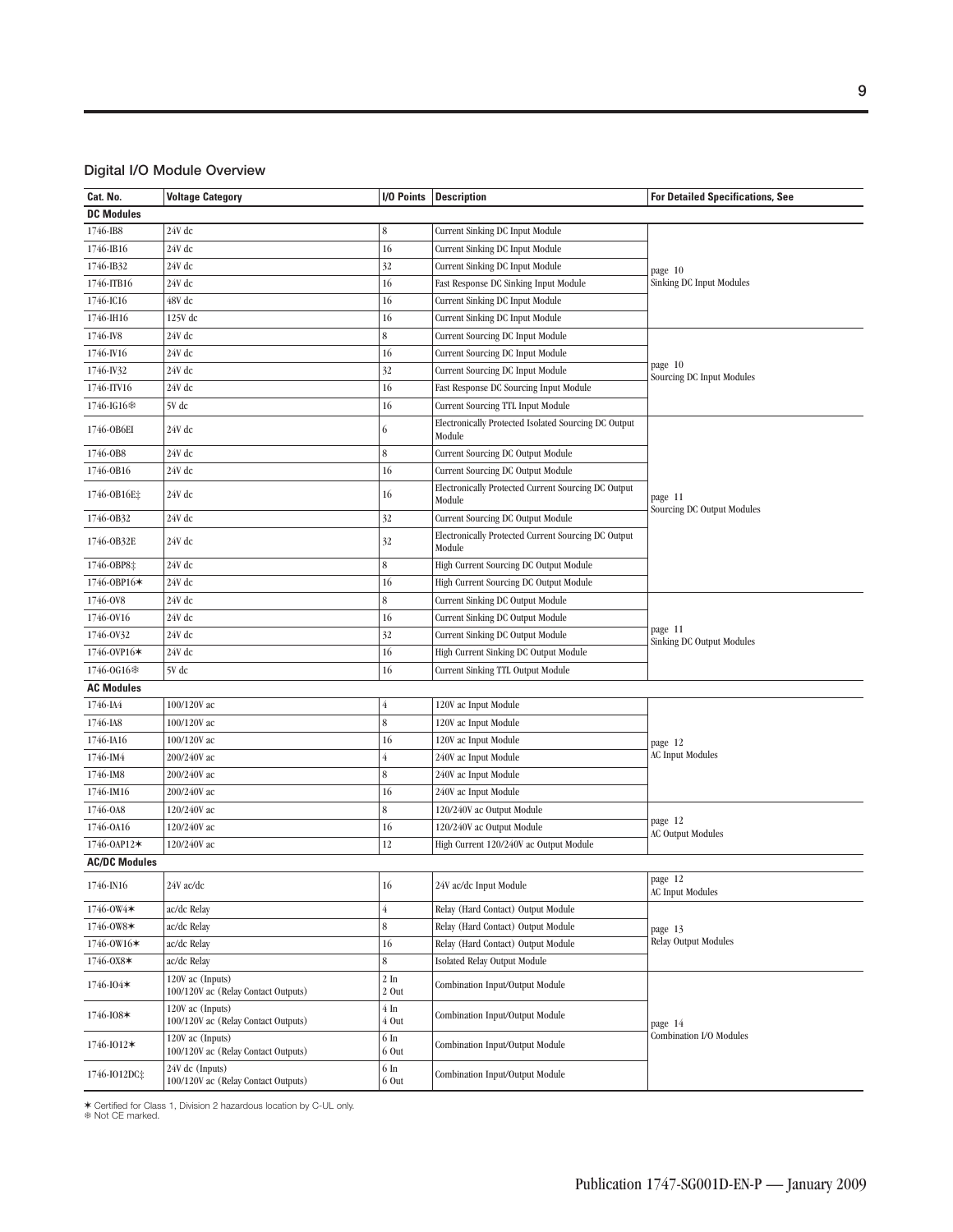## Digital I/O Module Overview

| Cat. No. | Voltage Category | I/O Points | Description | For Detailed Specifications, See |
|---|---|---|---|---|
| **DC Modules** | | | | |
| 1746-IB8 | 24V dc | 8 | Current Sinking DC Input Module | page 10 Sinking DC Input Modules |
| 1746-IB16 | 24V dc | 16 | Current Sinking DC Input Module | |
| 1746-IB32 | 24V dc | 32 | Current Sinking DC Input Module | |
| 1746-ITB16 | 24V dc | 16 | Fast Response DC Sinking Input Module | |
| 1746-IC16 | 48V dc | 16 | Current Sinking DC Input Module | |
| 1746-IH16 | 125V dc | 16 | Current Sinking DC Input Module | |
| 1746-IV8 | 24V dc | 8 | Current Sourcing DC Input Module | page 10 Sourcing DC Input Modules |
| 1746-IV16 | 24V dc | 16 | Current Sourcing DC Input Module | |
| 1746-IV32 | 24V dc | 32 | Current Sourcing DC Input Module | |
| 1746-ITV16 | 24V dc | 16 | Fast Response DC Sourcing Input Module | |
| 1746-IG16❄ | 5V dc | 16 | Current Sourcing TTL Input Module | |
| 1746-OB6EI | 24V dc | 6 | Electronically Protected Isolated Sourcing DC Output Module | page 11 Sourcing DC Output Modules |
| 1746-OB8 | 24V dc | 8 | Current Sourcing DC Output Module | |
| 1746-OB16 | 24V dc | 16 | Current Sourcing DC Output Module | |
| 1746-OB16E‡ | 24V dc | 16 | Electronically Protected Current Sourcing DC Output Module | |
| 1746-OB32 | 24V dc | 32 | Current Sourcing DC Output Module | |
| 1746-OB32E | 24V dc | 32 | Electronically Protected Current Sourcing DC Output Module | |
| 1746-OBP8‡ | 24V dc | 8 | High Current Sourcing DC Output Module | |
| 1746-OBP16✶ | 24V dc | 16 | High Current Sourcing DC Output Module | |
| 1746-OV8 | 24V dc | 8 | Current Sinking DC Output Module | page 11 Sinking DC Output Modules |
| 1746-OV16 | 24V dc | 16 | Current Sinking DC Output Module | |
| 1746-OV32 | 24V dc | 32 | Current Sinking DC Output Module | |
| 1746-OVP16✶ | 24V dc | 16 | High Current Sinking DC Output Module | |
| 1746-OG16❄ | 5V dc | 16 | Current Sinking TTL Output Module | |
| **AC Modules** | | | | |
| 1746-IA4 | 100/120V ac | 4 | 120V ac Input Module | page 12 AC Input Modules |
| 1746-IA8 | 100/120V ac | 8 | 120V ac Input Module | |
| 1746-IA16 | 100/120V ac | 16 | 120V ac Input Module | |
| 1746-IM4 | 200/240V ac | 4 | 240V ac Input Module | |
| 1746-IM8 | 200/240V ac | 8 | 240V ac Input Module | |
| 1746-IM16 | 200/240V ac | 16 | 240V ac Input Module | |
| 1746-OA8 | 120/240V ac | 8 | 120/240V ac Output Module | page 12 AC Output Modules |
| 1746-OA16 | 120/240V ac | 16 | 120/240V ac Output Module | |
| 1746-OAP12✶ | 120/240V ac | 12 | High Current 120/240V ac Output Module | |
| **AC/DC Modules** | | | | |
| 1746-IN16 | 24V ac/dc | 16 | 24V ac/dc Input Module | page 12 AC Input Modules |
| 1746-OW4✶ | ac/dc Relay | 4 | Relay (Hard Contact) Output Module | page 13 Relay Output Modules |
| 1746-OW8✶ | ac/dc Relay | 8 | Relay (Hard Contact) Output Module | |
| 1746-OW16✶ | ac/dc Relay | 16 | Relay (Hard Contact) Output Module | |
| 1746-OX8✶ | ac/dc Relay | 8 | Isolated Relay Output Module | |
| 1746-IO4✶ | 120V ac (Inputs) 100/120V ac (Relay Contact Outputs) | 2 In 2 Out | Combination Input/Output Module | page 14 Combination I/O Modules |
| 1746-IO8✶ | 120V ac (Inputs) 100/120V ac (Relay Contact Outputs) | 4 In 4 Out | Combination Input/Output Module | |
| 1746-IO12✶ | 120V ac (Inputs) 100/120V ac (Relay Contact Outputs) | 6 In 6 Out | Combination Input/Output Module | |
| 1746-IO12DC‡ | 24V dc (Inputs) 100/120V ac (Relay Contact Outputs) | 6 In 6 Out | Combination Input/Output Module | |

✶ Certified for Class 1, Division 2 hazardous location by C-UL only.
❄ Not CE marked.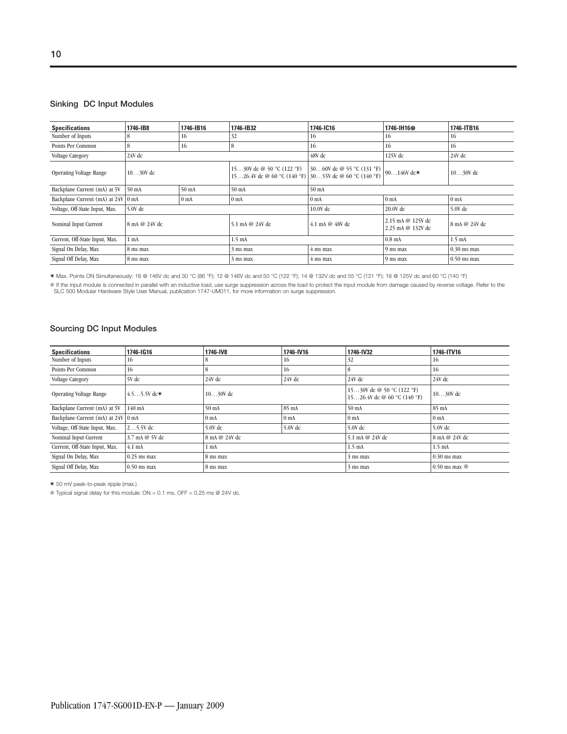## Sinking DC Input Modules

| Specifications | 1746-IB8 | 1746-IB16 | 1746-IB32 | 1746-IC16 | 1746-IH16❄ | 1746-ITB16 |
|---|---|---|---|---|---|---|
| Number of Inputs | 8 | 16 | 32 | 16 | 16 | 16 |
| Points Per Common | 8 | 16 | 8 | 16 | 16 | 16 |
| Voltage Category | 24V dc | | | 48V dc | 125V dc | 24V dc |
| Operating Voltage Range | 10…30V dc | | 15…30V dc @ 50 °C (122 °F)<br>15…26.4V dc @ 60 °C (140 °F) | 30…60V dc @ 55 °C (131 °F)<br>30…55V dc @ 60 °C (140 °F) | 90…146V dc✶ | 10…30V dc |
| Backplane Current (mA) at 5V | 50 mA | 50 mA | 50 mA | 50 mA | | |
| Backplane Current (mA) at 24V | 0 mA | 0 mA | 0 mA | 0 mA | 0 mA | 0 mA |
| Voltage, Off-State Input, Max. | 5.0V dc | | | 10.0V dc | 20.0V dc | 5.0V dc |
| Nominal Input Current | 8 mA @ 24V dc | | 5.1 mA @ 24V dc | 4.1 mA @ 48V dc | 2.15 mA @ 125V dc<br>2.25 mA @ 132V dc | 8 mA @ 24V dc |
| Current, Off-State Input, Max. | 1 mA | | 1.5 mA | | 0.8 mA | 1.5 mA |
| Signal On Delay, Max | 8 ms max | | 3 ms max | 4 ms max | 9 ms max | 0.30 ms max |
| Signal Off Delay, Max | 8 ms max | | 3 ms max | 4 ms max | 9 ms max | 0.50 ms max |

✶ Max. Points ON Simultaneously: 16 @ 146V dc and 30 °C (86 °F); 12 @ 146V dc and 50 °C (122 °F); 14 @ 132V dc and 55 °C (131 °F); 16 @ 125V dc and 60 °C (140 °F)

❄ If the input module is connected in parallel with an inductive load, use surge suppression across the load to protect the input module from damage caused by reverse voltage. Refer to the SLC 500 Modular Hardware Style User Manual, publication 1747-UM011, for more information on surge suppression.

## Sourcing DC Input Modules

| Specifications | 1746-IG16 | 1746-IV8 | 1746-IV16 | 1746-IV32 | 1746-ITV16 |
|---|---|---|---|---|---|
| Number of Inputs | 16 | 8 | 16 | 32 | 16 |
| Points Per Common | 16 | 8 | 16 | 8 | 16 |
| Voltage Category | 5V dc | 24V dc | 24V dc | 24V dc | 24V dc |
| Operating Voltage Range | 4.5…5.5V dc✶ | 10…30V dc | | 15…30V dc @ 50 °C (122 °F)<br>15…26.4V dc @ 60 °C (140 °F) | 10…30V dc |
| Backplane Current (mA) at 5V | 140 mA | 50 mA | 85 mA | 50 mA | 85 mA |
| Backplane Current (mA) at 24V | 0 mA | 0 mA | 0 mA | 0 mA | 0 mA |
| Voltage, Off-State Input, Max. | 2…5.5V dc | 5.0V dc | 5.0V dc | 5.0V dc | 5.0V dc |
| Nominal Input Current | 3.7 mA @ 5V dc | 8 mA @ 24V dc | | 5.1 mA @ 24V dc | 8 mA @ 24V dc |
| Current, Off-State Input, Max. | 4.1 mA | 1 mA | | 1.5 mA | 1.5 mA |
| Signal On Delay, Max | 0.25 ms max | 8 ms max | | 3 ms max | 0.30 ms max |
| Signal Off Delay, Max | 0.50 ms max | 8 ms max | | 3 ms max | 0.50 ms max ❄ |

✶ 50 mV peak-to-peak ripple (max.)

❄ Typical signal delay for this module: ON = 0.1 ms, OFF = 0.25 ms @ 24V dc.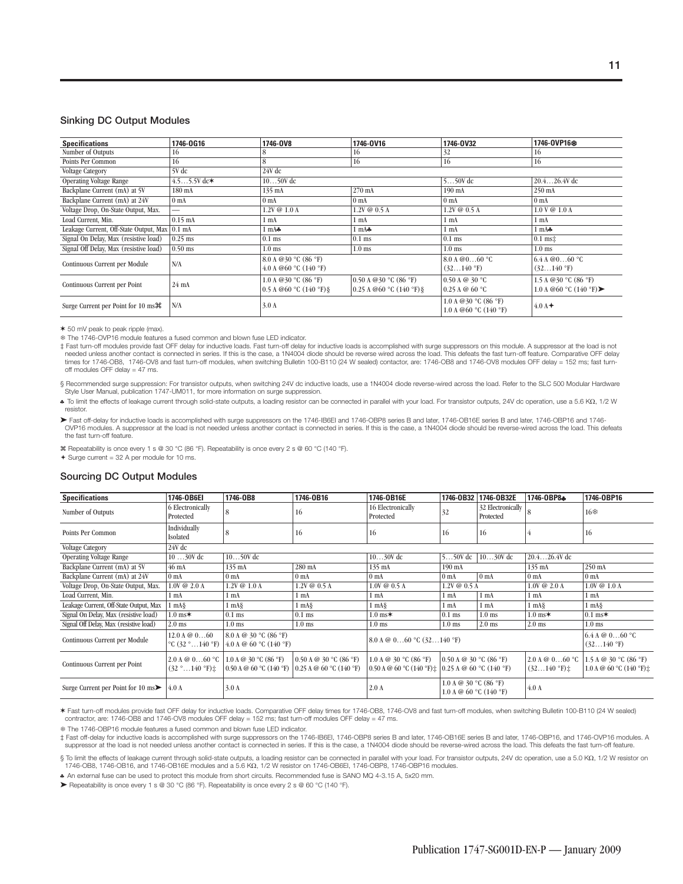## Sinking DC Output Modules

| Specifications | 1746-OG16 | 1746-OV8 | 1746-OV16 | 1746-OV32 | 1746-OVP16❄ |
|---|---|---|---|---|---|
| Number of Outputs | 16 | 8 | 16 | 32 | 16 |
| Points Per Common | 16 | 8 | 16 | 16 | 16 |
| Voltage Category | 5V dc | 24V dc | | | |
| Operating Voltage Range | 4.5…5.5V dc✶ | 10…50V dc | | 5…50V dc | 20.4…26.4V dc |
| Backplane Current (mA) at 5V | 180 mA | 135 mA | 270 mA | 190 mA | 250 mA |
| Backplane Current (mA) at 24V | 0 mA | 0 mA | 0 mA | 0 mA | 0 mA |
| Voltage Drop, On-State Output, Max. | — | 1.2V @ 1.0 A | 1.2V @ 0.5 A | 1.2V @ 0.5 A | 1.0 V @ 1.0 A |
| Load Current, Min. | 0.15 mA | 1 mA | 1 mA | 1 mA | 1 mA |
| Leakage Current, Off-State Output, Max | 0.1 mA | 1 mA♣ | 1 mA♣ | 1 mA | 1 mA♣ |
| Signal On Delay, Max (resistive load) | 0.25 ms | 0.1 ms | 0.1 ms | 0.1 ms | 0.1 ms‡ |
| Signal Off Delay, Max (resistive load) | 0.50 ms | 1.0 ms | 1.0 ms | 1.0 ms | 1.0 ms |
| Continuous Current per Module | N/A | 8.0 A @30 °C (86 °F)<br>4.0 A @60 °C (140 °F) | | 8.0 A @0…60 °C (32…140 °F) | 6.4 A @0…60 °C (32…140 °F) |
| Continuous Current per Point | 24 mA | 1.0 A @30 °C (86 °F)<br>0.5 A @60 °C (140 °F)§ | 0.50 A @30 °C (86 °F)<br>0.25 A @60 °C (140 °F)§ | 0.50 A @ 30 °C<br>0.25 A @ 60 °C | 1.5 A @30 °C (86 °F)<br>1.0 A @60 °C (140 °F)➤ |
| Surge Current per Point for 10 ms⌘ | N/A | 3.0 A | | 1.0 A @30 °C (86 °F)<br>1.0 A @60 °C (140 °F) | 4.0 A✦ |

✶ 50 mV peak to peak ripple (max).

❄ The 1746-OVP16 module features a fused common and blown fuse LED indicator.

‡ Fast turn-off modules provide fast OFF delay for inductive loads. Fast turn-off delay for inductive loads is accomplished with surge suppressors on this module. A suppressor at the load is not needed unless another contact is connected in series. If this is the case, a 1N4004 diode should be reverse wired across the load. This defeats the fast turn-off feature. Comparative OFF delay times for 1746-OB8, 1746-OV8 and fast turn-off modules, when switching Bulletin 100-B110 (24 W sealed) contactor, are: 1746-OB8 and 1746-OV8 modules OFF delay = 152 ms; fast turn-off modules OFF delay = 47 ms.

§ Recommended surge suppression: For transistor outputs, when switching 24V dc inductive loads, use a 1N4004 diode reverse-wired across the load. Refer to the SLC 500 Modular Hardware Style User Manual, publication 1747-UM011, for more information on surge suppression.

♣ To limit the effects of leakage current through solid-state outputs, a loading resistor can be connected in parallel with your load. For transistor outputs, 24V dc operation, use a 5.6 KΩ, 1/2 W resistor.

➤ Fast off-delay for inductive loads is accomplished with surge suppressors on the 1746-IB6EI and 1746-OBP8 series B and later, 1746-OB16E series B and later, 1746-OBP16 and 1746-OVP16 modules. A suppressor at the load is not needed unless another contact is connected in series. If this is the case, a 1N4004 diode should be reverse-wired across the load. This defeats the fast turn-off feature.

⌘ Repeatability is once every 1 s @ 30 °C (86 °F). Repeatability is once every 2 s @ 60 °C (140 °F).

✦ Surge current = 32 A per module for 10 ms.

## Sourcing DC Output Modules

| Specifications | 1746-OB6EI | 1746-OB8 | 1746-OB16 | 1746-OB16E | 1746-OB32 | 1746-OB32E | 1746-OBP8♣ | 1746-OBP16 |
|---|---|---|---|---|---|---|---|---|
| Number of Outputs | 6 Electronically Protected | 8 | 16 | 16 Electronically Protected | 32 | 32 Electronically Protected | 8 | 16❄ |
| Points Per Common | Individually Isolated | 8 | 16 | 16 | 16 | 16 | 4 | 16 |
| Voltage Category | 24V dc | | | | | | | |
| Operating Voltage Range | 10 …30V dc | 10…50V dc | | 10…30V dc | 5…50V dc | 10…30V dc | 20.4…26.4V dc | |
| Backplane Current (mA) at 5V | 46 mA | 135 mA | 280 mA | 135 mA | 190 mA | | 135 mA | 250 mA |
| Backplane Current (mA) at 24V | 0 mA | 0 mA | 0 mA | 0 mA | 0 mA | 0 mA | 0 mA | 0 mA |
| Voltage Drop, On-State Output, Max. | 1.0V @ 2.0 A | 1.2V @ 1.0 A | 1.2V @ 0.5 A | 1.0V @ 0.5 A | 1.2V @ 0.5 A | | 1.0V @ 2.0 A | 1.0V @ 1.0 A |
| Load Current, Min. | 1 mA | 1 mA | 1 mA | 1 mA | 1 mA | 1 mA | 1 mA | 1 mA |
| Leakage Current, Off-State Output, Max | 1 mA§ | 1 mA§ | 1 mA§ | 1 mA§ | 1 mA | 1 mA | 1 mA§ | 1 mA§ |
| Signal On Delay, Max (resistive load) | 1.0 ms✶ | 0.1 ms | 0.1 ms | 1.0 ms✶ | 0.1 ms | 1.0 ms | 1.0 ms✶ | 0.1 ms✶ |
| Signal Off Delay, Max (resistive load) | 2.0 ms | 1.0 ms | 1.0 ms | 1.0 ms | 1.0 ms | 2.0 ms | 2.0 ms | 1.0 ms |
| Continuous Current per Module | 12.0 A @ 0…60 °C (32 °…140 °F) | 8.0 A @ 30 °C (86 °F)<br>4.0 A @ 60 °C (140 °F) | | 8.0 A @ 0…60 °C (32…140 °F) | | | | 6.4 A @ 0…60 °C (32…140 °F) |
| Continuous Current per Point | 2.0 A @ 0…60 °C (32 °…140 °F)‡ | 1.0 A @ 30 °C (86 °F)<br>0.50 A @ 60 °C (140 °F) | 0.50 A @ 30 °C (86 °F)<br>0.25 A @ 60 °C (140 °F) | 1.0 A @ 30 °C (86 °F)<br>0.50 A @ 60 °C (140 °F)‡ | 0.50 A @ 30 °C (86 °F)<br>0.25 A @ 60 °C (140 °F) | | 2.0 A @ 0…60 °C (32…140 °F)‡ | 1.5 A @ 30 °C (86 °F)<br>1.0 A @ 60 °C (140 °F)‡ |
| Surge Current per Point for 10 ms➤ | 4.0 A | 3.0 A | | 2.0 A | 1.0 A @ 30 °C (86 °F)<br>1.0 A @ 60 °C (140 °F) | | 4.0 A | |

✶ Fast turn-off modules provide fast OFF delay for inductive loads. Comparative OFF delay times for 1746-OB8, 1746-OV8 and fast turn-off modules, when switching Bulletin 100-B110 (24 W sealed) contactor, are: 1746-OB8 and 1746-OV8 modules OFF delay = 152 ms; fast turn-off modules OFF delay = 47 ms.

❄ The 1746-OBP16 module features a fused common and blown fuse LED indicator.

‡ Fast off-delay for inductive loads is accomplished with surge suppressors on the 1746-IB6EI, 1746-OBP8 series B and later, 1746-OB16E series B and later, 1746-OBP16, and 1746-OVP16 modules. A suppressor at the load is not needed unless another contact is connected in series. If this is the case, a 1N4004 diode should be reverse-wired across the load. This defeats the fast turn-off feature.

§ To limit the effects of leakage current through solid-state outputs, a loading resistor can be connected in parallel with your load. For transistor outputs, 24V dc operation, use a 5.0 KΩ, 1/2 W resistor on 1746-OB8, 1746-OB16, and 1746-OB16E modules and a 5.6 KΩ, 1/2 W resistor on 1746-OB6EI, 1746-OBP8, 1746-OBP16 modules.

♣ An external fuse can be used to protect this module from short circuits. Recommended fuse is SANO MQ 4-3.15 A, 5x20 mm.

➤ Repeatability is once every 1 s @ 30 °C (86 °F). Repeatability is once every 2 s @ 60 °C (140 °F).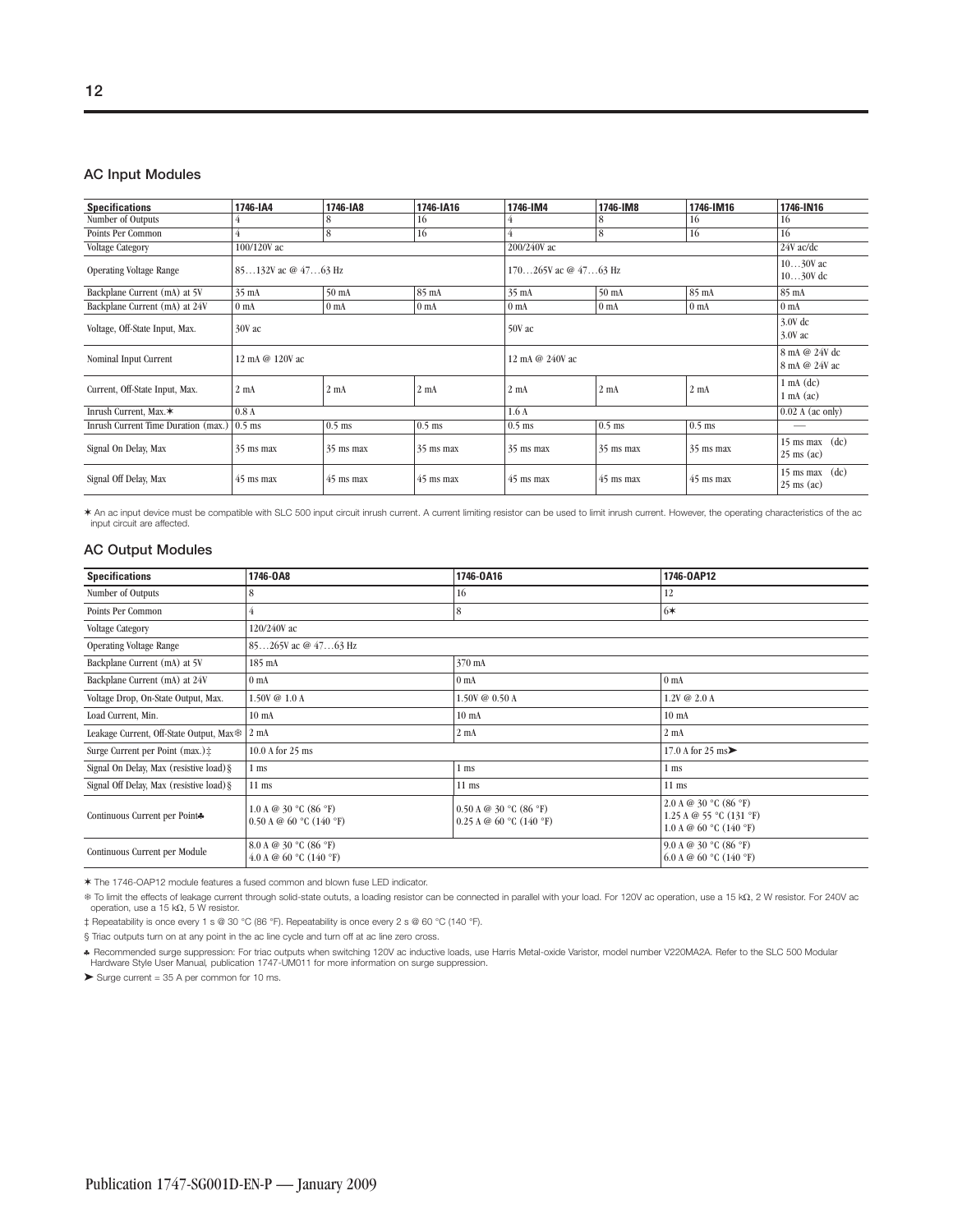## AC Input Modules

| Specifications | 1746-IA4 | 1746-IA8 | 1746-IA16 | 1746-IM4 | 1746-IM8 | 1746-IM16 | 1746-IN16 |
|---|---|---|---|---|---|---|---|
| Number of Outputs | 4 | 8 | 16 | 4 | 8 | 16 | 16 |
| Points Per Common | 4 | 8 | 16 | 4 | 8 | 16 | 16 |
| Voltage Category | 100/120V ac | | | 200/240V ac | | | 24V ac/dc |
| Operating Voltage Range | 85…132V ac @ 47…63 Hz | | | 170…265V ac @ 47…63 Hz | | | 10…30V ac<br>10…30V dc |
| Backplane Current (mA) at 5V | 35 mA | 50 mA | 85 mA | 35 mA | 50 mA | 85 mA | 85 mA |
| Backplane Current (mA) at 24V | 0 mA | 0 mA | 0 mA | 0 mA | 0 mA | 0 mA | 0 mA |
| Voltage, Off-State Input, Max. | 30V ac | | | 50V ac | | | 3.0V dc<br>3.0V ac |
| Nominal Input Current | 12 mA @ 120V ac | | | 12 mA @ 240V ac | | | 8 mA @ 24V dc<br>8 mA @ 24V ac |
| Current, Off-State Input, Max. | 2 mA | 2 mA | 2 mA | 2 mA | 2 mA | 2 mA | 1 mA (dc)<br>1 mA (ac) |
| Inrush Current, Max.✶ | 0.8 A | | | 1.6 A | | | 0.02 A (ac only) |
| Inrush Current Time Duration (max.) | 0.5 ms | 0.5 ms | 0.5 ms | 0.5 ms | 0.5 ms | 0.5 ms | — |
| Signal On Delay, Max | 35 ms max | 35 ms max | 35 ms max | 35 ms max | 35 ms max | 35 ms max | 15 ms max (dc)<br>25 ms (ac) |
| Signal Off Delay, Max | 45 ms max | 45 ms max | 45 ms max | 45 ms max | 45 ms max | 45 ms max | 15 ms max (dc)<br>25 ms (ac) |

✶ An ac input device must be compatible with SLC 500 input circuit inrush current. A current limiting resistor can be used to limit inrush current. However, the operating characteristics of the ac input circuit are affected.

## AC Output Modules

| Specifications | 1746-OA8 | 1746-OA16 | 1746-OAP12 |
|---|---|---|---|
| Number of Outputs | 8 | 16 | 12 |
| Points Per Common | 4 | 8 | 6✶ |
| Voltage Category | 120/240V ac | | |
| Operating Voltage Range | 85…265V ac @ 47…63 Hz | | |
| Backplane Current (mA) at 5V | 185 mA | 370 mA | |
| Backplane Current (mA) at 24V | 0 mA | 0 mA | 0 mA |
| Voltage Drop, On-State Output, Max. | 1.50V @ 1.0 A | 1.50V @ 0.50 A | 1.2V @ 2.0 A |
| Load Current, Min. | 10 mA | 10 mA | 10 mA |
| Leakage Current, Off-State Output, Max❄ | 2 mA | 2 mA | 2 mA |
| Surge Current per Point (max.)‡ | 10.0 A for 25 ms | | 17.0 A for 25 ms➤ |
| Signal On Delay, Max (resistive load)§ | 1 ms | 1 ms | 1 ms |
| Signal Off Delay, Max (resistive load)§ | 11 ms | 11 ms | 11 ms |
| Continuous Current per Point♣ | 1.0 A @ 30 °C (86 °F)<br>0.50 A @ 60 °C (140 °F) | 0.50 A @ 30 °C (86 °F)<br>0.25 A @ 60 °C (140 °F) | 2.0 A @ 30 °C (86 °F)<br>1.25 A @ 55 °C (131 °F)<br>1.0 A @ 60 °C (140 °F) |
| Continuous Current per Module | 8.0 A @ 30 °C (86 °F)<br>4.0 A @ 60 °C (140 °F) | | 9.0 A @ 30 °C (86 °F)<br>6.0 A @ 60 °C (140 °F) |

✶ The 1746-OAP12 module features a fused common and blown fuse LED indicator.

❄ To limit the effects of leakage current through solid-state oututs, a loading resistor can be connected in parallel with your load. For 120V ac operation, use a 15 kΩ, 2 W resistor. For 240V ac operation, use a 15 kΩ, 5 W resistor.

‡ Repeatability is once every 1 s @ 30 °C (86 °F). Repeatability is once every 2 s @ 60 °C (140 °F).

§ Triac outputs turn on at any point in the ac line cycle and turn off at ac line zero cross.

♣ Recommended surge suppression: For triac outputs when switching 120V ac inductive loads, use Harris Metal-oxide Varistor, model number V220MA2A. Refer to the SLC 500 Modular Hardware Style User Manual, publication 1747-UM011 for more information on surge suppression.

➤ Surge current = 35 A per common for 10 ms.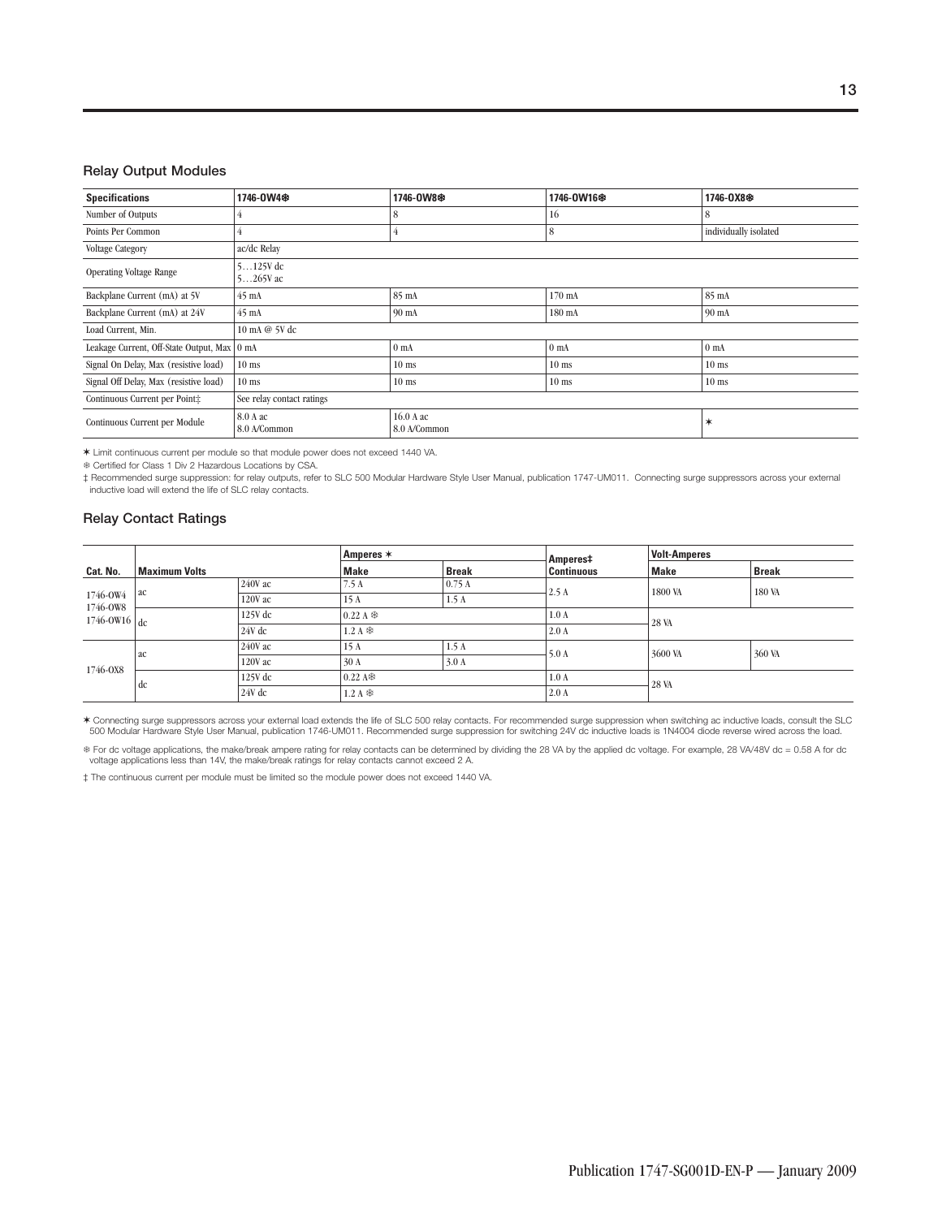## Relay Output Modules

| Specifications | 1746-OW4❄ | 1746-OW8❄ | 1746-OW16❄ | 1746-OX8❄ |
|---|---|---|---|---|
| Number of Outputs | 4 | 8 | 16 | 8 |
| Points Per Common | 4 | 4 | 8 | individually isolated |
| Voltage Category | ac/dc Relay | | | |
| Operating Voltage Range | 5…125V dc<br>5…265V ac | | | |
| Backplane Current (mA) at 5V | 45 mA | 85 mA | 170 mA | 85 mA |
| Backplane Current (mA) at 24V | 45 mA | 90 mA | 180 mA | 90 mA |
| Load Current, Min. | 10 mA @ 5V dc | | | |
| Leakage Current, Off-State Output, Max | 0 mA | 0 mA | 0 mA | 0 mA |
| Signal On Delay, Max (resistive load) | 10 ms | 10 ms | 10 ms | 10 ms |
| Signal Off Delay, Max (resistive load) | 10 ms | 10 ms | 10 ms | 10 ms |
| Continuous Current per Point‡ | See relay contact ratings | | | |
| Continuous Current per Module | 8.0 A ac<br>8.0 A/Common | 16.0 A ac<br>8.0 A/Common | | ✶ |

✶ Limit continuous current per module so that module power does not exceed 1440 VA.

❄ Certified for Class 1 Div 2 Hazardous Locations by CSA.

‡ Recommended surge suppression: for relay outputs, refer to SLC 500 Modular Hardware Style User Manual, publication 1747-UM011. Connecting surge suppressors across your external inductive load will extend the life of SLC relay contacts.

## Relay Contact Ratings

| Cat. No. | Maximum Volts | | Amperes ✶ Make | Amperes ✶ Break | Amperes‡ Continuous | Volt-Amperes Make | Volt-Amperes Break |
|---|---|---|---|---|---|---|---|
| 1746-OW4<br>1746-OW8<br>1746-OW16 | ac | 240V ac | 7.5 A | 0.75 A | 2.5 A | 1800 VA | 180 VA |
| | | 120V ac | 15 A | 1.5 A | | | |
| | dc | 125V dc | 0.22 A ❄ | | 1.0 A | 28 VA | |
| | | 24V dc | 1.2 A ❄ | | 2.0 A | | |
| 1746-OX8 | ac | 240V ac | 15 A | 1.5 A | 5.0 A | 3600 VA | 360 VA |
| | | 120V ac | 30 A | 3.0 A | | | |
| | dc | 125V dc | 0.22 A❄ | | 1.0 A | 28 VA | |
| | | 24V dc | 1.2 A ❄ | | 2.0 A | | |

✶ Connecting surge suppressors across your external load extends the life of SLC 500 relay contacts. For recommended surge suppression when switching ac inductive loads, consult the SLC 500 Modular Hardware Style User Manual, publication 1746-UM011. Recommended surge suppression for switching 24V dc inductive loads is 1N4004 diode reverse wired across the load.

❄ For dc voltage applications, the make/break ampere rating for relay contacts can be determined by dividing the 28 VA by the applied dc voltage. For example, 28 VA/48V dc = 0.58 A for dc voltage applications less than 14V, the make/break ratings for relay contacts cannot exceed 2 A.

‡ The continuous current per module must be limited so the module power does not exceed 1440 VA.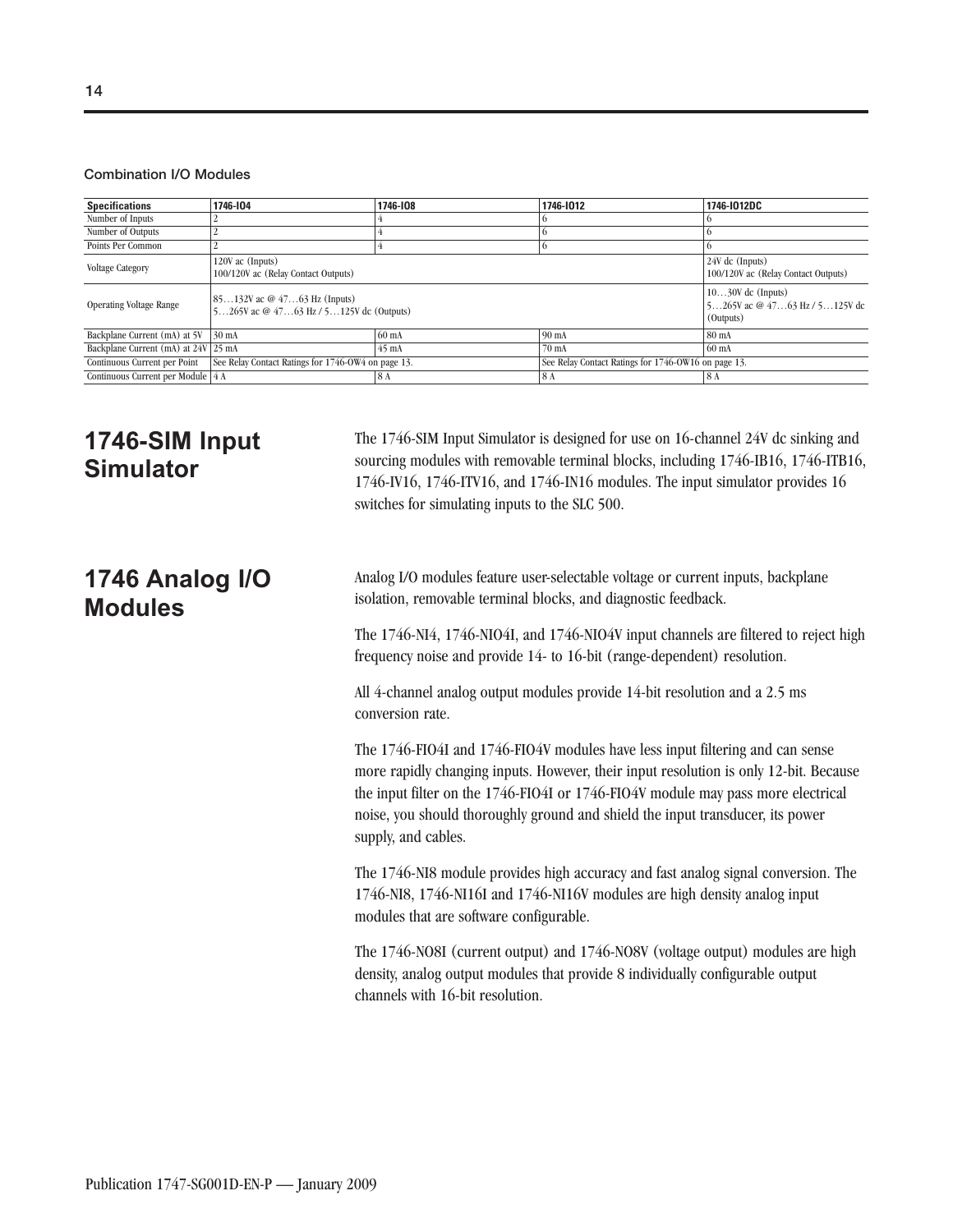### Combination I/O Modules

| Specifications | 1746-IO4 | 1746-IO8 | 1746-IO12 | 1746-IO12DC |
|---|---|---|---|---|
| Number of Inputs | 2 | 4 | 6 | 6 |
| Number of Outputs | 2 | 4 | 6 | 6 |
| Points Per Common | 2 | 4 | 6 | 6 |
| Voltage Category | 120V ac (Inputs)<br>100/120V ac (Relay Contact Outputs) | | | 24V dc (Inputs)<br>100/120V ac (Relay Contact Outputs) |
| Operating Voltage Range | 85…132V ac @ 47…63 Hz (Inputs)<br>5…265V ac @ 47…63 Hz / 5…125V dc (Outputs) | | | 10…30V dc (Inputs)<br>5…265V ac @ 47…63 Hz / 5…125V dc (Outputs) |
| Backplane Current (mA) at 5V | 30 mA | 60 mA | 90 mA | 80 mA |
| Backplane Current (mA) at 24V | 25 mA | 45 mA | 70 mA | 60 mA |
| Continuous Current per Point | See Relay Contact Ratings for 1746-OW4 on page 13. | | See Relay Contact Ratings for 1746-OW16 on page 13. | |
| Continuous Current per Module | 4 A | 8 A | 8 A | 8 A |

## 1746-SIM Input Simulator

The 1746-SIM Input Simulator is designed for use on 16-channel 24V dc sinking and sourcing modules with removable terminal blocks, including 1746-IB16, 1746-ITB16, 1746-IV16, 1746-ITV16, and 1746-IN16 modules. The input simulator provides 16 switches for simulating inputs to the SLC 500.

## 1746 Analog I/O Modules

Analog I/O modules feature user-selectable voltage or current inputs, backplane isolation, removable terminal blocks, and diagnostic feedback.

The 1746-NI4, 1746-NIO4I, and 1746-NIO4V input channels are filtered to reject high frequency noise and provide 14- to 16-bit (range-dependent) resolution.

All 4-channel analog output modules provide 14-bit resolution and a 2.5 ms conversion rate.

The 1746-FIO4I and 1746-FIO4V modules have less input filtering and can sense more rapidly changing inputs. However, their input resolution is only 12-bit. Because the input filter on the 1746-FIO4I or 1746-FIO4V module may pass more electrical noise, you should thoroughly ground and shield the input transducer, its power supply, and cables.

The 1746-NI8 module provides high accuracy and fast analog signal conversion. The 1746-NI8, 1746-NI16I and 1746-NI16V modules are high density analog input modules that are software configurable.

The 1746-NO8I (current output) and 1746-NO8V (voltage output) modules are high density, analog output modules that provide 8 individually configurable output channels with 16-bit resolution.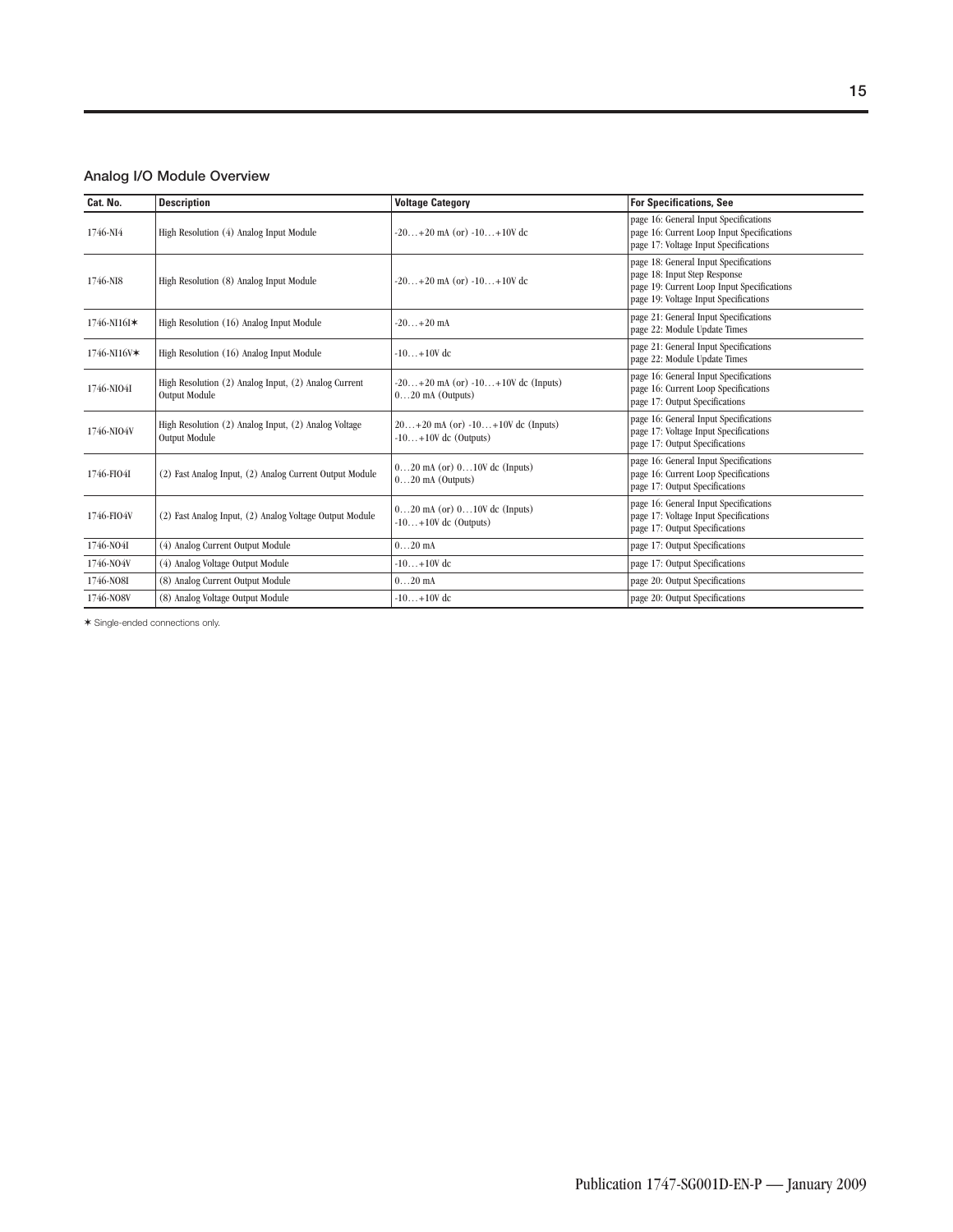## Analog I/O Module Overview

| Cat. No. | Description | Voltage Category | For Specifications, See |
|---|---|---|---|
| 1746-NI4 | High Resolution (4) Analog Input Module | -20…+20 mA (or) -10…+10V dc | page 16: General Input Specifications<br>page 16: Current Loop Input Specifications<br>page 17: Voltage Input Specifications |
| 1746-NI8 | High Resolution (8) Analog Input Module | -20…+20 mA (or) -10…+10V dc | page 18: General Input Specifications<br>page 18: Input Step Response<br>page 19: Current Loop Input Specifications<br>page 19: Voltage Input Specifications |
| 1746-NI16I✶ | High Resolution (16) Analog Input Module | -20…+20 mA | page 21: General Input Specifications<br>page 22: Module Update Times |
| 1746-NI16V✶ | High Resolution (16) Analog Input Module | -10…+10V dc | page 21: General Input Specifications<br>page 22: Module Update Times |
| 1746-NIO4I | High Resolution (2) Analog Input, (2) Analog Current Output Module | -20…+20 mA (or) -10…+10V dc (Inputs)<br>0…20 mA (Outputs) | page 16: General Input Specifications<br>page 16: Current Loop Specifications<br>page 17: Output Specifications |
| 1746-NIO4V | High Resolution (2) Analog Input, (2) Analog Voltage Output Module | 20…+20 mA (or) -10…+10V dc (Inputs)<br>-10…+10V dc (Outputs) | page 16: General Input Specifications<br>page 17: Voltage Input Specifications<br>page 17: Output Specifications |
| 1746-FIO4I | (2) Fast Analog Input, (2) Analog Current Output Module | 0…20 mA (or) 0…10V dc (Inputs)<br>0…20 mA (Outputs) | page 16: General Input Specifications<br>page 16: Current Loop Specifications<br>page 17: Output Specifications |
| 1746-FIO4V | (2) Fast Analog Input, (2) Analog Voltage Output Module | 0…20 mA (or) 0…10V dc (Inputs)<br>-10…+10V dc (Outputs) | page 16: General Input Specifications<br>page 17: Voltage Input Specifications<br>page 17: Output Specifications |
| 1746-NO4I | (4) Analog Current Output Module | 0…20 mA | page 17: Output Specifications |
| 1746-NO4V | (4) Analog Voltage Output Module | -10…+10V dc | page 17: Output Specifications |
| 1746-NO8I | (8) Analog Current Output Module | 0…20 mA | page 20: Output Specifications |
| 1746-NO8V | (8) Analog Voltage Output Module | -10…+10V dc | page 20: Output Specifications |

✶ Single-ended connections only.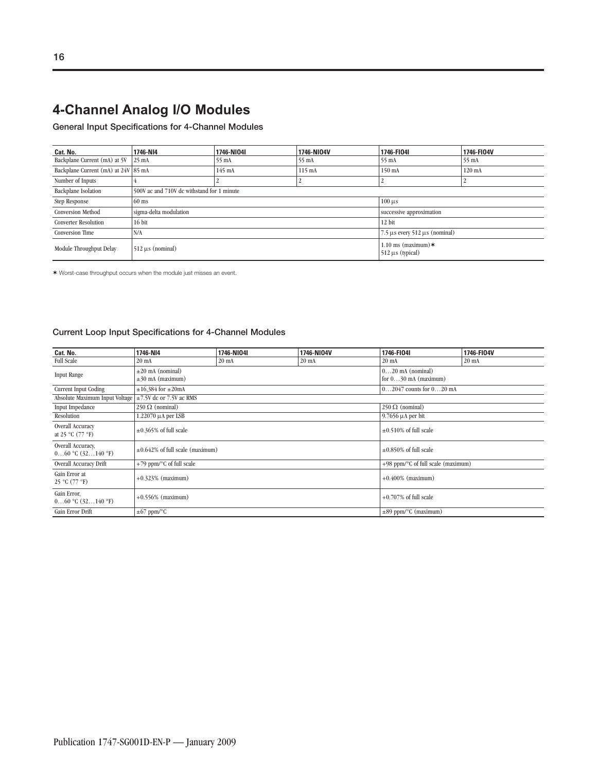# 4-Channel Analog I/O Modules

## General Input Specifications for 4-Channel Modules

| Cat. No. | 1746-NI4 | 1746-NIO4I | 1746-NIO4V | 1746-FIO4I | 1746-FIO4V |
|---|---|---|---|---|---|
| Backplane Current (mA) at 5V | 25 mA | 55 mA | 55 mA | 55 mA | 55 mA |
| Backplane Current (mA) at 24V | 85 mA | 145 mA | 115 mA | 150 mA | 120 mA |
| Number of Inputs | 4 | 2 | 2 | 2 | 2 |
| Backplane Isolation | 500V ac and 710V dc withstand for 1 minute | | | | |
| Step Response | 60 ms | | | 100 µs | |
| Conversion Method | sigma-delta modulation | | | successive approximation | |
| Converter Resolution | 16 bit | | | 12 bit | |
| Conversion Time | N/A | | | 7.5 µs every 512 µs (nominal) | |
| Module Throughput Delay | 512 µs (nominal) | | | 1.10 ms (maximum)✶<br>512 µs (typical) | |

✶ Worst-case throughput occurs when the module just misses an event.

## Current Loop Input Specifications for 4-Channel Modules

| Cat. No. | 1746-NI4 | 1746-NIO4I | 1746-NIO4V | 1746-FIO4I | 1746-FIO4V |
|---|---|---|---|---|---|
| Full Scale | 20 mA | 20 mA | 20 mA | 20 mA | 20 mA |
| Input Range | ±20 mA (nominal)<br>±30 mA (maximum) | | | 0…20 mA (nominal)<br>for 0…30 mA (maximum) | |
| Current Input Coding | ±16,384 for ±20mA | | | 0…2047 counts for 0…20 mA | |
| Absolute Maximum Input Voltage | ±7.5V dc or 7.5V ac RMS | | | | |
| Input Impedance | 250 Ω (nominal) | | | 250 Ω (nominal) | |
| Resolution | 1.22070 µA per LSB | | | 9.7656 µA per bit | |
| Overall Accuracy at 25 °C (77 °F) | ±0.365% of full scale | | | ±0.510% of full scale | |
| Overall Accuracy, 0…60 °C (32…140 °F) | ±0.642% of full scale (maximum) | | | ±0.850% of full scale | |
| Overall Accuracy Drift | +79 ppm/°C of full scale | | | +98 ppm/°C of full scale (maximum) | |
| Gain Error at 25 °C (77 °F) | +0.323% (maximum) | | | +0.400% (maximum) | |
| Gain Error, 0…60 °C (32…140 °F) | +0.556% (maximum) | | | +0.707% of full scale | |
| Gain Error Drift | ±67 ppm/°C | | | ±89 ppm/°C (maximum) | |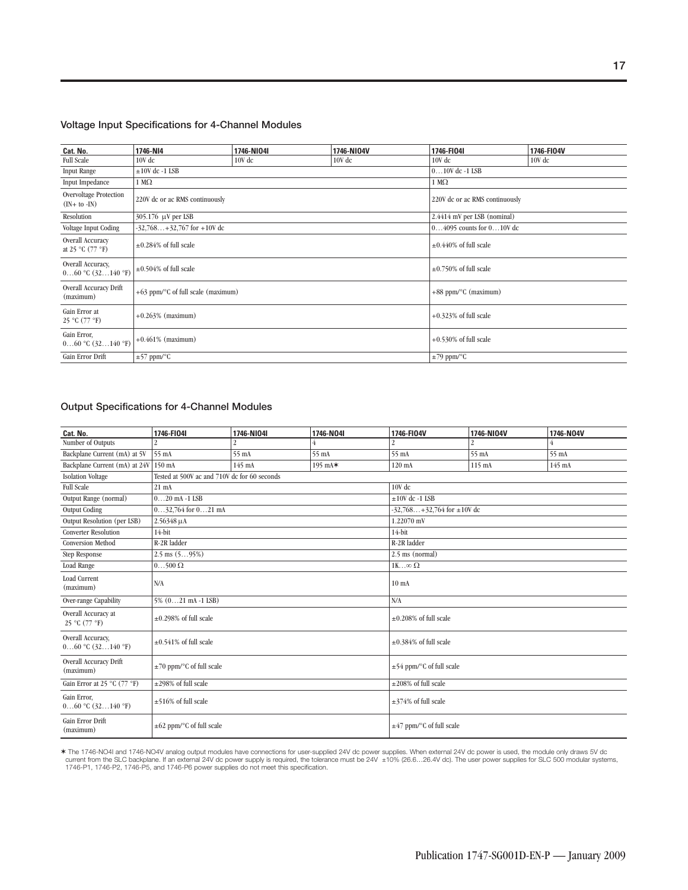## Voltage Input Specifications for 4-Channel Modules

| Cat. No. | 1746-NI4 | 1746-NIO4I | 1746-NIO4V | 1746-FIO4I | 1746-FIO4V |
|---|---|---|---|---|---|
| Full Scale | 10V dc | 10V dc | 10V dc | 10V dc | 10V dc |
| Input Range | ±10V dc -1 LSB | | | 0…10V dc -1 LSB | |
| Input Impedance | 1 MΩ | | | 1 MΩ | |
| Overvoltage Protection (IN+ to -IN) | 220V dc or ac RMS continuously | | | 220V dc or ac RMS continuously | |
| Resolution | 305.176 µV per LSB | | | 2.4414 mV per LSB (nominal) | |
| Voltage Input Coding | -32,768…+32,767 for +10V dc | | | 0…4095 counts for 0…10V dc | |
| Overall Accuracy at 25 °C (77 °F) | ±0.284% of full scale | | | ±0.440% of full scale | |
| Overall Accuracy, 0…60 °C (32…140 °F) | ±0.504% of full scale | | | ±0.750% of full scale | |
| Overall Accuracy Drift (maximum) | +63 ppm/°C of full scale (maximum) | | | +88 ppm/°C (maximum) | |
| Gain Error at 25 °C (77 °F) | +0.263% (maximum) | | | +0.323% of full scale | |
| Gain Error, 0…60 °C (32…140 °F) | +0.461% (maximum) | | | +0.530% of full scale | |
| Gain Error Drift | ±57 ppm/°C | | | ±79 ppm/°C | |

## Output Specifications for 4-Channel Modules

| Cat. No. | 1746-FIO4I | 1746-NIO4I | 1746-NO4I | 1746-FIO4V | 1746-NIO4V | 1746-NO4V |
|---|---|---|---|---|---|---|
| Number of Outputs | 2 | 2 | 4 | 2 | 2 | 4 |
| Backplane Current (mA) at 5V | 55 mA | 55 mA | 55 mA | 55 mA | 55 mA | 55 mA |
| Backplane Current (mA) at 24V | 150 mA | 145 mA | 195 mA✶ | 120 mA | 115 mA | 145 mA |
| Isolation Voltage | Tested at 500V ac and 710V dc for 60 seconds | | | | | |
| Full Scale | 21 mA | | | 10V dc | | |
| Output Range (normal) | 0…20 mA -1 LSB | | | ±10V dc -1 LSB | | |
| Output Coding | 0…32,764 for 0…21 mA | | | -32,768…+32,764 for ±10V dc | | |
| Output Resolution (per LSB) | 2.56348 µA | | | 1.22070 mV | | |
| Converter Resolution | 14-bit | | | 14-bit | | |
| Conversion Method | R-2R ladder | | | R-2R ladder | | |
| Step Response | 2.5 ms (5…95%) | | | 2.5 ms (normal) | | |
| Load Range | 0…500 Ω | | | 1K…∞ Ω | | |
| Load Current (maximum) | N/A | | | 10 mA | | |
| Over-range Capability | 5% (0…21 mA -1 LSB) | | | N/A | | |
| Overall Accuracy at 25 °C (77 °F) | ±0.298% of full scale | | | ±0.208% of full scale | | |
| Overall Accuracy, 0…60 °C (32…140 °F) | ±0.541% of full scale | | | ±0.384% of full scale | | |
| Overall Accuracy Drift (maximum) | ±70 ppm/°C of full scale | | | ±54 ppm/°C of full scale | | |
| Gain Error at 25 °C (77 °F) | ±298% of full scale | | | ±208% of full scale | | |
| Gain Error, 0…60 °C (32…140 °F) | ±516% of full scale | | | ±374% of full scale | | |
| Gain Error Drift (maximum) | ±62 ppm/°C of full scale | | | ±47 ppm/°C of full scale | | |

✶ The 1746-NO4I and 1746-NO4V analog output modules have connections for user-supplied 24V dc power supplies. When external 24V dc power is used, the module only draws 5V dc current from the SLC backplane. If an external 24V dc power supply is required, the tolerance must be 24V ±10% (26.6…26.4V dc). The user power supplies for SLC 500 modular systems, 1746-P1, 1746-P2, 1746-P5, and 1746-P6 power supplies do not meet this specification.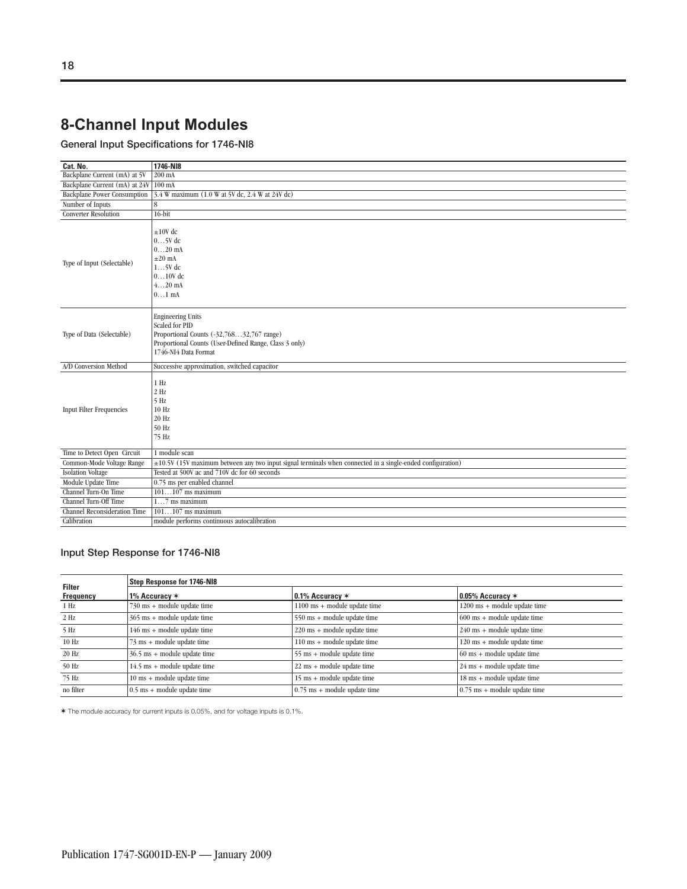# 8-Channel Input Modules

## General Input Specifications for 1746-NI8

| Cat. No. | 1746-NI8 |
|---|---|
| Backplane Current (mA) at 5V | 200 mA |
| Backplane Current (mA) at 24V | 100 mA |
| Backplane Power Consumption | 3.4 W maximum (1.0 W at 5V dc, 2.4 W at 24V dc) |
| Number of Inputs | 8 |
| Converter Resolution | 16-bit |
| Type of Input (Selectable) | ±10V dc<br>0…5V dc<br>0…20 mA<br>±20 mA<br>1…5V dc<br>0…10V dc<br>4…20 mA<br>0…1 mA |
| Type of Data (Selectable) | Engineering Units<br>Scaled for PID<br>Proportional Counts (-32,768…32,767 range)<br>Proportional Counts (User-Defined Range, Class 3 only)<br>1746-NI4 Data Format |
| A/D Conversion Method | Successive approximation, switched capacitor |
| Input Filter Frequencies | 1 Hz<br>2 Hz<br>5 Hz<br>10 Hz<br>20 Hz<br>50 Hz<br>75 Hz |
| Time to Detect Open Circuit | 1 module scan |
| Common-Mode Voltage Range | ±10.5V (15V maximum between any two input signal terminals when connected in a single-ended configuration) |
| Isolation Voltage | Tested at 500V ac and 710V dc for 60 seconds |
| Module Update Time | 0.75 ms per enabled channel |
| Channel Turn-On Time | 101…107 ms maximum |
| Channel Turn-Off Time | 1…7 ms maximum |
| Channel Reconsideration Time | 101…107 ms maximum |
| Calibration | module performs continuous autocalibration |

## Input Step Response for 1746-NI8

| Filter Frequency | Step Response for 1746-NI8 | | |
|---|---|---|---|
| | 1% Accuracy ✶ | 0.1% Accuracy ✶ | 0.05% Accuracy ✶ |
| 1 Hz | 730 ms + module update time | 1100 ms + module update time | 1200 ms + module update time |
| 2 Hz | 365 ms + module update time | 550 ms + module update time | 600 ms + module update time |
| 5 Hz | 146 ms + module update time | 220 ms + module update time | 240 ms + module update time |
| 10 Hz | 73 ms + module update time | 110 ms + module update time | 120 ms + module update time |
| 20 Hz | 36.5 ms + module update time | 55 ms + module update time | 60 ms + module update time |
| 50 Hz | 14.5 ms + module update time | 22 ms + module update time | 24 ms + module update time |
| 75 Hz | 10 ms + module update time | 15 ms + module update time | 18 ms + module update time |
| no filter | 0.5 ms + module update time | 0.75 ms + module update time | 0.75 ms + module update time |

✶ The module accuracy for current inputs is 0.05%, and for voltage inputs is 0.1%.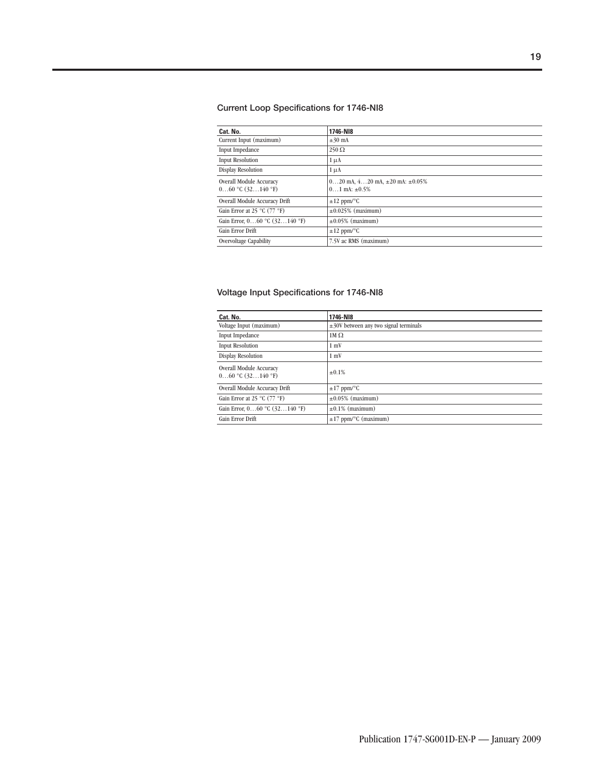### Current Loop Specifications for 1746-NI8

| Cat. No. | 1746-NI8 |
|---|---|
| Current Input (maximum) | ±30 mA |
| Input Impedance | 250 Ω |
| Input Resolution | 1 μA |
| Display Resolution | 1 μA |
| Overall Module Accuracy 0…60 °C (32…140 °F) | 0…20 mA, 4…20 mA, ±20 mA: ±0.05%<br>0…1 mA: ±0.5% |
| Overall Module Accuracy Drift | ±12 ppm/°C |
| Gain Error at 25 °C (77 °F) | ±0.025% (maximum) |
| Gain Error, 0…60 °C (32…140 °F) | ±0.05% (maximum) |
| Gain Error Drift | ±12 ppm/°C |
| Overvoltage Capability | 7.5V ac RMS (maximum) |

### Voltage Input Specifications for 1746-NI8

| Cat. No. | 1746-NI8 |
|---|---|
| Voltage Input (maximum) | ±30V between any two signal terminals |
| Input Impedance | 1M Ω |
| Input Resolution | 1 mV |
| Display Resolution | 1 mV |
| Overall Module Accuracy 0…60 °C (32…140 °F) | ±0.1% |
| Overall Module Accuracy Drift | ±17 ppm/°C |
| Gain Error at 25 °C (77 °F) | ±0.05% (maximum) |
| Gain Error, 0…60 °C (32…140 °F) | ±0.1% (maximum) |
| Gain Error Drift | ±17 ppm/°C (maximum) |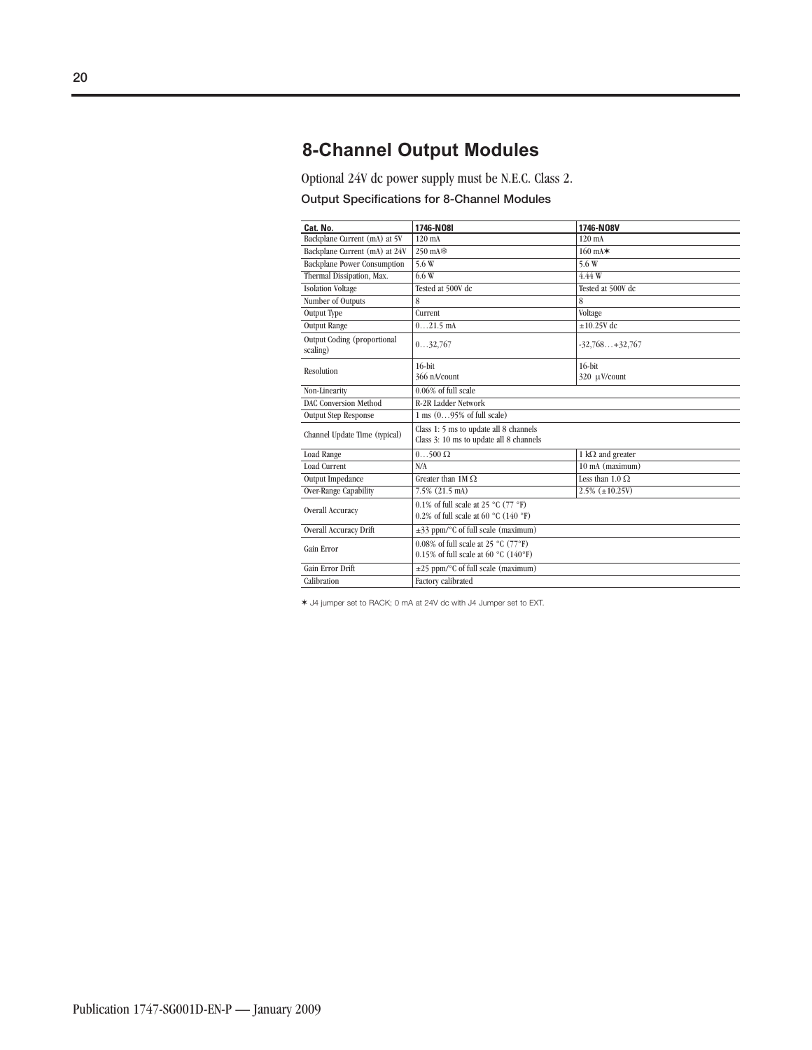## 8-Channel Output Modules

Optional 24V dc power supply must be N.E.C. Class 2.

### Output Specifications for 8-Channel Modules

| Cat. No. | 1746-NO8I | 1746-NO8V |
|---|---|---|
| Backplane Current (mA) at 5V | 120 mA | 120 mA |
| Backplane Current (mA) at 24V | 250 mA❄ | 160 mA✶ |
| Backplane Power Consumption | 5.6 W | 5.6 W |
| Thermal Dissipation, Max. | 6.6 W | 4.44 W |
| Isolation Voltage | Tested at 500V dc | Tested at 500V dc |
| Number of Outputs | 8 | 8 |
| Output Type | Current | Voltage |
| Output Range | 0…21.5 mA | ±10.25V dc |
| Output Coding (proportional scaling) | 0…32,767 | -32,768…+32,767 |
| Resolution | 16-bit<br>366 nA/count | 16-bit<br>320 µV/count |
| Non-Linearity | 0.06% of full scale | |
| DAC Conversion Method | R-2R Ladder Network | |
| Output Step Response | 1 ms (0…95% of full scale) | |
| Channel Update Time (typical) | Class 1: 5 ms to update all 8 channels<br>Class 3: 10 ms to update all 8 channels | |
| Load Range | 0…500 Ω | 1 kΩ and greater |
| Load Current | N/A | 10 mA (maximum) |
| Output Impedance | Greater than 1M Ω | Less than 1.0 Ω |
| Over-Range Capability | 7.5% (21.5 mA) | 2.5% (±10.25V) |
| Overall Accuracy | 0.1% of full scale at 25 °C (77 °F)<br>0.2% of full scale at 60 °C (140 °F) | |
| Overall Accuracy Drift | ±33 ppm/°C of full scale (maximum) | |
| Gain Error | 0.08% of full scale at 25 °C (77°F)<br>0.15% of full scale at 60 °C (140°F) | |
| Gain Error Drift | ±25 ppm/°C of full scale (maximum) | |
| Calibration | Factory calibrated | |

✶ J4 jumper set to RACK; 0 mA at 24V dc with J4 Jumper set to EXT.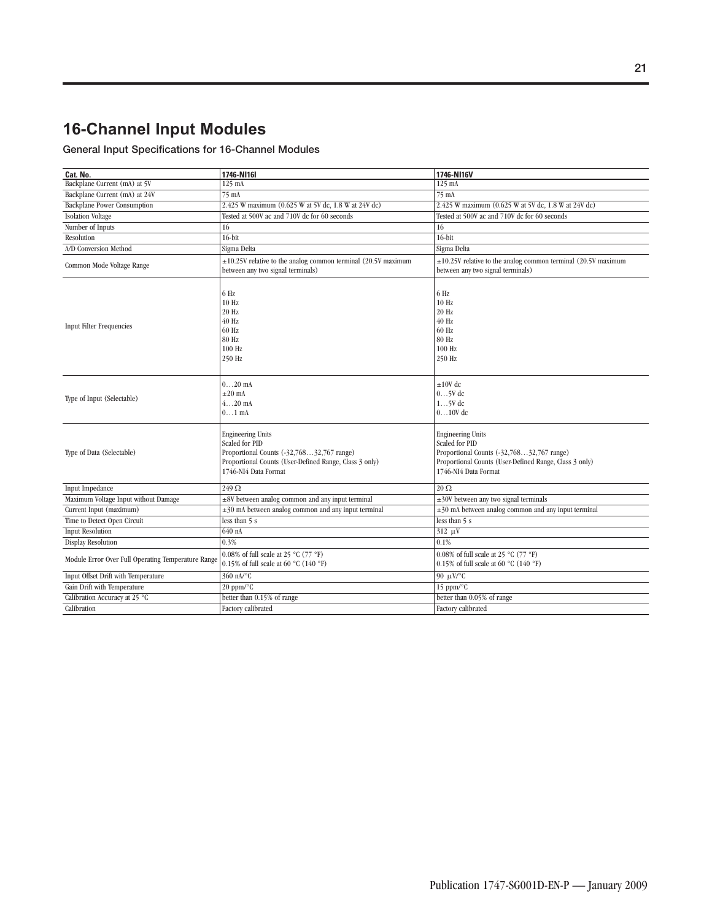# 16-Channel Input Modules

## General Input Specifications for 16-Channel Modules

| Cat. No. | 1746-NI16I | 1746-NI16V |
|---|---|---|
| Backplane Current (mA) at 5V | 125 mA | 125 mA |
| Backplane Current (mA) at 24V | 75 mA | 75 mA |
| Backplane Power Consumption | 2.425 W maximum (0.625 W at 5V dc, 1.8 W at 24V dc) | 2.425 W maximum (0.625 W at 5V dc, 1.8 W at 24V dc) |
| Isolation Voltage | Tested at 500V ac and 710V dc for 60 seconds | Tested at 500V ac and 710V dc for 60 seconds |
| Number of Inputs | 16 | 16 |
| Resolution | 16-bit | 16-bit |
| A/D Conversion Method | Sigma Delta | Sigma Delta |
| Common Mode Voltage Range | ±10.25V relative to the analog common terminal (20.5V maximum between any two signal terminals) | ±10.25V relative to the analog common terminal (20.5V maximum between any two signal terminals) |
| Input Filter Frequencies | 6 Hz<br>10 Hz<br>20 Hz<br>40 Hz<br>60 Hz<br>80 Hz<br>100 Hz<br>250 Hz | 6 Hz<br>10 Hz<br>20 Hz<br>40 Hz<br>60 Hz<br>80 Hz<br>100 Hz<br>250 Hz |
| Type of Input (Selectable) | 0…20 mA<br>±20 mA<br>4…20 mA<br>0…1 mA | ±10V dc<br>0…5V dc<br>1…5V dc<br>0…10V dc |
| Type of Data (Selectable) | Engineering Units<br>Scaled for PID<br>Proportional Counts (-32,768…32,767 range)<br>Proportional Counts (User-Defined Range, Class 3 only)<br>1746-NI4 Data Format | Engineering Units<br>Scaled for PID<br>Proportional Counts (-32,768…32,767 range)<br>Proportional Counts (User-Defined Range, Class 3 only)<br>1746-NI4 Data Format |
| Input Impedance | 249 Ω | 20 Ω |
| Maximum Voltage Input without Damage | ±8V between analog common and any input terminal | ±30V between any two signal terminals |
| Current Input (maximum) | ±30 mA between analog common and any input terminal | ±30 mA between analog common and any input terminal |
| Time to Detect Open Circuit | less than 5 s | less than 5 s |
| Input Resolution | 640 nA | 312 µV |
| Display Resolution | 0.3% | 0.1% |
| Module Error Over Full Operating Temperature Range | 0.08% of full scale at 25 °C (77 °F)<br>0.15% of full scale at 60 °C (140 °F) | 0.08% of full scale at 25 °C (77 °F)<br>0.15% of full scale at 60 °C (140 °F) |
| Input Offset Drift with Temperature | 360 nA/°C | 90 µV/°C |
| Gain Drift with Temperature | 20 ppm/°C | 15 ppm/°C |
| Calibration Accuracy at 25 °C | better than 0.15% of range | better than 0.05% of range |
| Calibration | Factory calibrated | Factory calibrated |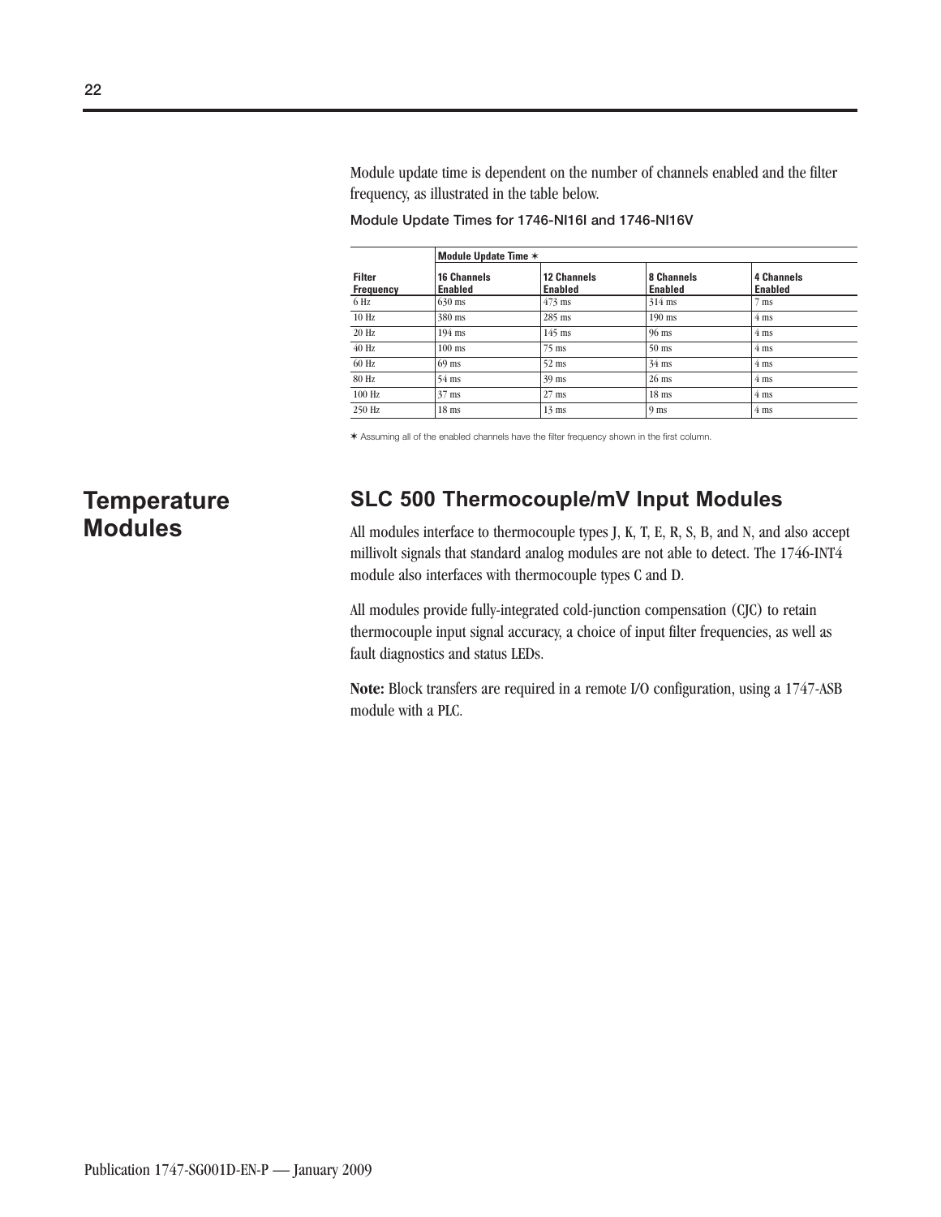Module update time is dependent on the number of channels enabled and the filter frequency, as illustrated in the table below.

Module Update Times for 1746-NI16I and 1746-NI16V

| Filter Frequency | Module Update Time ✶ | | | |
|---|---|---|---|---|
| | **16 Channels Enabled** | **12 Channels Enabled** | **8 Channels Enabled** | **4 Channels Enabled** |
| 6 Hz | 630 ms | 473 ms | 314 ms | 7 ms |
| 10 Hz | 380 ms | 285 ms | 190 ms | 4 ms |
| 20 Hz | 194 ms | 145 ms | 96 ms | 4 ms |
| 40 Hz | 100 ms | 75 ms | 50 ms | 4 ms |
| 60 Hz | 69 ms | 52 ms | 34 ms | 4 ms |
| 80 Hz | 54 ms | 39 ms | 26 ms | 4 ms |
| 100 Hz | 37 ms | 27 ms | 18 ms | 4 ms |
| 250 Hz | 18 ms | 13 ms | 9 ms | 4 ms |

✶ Assuming all of the enabled channels have the filter frequency shown in the first column.

# Temperature Modules

## SLC 500 Thermocouple/mV Input Modules

All modules interface to thermocouple types J, K, T, E, R, S, B, and N, and also accept millivolt signals that standard analog modules are not able to detect. The 1746-INT4 module also interfaces with thermocouple types C and D.

All modules provide fully-integrated cold-junction compensation (CJC) to retain thermocouple input signal accuracy, a choice of input filter frequencies, as well as fault diagnostics and status LEDs.

**Note:** Block transfers are required in a remote I/O configuration, using a 1747-ASB module with a PLC.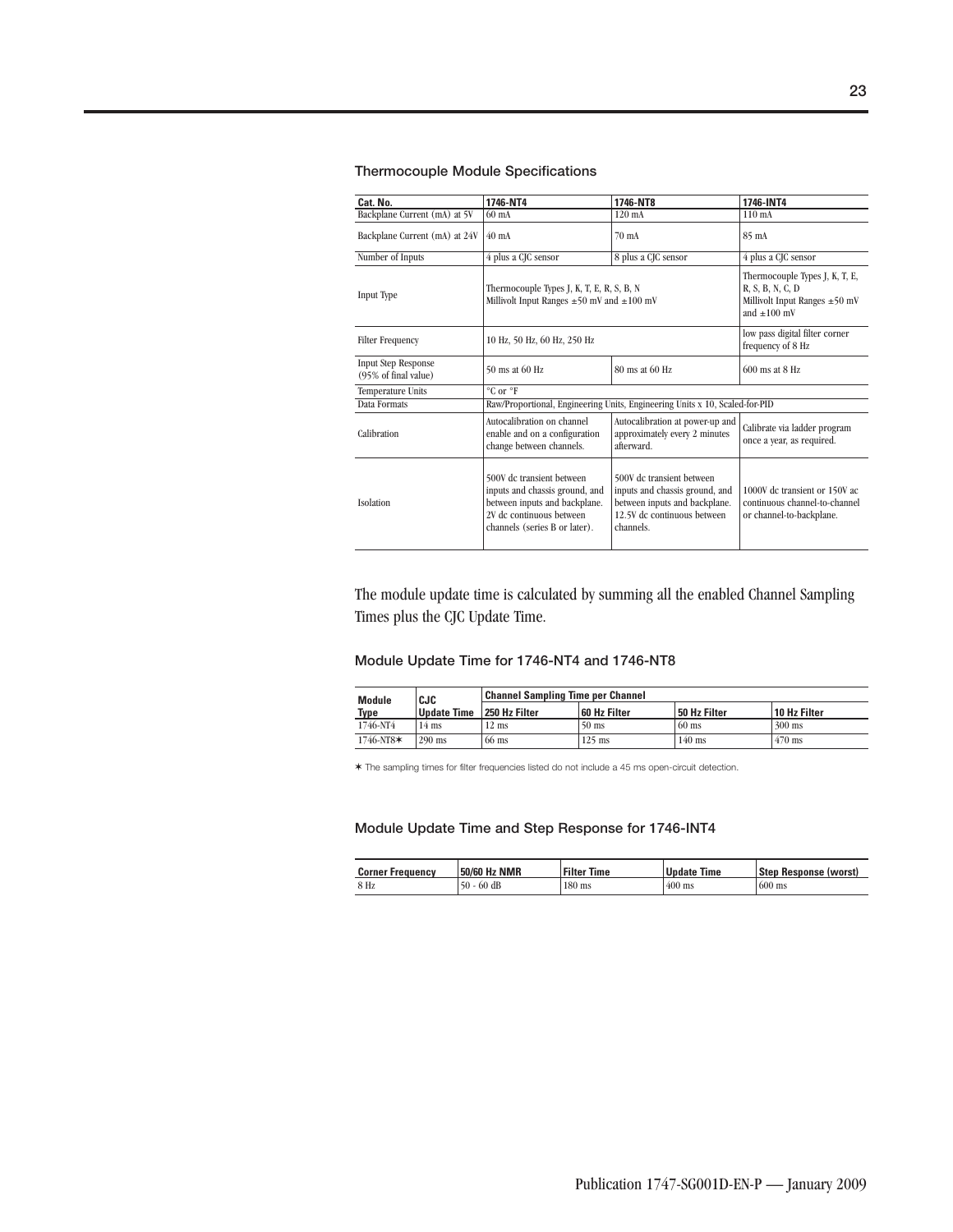### Thermocouple Module Specifications

| Cat. No. | 1746-NT4 | 1746-NT8 | 1746-INT4 |
|---|---|---|---|
| Backplane Current (mA) at 5V | 60 mA | 120 mA | 110 mA |
| Backplane Current (mA) at 24V | 40 mA | 70 mA | 85 mA |
| Number of Inputs | 4 plus a CJC sensor | 8 plus a CJC sensor | 4 plus a CJC sensor |
| Input Type | Thermocouple Types J, K, T, E, R, S, B, N<br>Millivolt Input Ranges ±50 mV and ±100 mV | | Thermocouple Types J, K, T, E, R, S, B, N, C, D<br>Millivolt Input Ranges ±50 mV and ±100 mV |
| Filter Frequency | 10 Hz, 50 Hz, 60 Hz, 250 Hz | | low pass digital filter corner frequency of 8 Hz |
| Input Step Response (95% of final value) | 50 ms at 60 Hz | 80 ms at 60 Hz | 600 ms at 8 Hz |
| Temperature Units | °C or °F | | |
| Data Formats | Raw/Proportional, Engineering Units, Engineering Units x 10, Scaled-for-PID | | |
| Calibration | Autocalibration on channel enable and on a configuration change between channels. | Autocalibration at power-up and approximately every 2 minutes afterward. | Calibrate via ladder program once a year, as required. |
| Isolation | 500V dc transient between inputs and chassis ground, and between inputs and backplane. 2V dc continuous between channels (series B or later). | 500V dc transient between inputs and chassis ground, and between inputs and backplane. 12.5V dc continuous between channels. | 1000V dc transient or 150V ac continuous channel-to-channel or channel-to-backplane. |

The module update time is calculated by summing all the enabled Channel Sampling Times plus the CJC Update Time.

### Module Update Time for 1746-NT4 and 1746-NT8

| Module Type | CJC Update Time | Channel Sampling Time per Channel | | | |
|---|---|---|---|---|---|
| | | 250 Hz Filter | 60 Hz Filter | 50 Hz Filter | 10 Hz Filter |
| 1746-NT4 | 14 ms | 12 ms | 50 ms | 60 ms | 300 ms |
| 1746-NT8* | 290 ms | 66 ms | 125 ms | 140 ms | 470 ms |

* The sampling times for filter frequencies listed do not include a 45 ms open-circuit detection.

### Module Update Time and Step Response for 1746-INT4

| Corner Frequency | 50/60 Hz NMR | Filter Time | Update Time | Step Response (worst) |
|---|---|---|---|---|
| 8 Hz | 50 - 60 dB | 180 ms | 400 ms | 600 ms |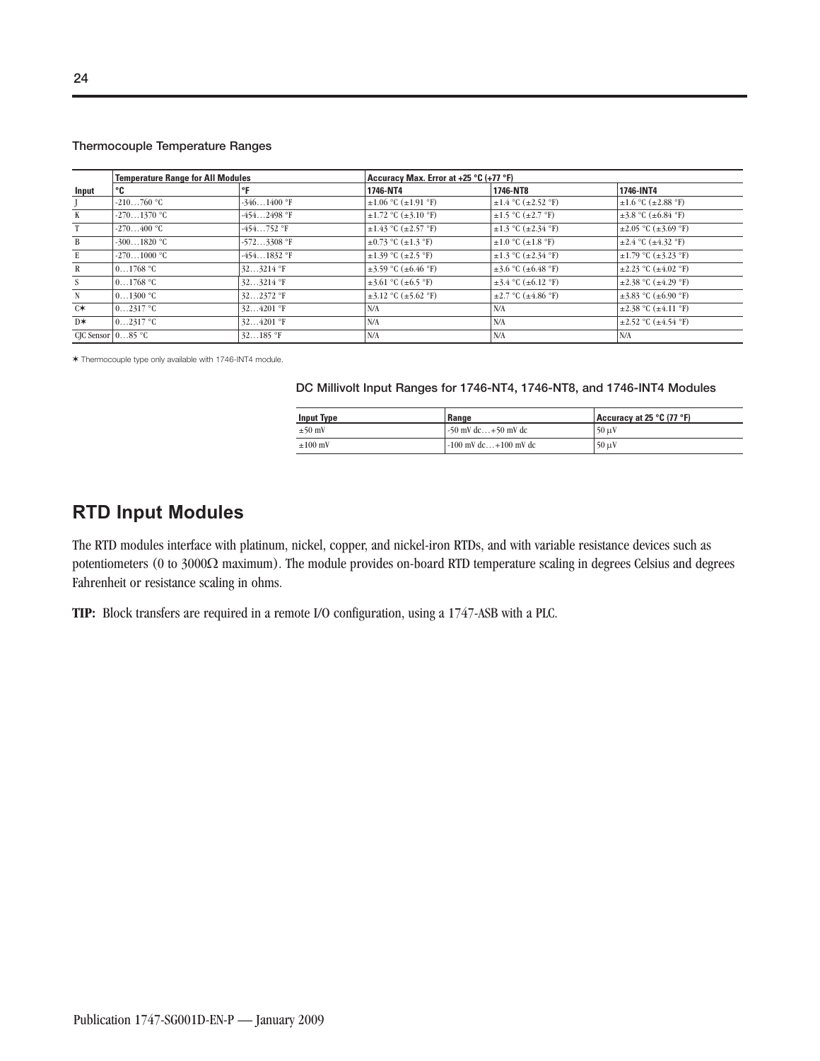### Thermocouple Temperature Ranges

| Input | Temperature Range for All Modules | | Accuracy Max. Error at +25 °C (+77 °F) | | |
|---|---|---|---|---|---|
| | °C | °F | 1746-NT4 | 1746-NT8 | 1746-INT4 |
| J | -210…760 °C | -346…1400 °F | ±1.06 °C (±1.91 °F) | ±1.4 °C (±2.52 °F) | ±1.6 °C (±2.88 °F) |
| K | -270…1370 °C | -454…2498 °F | ±1.72 °C (±3.10 °F) | ±1.5 °C (±2.7 °F) | ±3.8 °C (±6.84 °F) |
| T | -270…400 °C | -454…752 °F | ±1.43 °C (±2.57 °F) | ±1.3 °C (±2.34 °F) | ±2.05 °C (±3.69 °F) |
| B | -300…1820 °C | -572…3308 °F | ±0.73 °C (±1.3 °F) | ±1.0 °C (±1.8 °F) | ±2.4 °C (±4.32 °F) |
| E | -270…1000 °C | -454…1832 °F | ±1.39 °C (±2.5 °F) | ±1.3 °C (±2.34 °F) | ±1.79 °C (±3.23 °F) |
| R | 0…1768 °C | 32…3214 °F | ±3.59 °C (±6.46 °F) | ±3.6 °C (±6.48 °F) | ±2.23 °C (±4.02 °F) |
| S | 0…1768 °C | 32…3214 °F | ±3.61 °C (±6.5 °F) | ±3.4 °C (±6.12 °F) | ±2.38 °C (±4.29 °F) |
| N | 0…1300 °C | 32…2372 °F | ±3.12 °C (±5.62 °F) | ±2.7 °C (±4.86 °F) | ±3.83 °C (±6.90 °F) |
| C✶ | 0…2317 °C | 32…4201 °F | N/A | N/A | ±2.38 °C (±4.11 °F) |
| D✶ | 0…2317 °C | 32…4201 °F | N/A | N/A | ±2.52 °C (±4.54 °F) |
| CJC Sensor | 0…85 °C | 32…185 °F | N/A | N/A | N/A |

✶ Thermocouple type only available with 1746-INT4 module.

### DC Millivolt Input Ranges for 1746-NT4, 1746-NT8, and 1746-INT4 Modules

| Input Type | Range | Accuracy at 25 °C (77 °F) |
|---|---|---|
| ±50 mV | -50 mV dc…+50 mV dc | 50 µV |
| ±100 mV | -100 mV dc…+100 mV dc | 50 µV |

## RTD Input Modules

The RTD modules interface with platinum, nickel, copper, and nickel-iron RTDs, and with variable resistance devices such as potentiometers (0 to 3000Ω maximum). The module provides on-board RTD temperature scaling in degrees Celsius and degrees Fahrenheit or resistance scaling in ohms.

**TIP:** Block transfers are required in a remote I/O configuration, using a 1747-ASB with a PLC.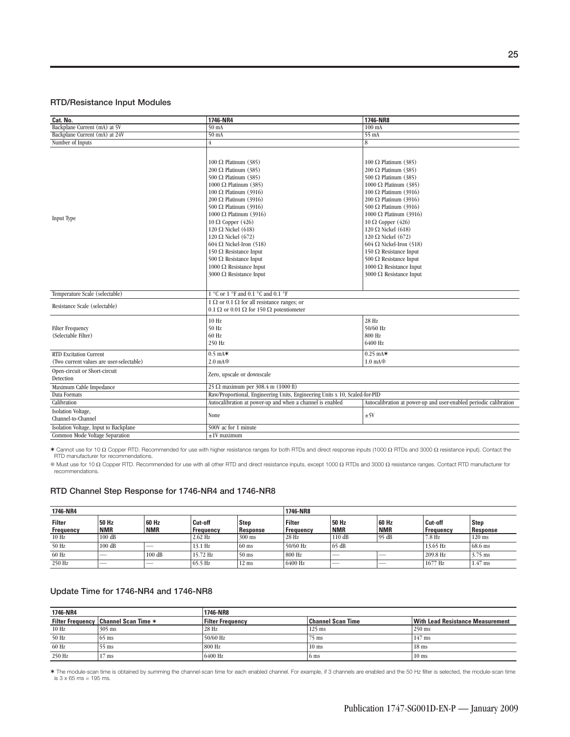## RTD/Resistance Input Modules

| Cat. No. | 1746-NR4 | 1746-NR8 |
|---|---|---|
| Backplane Current (mA) at 5V | 50 mA | 100 mA |
| Backplane Current (mA) at 24V | 50 mA | 55 mA |
| Number of Inputs | 4 | 8 |
| Input Type | 100 Ω Platinum (385)<br>200 Ω Platinum (385)<br>500 Ω Platinum (385)<br>1000 Ω Platinum (385)<br>100 Ω Platinum (3916)<br>200 Ω Platinum (3916)<br>500 Ω Platinum (3916)<br>1000 Ω Platinum (3916)<br>10 Ω Copper (426)<br>120 Ω Nickel (618)<br>120 Ω Nickel (672)<br>604 Ω Nickel-Iron (518)<br>150 Ω Resistance Input<br>500 Ω Resistance Input<br>1000 Ω Resistance Input<br>3000 Ω Resistance Input | 100 Ω Platinum (385)<br>200 Ω Platinum (385)<br>500 Ω Platinum (385)<br>1000 Ω Platinum (385)<br>100 Ω Platinum (3916)<br>200 Ω Platinum (3916)<br>500 Ω Platinum (3916)<br>1000 Ω Platinum (3916)<br>10 Ω Copper (426)<br>120 Ω Nickel (618)<br>120 Ω Nickel (672)<br>604 Ω Nickel-Iron (518)<br>150 Ω Resistance Input<br>500 Ω Resistance Input<br>1000 Ω Resistance Input<br>3000 Ω Resistance Input |
| Temperature Scale (selectable) | 1 °C or 1 °F and 0.1 °C and 0.1 °F | |
| Resistance Scale (selectable) | 1 Ω or 0.1 Ω for all resistance ranges; or<br>0.1 Ω or 0.01 Ω for 150 Ω potentiometer | |
| Filter Frequency<br>(Selectable Filter) | 10 Hz<br>50 Hz<br>60 Hz<br>250 Hz | 28 Hz<br>50/60 Hz<br>800 Hz<br>6400 Hz |
| RTD Excitation Current<br>(Two current values are user-selectable) | 0.5 mA✶<br>2.0 mA❄ | 0.25 mA✶<br>1.0 mA❄ |
| Open-circuit or Short-circuit Detection | Zero, upscale or downscale | |
| Maximum Cable Impedance | 25 Ω maximum per 308.4 m (1000 ft) | |
| Data Formats | Raw/Proportional, Engineering Units, Engineering Units x 10, Scaled-for-PID | |
| Calibration | Autocalibration at power-up and when a channel is enabled | Autocalibration at power-up and user-enabled periodic calibration |
| Isolation Voltage, Channel-to-Channel | None | ±5V |
| Isolation Voltage, Input to Backplane | 500V ac for 1 minute | |
| Common Mode Voltage Separation | ±1V maximum | |

✶ Cannot use for 10 Ω Copper RTD. Recommended for use with higher resistance ranges for both RTDs and direct response inputs (1000 Ω RTDs and 3000 Ω resistance input). Contact the RTD manufacturer for recommendations.

❄ Must use for 10 Ω Copper RTD. Recommended for use with all other RTD and direct resistance inputs, except 1000 Ω RTDs and 3000 Ω resistance ranges. Contact RTD manufacturer for recommendations.

## RTD Channel Step Response for 1746-NR4 and 1746-NR8

| 1746-NR4 | | | | | 1746-NR8 | | | | |
|---|---|---|---|---|---|---|---|---|---|
| **Filter Frequency** | **50 Hz NMR** | **60 Hz NMR** | **Cut-off Frequency** | **Step Response** | **Filter Frequency** | **50 Hz NMR** | **60 Hz NMR** | **Cut-off Frequency** | **Step Response** |
| 10 Hz | 100 dB | | 2.62 Hz | 300 ms | 28 Hz | 110 dB | 95 dB | 7.8 Hz | 120 ms |
| 50 Hz | 100 dB | — | 13.1 Hz | 60 ms | 50/60 Hz | 65 dB | | 13.65 Hz | 68.6 ms |
| 60 Hz | — | 100 dB | 15.72 Hz | 50 ms | 800 Hz | — | — | 209.8 Hz | 3.75 ms |
| 250 Hz | — | — | 65.5 Hz | 12 ms | 6400 Hz | — | — | 1677 Hz | 1.47 ms |

## Update Time for 1746-NR4 and 1746-NR8

| 1746-NR4 | | 1746-NR8 | | |
|---|---|---|---|---|
| **Filter Frequency** | **Channel Scan Time ✶** | **Filter Frequency** | **Channel Scan Time** | **With Lead Resistance Measurement** |
| 10 Hz | 305 ms | 28 Hz | 125 ms | 250 ms |
| 50 Hz | 65 ms | 50/60 Hz | 75 ms | 147 ms |
| 60 Hz | 55 ms | 800 Hz | 10 ms | 18 ms |
| 250 Hz | 17 ms | 6400 Hz | 6 ms | 10 ms |

✶ The module-scan time is obtained by summing the channel-scan time for each enabled channel. For example, if 3 channels are enabled and the 50 Hz filter is selected, the module-scan time is 3 x 65 ms = 195 ms.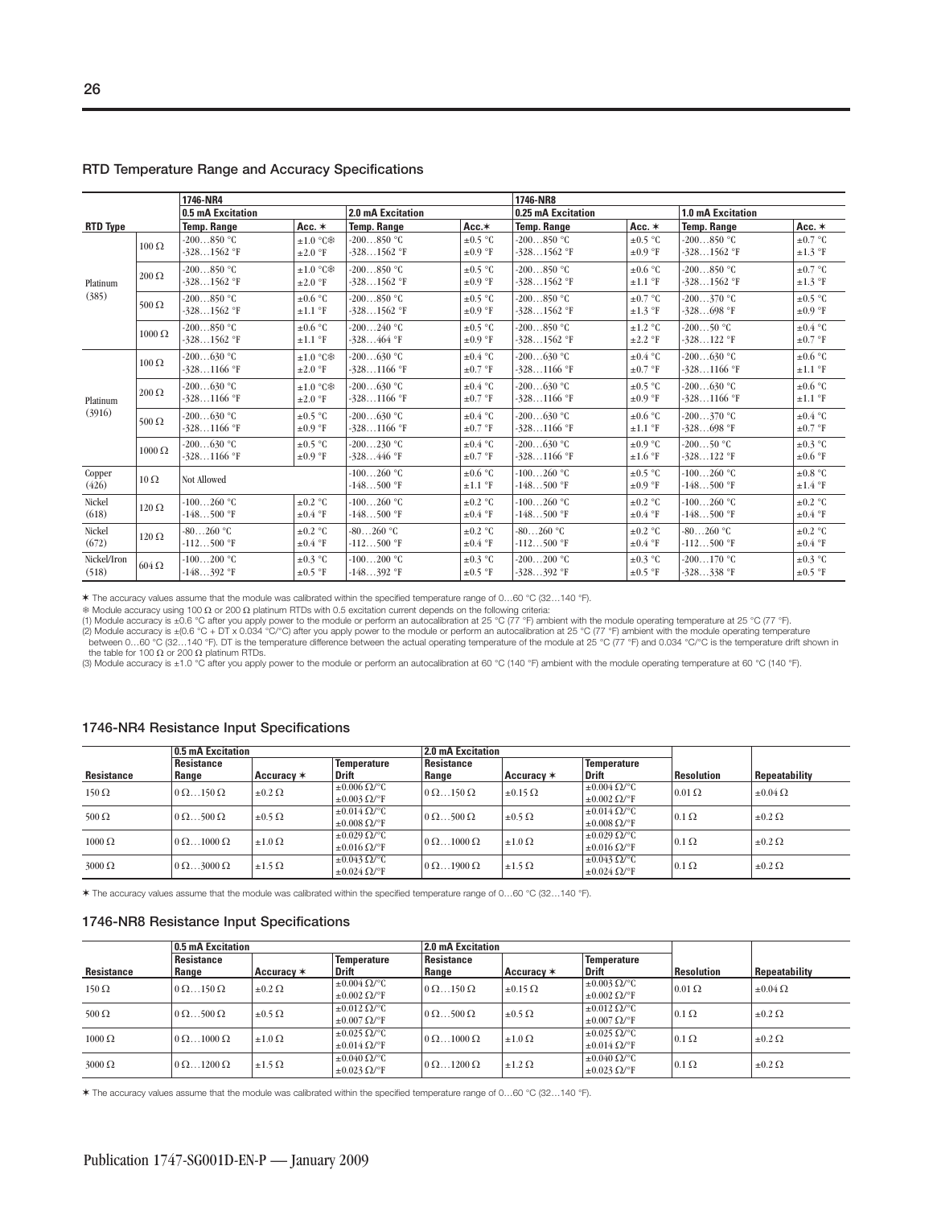## RTD Temperature Range and Accuracy Specifications

| RTD Type | | 1746-NR4 | | | | 1746-NR8 | | | |
|---|---|---|---|---|---|---|---|---|---|
| | | 0.5 mA Excitation | | 2.0 mA Excitation | | 0.25 mA Excitation | | 1.0 mA Excitation | |
| | | Temp. Range | Acc. ✶ | Temp. Range | Acc.✶ | Temp. Range | Acc. ✶ | Temp. Range | Acc. ✶ |
| Platinum (385) | 100 Ω | -200…850 °C<br>-328…1562 °F | ±1.0 °C❄<br>±2.0 °F | -200…850 °C<br>-328…1562 °F | ±0.5 °C<br>±0.9 °F | -200…850 °C<br>-328…1562 °F | ±0.5 °C<br>±0.9 °F | -200…850 °C<br>-328…1562 °F | ±0.7 °C<br>±1.3 °F |
| | 200 Ω | -200…850 °C<br>-328…1562 °F | ±1.0 °C❄<br>±2.0 °F | -200…850 °C<br>-328…1562 °F | ±0.5 °C<br>±0.9 °F | -200…850 °C<br>-328…1562 °F | ±0.6 °C<br>±1.1 °F | -200…850 °C<br>-328…1562 °F | ±0.7 °C<br>±1.3 °F |
| | 500 Ω | -200…850 °C<br>-328…1562 °F | ±0.6 °C<br>±1.1 °F | -200…850 °C<br>-328…1562 °F | ±0.5 °C<br>±0.9 °F | -200…850 °C<br>-328…1562 °F | ±0.7 °C<br>±1.3 °F | -200…370 °C<br>-328…698 °F | ±0.5 °C<br>±0.9 °F |
| | 1000 Ω | -200…850 °C<br>-328…1562 °F | ±0.6 °C<br>±1.1 °F | -200…240 °C<br>-328…464 °F | ±0.5 °C<br>±0.9 °F | -200…850 °C<br>-328…1562 °F | ±1.2 °C<br>±2.2 °F | -200…50 °C<br>-328…122 °F | ±0.4 °C<br>±0.7 °F |
| Platinum (3916) | 100 Ω | -200…630 °C<br>-328…1166 °F | ±1.0 °C❄<br>±2.0 °F | -200…630 °C<br>-328…1166 °F | ±0.4 °C<br>±0.7 °F | -200…630 °C<br>-328…1166 °F | ±0.4 °C<br>±0.7 °F | -200…630 °C<br>-328…1166 °F | ±0.6 °C<br>±1.1 °F |
| | 200 Ω | -200…630 °C<br>-328…1166 °F | ±1.0 °C❄<br>±2.0 °F | -200…630 °C<br>-328…1166 °F | ±0.4 °C<br>±0.7 °F | -200…630 °C<br>-328…1166 °F | ±0.5 °C<br>±0.9 °F | -200…630 °C<br>-328…1166 °F | ±0.6 °C<br>±1.1 °F |
| | 500 Ω | -200…630 °C<br>-328…1166 °F | ±0.5 °C<br>±0.9 °F | -200…630 °C<br>-328…1166 °F | ±0.4 °C<br>±0.7 °F | -200…630 °C<br>-328…1166 °F | ±0.6 °C<br>±1.1 °F | -200…370 °C<br>-328…698 °F | ±0.4 °C<br>±0.7 °F |
| | 1000 Ω | -200…630 °C<br>-328…1166 °F | ±0.5 °C<br>±0.9 °F | -200…230 °C<br>-328…446 °F | ±0.4 °C<br>±0.7 °F | -200…630 °C<br>-328…1166 °F | ±0.9 °C<br>±1.6 °F | -200…50 °C<br>-328…122 °F | ±0.3 °C<br>±0.6 °F |
| Copper (426) | 10 Ω | Not Allowed | | -100…260 °C<br>-148…500 °F | ±0.6 °C<br>±1.1 °F | -100…260 °C<br>-148…500 °F | ±0.5 °C<br>±0.9 °F | -100…260 °C<br>-148…500 °F | ±0.8 °C<br>±1.4 °F |
| Nickel (618) | 120 Ω | -100…260 °C<br>-148…500 °F | ±0.2 °C<br>±0.4 °F | -100…260 °C<br>-148…500 °F | ±0.2 °C<br>±0.4 °F | -100…260 °C<br>-148…500 °F | ±0.2 °C<br>±0.4 °F | -100…260 °C<br>-148…500 °F | ±0.2 °C<br>±0.4 °F |
| Nickel (672) | 120 Ω | -80…260 °C<br>-112…500 °F | ±0.2 °C<br>±0.4 °F | -80…260 °C<br>-112…500 °F | ±0.2 °C<br>±0.4 °F | -80…260 °C<br>-112…500 °F | ±0.2 °C<br>±0.4 °F | -80…260 °C<br>-112…500 °F | ±0.2 °C<br>±0.4 °F |
| Nickel/Iron (518) | 604 Ω | -100…200 °C<br>-148…392 °F | ±0.3 °C<br>±0.5 °F | -100…200 °C<br>-148…392 °F | ±0.3 °C<br>±0.5 °F | -200…200 °C<br>-328…392 °F | ±0.3 °C<br>±0.5 °F | -200…170 °C<br>-328…338 °F | ±0.3 °C<br>±0.5 °F |

✶ The accuracy values assume that the module was calibrated within the specified temperature range of 0…60 °C (32…140 °F).

❄ Module accuracy using 100 Ω or 200 Ω platinum RTDs with 0.5 excitation current depends on the following criteria:

(1) Module accuracy is ±0.6 °C after you apply power to the module or perform an autocalibration at 25 °C (77 °F) ambient with the module operating temperature at 25 °C (77 °F).

(2) Module accuracy is ±(0.6 °C + DT x 0.034 °C/°C) after you apply power to the module or perform an autocalibration at 25 °C (77 °F) ambient with the module operating temperature between 0…60 °C (32…140 °F). DT is the temperature difference between the actual operating temperature of the module at 25 °C (77 °F) and 0.034 °C/°C is the temperature drift shown in the table for 100 Ω or 200 Ω platinum RTDs.

(3) Module accuracy is ±1.0 °C after you apply power to the module or perform an autocalibration at 60 °C (140 °F) ambient with the module operating temperature at 60 °C (140 °F).

## 1746-NR4 Resistance Input Specifications

| Resistance | 0.5 mA Excitation | | | 2.0 mA Excitation | | | Resolution | Repeatability |
|---|---|---|---|---|---|---|---|---|
| | Resistance Range | Accuracy ✶ | Temperature Drift | Resistance Range | Accuracy ✶ | Temperature Drift | | |
| 150 Ω | 0 Ω…150 Ω | ±0.2 Ω | ±0.006 Ω/°C<br>±0.003 Ω/°F | 0 Ω…150 Ω | ±0.15 Ω | ±0.004 Ω/°C<br>±0.002 Ω/°F | 0.01 Ω | ±0.04 Ω |
| 500 Ω | 0 Ω…500 Ω | ±0.5 Ω | ±0.014 Ω/°C<br>±0.008 Ω/°F | 0 Ω…500 Ω | ±0.5 Ω | ±0.014 Ω/°C<br>±0.008 Ω/°F | 0.1 Ω | ±0.2 Ω |
| 1000 Ω | 0 Ω…1000 Ω | ±1.0 Ω | ±0.029 Ω/°C<br>±0.016 Ω/°F | 0 Ω…1000 Ω | ±1.0 Ω | ±0.029 Ω/°C<br>±0.016 Ω/°F | 0.1 Ω | ±0.2 Ω |
| 3000 Ω | 0 Ω…3000 Ω | ±1.5 Ω | ±0.043 Ω/°C<br>±0.024 Ω/°F | 0 Ω…1900 Ω | ±1.5 Ω | ±0.043 Ω/°C<br>±0.024 Ω/°F | 0.1 Ω | ±0.2 Ω |

✶ The accuracy values assume that the module was calibrated within the specified temperature range of 0…60 °C (32…140 °F).

## 1746-NR8 Resistance Input Specifications

| Resistance | 0.5 mA Excitation | | | 2.0 mA Excitation | | | Resolution | Repeatability |
|---|---|---|---|---|---|---|---|---|
| | Resistance Range | Accuracy ✶ | Temperature Drift | Resistance Range | Accuracy ✶ | Temperature Drift | | |
| 150 Ω | 0 Ω…150 Ω | ±0.2 Ω | ±0.004 Ω/°C<br>±0.002 Ω/°F | 0 Ω…150 Ω | ±0.15 Ω | ±0.003 Ω/°C<br>±0.002 Ω/°F | 0.01 Ω | ±0.04 Ω |
| 500 Ω | 0 Ω…500 Ω | ±0.5 Ω | ±0.012 Ω/°C<br>±0.007 Ω/°F | 0 Ω…500 Ω | ±0.5 Ω | ±0.012 Ω/°C<br>±0.007 Ω/°F | 0.1 Ω | ±0.2 Ω |
| 1000 Ω | 0 Ω…1000 Ω | ±1.0 Ω | ±0.025 Ω/°C<br>±0.014 Ω/°F | 0 Ω…1000 Ω | ±1.0 Ω | ±0.025 Ω/°C<br>±0.014 Ω/°F | 0.1 Ω | ±0.2 Ω |
| 3000 Ω | 0 Ω…1200 Ω | ±1.5 Ω | ±0.040 Ω/°C<br>±0.023 Ω/°F | 0 Ω…1200 Ω | ±1.2 Ω | ±0.040 Ω/°C<br>±0.023 Ω/°F | 0.1 Ω | ±0.2 Ω |

✶ The accuracy values assume that the module was calibrated within the specified temperature range of 0…60 °C (32…140 °F).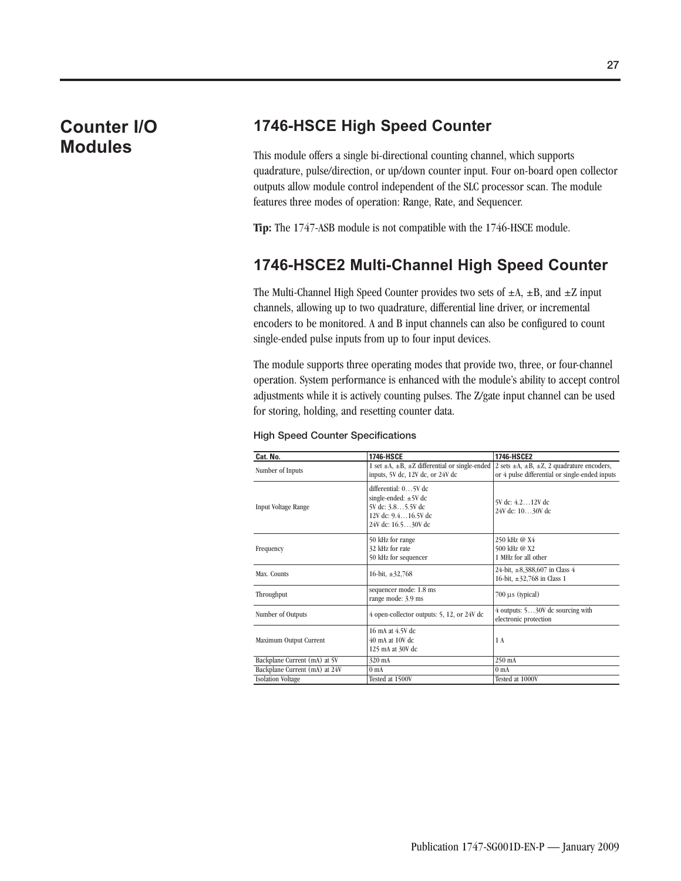# Counter I/O Modules

## 1746-HSCE High Speed Counter

This module offers a single bi-directional counting channel, which supports quadrature, pulse/direction, or up/down counter input. Four on-board open collector outputs allow module control independent of the SLC processor scan. The module features three modes of operation: Range, Rate, and Sequencer.

**Tip:** The 1747-ASB module is not compatible with the 1746-HSCE module.

## 1746-HSCE2 Multi-Channel High Speed Counter

The Multi-Channel High Speed Counter provides two sets of ±A, ±B, and ±Z input channels, allowing up to two quadrature, differential line driver, or incremental encoders to be monitored. A and B input channels can also be configured to count single-ended pulse inputs from up to four input devices.

The module supports three operating modes that provide two, three, or four-channel operation. System performance is enhanced with the module's ability to accept control adjustments while it is actively counting pulses. The Z/gate input channel can be used for storing, holding, and resetting counter data.

### High Speed Counter Specifications

| Cat. No. | 1746-HSCE | 1746-HSCE2 |
|---|---|---|
| Number of Inputs | 1 set ±A, ±B, ±Z differential or single-ended inputs, 5V dc, 12V dc, or 24V dc | 2 sets ±A, ±B, ±Z, 2 quadrature encoders, or 4 pulse differential or single-ended inputs |
| Input Voltage Range | differential: 0…5V dc<br>single-ended: ±5V dc<br>5V dc: 3.8…5.5V dc<br>12V dc: 9.4…16.5V dc<br>24V dc: 16.5…30V dc | 5V dc: 4.2…12V dc<br>24V dc: 10…30V dc |
| Frequency | 50 kHz for range<br>32 kHz for rate<br>50 kHz for sequencer | 250 kHz @ X4<br>500 kHz @ X2<br>1 MHz for all other |
| Max. Counts | 16-bit, ±32,768 | 24-bit, ±8,388,607 in Class 4<br>16-bit, ±32,768 in Class 1 |
| Throughput | sequencer mode: 1.8 ms<br>range mode: 3.9 ms | 700 µs (typical) |
| Number of Outputs | 4 open-collector outputs: 5, 12, or 24V dc | 4 outputs: 5…30V dc sourcing with electronic protection |
| Maximum Output Current | 16 mA at 4.5V dc<br>40 mA at 10V dc<br>125 mA at 30V dc | 1 A |
| Backplane Current (mA) at 5V | 320 mA | 250 mA |
| Backplane Current (mA) at 24V | 0 mA | 0 mA |
| Isolation Voltage | Tested at 1500V | Tested at 1000V |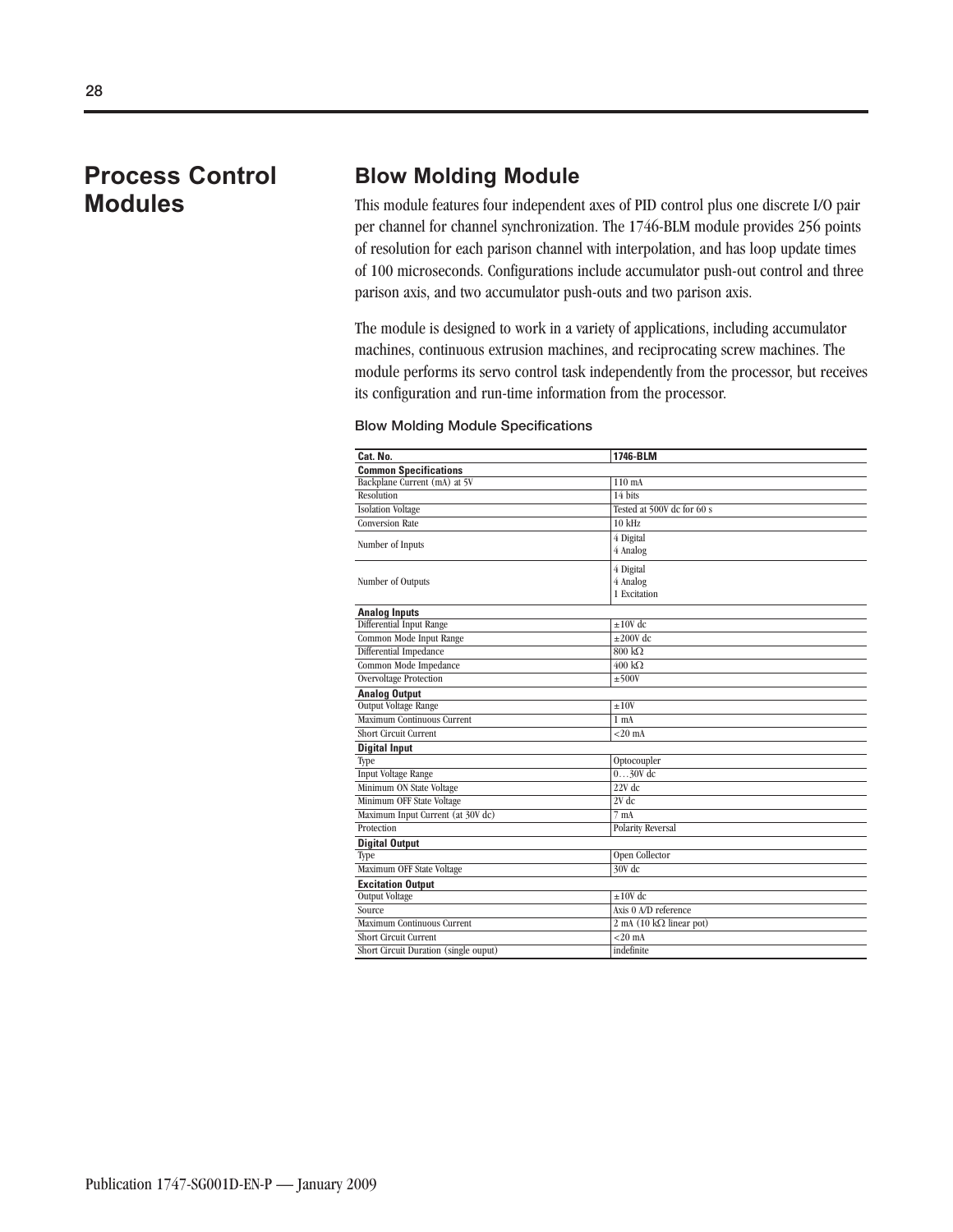# Process Control Modules

## Blow Molding Module

This module features four independent axes of PID control plus one discrete I/O pair per channel for channel synchronization. The 1746-BLM module provides 256 points of resolution for each parison channel with interpolation, and has loop update times of 100 microseconds. Configurations include accumulator push-out control and three parison axis, and two accumulator push-outs and two parison axis.

The module is designed to work in a variety of applications, including accumulator machines, continuous extrusion machines, and reciprocating screw machines. The module performs its servo control task independently from the processor, but receives its configuration and run-time information from the processor.

### Blow Molding Module Specifications

| Cat. No. | 1746-BLM |
|---|---|
| **Common Specifications** | |
| Backplane Current (mA) at 5V | 110 mA |
| Resolution | 14 bits |
| Isolation Voltage | Tested at 500V dc for 60 s |
| Conversion Rate | 10 kHz |
| Number of Inputs | 4 Digital<br>4 Analog |
| Number of Outputs | 4 Digital<br>4 Analog<br>1 Excitation |
| **Analog Inputs** | |
| Differential Input Range | ±10V dc |
| Common Mode Input Range | ±200V dc |
| Differential Impedance | 800 kΩ |
| Common Mode Impedance | 400 kΩ |
| Overvoltage Protection | ±500V |
| **Analog Output** | |
| Output Voltage Range | ±10V |
| Maximum Continuous Current | 1 mA |
| Short Circuit Current | <20 mA |
| **Digital Input** | |
| Type | Optocoupler |
| Input Voltage Range | 0…30V dc |
| Minimum ON State Voltage | 22V dc |
| Minimum OFF State Voltage | 2V dc |
| Maximum Input Current (at 30V dc) | 7 mA |
| Protection | Polarity Reversal |
| **Digital Output** | |
| Type | Open Collector |
| Maximum OFF State Voltage | 30V dc |
| **Excitation Output** | |
| Output Voltage | ±10V dc |
| Source | Axis 0 A/D reference |
| Maximum Continuous Current | 2 mA (10 kΩ linear pot) |
| Short Circuit Current | <20 mA |
| Short Circuit Duration (single ouput) | indefinite |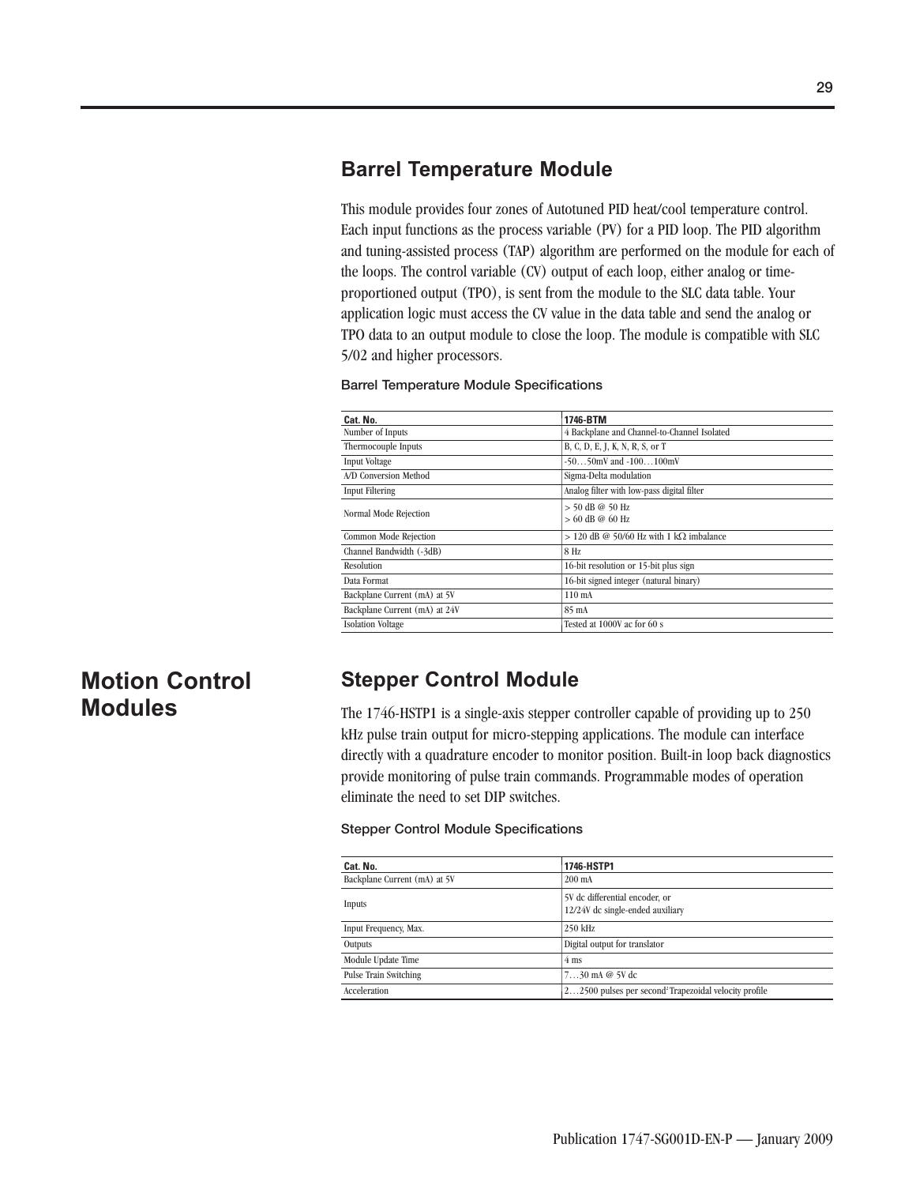## Barrel Temperature Module

This module provides four zones of Autotuned PID heat/cool temperature control. Each input functions as the process variable (PV) for a PID loop. The PID algorithm and tuning-assisted process (TAP) algorithm are performed on the module for each of the loops. The control variable (CV) output of each loop, either analog or time-proportioned output (TPO), is sent from the module to the SLC data table. Your application logic must access the CV value in the data table and send the analog or TPO data to an output module to close the loop. The module is compatible with SLC 5/02 and higher processors.

**Barrel Temperature Module Specifications**

| Cat. No. | 1746-BTM |
|---|---|
| Number of Inputs | 4 Backplane and Channel-to-Channel Isolated |
| Thermocouple Inputs | B, C, D, E, J, K, N, R, S, or T |
| Input Voltage | -50…50mV and -100…100mV |
| A/D Conversion Method | Sigma-Delta modulation |
| Input Filtering | Analog filter with low-pass digital filter |
| Normal Mode Rejection | > 50 dB @ 50 Hz<br>> 60 dB @ 60 Hz |
| Common Mode Rejection | > 120 dB @ 50/60 Hz with 1 kΩ imbalance |
| Channel Bandwidth (-3dB) | 8 Hz |
| Resolution | 16-bit resolution or 15-bit plus sign |
| Data Format | 16-bit signed integer (natural binary) |
| Backplane Current (mA) at 5V | 110 mA |
| Backplane Current (mA) at 24V | 85 mA |
| Isolation Voltage | Tested at 1000V ac for 60 s |

# Motion Control Modules

## Stepper Control Module

The 1746-HSTP1 is a single-axis stepper controller capable of providing up to 250 kHz pulse train output for micro-stepping applications. The module can interface directly with a quadrature encoder to monitor position. Built-in loop back diagnostics provide monitoring of pulse train commands. Programmable modes of operation eliminate the need to set DIP switches.

**Stepper Control Module Specifications**

| Cat. No. | 1746-HSTP1 |
|---|---|
| Backplane Current (mA) at 5V | 200 mA |
| Inputs | 5V dc differential encoder, or<br>12/24V dc single-ended auxiliary |
| Input Frequency, Max. | 250 kHz |
| Outputs | Digital output for translator |
| Module Update Time | 4 ms |
| Pulse Train Switching | 7…30 mA @ 5V dc |
| Acceleration | 2…2500 pulses per second² Trapezoidal velocity profile |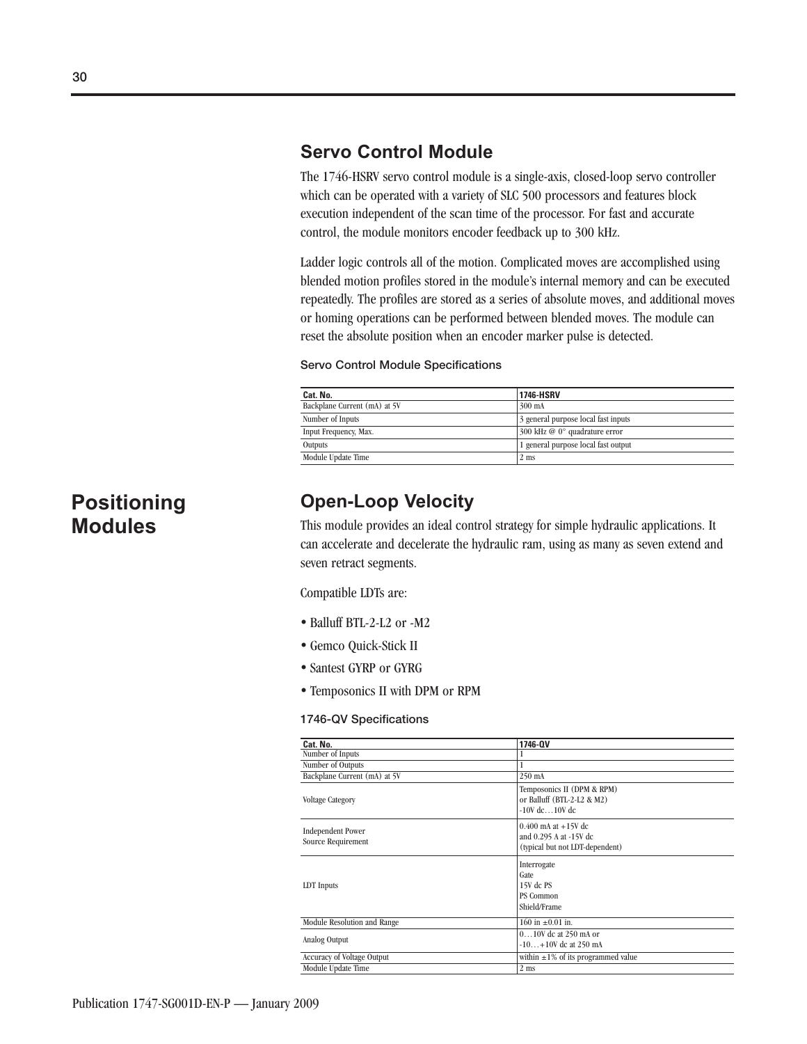## Servo Control Module

The 1746-HSRV servo control module is a single-axis, closed-loop servo controller which can be operated with a variety of SLC 500 processors and features block execution independent of the scan time of the processor. For fast and accurate control, the module monitors encoder feedback up to 300 kHz.

Ladder logic controls all of the motion. Complicated moves are accomplished using blended motion profiles stored in the module's internal memory and can be executed repeatedly. The profiles are stored as a series of absolute moves, and additional moves or homing operations can be performed between blended moves. The module can reset the absolute position when an encoder marker pulse is detected.

#### Servo Control Module Specifications

| Cat. No. | 1746-HSRV |
|---|---|
| Backplane Current (mA) at 5V | 300 mA |
| Number of Inputs | 3 general purpose local fast inputs |
| Input Frequency, Max. | 300 kHz @ 0° quadrature error |
| Outputs | 1 general purpose local fast output |
| Module Update Time | 2 ms |

# Positioning Modules

## Open-Loop Velocity

This module provides an ideal control strategy for simple hydraulic applications. It can accelerate and decelerate the hydraulic ram, using as many as seven extend and seven retract segments.

Compatible LDTs are:

- Balluff BTL-2-L2 or -M2
- Gemco Quick-Stick II
- Santest GYRP or GYRG
- Temposonics II with DPM or RPM

#### 1746-QV Specifications

| Cat. No. | 1746-QV |
|---|---|
| Number of Inputs | 1 |
| Number of Outputs | 1 |
| Backplane Current (mA) at 5V | 250 mA |
| Voltage Category | Temposonics II (DPM & RPM)<br>or Balluff (BTL-2-L2 & M2)<br>-10V dc…10V dc |
| Independent Power Source Requirement | 0.400 mA at +15V dc<br>and 0.295 A at -15V dc<br>(typical but not LDT-dependent) |
| LDT Inputs | Interrogate<br>Gate<br>15V dc PS<br>PS Common<br>Shield/Frame |
| Module Resolution and Range | 160 in ±0.01 in. |
| Analog Output | 0…10V dc at 250 mA or<br>-10…+10V dc at 250 mA |
| Accuracy of Voltage Output | within ±1% of its programmed value |
| Module Update Time | 2 ms |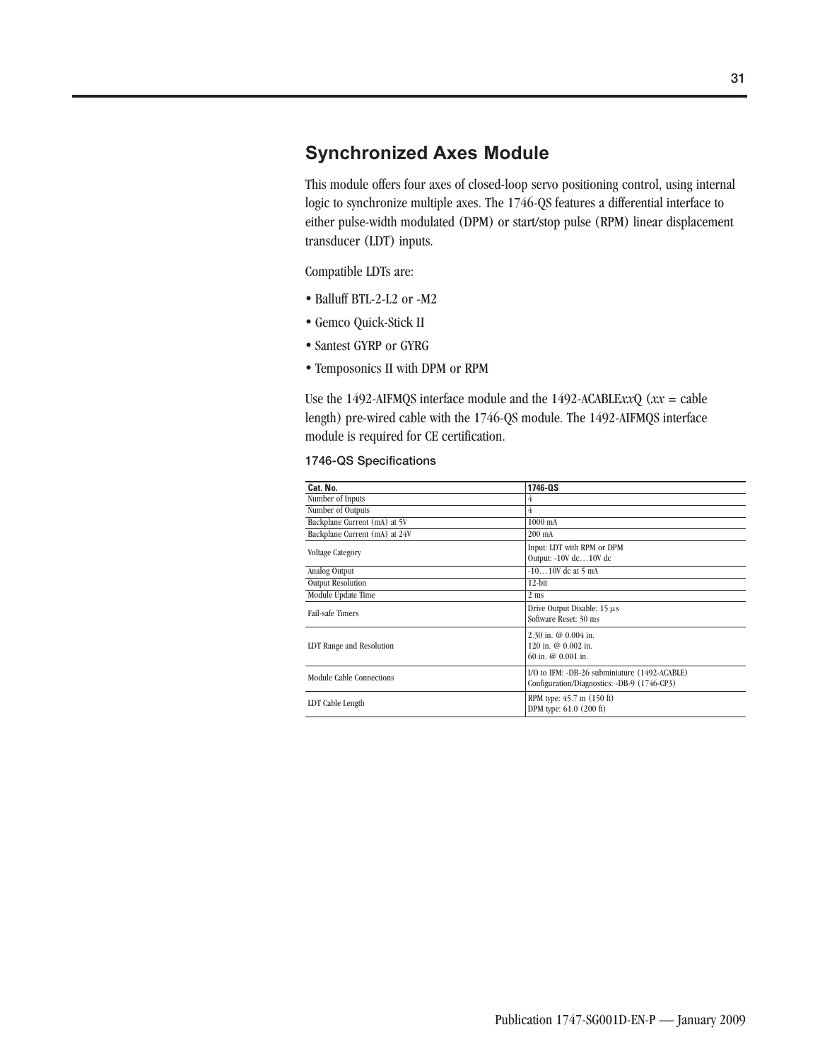## Synchronized Axes Module

This module offers four axes of closed-loop servo positioning control, using internal logic to synchronize multiple axes. The 1746-QS features a differential interface to either pulse-width modulated (DPM) or start/stop pulse (RPM) linear displacement transducer (LDT) inputs.

Compatible LDTs are:

- Balluff BTL-2-L2 or -M2
- Gemco Quick-Stick II
- Santest GYRP or GYRG
- Temposonics II with DPM or RPM

Use the 1492-AIFMQS interface module and the 1492-ACABLE*xx*Q (*xx* = cable length) pre-wired cable with the 1746-QS module. The 1492-AIFMQS interface module is required for CE certification.

**1746-QS Specifications**

| Cat. No. | 1746-QS |
|---|---|
| Number of Inputs | 4 |
| Number of Outputs | 4 |
| Backplane Current (mA) at 5V | 1000 mA |
| Backplane Current (mA) at 24V | 200 mA |
| Voltage Category | Input: LDT with RPM or DPM<br>Output: -10V dc…10V dc |
| Analog Output | -10…10V dc at 5 mA |
| Output Resolution | 12-bit |
| Module Update Time | 2 ms |
| Fail-safe Timers | Drive Output Disable: 15 µs<br>Software Reset: 30 ms |
| LDT Range and Resolution | 2.30 in. @ 0.004 in.<br>120 in. @ 0.002 in.<br>60 in. @ 0.001 in. |
| Module Cable Connections | I/O to IFM: -DB-26 subminiature (1492-ACABLE)<br>Configuration/Diagnostics: -DB-9 (1746-CP3) |
| LDT Cable Length | RPM type: 45.7 m (150 ft)<br>DPM type: 61.0 (200 ft) |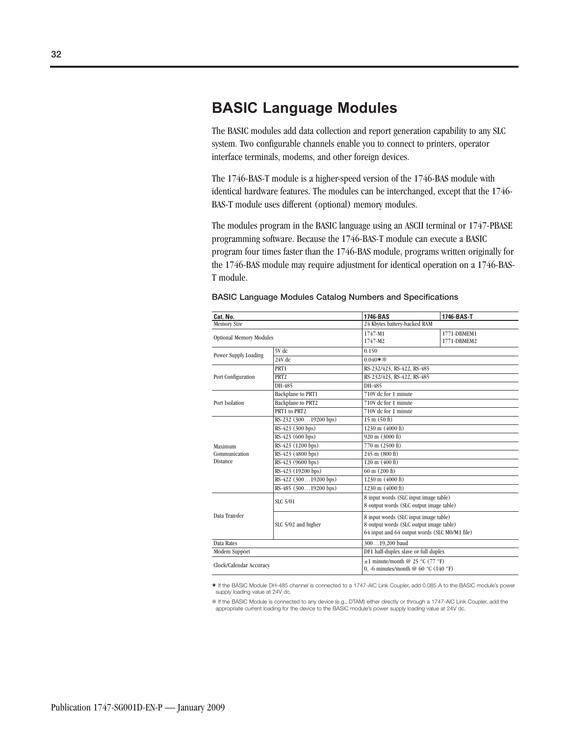## BASIC Language Modules

The BASIC modules add data collection and report generation capability to any SLC system. Two configurable channels enable you to connect to printers, operator interface terminals, modems, and other foreign devices.

The 1746-BAS-T module is a higher-speed version of the 1746-BAS module with identical hardware features. The modules can be interchanged, except that the 1746-BAS-T module uses different (optional) memory modules.

The modules program in the BASIC language using an ASCII terminal or 1747-PBASE programming software. Because the 1746-BAS-T module can execute a BASIC program four times faster than the 1746-BAS module, programs written originally for the 1746-BAS module may require adjustment for identical operation on a 1746-BAS-T module.

### BASIC Language Modules Catalog Numbers and Specifications

| Cat. No. | | 1746-BAS | 1746-BAS-T |
|---|---|---|---|
| Memory Size | | 24 Kbytes battery-backed RAM | |
| Optional Memory Modules | | 1747-M1<br>1747-M2 | 1771-DBMEM1<br>1771-DBMEM2 |
| Power Supply Loading | 5V dc | 0.150 | |
| | 24V dc | 0.040✶❄ | |
| Port Configuration | PRT1 | RS-232/423, RS-422, RS-485 | |
| | PRT2 | RS-232/423, RS-422, RS-485 | |
| | DH-485 | DH-485 | |
| Port Isolation | Backplane to PRT1 | 710V dc for 1 minute | |
| | Backplane to PRT2 | 710V dc for 1 minute | |
| | PRT1 to PRT2 | 710V dc for 1 minute | |
| Maximum Communication Distance | RS-232 (300…19200 bps) | 15 m (50 ft) | |
| | RS-423 (300 bps) | 1230 m (4000 ft) | |
| | RS-423 (600 bps) | 920 m (3000 ft) | |
| | RS-423 (1200 bps) | 770 m (2500 ft) | |
| | RS-423 (4800 bps) | 245 m (800 ft) | |
| | RS-423 (9600 bps) | 120 m (400 ft) | |
| | RS-423 (19200 bps) | 60 m (200 ft) | |
| | RS-422 (300…19200 bps) | 1230 m (4000 ft) | |
| | RS-485 (300…19200 bps) | 1230 m (4000 ft) | |
| Data Transfer | SLC 5/01 | 8 input words (SLC input image table)<br>8 output words (SLC output image table) | |
| | SLC 5/02 and higher | 8 input words (SLC input image table)<br>8 output words (SLC output image table)<br>64 input and 64 output words (SLC M0/M1 file) | |
| Data Rates | | 300…19,200 baud | |
| Modem Support | | DF1 half-duplex slave or full duplex | |
| Clock/Calendar Accuracy | | ±1 minute/month @ 25 °C (77 °F)<br>0, -6 minutes/month @ 60 °C (140 °F) | |

✶ If the BASIC Module DH-485 channel is connected to a 1747-AIC Link Coupler, add 0.085 A to the BASIC module's power supply loading value at 24V dc.

❄ If the BASIC Module is connected to any device (e.g., DTAM) either directly or through a 1747-AIC Link Coupler, add the appropriate current loading for the device to the BASIC module's power supply loading value at 24V dc.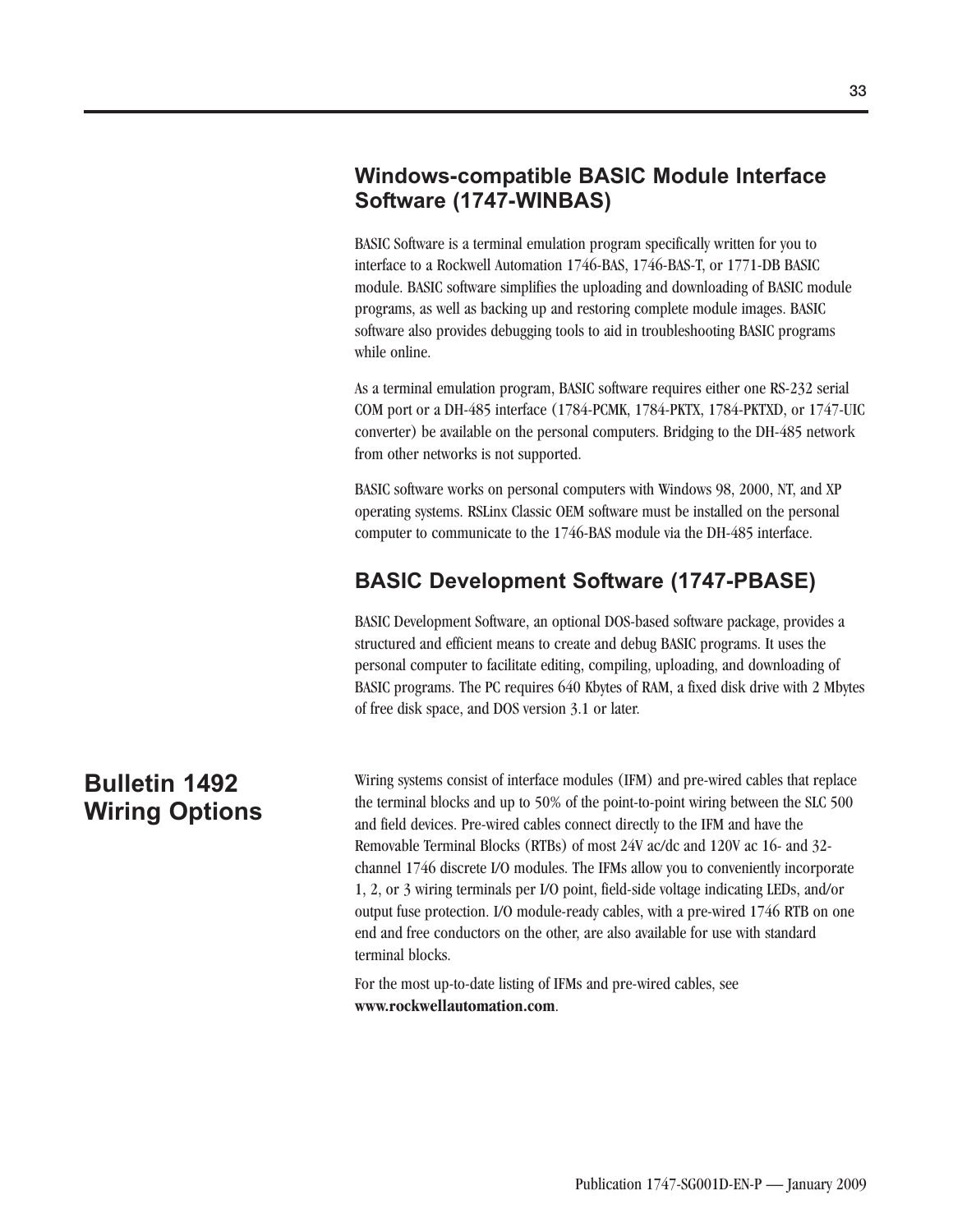### Windows-compatible BASIC Module Interface Software (1747-WINBAS)

BASIC Software is a terminal emulation program specifically written for you to interface to a Rockwell Automation 1746-BAS, 1746-BAS-T, or 1771-DB BASIC module. BASIC software simplifies the uploading and downloading of BASIC module programs, as well as backing up and restoring complete module images. BASIC software also provides debugging tools to aid in troubleshooting BASIC programs while online.

As a terminal emulation program, BASIC software requires either one RS-232 serial COM port or a DH-485 interface (1784-PCMK, 1784-PKTX, 1784-PKTXD, or 1747-UIC converter) be available on the personal computers. Bridging to the DH-485 network from other networks is not supported.

BASIC software works on personal computers with Windows 98, 2000, NT, and XP operating systems. RSLinx Classic OEM software must be installed on the personal computer to communicate to the 1746-BAS module via the DH-485 interface.

### BASIC Development Software (1747-PBASE)

BASIC Development Software, an optional DOS-based software package, provides a structured and efficient means to create and debug BASIC programs. It uses the personal computer to facilitate editing, compiling, uploading, and downloading of BASIC programs. The PC requires 640 Kbytes of RAM, a fixed disk drive with 2 Mbytes of free disk space, and DOS version 3.1 or later.

## Bulletin 1492 Wiring Options

Wiring systems consist of interface modules (IFM) and pre-wired cables that replace the terminal blocks and up to 50% of the point-to-point wiring between the SLC 500 and field devices. Pre-wired cables connect directly to the IFM and have the Removable Terminal Blocks (RTBs) of most 24V ac/dc and 120V ac 16- and 32-channel 1746 discrete I/O modules. The IFMs allow you to conveniently incorporate 1, 2, or 3 wiring terminals per I/O point, field-side voltage indicating LEDs, and/or output fuse protection. I/O module-ready cables, with a pre-wired 1746 RTB on one end and free conductors on the other, are also available for use with standard terminal blocks.

For the most up-to-date listing of IFMs and pre-wired cables, see **www.rockwellautomation.com**.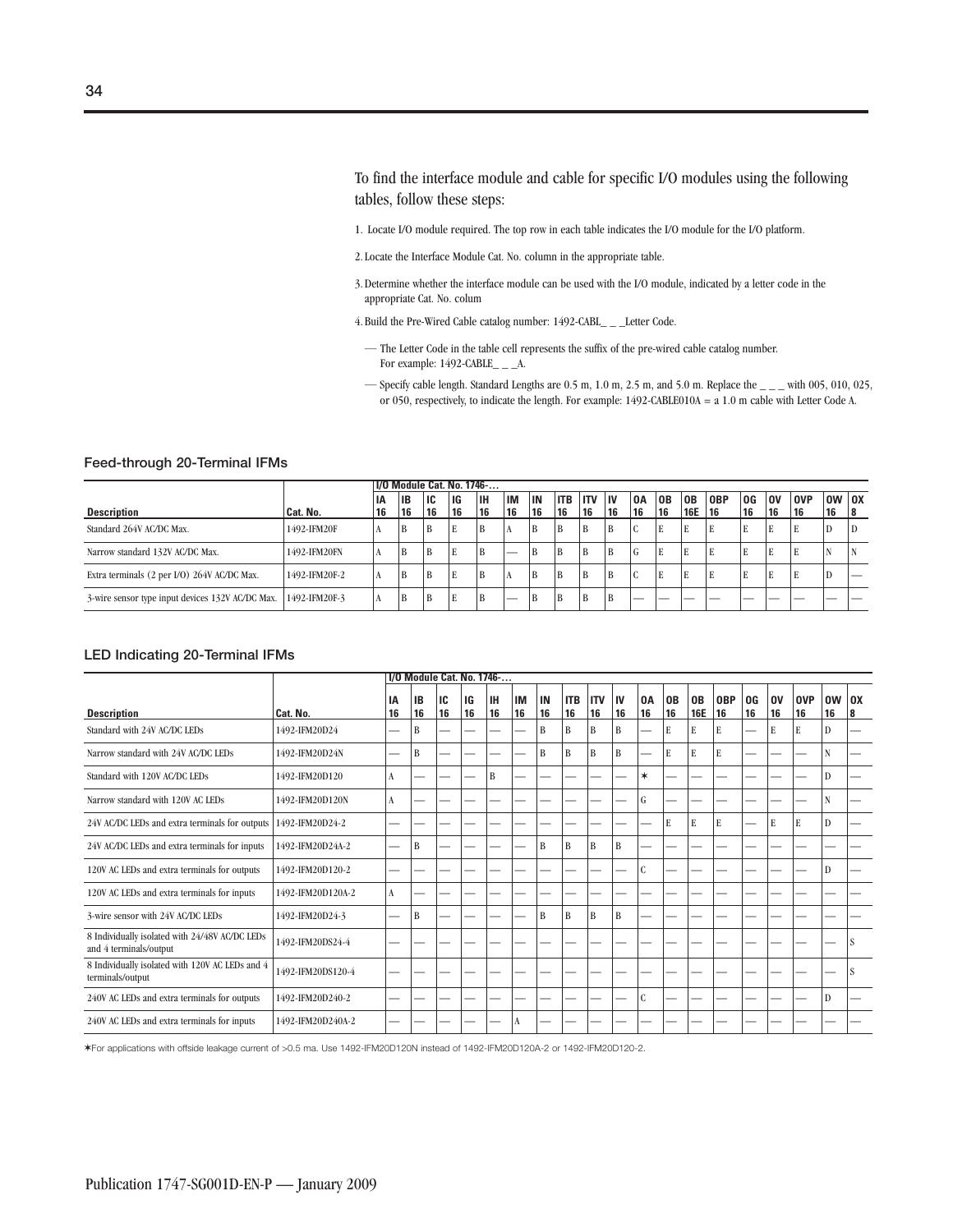To find the interface module and cable for specific I/O modules using the following tables, follow these steps:

1. Locate I/O module required. The top row in each table indicates the I/O module for the I/O platform.
2. Locate the Interface Module Cat. No. column in the appropriate table.
3. Determine whether the interface module can be used with the I/O module, indicated by a letter code in the appropriate Cat. No. colum
4. Build the Pre-Wired Cable catalog number: 1492-CABL_ _ _Letter Code.

   — The Letter Code in the table cell represents the suffix of the pre-wired cable catalog number. For example: 1492-CABLE_ _ _A.

   — Specify cable length. Standard Lengths are 0.5 m, 1.0 m, 2.5 m, and 5.0 m. Replace the _ _ _ with 005, 010, 025, or 050, respectively, to indicate the length. For example: 1492-CABLE010A = a 1.0 m cable with Letter Code A.

### Feed-through 20-Terminal IFMs

| | | I/O Module Cat. No. 1746-… | | | | | | | | | | | | | | | | | | | |
|---|---|---|---|---|---|---|---|---|---|---|---|---|---|---|---|---|---|---|---|---|---|
| Description | Cat. No. | IA 16 | IB 16 | IC 16 | IG 16 | IH 16 | IM 16 | IN 16 | ITB 16 | ITV 16 | IV 16 | OA 16 | OB 16 | OB 16E | OBP 16 | OG 16 | OV 16 | OVP 16 | OW 16 | OX 8 |
| Standard 264V AC/DC Max. | 1492-IFM20F | A | B | B | E | B | A | B | B | B | B | C | E | E | E | E | E | E | D | D |
| Narrow standard 132V AC/DC Max. | 1492-IFM20FN | A | B | B | E | B | — | B | B | B | B | G | E | E | E | E | E | E | N | N |
| Extra terminals (2 per I/O) 264V AC/DC Max. | 1492-IFM20F-2 | A | B | B | E | B | A | B | B | B | B | C | E | E | E | E | E | E | D | — |
| 3-wire sensor type input devices 132V AC/DC Max. | 1492-IFM20F-3 | A | B | B | E | B | — | B | B | B | B | — | — | — | — | — | — | — | — | — |

### LED Indicating 20-Terminal IFMs

| | | I/O Module Cat. No. 1746-… | | | | | | | | | | | | | | | | | | |
|---|---|---|---|---|---|---|---|---|---|---|---|---|---|---|---|---|---|---|---|---|
| Description | Cat. No. | IA 16 | IB 16 | IC 16 | IG 16 | IH 16 | IM 16 | IN 16 | ITB 16 | ITV 16 | IV 16 | OA 16 | OB 16 | OB 16E | OBP 16 | OG 16 | OV 16 | OVP 16 | OW 16 | OX 8 |
| Standard with 24V AC/DC LEDs | 1492-IFM20D24 | — | B | — | — | — | — | B | B | B | B | — | E | E | E | — | E | E | D | — |
| Narrow standard with 24V AC/DC LEDs | 1492-IFM20D24N | — | B | — | — | — | — | B | B | B | B | — | E | E | E | — | — | — | N | — |
| Standard with 120V AC/DC LEDs | 1492-IFM20D120 | A | — | — | — | B | — | — | — | — | — | ✶ | — | — | — | — | — | — | D | — |
| Narrow standard with 120V AC LEDs | 1492-IFM20D120N | A | — | — | — | — | — | — | — | — | — | G | — | — | — | — | — | — | N | — |
| 24V AC/DC LEDs and extra terminals for outputs | 1492-IFM20D24-2 | — | — | — | — | — | — | — | — | — | — | — | E | E | E | — | E | E | D | — |
| 24V AC/DC LEDs and extra terminals for inputs | 1492-IFM20D24A-2 | — | B | — | — | — | — | B | B | B | B | — | — | — | — | — | — | — | — | — |
| 120V AC LEDs and extra terminals for outputs | 1492-IFM20D120-2 | — | — | — | — | — | — | — | — | — | — | C | — | — | — | — | — | — | D | — |
| 120V AC LEDs and extra terminals for inputs | 1492-IFM20D120A-2 | A | — | — | — | — | — | — | — | — | — | — | — | — | — | — | — | — | — | — |
| 3-wire sensor with 24V AC/DC LEDs | 1492-IFM20D24-3 | — | B | — | — | — | — | B | B | B | B | — | — | — | — | — | — | — | — | — |
| 8 Individually isolated with 24/48V AC/DC LEDs and 4 terminals/output | 1492-IFM20DS24-4 | — | — | — | — | — | — | — | — | — | — | — | — | — | — | — | — | — | — | S |
| 8 Individually isolated with 120V AC LEDs and 4 terminals/output | 1492-IFM20DS120-4 | — | — | — | — | — | — | — | — | — | — | — | — | — | — | — | — | — | — | S |
| 240V AC LEDs and extra terminals for outputs | 1492-IFM20D240-2 | — | — | — | — | — | — | — | — | — | — | C | — | — | — | — | — | — | D | — |
| 240V AC LEDs and extra terminals for inputs | 1492-IFM20D240A-2 | — | — | — | — | — | A | — | — | — | — | — | — | — | — | — | — | — | — | — |

✶For applications with offside leakage current of >0.5 ma. Use 1492-IFM20D120N instead of 1492-IFM20D120A-2 or 1492-IFM20D120-2.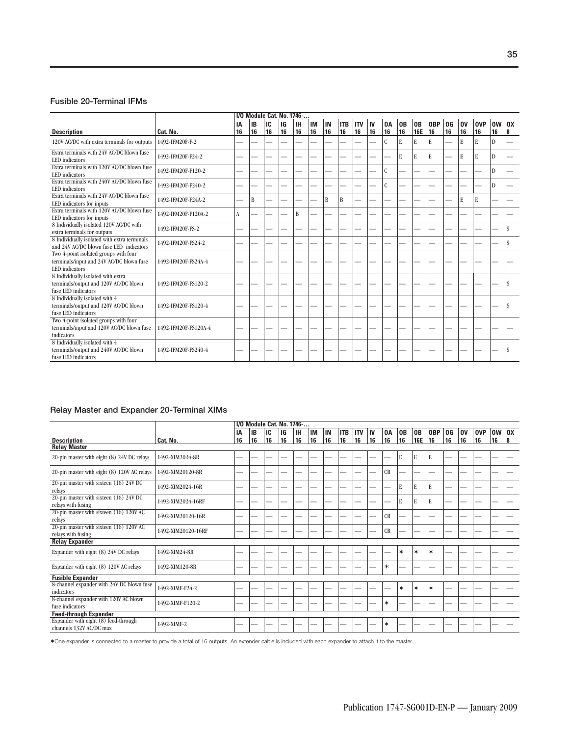### Fusible 20-Terminal IFMs

| Description | Cat. No. | I/O Module Cat. No. 1746-… | | | | | | | | | | | | | | | | | | |
|---|---|---|---|---|---|---|---|---|---|---|---|---|---|---|---|---|---|---|---|---|
| | | IA 16 | IB 16 | IC 16 | IG 16 | IH 16 | IM 16 | IN 16 | ITB 16 | ITV 16 | IV 16 | OA 16 | OB 16 | OB 16E | OBP 16 | OG 16 | OV 16 | OVP 16 | OW 16 | OX 8 |
| 120V AC/DC with extra terminals for outputs | 1492-IFM20F-F-2 | — | — | — | — | — | — | — | — | — | — | C | E | E | E | — | E | E | D | — |
| Extra terminals with 24V AC/DC blown fuse LED indicators | 1492-IFM20F-F24-2 | — | — | — | — | — | — | — | — | — | — | — | E | E | E | — | E | E | D | — |
| Extra terminals with 120V AC/DC blown fuse LED indicators | 1492-IFM20F-F120-2 | — | — | — | — | — | — | — | — | — | — | C | — | — | — | — | — | — | D | — |
| Extra terminals with 240V AC/DC blown fuse LED indicators | 1492-IFM20F-F240-2 | — | — | — | — | — | — | — | — | — | — | C | — | — | — | — | — | — | D | — |
| Extra terminals with 24V AC/DC blown fuse LED indicators for inputs | 1492-IFM20F-F24A-2 | — | B | — | — | — | — | B | B | — | — | — | — | — | — | — | E | E | — | — |
| Extra terminals with 120V AC/DC blown fuse LED indicators for inputs | 1492-IFM20F-F120A-2 | A | — | — | — | B | — | — | — | — | — | — | — | — | — | — | — | — | — | — |
| 8 Individually isolated 120V AC/DC with extra terminals for outputs | 1492-IFM20F-FS-2 | — | — | — | — | — | — | — | — | — | — | — | — | — | — | — | — | — | — | S |
| 8 Individually isolated with extra terminals and 24V AC/DC blown fuse LED indicators | 1492-IFM20F-FS24-2 | — | — | — | — | — | — | — | — | — | — | — | — | — | — | — | — | — | — | S |
| Two 4-point isolated groups with four terminals/input and 24V AC/DC blown fuse LED indicators | 1492-IFM20F-FS24A-4 | — | — | — | — | — | — | — | — | — | — | — | — | — | — | — | — | — | — | — |
| 8 Individually isolated with extra terminals/output and 120V AC/DC blown fuse LED indicators | 1492-IFM20F-FS120-2 | — | — | — | — | — | — | — | — | — | — | — | — | — | — | — | — | — | — | S |
| 8 Individually isolated with 4 terminals/output and 120V AC/DC blown fuse LED indicators | 1492-IFM20F-FS120-4 | — | — | — | — | — | — | — | — | — | — | — | — | — | — | — | — | — | — | S |
| Two 4-point isolated groups with four terminals/input and 120V AC/DC blown fuse indicators | 1492-IFM20F-FS120A-4 | — | — | — | — | — | — | — | — | — | — | — | — | — | — | — | — | — | — | — |
| 8 Individually isolated with 4 terminals/output and 240V AC/DC blown fuse LED indicators | 1492-IFM20F-FS240-4 | — | — | — | — | — | — | — | — | — | — | — | — | — | — | — | — | — | — | S |

### Relay Master and Expander 20-Terminal XIMs

| Description | Cat. No. | I/O Module Cat. No. 1746-… | | | | | | | | | | | | | | | | | | |
|---|---|---|---|---|---|---|---|---|---|---|---|---|---|---|---|---|---|---|---|---|
| | | IA 16 | IB 16 | IC 16 | IG 16 | IH 16 | IM 16 | IN 16 | ITB 16 | ITV 16 | IV 16 | OA 16 | OB 16 | OB 16E | OBP 16 | OG 16 | OV 16 | OVP 16 | OW 16 | OX 8 |
| **Relay Master** | | | | | | | | | | | | | | | | | | | | |
| 20-pin master with eight (8) 24V DC relays | 1492-XIM2024-8R | — | — | — | — | — | — | — | — | — | — | — | E | E | E | — | — | — | — | — |
| 20-pin master with eight (8) 120V AC relays | 1492-XIM20120-8R | — | — | — | — | — | — | — | — | — | — | CR | — | — | — | — | — | — | — | — |
| 20-pin master with sixteen (16) 24V DC relays | 1492-XIM2024-16R | — | — | — | — | — | — | — | — | — | — | — | E | E | E | — | — | — | — | — |
| 20-pin master with sixteen (16) 24V DC relays with fusing | 1492-XIM2024-16RF | — | — | — | — | — | — | — | — | — | — | — | E | E | E | — | — | — | — | — |
| 20-pin master with sixteen (16) 120V AC relays | 1492-XIM20120-16R | — | — | — | — | — | — | — | — | — | — | CR | — | — | — | — | — | — | — | — |
| 20-pin master with sixteen (16) 120V AC relays with fusing | 1492-XIM20120-16RF | — | — | — | — | — | — | — | — | — | — | CR | — | — | — | — | — | — | — | — |
| **Relay Expander** | | | | | | | | | | | | | | | | | | | | |
| Expander with eight (8) 24V DC relays | 1492-XIM24-8R | — | — | — | — | — | — | — | — | — | — | — | ✶ | ✶ | ✶ | — | — | — | — | — |
| Expander with eight (8) 120V AC relays | 1492-XIM120-8R | — | — | — | — | — | — | — | — | — | — | ✶ | — | — | — | — | — | — | — | — |
| **Fusible Expander** | | | | | | | | | | | | | | | | | | | | |
| 8-channel expander with 24V DC blown fuse indicators | 1492-XIMF-F24-2 | — | — | — | — | — | — | — | — | — | — | — | ✶ | ✶ | ✶ | — | — | — | — | — |
| 8-channel expander with 120V AC blown fuse indicators | 1492-XIMF-F120-2 | — | — | — | — | — | — | — | — | — | — | ✶ | — | — | — | — | — | — | — | — |
| **Feed-through Expander** | | | | | | | | | | | | | | | | | | | | |
| Expander with eight (8) feed-through channels 132V AC/DC max | 1492-XIMF-2 | — | — | — | — | — | — | — | — | — | — | ✶ | — | — | — | — | — | — | — | — |

✶One expander is connected to a master to provide a total of 16 outputs. An extender cable is included with each expander to attach it to the master.

Publication 1747-SG001D-EN-P — January 2009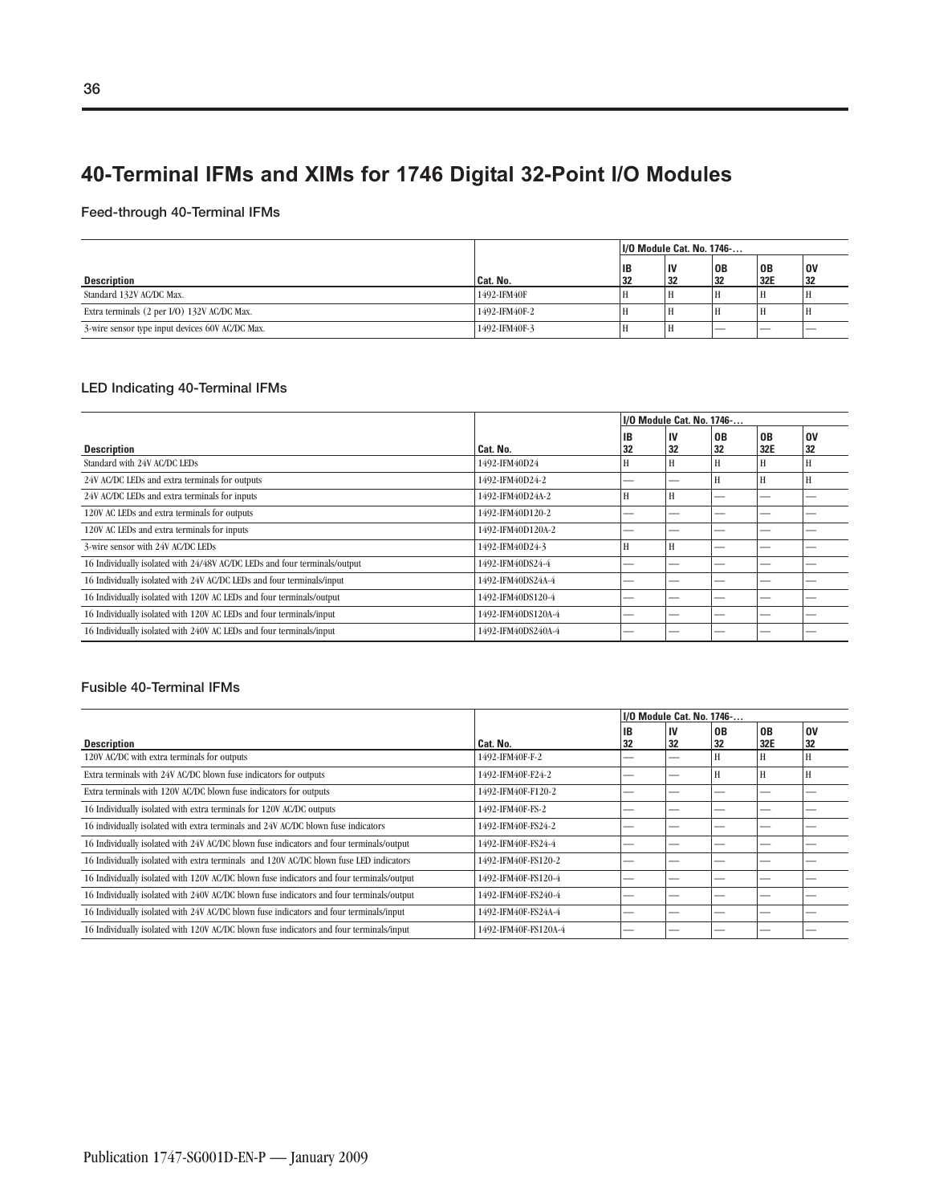# 40-Terminal IFMs and XIMs for 1746 Digital 32-Point I/O Modules

### Feed-through 40-Terminal IFMs

| | | I/O Module Cat. No. 1746-… | | | | |
|---|---|---|---|---|---|---|
| **Description** | **Cat. No.** | **IB 32** | **IV 32** | **OB 32** | **OB 32E** | **OV 32** |
| Standard 132V AC/DC Max. | 1492-IFM40F | H | H | H | H | H |
| Extra terminals (2 per I/O) 132V AC/DC Max. | 1492-IFM40F-2 | H | H | H | H | H |
| 3-wire sensor type input devices 60V AC/DC Max. | 1492-IFM40F-3 | H | H | — | — | — |

### LED Indicating 40-Terminal IFMs

| | | I/O Module Cat. No. 1746-… | | | | |
|---|---|---|---|---|---|---|
| **Description** | **Cat. No.** | **IB 32** | **IV 32** | **OB 32** | **OB 32E** | **OV 32** |
| Standard with 24V AC/DC LEDs | 1492-IFM40D24 | H | H | H | H | H |
| 24V AC/DC LEDs and extra terminals for outputs | 1492-IFM40D24-2 | — | — | H | H | H |
| 24V AC/DC LEDs and extra terminals for inputs | 1492-IFM40D24A-2 | H | H | — | — | — |
| 120V AC LEDs and extra terminals for outputs | 1492-IFM40D120-2 | — | — | — | — | — |
| 120V AC LEDs and extra terminals for inputs | 1492-IFM40D120A-2 | — | — | — | — | — |
| 3-wire sensor with 24V AC/DC LEDs | 1492-IFM40D24-3 | H | H | — | — | — |
| 16 Individually isolated with 24/48V AC/DC LEDs and four terminals/output | 1492-IFM40DS24-4 | — | — | — | — | — |
| 16 Individually isolated with 24V AC/DC LEDs and four terminals/input | 1492-IFM40DS24A-4 | — | — | — | — | — |
| 16 Individually isolated with 120V AC LEDs and four terminals/output | 1492-IFM40DS120-4 | — | — | — | — | — |
| 16 Individually isolated with 120V AC LEDs and four terminals/input | 1492-IFM40DS120A-4 | — | — | — | — | — |
| 16 Individually isolated with 240V AC LEDs and four terminals/input | 1492-IFM40DS240A-4 | — | — | — | — | — |

### Fusible 40-Terminal IFMs

| | | I/O Module Cat. No. 1746-… | | | | |
|---|---|---|---|---|---|---|
| **Description** | **Cat. No.** | **IB 32** | **IV 32** | **OB 32** | **OB 32E** | **OV 32** |
| 120V AC/DC with extra terminals for outputs | 1492-IFM40F-F-2 | — | — | H | H | H |
| Extra terminals with 24V AC/DC blown fuse indicators for outputs | 1492-IFM40F-F24-2 | — | — | H | H | H |
| Extra terminals with 120V AC/DC blown fuse indicators for outputs | 1492-IFM40F-F120-2 | — | — | — | — | — |
| 16 Individually isolated with extra terminals for 120V AC/DC outputs | 1492-IFM40F-FS-2 | — | — | — | — | — |
| 16 individually isolated with extra terminals and 24V AC/DC blown fuse indicators | 1492-IFM40F-FS24-2 | — | — | — | — | — |
| 16 Individually isolated with 24V AC/DC blown fuse indicators and four terminals/output | 1492-IFM40F-FS24-4 | — | — | — | — | — |
| 16 Individually isolated with extra terminals and 120V AC/DC blown fuse LED indicators | 1492-IFM40F-FS120-2 | — | — | — | — | — |
| 16 Individually isolated with 120V AC/DC blown fuse indicators and four terminals/output | 1492-IFM40F-FS120-4 | — | — | — | — | — |
| 16 Individually isolated with 240V AC/DC blown fuse indicators and four terminals/output | 1492-IFM40F-FS240-4 | — | — | — | — | — |
| 16 Individually isolated with 24V AC/DC blown fuse indicators and four terminals/input | 1492-IFM40F-FS24A-4 | — | — | — | — | — |
| 16 Individually isolated with 120V AC/DC blown fuse indicators and four terminals/input | 1492-IFM40F-FS120A-4 | — | — | — | — | — |

Publication 1747-SG001D-EN-P — January 2009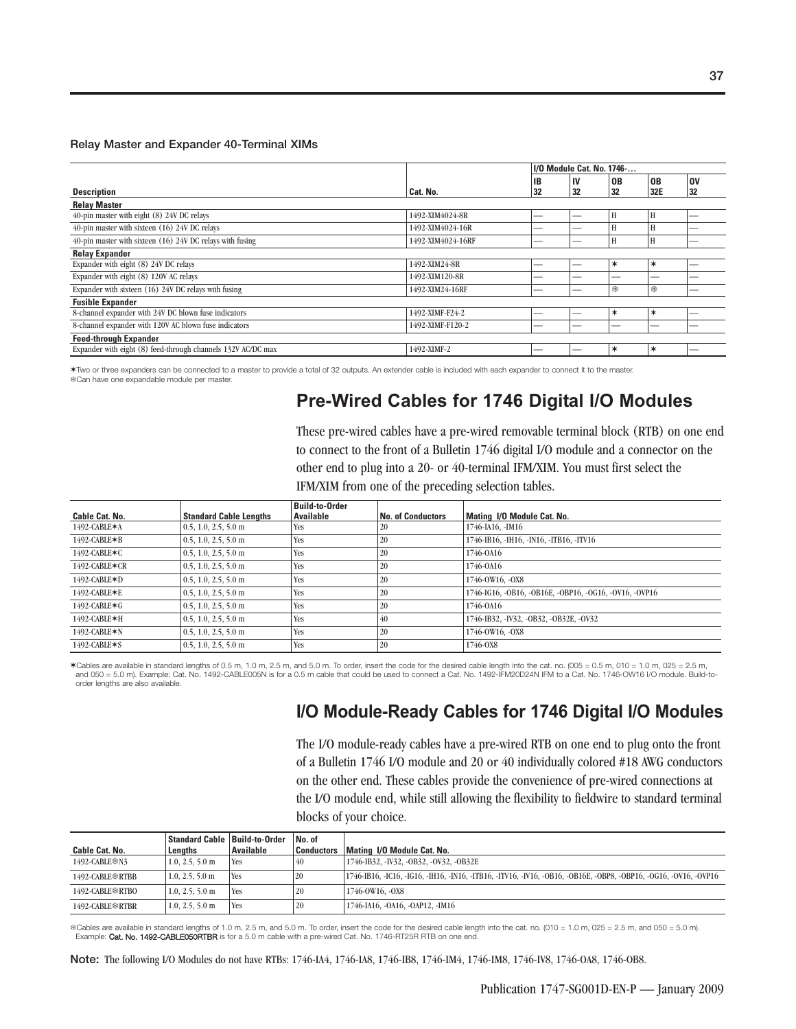### Relay Master and Expander 40-Terminal XIMs

| Description | Cat. No. | I/O Module Cat. No. 1746-… | | | | |
|---|---|---|---|---|---|---|
| | | IB 32 | IV 32 | OB 32 | OB 32E | OV 32 |
| **Relay Master** | | | | | | |
| 40-pin master with eight (8) 24V DC relays | 1492-XIM4024-8R | — | — | H | H | — |
| 40-pin master with sixteen (16) 24V DC relays | 1492-XIM4024-16R | — | — | H | H | — |
| 40-pin master with sixteen (16) 24V DC relays with fusing | 1492-XIM4024-16RF | — | — | H | H | — |
| **Relay Expander** | | | | | | |
| Expander with eight (8) 24V DC relays | 1492-XIM24-8R | — | — | ✶ | ✶ | — |
| Expander with eight (8) 120V AC relays | 1492-XIM120-8R | — | — | — | — | — |
| Expander with sixteen (16) 24V DC relays with fusing | 1492-XIM24-16RF | — | — | ❄ | ❄ | — |
| **Fusible Expander** | | | | | | |
| 8-channel expander with 24V DC blown fuse indicators | 1492-XIMF-F24-2 | — | — | ✶ | ✶ | — |
| 8-channel expander with 120V AC blown fuse indicators | 1492-XIMF-F120-2 | — | — | — | — | — |
| **Feed-through Expander** | | | | | | |
| Expander with eight (8) feed-through channels 132V AC/DC max | 1492-XIMF-2 | — | — | ✶ | ✶ | — |

✶Two or three expanders can be connected to a master to provide a total of 32 outputs. An extender cable is included with each expander to connect it to the master.
❄Can have one expandable module per master.

## Pre-Wired Cables for 1746 Digital I/O Modules

These pre-wired cables have a pre-wired removable terminal block (RTB) on one end to connect to the front of a Bulletin 1746 digital I/O module and a connector on the other end to plug into a 20- or 40-terminal IFM/XIM. You must first select the IFM/XIM from one of the preceding selection tables.

| Cable Cat. No. | Standard Cable Lengths | Build-to-Order Available | No. of Conductors | Mating I/O Module Cat. No. |
|---|---|---|---|---|
| 1492-CABLE✶A | 0.5, 1.0, 2.5, 5.0 m | Yes | 20 | 1746-IA16, -IM16 |
| 1492-CABLE✶B | 0.5, 1.0, 2.5, 5.0 m | Yes | 20 | 1746-IB16, -IH16, -IN16, -ITB16, -ITV16 |
| 1492-CABLE✶C | 0.5, 1.0, 2.5, 5.0 m | Yes | 20 | 1746-OA16 |
| 1492-CABLE✶CR | 0.5, 1.0, 2.5, 5.0 m | Yes | 20 | 1746-OA16 |
| 1492-CABLE✶D | 0.5, 1.0, 2.5, 5.0 m | Yes | 20 | 1746-OW16, -OX8 |
| 1492-CABLE✶E | 0.5, 1.0, 2.5, 5.0 m | Yes | 20 | 1746-IG16, -OB16, -OB16E, -OBP16, -OG16, -OV16, -OVP16 |
| 1492-CABLE✶G | 0.5, 1.0, 2.5, 5.0 m | Yes | 20 | 1746-OA16 |
| 1492-CABLE✶H | 0.5, 1.0, 2.5, 5.0 m | Yes | 40 | 1746-IB32, -IV32, -OB32, -OB32E, -OV32 |
| 1492-CABLE✶N | 0.5, 1.0, 2.5, 5.0 m | Yes | 20 | 1746-OW16, -OX8 |
| 1492-CABLE✶S | 0.5, 1.0, 2.5, 5.0 m | Yes | 20 | 1746-OX8 |

✶Cables are available in standard lengths of 0.5 m, 1.0 m, 2.5 m, and 5.0 m. To order, insert the code for the desired cable length into the cat. no. (005 = 0.5 m, 010 = 1.0 m, 025 = 2.5 m, and 050 = 5.0 m). Example: Cat. No. 1492-CABLE005N is for a 0.5 m cable that could be used to connect a Cat. No. 1492-IFM20D24N IFM to a Cat. No. 1746-OW16 I/O module. Build-to-order lengths are also available.

## I/O Module-Ready Cables for 1746 Digital I/O Modules

The I/O module-ready cables have a pre-wired RTB on one end to plug onto the front of a Bulletin 1746 I/O module and 20 or 40 individually colored #18 AWG conductors on the other end. These cables provide the convenience of pre-wired connections at the I/O module end, while still allowing the flexibility to fieldwire to standard terminal blocks of your choice.

| Cable Cat. No. | Standard Cable Lengths | Build-to-Order Available | No. of Conductors | Mating I/O Module Cat. No. |
|---|---|---|---|---|
| 1492-CABLE❄N3 | 1.0, 2.5, 5.0 m | Yes | 40 | 1746-IB32, -IV32, -OB32, -OV32, -OB32E |
| 1492-CABLE❄RTBB | 1.0, 2.5, 5.0 m | Yes | 20 | 1746-IB16, -IC16, -IG16, -IH16, -IN16, -ITB16, -ITV16, -IV16, -OB16, -OB16E, -OBP8, -OBP16, -OG16, -OV16, -OVP16 |
| 1492-CABLE❄RTBO | 1.0, 2.5, 5.0 m | Yes | 20 | 1746-OW16, -OX8 |
| 1492-CABLE❄RTBR | 1.0, 2.5, 5.0 m | Yes | 20 | 1746-IA16, -OA16, -OAP12, -IM16 |

❄Cables are available in standard lengths of 1.0 m, 2.5 m, and 5.0 m. To order, insert the code for the desired cable length into the cat. no. (010 = 1.0 m, 025 = 2.5 m, and 050 = 5.0 m). Example: **Cat. No. 1492-CABLE050RTBR** is for a 5.0 m cable with a pre-wired Cat. No. 1746-RT25R RTB on one end.

**Note:** The following I/O Modules do not have RTBs: 1746-IA4, 1746-IA8, 1746-IB8, 1746-IM4, 1746-IM8, 1746-IV8, 1746-OA8, 1746-OB8.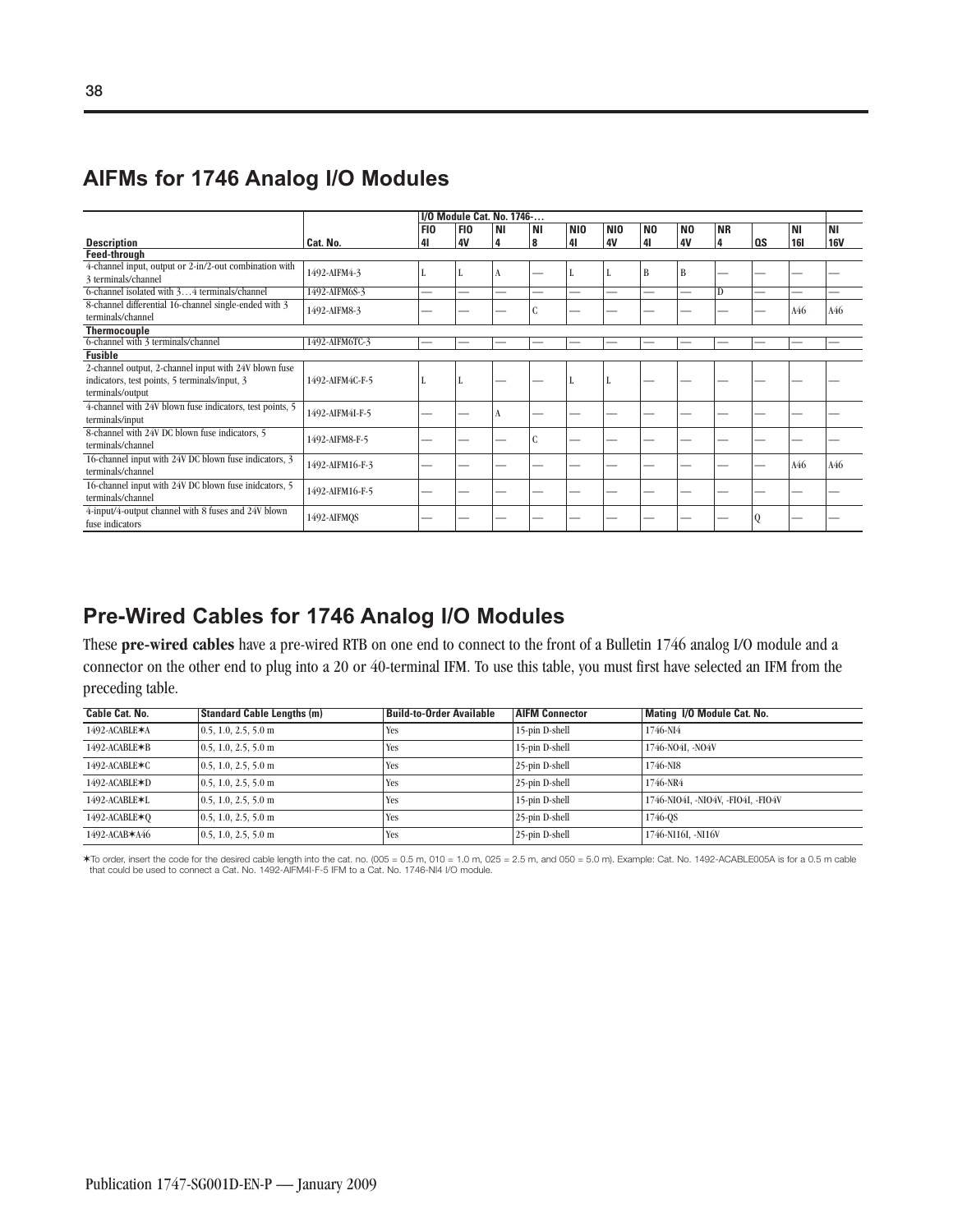## AIFMs for 1746 Analog I/O Modules

| Description | Cat. No. | I/O Module Cat. No. 1746-… | | | | | | | | | | | |
|---|---|---|---|---|---|---|---|---|---|---|---|---|---|
| | | FIO 4I | FIO 4V | NI 4 | NI 8 | NIO 4I | NIO 4V | NO 4I | NO 4V | NR 4 | QS | NI 16I | NI 16V |
| **Feed-through** | | | | | | | | | | | | | |
| 4-channel input, output or 2-in/2-out combination with 3 terminals/channel | 1492-AIFM4-3 | L | L | A | — | L | L | B | B | — | — | — | — |
| 6-channel isolated with 3…4 terminals/channel | 1492-AIFM6S-3 | — | — | — | — | — | — | — | — | D | — | — | — |
| 8-channel differential 16-channel single-ended with 3 terminals/channel | 1492-AIFM8-3 | — | — | — | C | — | — | — | — | — | — | A46 | A46 |
| **Thermocouple** | | | | | | | | | | | | | |
| 6-channel with 3 terminals/channel | 1492-AIFM6TC-3 | — | — | — | — | — | — | — | — | — | — | — | — |
| **Fusible** | | | | | | | | | | | | | |
| 2-channel output, 2-channel input with 24V blown fuse indicators, test points, 5 terminals/input, 3 terminals/output | 1492-AIFM4C-F-5 | L | L | — | — | L | L | — | — | — | — | — | — |
| 4-channel with 24V blown fuse indicators, test points, 5 terminals/input | 1492-AIFM4I-F-5 | — | — | A | — | — | — | — | — | — | — | — | — |
| 8-channel with 24V DC blown fuse indicators, 5 terminals/channel | 1492-AIFM8-F-5 | — | — | — | C | — | — | — | — | — | — | — | — |
| 16-channel input with 24V DC blown fuse indicators, 3 terminals/channel | 1492-AIFM16-F-3 | — | — | — | — | — | — | — | — | — | — | A46 | A46 |
| 16-channel input with 24V DC blown fuse inidcators, 5 terminals/channel | 1492-AIFM16-F-5 | — | — | — | — | — | — | — | — | — | — | — | — |
| 4-input/4-output channel with 8 fuses and 24V blown fuse indicators | 1492-AIFMQS | — | — | — | — | — | — | — | — | — | Q | — | — |

## Pre-Wired Cables for 1746 Analog I/O Modules

These **pre-wired cables** have a pre-wired RTB on one end to connect to the front of a Bulletin 1746 analog I/O module and a connector on the other end to plug into a 20 or 40-terminal IFM. To use this table, you must first have selected an IFM from the preceding table.

| Cable Cat. No. | Standard Cable Lengths (m) | Build-to-Order Available | AIFM Connector | Mating I/O Module Cat. No. |
|---|---|---|---|---|
| 1492-ACABLE✶A | 0.5, 1.0, 2.5, 5.0 m | Yes | 15-pin D-shell | 1746-NI4 |
| 1492-ACABLE✶B | 0.5, 1.0, 2.5, 5.0 m | Yes | 15-pin D-shell | 1746-NO4I, -NO4V |
| 1492-ACABLE✶C | 0.5, 1.0, 2.5, 5.0 m | Yes | 25-pin D-shell | 1746-NI8 |
| 1492-ACABLE✶D | 0.5, 1.0, 2.5, 5.0 m | Yes | 25-pin D-shell | 1746-NR4 |
| 1492-ACABLE✶L | 0.5, 1.0, 2.5, 5.0 m | Yes | 15-pin D-shell | 1746-NIO4I, -NIO4V, -FIO4I, -FIO4V |
| 1492-ACABLE✶Q | 0.5, 1.0, 2.5, 5.0 m | Yes | 25-pin D-shell | 1746-QS |
| 1492-ACAB✶A46 | 0.5, 1.0, 2.5, 5.0 m | Yes | 25-pin D-shell | 1746-NI16I, -NI16V |

✶To order, insert the code for the desired cable length into the cat. no. (005 = 0.5 m, 010 = 1.0 m, 025 = 2.5 m, and 050 = 5.0 m). Example: Cat. No. 1492-ACABLE005A is for a 0.5 m cable that could be used to connect a Cat. No. 1492-AIFM4I-F-5 IFM to a Cat. No. 1746-NI4 I/O module.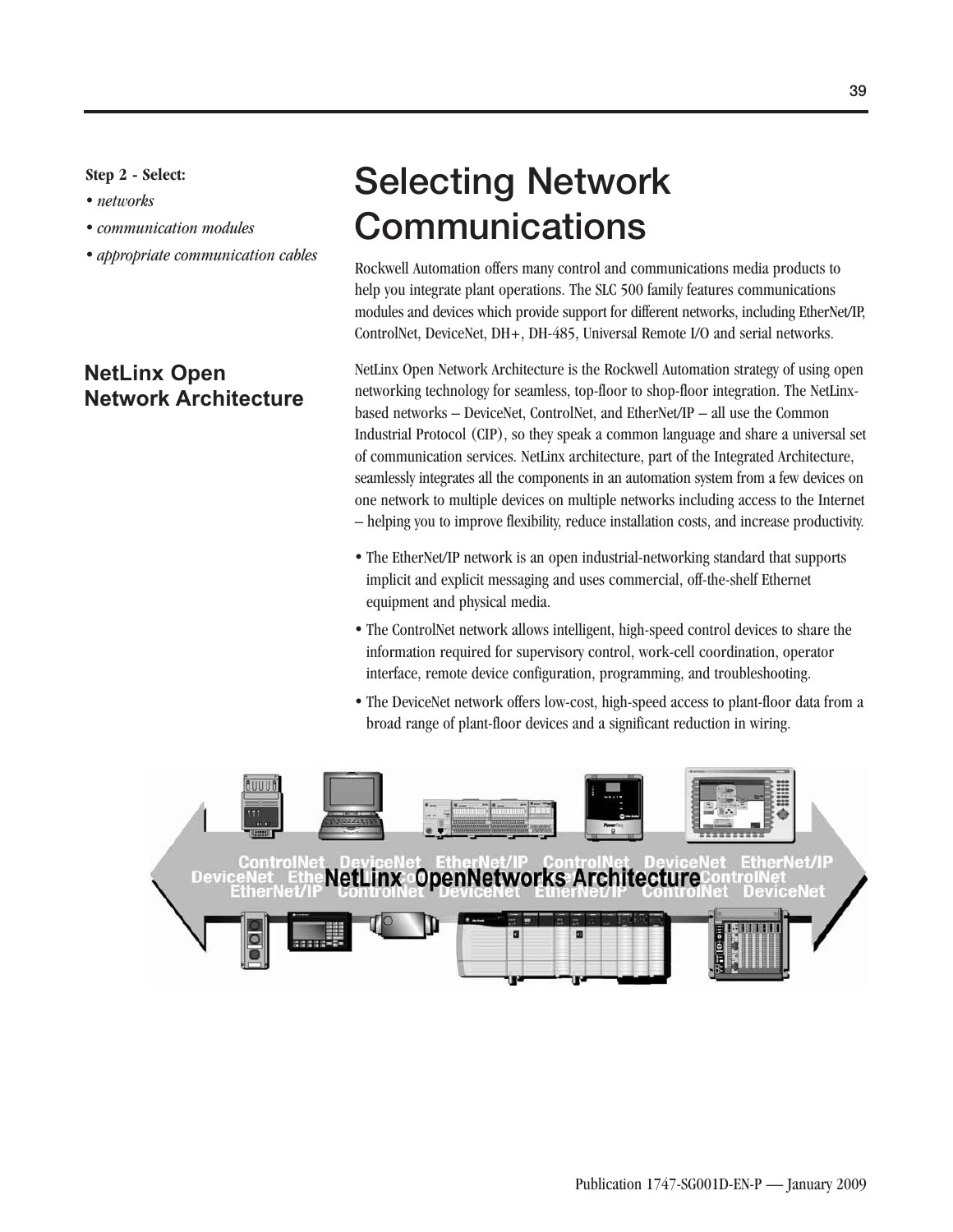**Step 2 - Select:**

- *networks*
- *communication modules*
- *appropriate communication cables*

# Selecting Network Communications

Rockwell Automation offers many control and communications media products to help you integrate plant operations. The SLC 500 family features communications modules and devices which provide support for different networks, including EtherNet/IP, ControlNet, DeviceNet, DH+, DH-485, Universal Remote I/O and serial networks.

## NetLinx Open Network Architecture

NetLinx Open Network Architecture is the Rockwell Automation strategy of using open networking technology for seamless, top-floor to shop-floor integration. The NetLinx-based networks – DeviceNet, ControlNet, and EtherNet/IP – all use the Common Industrial Protocol (CIP), so they speak a common language and share a universal set of communication services. NetLinx architecture, part of the Integrated Architecture, seamlessly integrates all the components in an automation system from a few devices on one network to multiple devices on multiple networks including access to the Internet – helping you to improve flexibility, reduce installation costs, and increase productivity.

- The EtherNet/IP network is an open industrial-networking standard that supports implicit and explicit messaging and uses commercial, off-the-shelf Ethernet equipment and physical media.
- The ControlNet network allows intelligent, high-speed control devices to share the information required for supervisory control, work-cell coordination, operator interface, remote device configuration, programming, and troubleshooting.
- The DeviceNet network offers low-cost, high-speed access to plant-floor data from a broad range of plant-floor devices and a significant reduction in wiring.

NetLinx OpenNetworks Architecture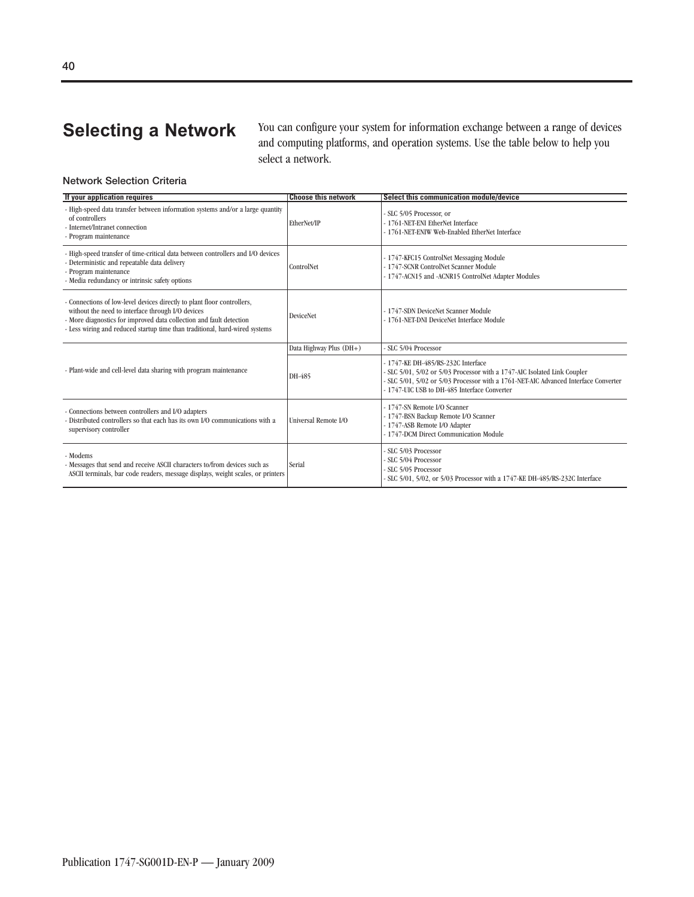## Selecting a Network

You can configure your system for information exchange between a range of devices and computing platforms, and operation systems. Use the table below to help you select a network.

### Network Selection Criteria

| If your application requires | Choose this network | Select this communication module/device |
|---|---|---|
| - High-speed data transfer between information systems and/or a large quantity of controllers<br>- Internet/Intranet connection<br>- Program maintenance | EtherNet/IP | - SLC 5/05 Processor, or<br>- 1761-NET-ENI EtherNet Interface<br>- 1761-NET-ENIW Web-Enabled EtherNet Interface |
| - High-speed transfer of time-critical data between controllers and I/O devices<br>- Deterministic and repeatable data delivery<br>- Program maintenance<br>- Media redundancy or intrinsic safety options | ControlNet | - 1747-KFC15 ControlNet Messaging Module<br>- 1747-SCNR ControlNet Scanner Module<br>- 1747-ACN15 and -ACNR15 ControlNet Adapter Modules |
| - Connections of low-level devices directly to plant floor controllers, without the need to interface through I/O devices<br>- More diagnostics for improved data collection and fault detection<br>- Less wiring and reduced startup time than traditional, hard-wired systems | DeviceNet | - 1747-SDN DeviceNet Scanner Module<br>- 1761-NET-DNI DeviceNet Interface Module |
| - Plant-wide and cell-level data sharing with program maintenance | Data Highway Plus (DH+) | - SLC 5/04 Processor |
| | DH-485 | - 1747-KE DH-485/RS-232C Interface<br>- SLC 5/01, 5/02 or 5/03 Processor with a 1747-AIC Isolated Link Coupler<br>- SLC 5/01, 5/02 or 5/03 Processor with a 1761-NET-AIC Advanced Interface Converter<br>- 1747-UIC USB to DH-485 Interface Converter |
| - Connections between controllers and I/O adapters<br>- Distributed controllers so that each has its own I/O communications with a supervisory controller | Universal Remote I/O | - 1747-SN Remote I/O Scanner<br>- 1747-BSN Backup Remote I/O Scanner<br>- 1747-ASB Remote I/O Adapter<br>- 1747-DCM Direct Communication Module |
| - Modems<br>- Messages that send and receive ASCII characters to/from devices such as ASCII terminals, bar code readers, message displays, weight scales, or printers | Serial | - SLC 5/03 Processor<br>- SLC 5/04 Processor<br>- SLC 5/05 Processor<br>- SLC 5/01, 5/02, or 5/03 Processor with a 1747-KE DH-485/RS-232C Interface |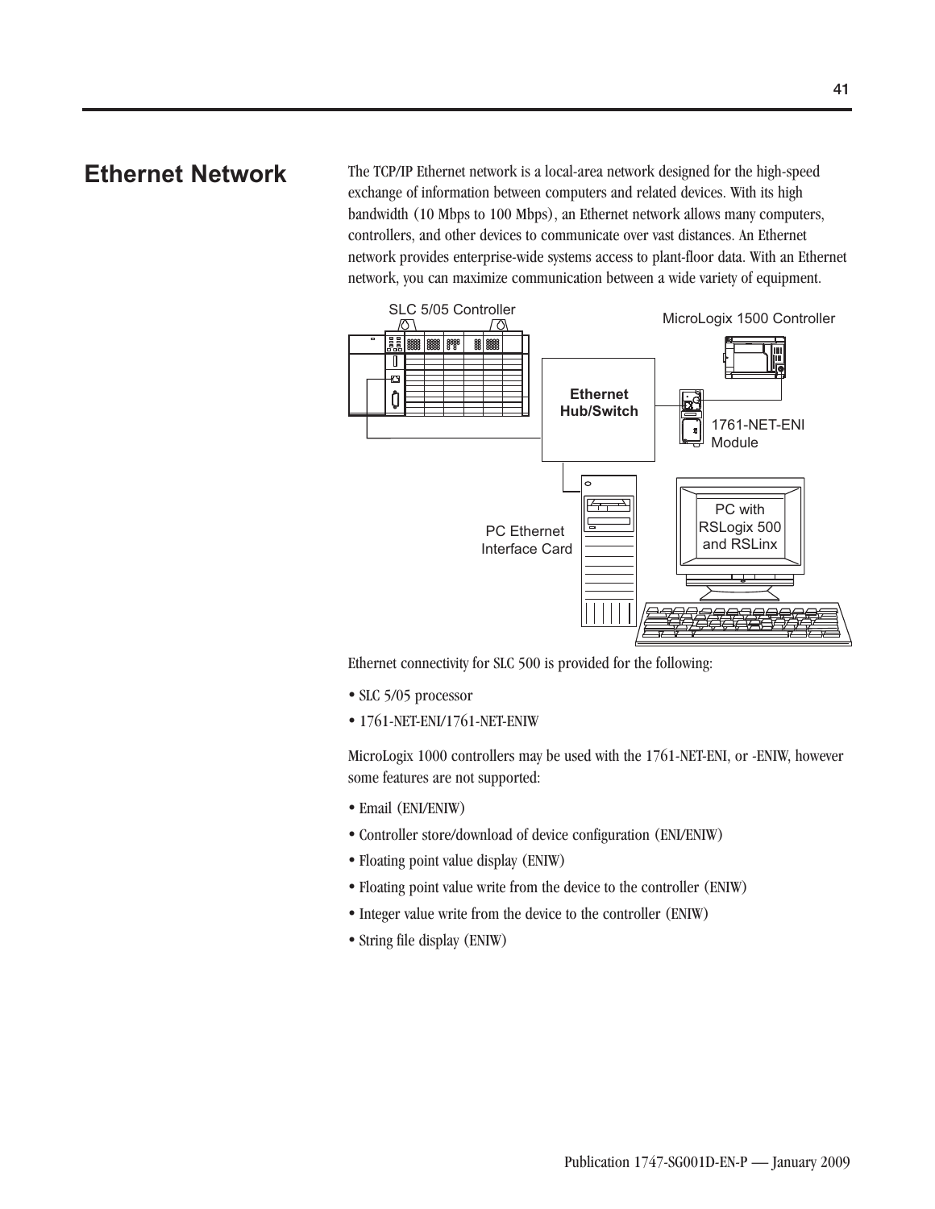## Ethernet Network

The TCP/IP Ethernet network is a local-area network designed for the high-speed exchange of information between computers and related devices. With its high bandwidth (10 Mbps to 100 Mbps), an Ethernet network allows many computers, controllers, and other devices to communicate over vast distances. An Ethernet network provides enterprise-wide systems access to plant-floor data. With an Ethernet network, you can maximize communication between a wide variety of equipment.

Ethernet connectivity for SLC 500 is provided for the following:

- SLC 5/05 processor
- 1761-NET-ENI/1761-NET-ENIW

MicroLogix 1000 controllers may be used with the 1761-NET-ENI, or -ENIW, however some features are not supported:

- Email (ENI/ENIW)
- Controller store/download of device configuration (ENI/ENIW)
- Floating point value display (ENIW)
- Floating point value write from the device to the controller (ENIW)
- Integer value write from the device to the controller (ENIW)
- String file display (ENIW)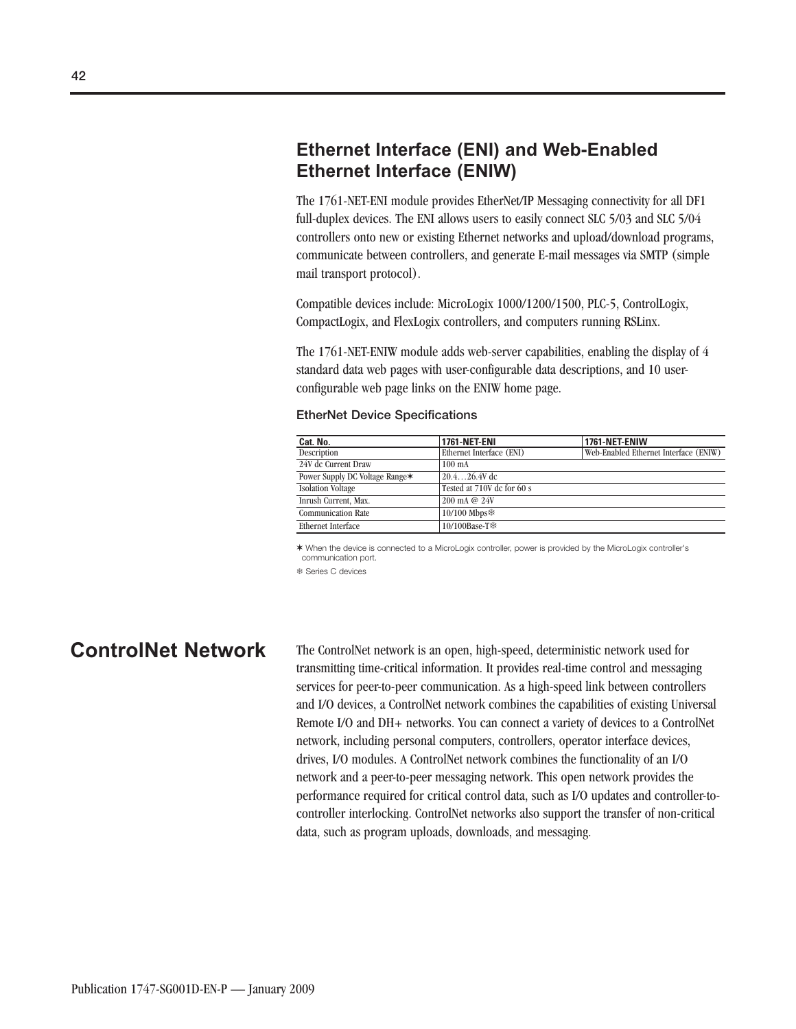## Ethernet Interface (ENI) and Web-Enabled Ethernet Interface (ENIW)

The 1761-NET-ENI module provides EtherNet/IP Messaging connectivity for all DF1 full-duplex devices. The ENI allows users to easily connect SLC 5/03 and SLC 5/04 controllers onto new or existing Ethernet networks and upload/download programs, communicate between controllers, and generate E-mail messages via SMTP (simple mail transport protocol).

Compatible devices include: MicroLogix 1000/1200/1500, PLC-5, ControlLogix, CompactLogix, and FlexLogix controllers, and computers running RSLinx.

The 1761-NET-ENIW module adds web-server capabilities, enabling the display of 4 standard data web pages with user-configurable data descriptions, and 10 user-configurable web page links on the ENIW home page.

### EtherNet Device Specifications

| Cat. No. | 1761-NET-ENI | 1761-NET-ENIW |
|---|---|---|
| Description | Ethernet Interface (ENI) | Web-Enabled Ethernet Interface (ENIW) |
| 24V dc Current Draw | 100 mA | |
| Power Supply DC Voltage Range✶ | 20.4…26.4V dc | |
| Isolation Voltage | Tested at 710V dc for 60 s | |
| Inrush Current, Max. | 200 mA @ 24V | |
| Communication Rate | 10/100 Mbps❄ | |
| Ethernet Interface | 10/100Base-T❄ | |

✶ When the device is connected to a MicroLogix controller, power is provided by the MicroLogix controller's communication port.

❄ Series C devices

## ControlNet Network

The ControlNet network is an open, high-speed, deterministic network used for transmitting time-critical information. It provides real-time control and messaging services for peer-to-peer communication. As a high-speed link between controllers and I/O devices, a ControlNet network combines the capabilities of existing Universal Remote I/O and DH+ networks. You can connect a variety of devices to a ControlNet network, including personal computers, controllers, operator interface devices, drives, I/O modules. A ControlNet network combines the functionality of an I/O network and a peer-to-peer messaging network. This open network provides the performance required for critical control data, such as I/O updates and controller-to-controller interlocking. ControlNet networks also support the transfer of non-critical data, such as program uploads, downloads, and messaging.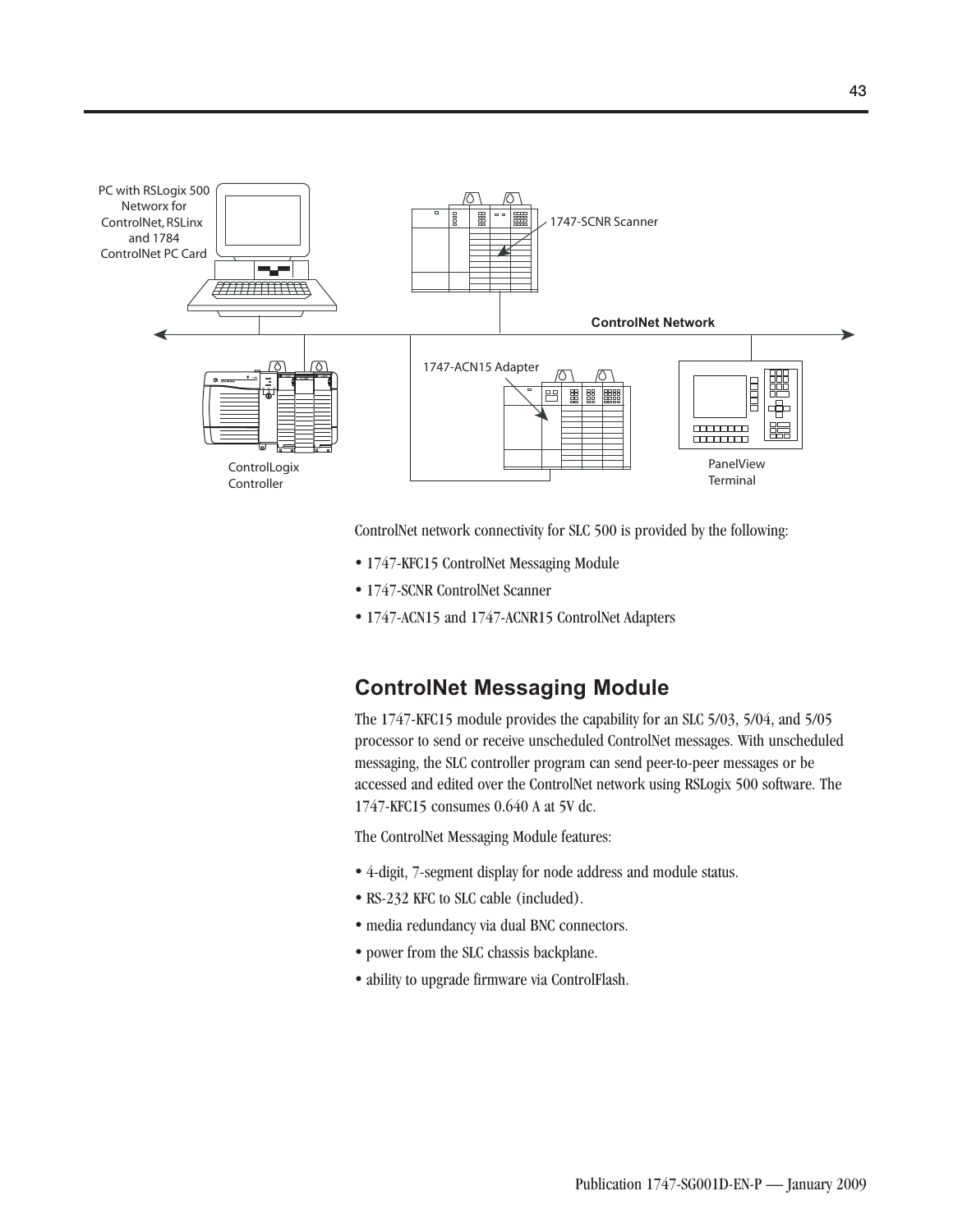ControlNet network connectivity for SLC 500 is provided by the following:

- 1747-KFC15 ControlNet Messaging Module
- 1747-SCNR ControlNet Scanner
- 1747-ACN15 and 1747-ACNR15 ControlNet Adapters

## ControlNet Messaging Module

The 1747-KFC15 module provides the capability for an SLC 5/03, 5/04, and 5/05 processor to send or receive unscheduled ControlNet messages. With unscheduled messaging, the SLC controller program can send peer-to-peer messages or be accessed and edited over the ControlNet network using RSLogix 500 software. The 1747-KFC15 consumes 0.640 A at 5V dc.

The ControlNet Messaging Module features:

- 4-digit, 7-segment display for node address and module status.
- RS-232 KFC to SLC cable (included).
- media redundancy via dual BNC connectors.
- power from the SLC chassis backplane.
- ability to upgrade firmware via ControlFlash.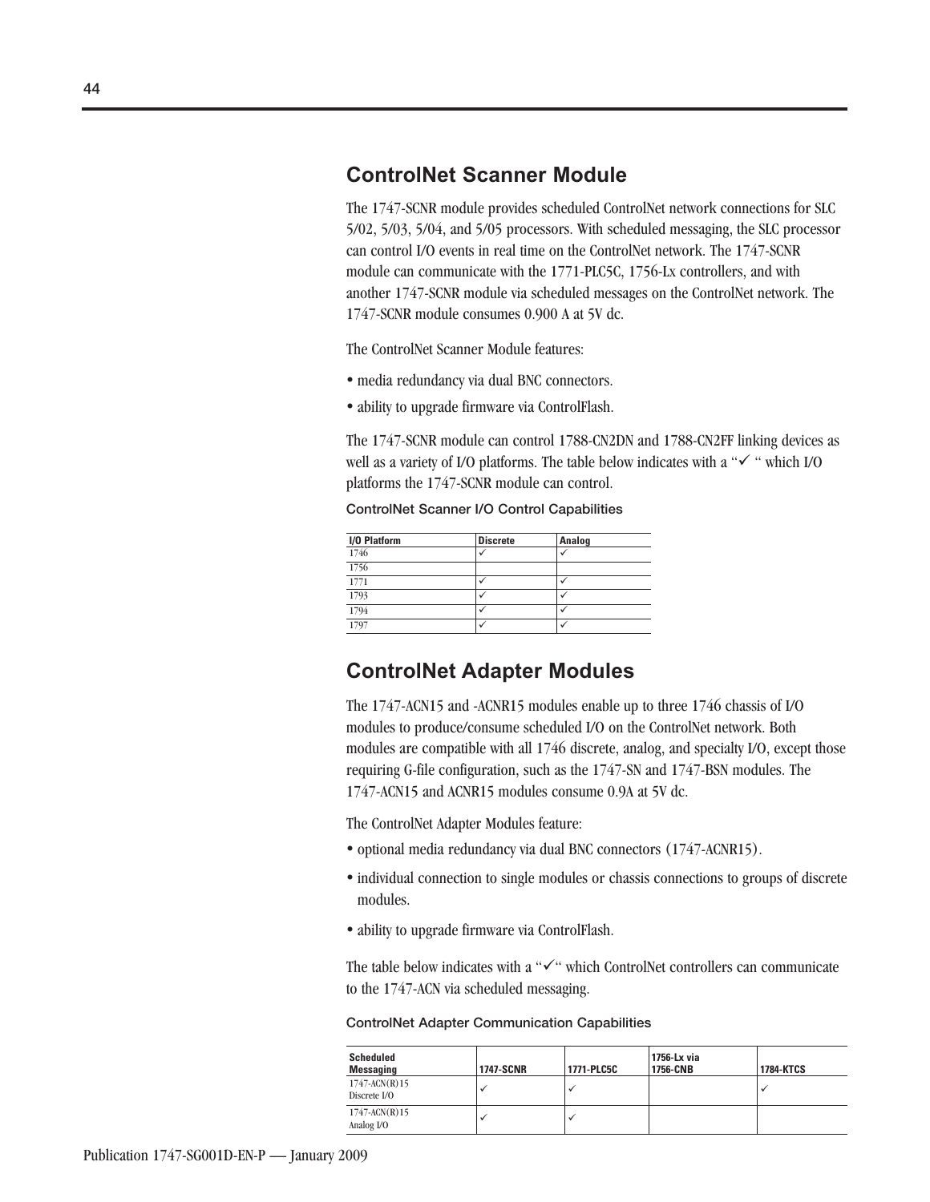## ControlNet Scanner Module

The 1747-SCNR module provides scheduled ControlNet network connections for SLC 5/02, 5/03, 5/04, and 5/05 processors. With scheduled messaging, the SLC processor can control I/O events in real time on the ControlNet network. The 1747-SCNR module can communicate with the 1771-PLC5C, 1756-Lx controllers, and with another 1747-SCNR module via scheduled messages on the ControlNet network. The 1747-SCNR module consumes 0.900 A at 5V dc.

The ControlNet Scanner Module features:

- media redundancy via dual BNC connectors.
- ability to upgrade firmware via ControlFlash.

The 1747-SCNR module can control 1788-CN2DN and 1788-CN2FF linking devices as well as a variety of I/O platforms. The table below indicates with a "✓ " which I/O platforms the 1747-SCNR module can control.

**ControlNet Scanner I/O Control Capabilities**

| I/O Platform | Discrete | Analog |
|---|---|---|
| 1746 | ✓ | ✓ |
| 1756 | | |
| 1771 | ✓ | ✓ |
| 1793 | ✓ | ✓ |
| 1794 | ✓ | ✓ |
| 1797 | ✓ | ✓ |

## ControlNet Adapter Modules

The 1747-ACN15 and -ACNR15 modules enable up to three 1746 chassis of I/O modules to produce/consume scheduled I/O on the ControlNet network. Both modules are compatible with all 1746 discrete, analog, and specialty I/O, except those requiring G-file configuration, such as the 1747-SN and 1747-BSN modules. The 1747-ACN15 and ACNR15 modules consume 0.9A at 5V dc.

The ControlNet Adapter Modules feature:

- optional media redundancy via dual BNC connectors (1747-ACNR15).
- individual connection to single modules or chassis connections to groups of discrete modules.
- ability to upgrade firmware via ControlFlash.

The table below indicates with a "✓" which ControlNet controllers can communicate to the 1747-ACN via scheduled messaging.

**ControlNet Adapter Communication Capabilities**

| Scheduled Messaging | 1747-SCNR | 1771-PLC5C | 1756-Lx via 1756-CNB | 1784-KTCS |
|---|---|---|---|---|
| 1747-ACN(R)15 Discrete I/O | ✓ | ✓ | | ✓ |
| 1747-ACN(R)15 Analog I/O | ✓ | ✓ | | |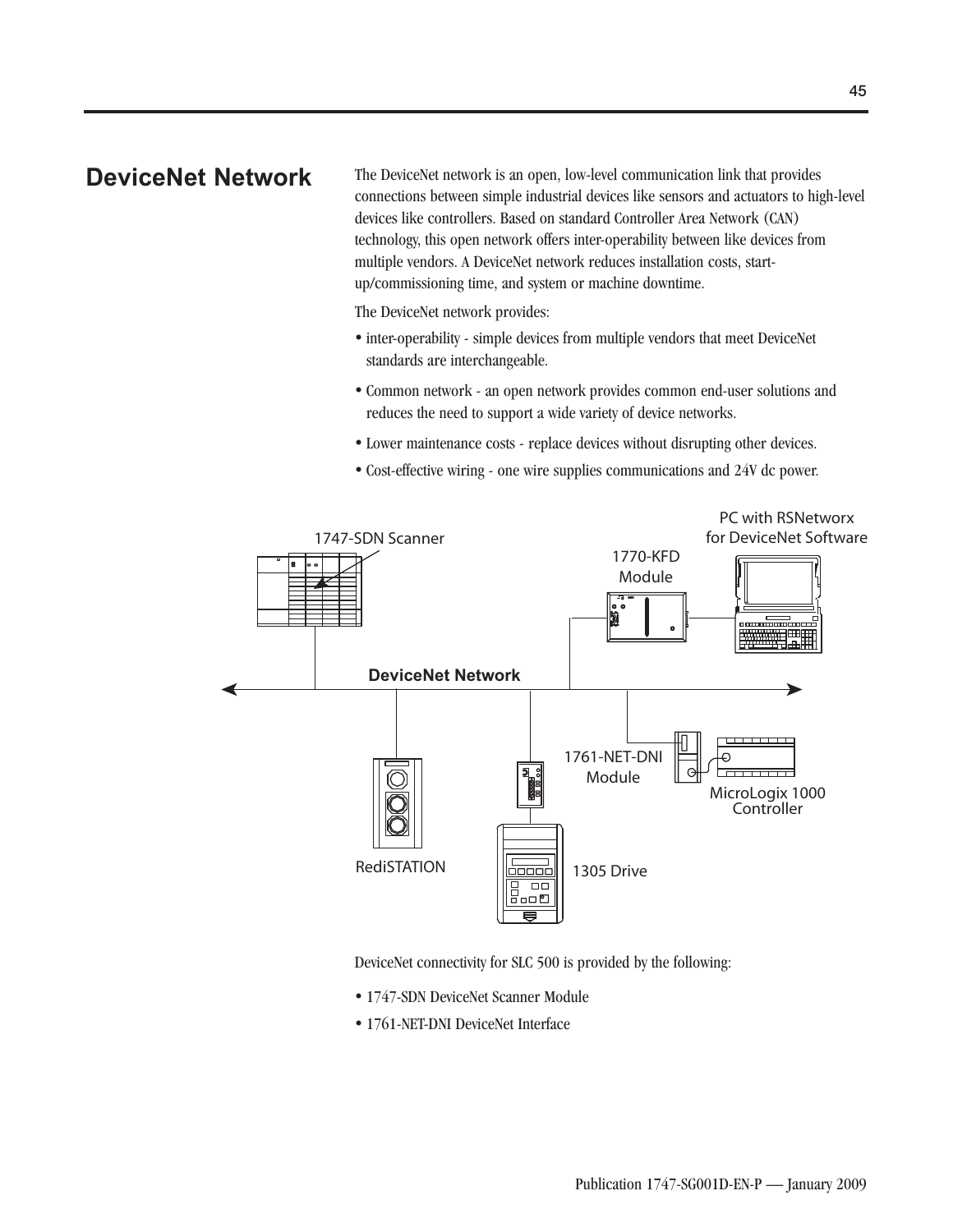# DeviceNet Network

The DeviceNet network is an open, low-level communication link that provides connections between simple industrial devices like sensors and actuators to high-level devices like controllers. Based on standard Controller Area Network (CAN) technology, this open network offers inter-operability between like devices from multiple vendors. A DeviceNet network reduces installation costs, start-up/commissioning time, and system or machine downtime.

The DeviceNet network provides:

- inter-operability - simple devices from multiple vendors that meet DeviceNet standards are interchangeable.
- Common network - an open network provides common end-user solutions and reduces the need to support a wide variety of device networks.
- Lower maintenance costs - replace devices without disrupting other devices.
- Cost-effective wiring - one wire supplies communications and 24V dc power.

1747-SDN Scanner

1770-KFD Module

PC with RSNetworx for DeviceNet Software

DeviceNet Network

1761-NET-DNI Module

MicroLogix 1000 Controller

RediSTATION

1305 Drive

DeviceNet connectivity for SLC 500 is provided by the following:

- 1747-SDN DeviceNet Scanner Module
- 1761-NET-DNI DeviceNet Interface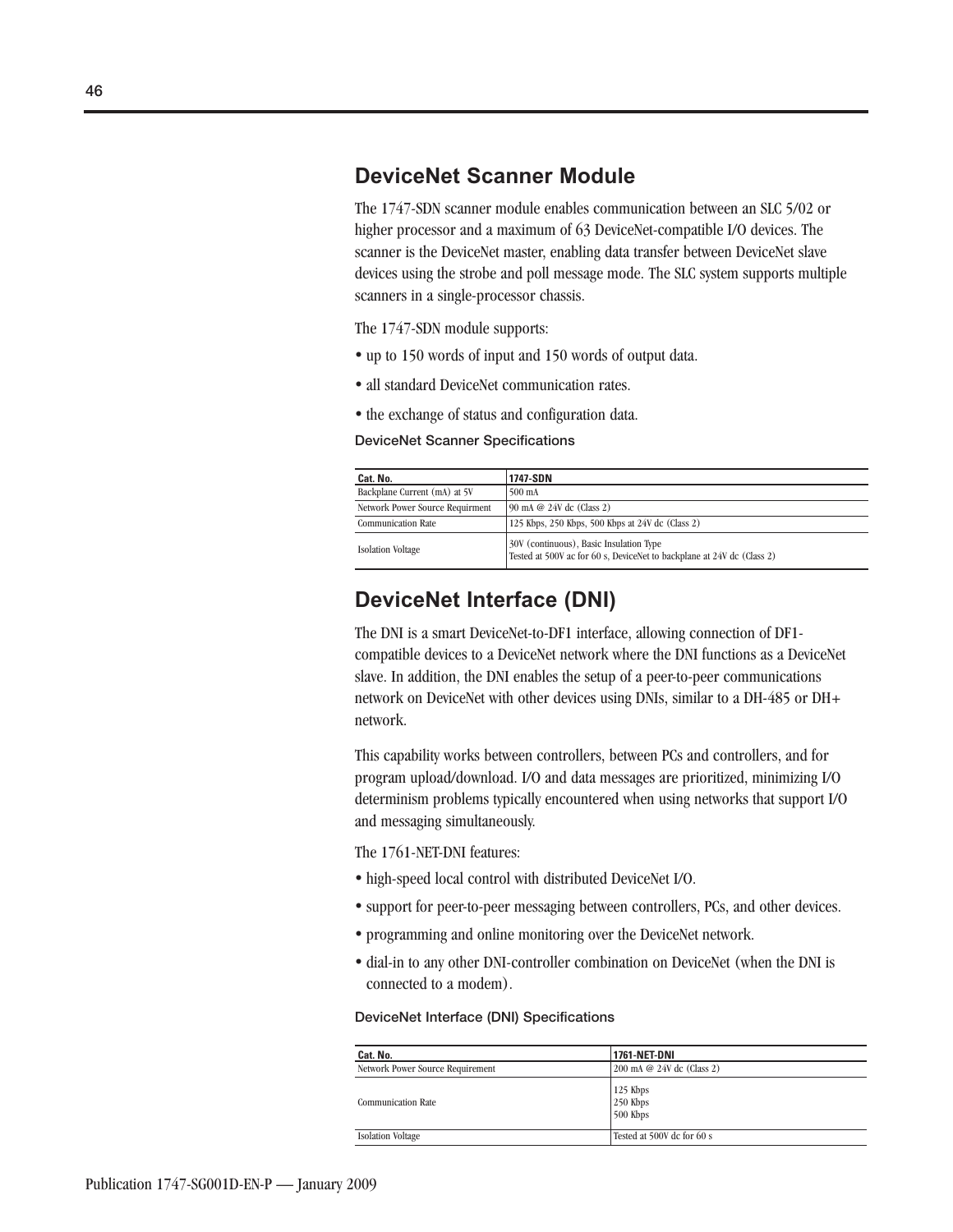## DeviceNet Scanner Module

The 1747-SDN scanner module enables communication between an SLC 5/02 or higher processor and a maximum of 63 DeviceNet-compatible I/O devices. The scanner is the DeviceNet master, enabling data transfer between DeviceNet slave devices using the strobe and poll message mode. The SLC system supports multiple scanners in a single-processor chassis.

The 1747-SDN module supports:

- up to 150 words of input and 150 words of output data.
- all standard DeviceNet communication rates.
- the exchange of status and configuration data.

DeviceNet Scanner Specifications

| Cat. No. | 1747-SDN |
|---|---|
| Backplane Current (mA) at 5V | 500 mA |
| Network Power Source Requirment | 90 mA @ 24V dc (Class 2) |
| Communication Rate | 125 Kbps, 250 Kbps, 500 Kbps at 24V dc (Class 2) |
| Isolation Voltage | 30V (continuous), Basic Insulation Type<br>Tested at 500V ac for 60 s, DeviceNet to backplane at 24V dc (Class 2) |

## DeviceNet Interface (DNI)

The DNI is a smart DeviceNet-to-DF1 interface, allowing connection of DF1-compatible devices to a DeviceNet network where the DNI functions as a DeviceNet slave. In addition, the DNI enables the setup of a peer-to-peer communications network on DeviceNet with other devices using DNIs, similar to a DH-485 or DH+ network.

This capability works between controllers, between PCs and controllers, and for program upload/download. I/O and data messages are prioritized, minimizing I/O determinism problems typically encountered when using networks that support I/O and messaging simultaneously.

The 1761-NET-DNI features:

- high-speed local control with distributed DeviceNet I/O.
- support for peer-to-peer messaging between controllers, PCs, and other devices.
- programming and online monitoring over the DeviceNet network.
- dial-in to any other DNI-controller combination on DeviceNet (when the DNI is connected to a modem).

DeviceNet Interface (DNI) Specifications

| Cat. No. | 1761-NET-DNI |
|---|---|
| Network Power Source Requirement | 200 mA @ 24V dc (Class 2) |
| Communication Rate | 125 Kbps<br>250 Kbps<br>500 Kbps |
| Isolation Voltage | Tested at 500V dc for 60 s |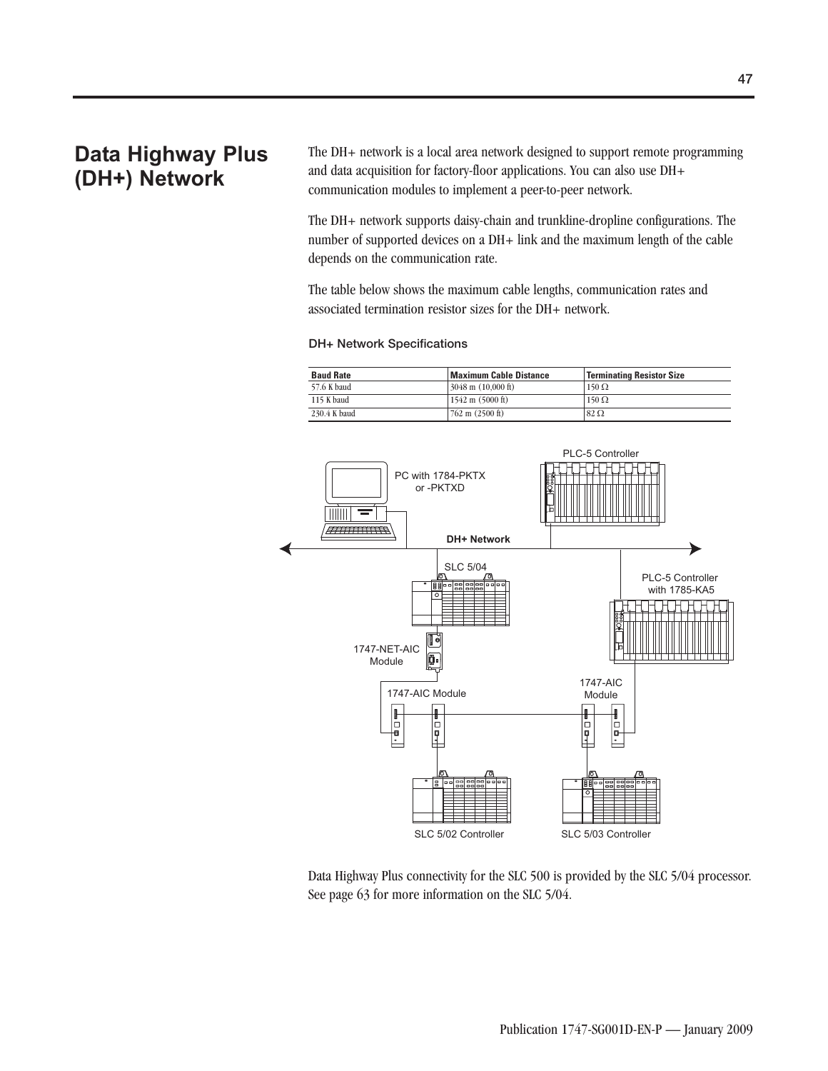# Data Highway Plus (DH+) Network

The DH+ network is a local area network designed to support remote programming and data acquisition for factory-floor applications. You can also use DH+ communication modules to implement a peer-to-peer network.

The DH+ network supports daisy-chain and trunkline-dropline configurations. The number of supported devices on a DH+ link and the maximum length of the cable depends on the communication rate.

The table below shows the maximum cable lengths, communication rates and associated termination resistor sizes for the DH+ network.

**DH+ Network Specifications**

| Baud Rate | Maximum Cable Distance | Terminating Resistor Size |
|---|---|---|
| 57.6 K baud | 3048 m (10,000 ft) | 150 Ω |
| 115 K baud | 1542 m (5000 ft) | 150 Ω |
| 230.4 K baud | 762 m (2500 ft) | 82 Ω |

Data Highway Plus connectivity for the SLC 500 is provided by the SLC 5/04 processor. See page 63 for more information on the SLC 5/04.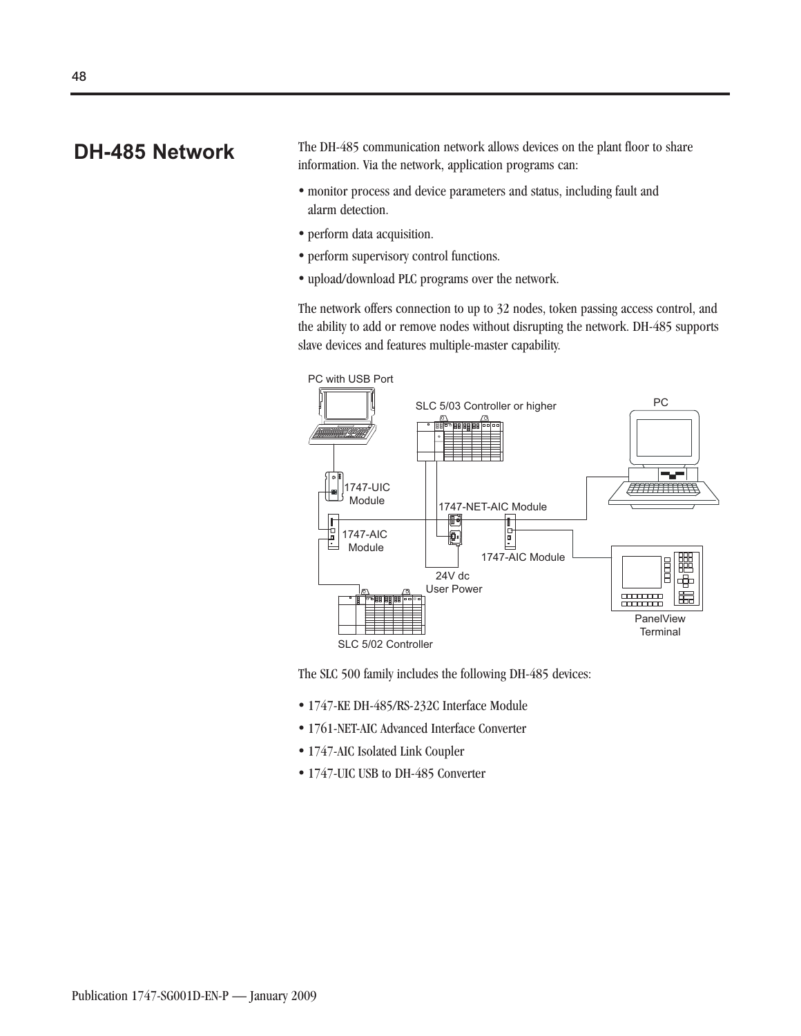## DH-485 Network

The DH-485 communication network allows devices on the plant floor to share information. Via the network, application programs can:

- monitor process and device parameters and status, including fault and alarm detection.
- perform data acquisition.
- perform supervisory control functions.
- upload/download PLC programs over the network.

The network offers connection to up to 32 nodes, token passing access control, and the ability to add or remove nodes without disrupting the network. DH-485 supports slave devices and features multiple-master capability.

The SLC 500 family includes the following DH-485 devices:

- 1747-KE DH-485/RS-232C Interface Module
- 1761-NET-AIC Advanced Interface Converter
- 1747-AIC Isolated Link Coupler
- 1747-UIC USB to DH-485 Converter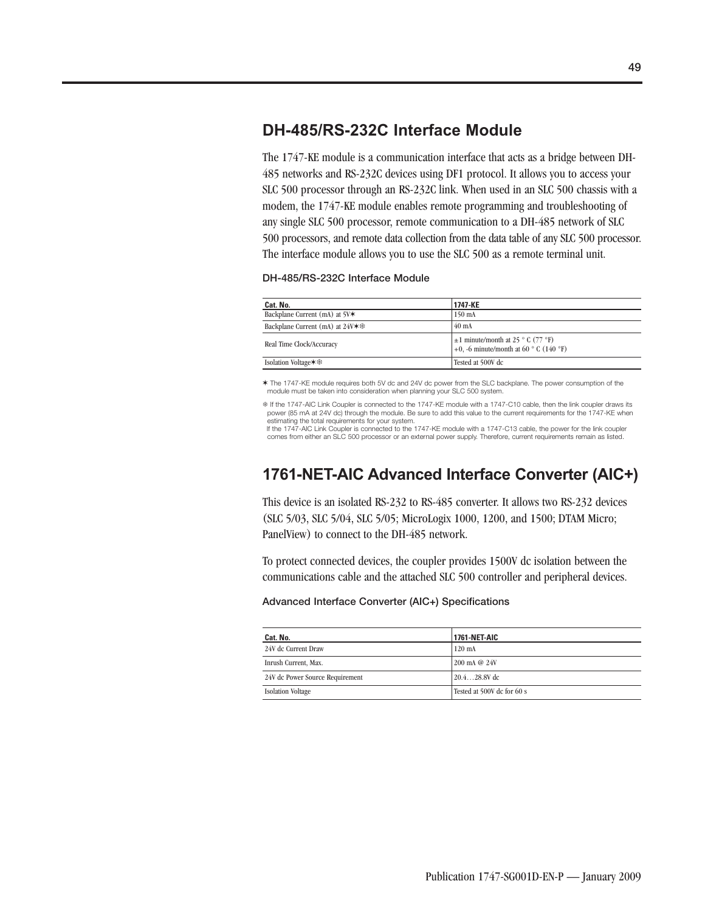## DH-485/RS-232C Interface Module

The 1747-KE module is a communication interface that acts as a bridge between DH-485 networks and RS-232C devices using DF1 protocol. It allows you to access your SLC 500 processor through an RS-232C link. When used in an SLC 500 chassis with a modem, the 1747-KE module enables remote programming and troubleshooting of any single SLC 500 processor, remote communication to a DH-485 network of SLC 500 processors, and remote data collection from the data table of any SLC 500 processor. The interface module allows you to use the SLC 500 as a remote terminal unit.

### DH-485/RS-232C Interface Module

| Cat. No. | 1747-KE |
|---|---|
| Backplane Current (mA) at 5V✶ | 150 mA |
| Backplane Current (mA) at 24V✶❆ | 40 mA |
| Real Time Clock/Accuracy | ±1 minute/month at 25 ° C (77 °F)<br>+0, -6 minute/month at 60 ° C (140 °F) |
| Isolation Voltage✶❆ | Tested at 500V dc |

✶ The 1747-KE module requires both 5V dc and 24V dc power from the SLC backplane. The power consumption of the module must be taken into consideration when planning your SLC 500 system.

❆ If the 1747-AIC Link Coupler is connected to the 1747-KE module with a 1747-C10 cable, then the link coupler draws its power (85 mA at 24V dc) through the module. Be sure to add this value to the current requirements for the 1747-KE when estimating the total requirements for your system.
If the 1747-AIC Link Coupler is connected to the 1747-KE module with a 1747-C13 cable, the power for the link coupler comes from either an SLC 500 processor or an external power supply. Therefore, current requirements remain as listed.

## 1761-NET-AIC Advanced Interface Converter (AIC+)

This device is an isolated RS-232 to RS-485 converter. It allows two RS-232 devices (SLC 5/03, SLC 5/04, SLC 5/05; MicroLogix 1000, 1200, and 1500; DTAM Micro; PanelView) to connect to the DH-485 network.

To protect connected devices, the coupler provides 1500V dc isolation between the communications cable and the attached SLC 500 controller and peripheral devices.

### Advanced Interface Converter (AIC+) Specifications

| Cat. No. | 1761-NET-AIC |
|---|---|
| 24V dc Current Draw | 120 mA |
| Inrush Current, Max. | 200 mA @ 24V |
| 24V dc Power Source Requirement | 20.4…28.8V dc |
| Isolation Voltage | Tested at 500V dc for 60 s |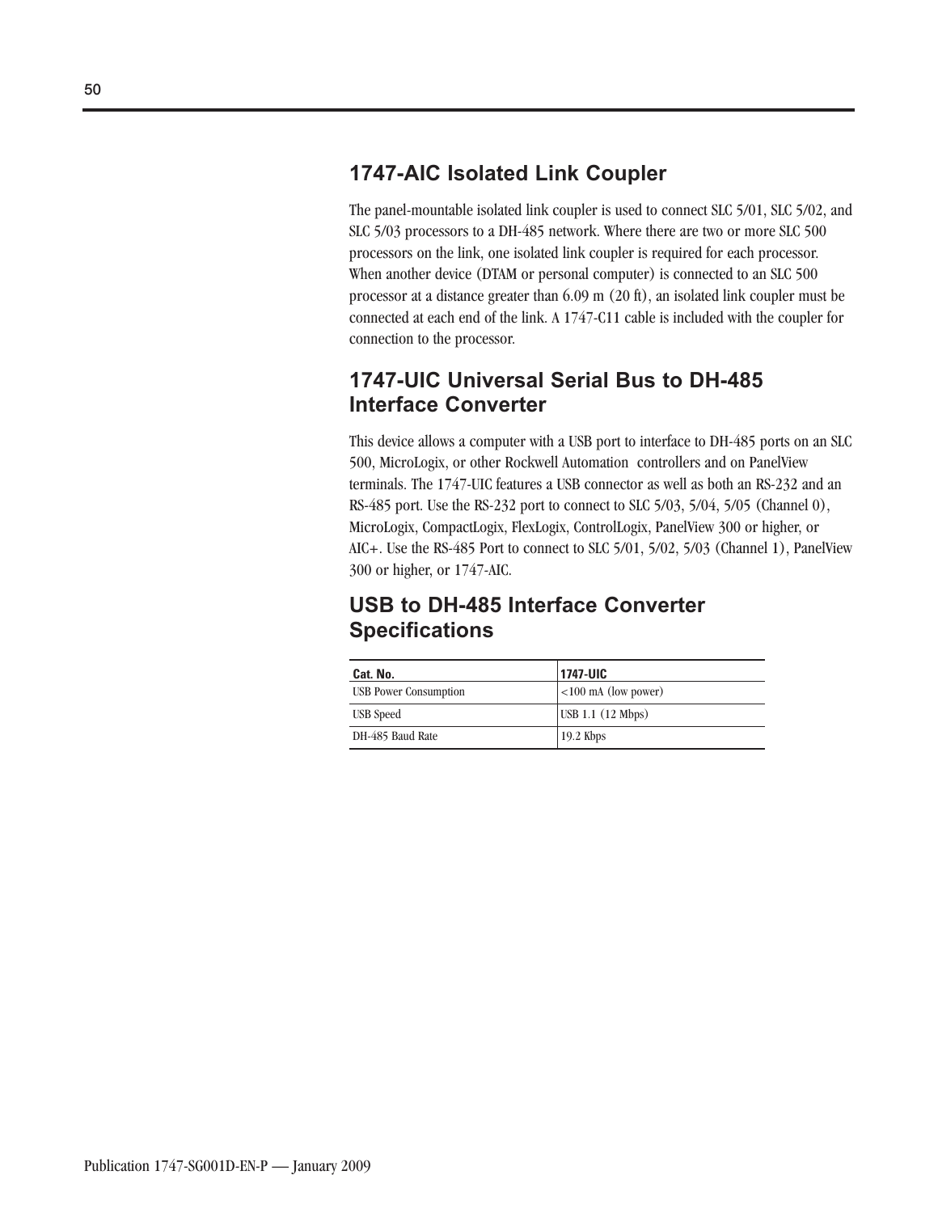## 1747-AIC Isolated Link Coupler

The panel-mountable isolated link coupler is used to connect SLC 5/01, SLC 5/02, and SLC 5/03 processors to a DH-485 network. Where there are two or more SLC 500 processors on the link, one isolated link coupler is required for each processor. When another device (DTAM or personal computer) is connected to an SLC 500 processor at a distance greater than 6.09 m (20 ft), an isolated link coupler must be connected at each end of the link. A 1747-C11 cable is included with the coupler for connection to the processor.

## 1747-UIC Universal Serial Bus to DH-485 Interface Converter

This device allows a computer with a USB port to interface to DH-485 ports on an SLC 500, MicroLogix, or other Rockwell Automation controllers and on PanelView terminals. The 1747-UIC features a USB connector as well as both an RS-232 and an RS-485 port. Use the RS-232 port to connect to SLC 5/03, 5/04, 5/05 (Channel 0), MicroLogix, CompactLogix, FlexLogix, ControlLogix, PanelView 300 or higher, or AIC+. Use the RS-485 Port to connect to SLC 5/01, 5/02, 5/03 (Channel 1), PanelView 300 or higher, or 1747-AIC.

## USB to DH-485 Interface Converter Specifications

| Cat. No. | 1747-UIC |
|---|---|
| USB Power Consumption | <100 mA (low power) |
| USB Speed | USB 1.1 (12 Mbps) |
| DH-485 Baud Rate | 19.2 Kbps |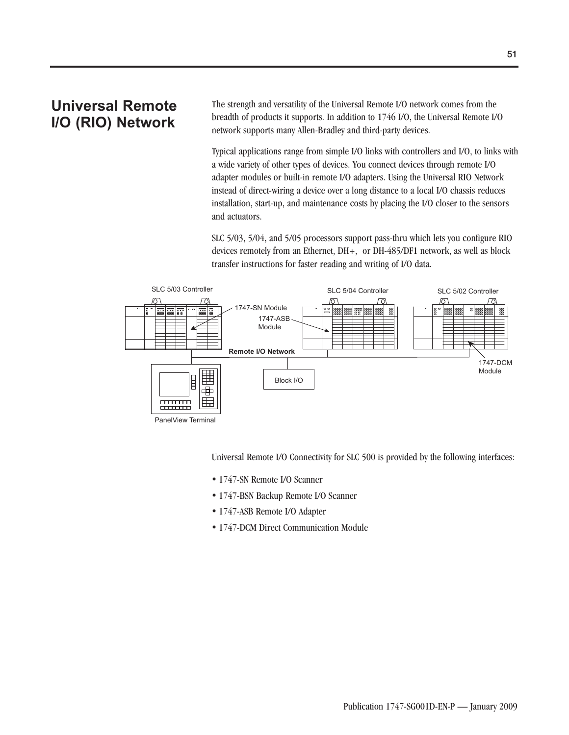## Universal Remote I/O (RIO) Network

The strength and versatility of the Universal Remote I/O network comes from the breadth of products it supports. In addition to 1746 I/O, the Universal Remote I/O network supports many Allen-Bradley and third-party devices.

Typical applications range from simple I/O links with controllers and I/O, to links with a wide variety of other types of devices. You connect devices through remote I/O adapter modules or built-in remote I/O adapters. Using the Universal RIO Network instead of direct-wiring a device over a long distance to a local I/O chassis reduces installation, start-up, and maintenance costs by placing the I/O closer to the sensors and actuators.

SLC 5/03, 5/04, and 5/05 processors support pass-thru which lets you configure RIO devices remotely from an Ethernet, DH+, or DH-485/DF1 network, as well as block transfer instructions for faster reading and writing of I/O data.

Universal Remote I/O Connectivity for SLC 500 is provided by the following interfaces:

- 1747-SN Remote I/O Scanner
- 1747-BSN Backup Remote I/O Scanner
- 1747-ASB Remote I/O Adapter
- 1747-DCM Direct Communication Module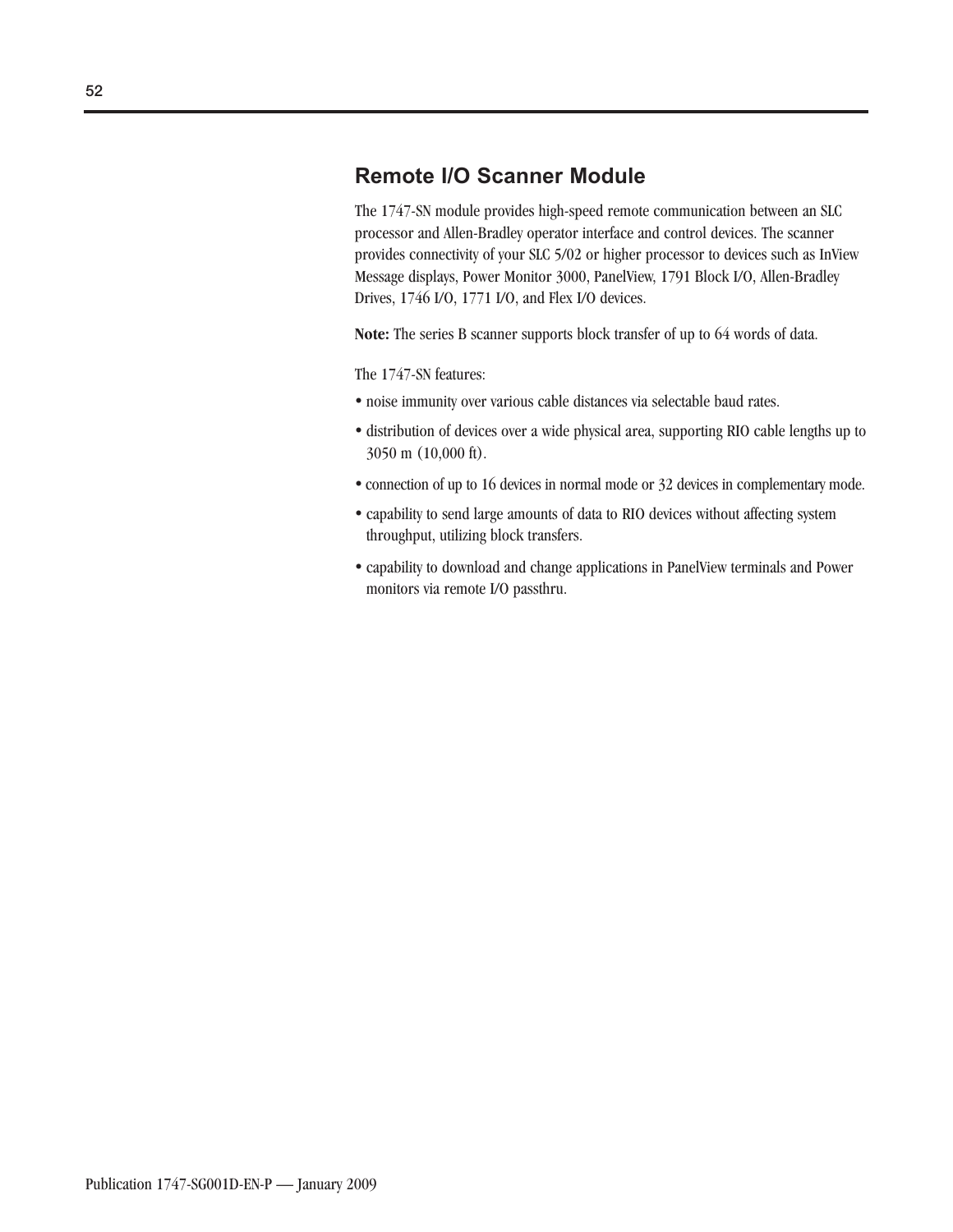## Remote I/O Scanner Module

The 1747-SN module provides high-speed remote communication between an SLC processor and Allen-Bradley operator interface and control devices. The scanner provides connectivity of your SLC 5/02 or higher processor to devices such as InView Message displays, Power Monitor 3000, PanelView, 1791 Block I/O, Allen-Bradley Drives, 1746 I/O, 1771 I/O, and Flex I/O devices.

**Note:** The series B scanner supports block transfer of up to 64 words of data.

The 1747-SN features:

- noise immunity over various cable distances via selectable baud rates.
- distribution of devices over a wide physical area, supporting RIO cable lengths up to 3050 m (10,000 ft).
- connection of up to 16 devices in normal mode or 32 devices in complementary mode.
- capability to send large amounts of data to RIO devices without affecting system throughput, utilizing block transfers.
- capability to download and change applications in PanelView terminals and Power monitors via remote I/O passthru.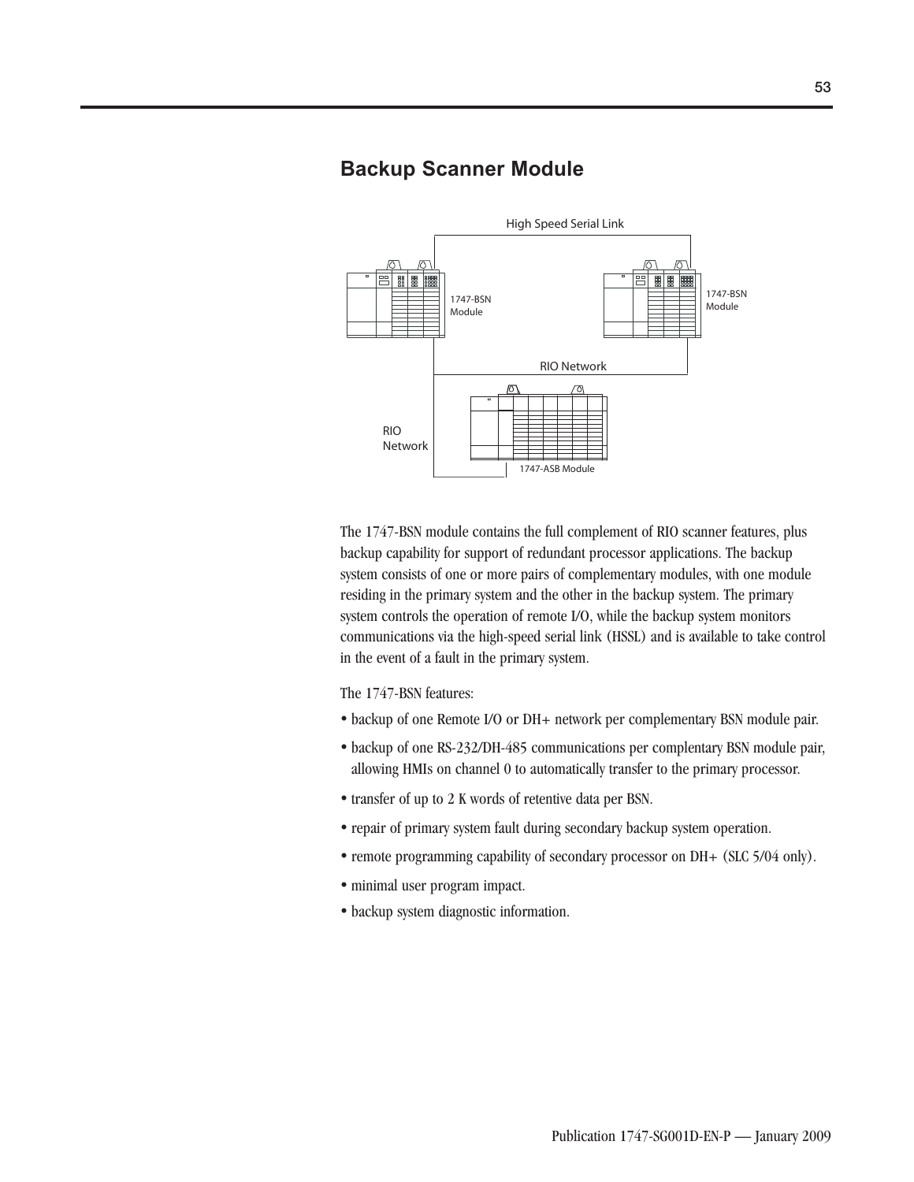## Backup Scanner Module

High Speed Serial Link

1747-BSN Module

1747-BSN Module

RIO Network

RIO Network

1747-ASB Module

The 1747-BSN module contains the full complement of RIO scanner features, plus backup capability for support of redundant processor applications. The backup system consists of one or more pairs of complementary modules, with one module residing in the primary system and the other in the backup system. The primary system controls the operation of remote I/O, while the backup system monitors communications via the high-speed serial link (HSSL) and is available to take control in the event of a fault in the primary system.

The 1747-BSN features:

- backup of one Remote I/O or DH+ network per complementary BSN module pair.
- backup of one RS-232/DH-485 communications per complentary BSN module pair, allowing HMIs on channel 0 to automatically transfer to the primary processor.
- transfer of up to 2 K words of retentive data per BSN.
- repair of primary system fault during secondary backup system operation.
- remote programming capability of secondary processor on DH+ (SLC 5/04 only).
- minimal user program impact.
- backup system diagnostic information.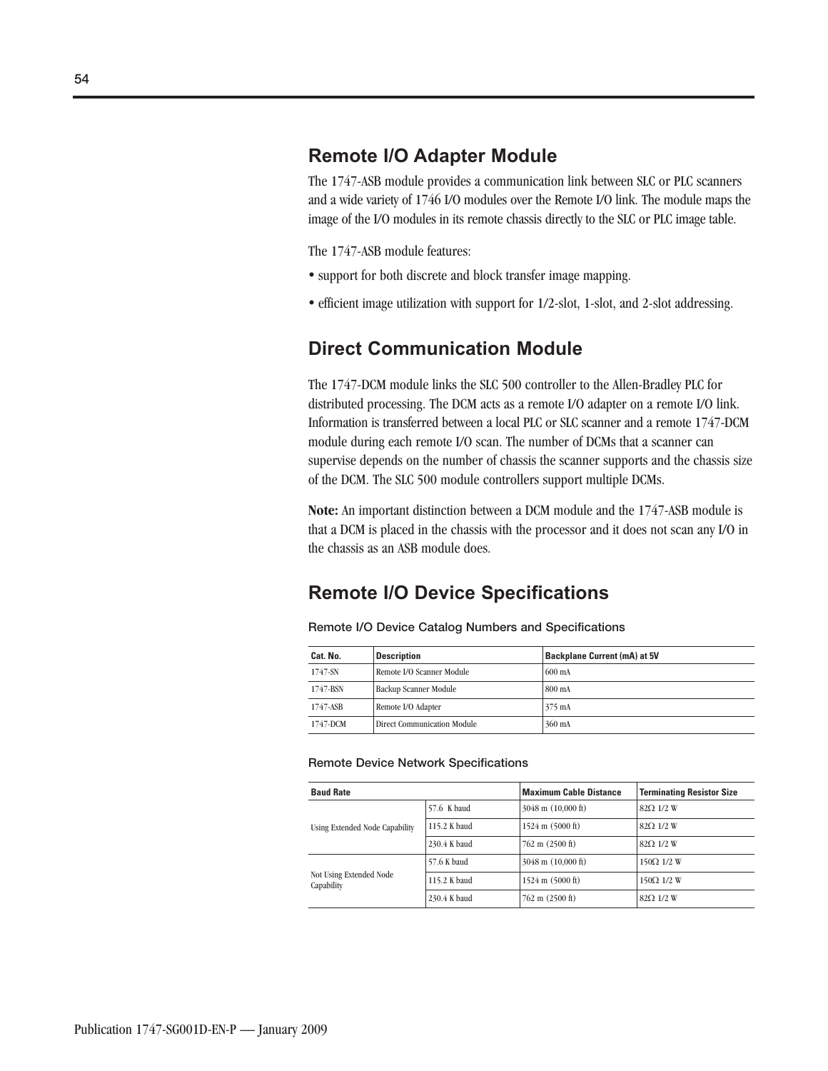## Remote I/O Adapter Module

The 1747-ASB module provides a communication link between SLC or PLC scanners and a wide variety of 1746 I/O modules over the Remote I/O link. The module maps the image of the I/O modules in its remote chassis directly to the SLC or PLC image table.

The 1747-ASB module features:

- support for both discrete and block transfer image mapping.
- efficient image utilization with support for 1/2-slot, 1-slot, and 2-slot addressing.

## Direct Communication Module

The 1747-DCM module links the SLC 500 controller to the Allen-Bradley PLC for distributed processing. The DCM acts as a remote I/O adapter on a remote I/O link. Information is transferred between a local PLC or SLC scanner and a remote 1747-DCM module during each remote I/O scan. The number of DCMs that a scanner can supervise depends on the number of chassis the scanner supports and the chassis size of the DCM. The SLC 500 module controllers support multiple DCMs.

**Note:** An important distinction between a DCM module and the 1747-ASB module is that a DCM is placed in the chassis with the processor and it does not scan any I/O in the chassis as an ASB module does.

## Remote I/O Device Specifications

### Remote I/O Device Catalog Numbers and Specifications

| Cat. No. | Description | Backplane Current (mA) at 5V |
|---|---|---|
| 1747-SN | Remote I/O Scanner Module | 600 mA |
| 1747-BSN | Backup Scanner Module | 800 mA |
| 1747-ASB | Remote I/O Adapter | 375 mA |
| 1747-DCM | Direct Communication Module | 360 mA |

### Remote Device Network Specifications

| Baud Rate | | Maximum Cable Distance | Terminating Resistor Size |
|---|---|---|---|
| Using Extended Node Capability | 57.6 K baud | 3048 m (10,000 ft) | 82Ω 1/2 W |
| | 115.2 K baud | 1524 m (5000 ft) | 82Ω 1/2 W |
| | 230.4 K baud | 762 m (2500 ft) | 82Ω 1/2 W |
| Not Using Extended Node Capability | 57.6 K baud | 3048 m (10,000 ft) | 150Ω 1/2 W |
| | 115.2 K baud | 1524 m (5000 ft) | 150Ω 1/2 W |
| | 230.4 K baud | 762 m (2500 ft) | 82Ω 1/2 W |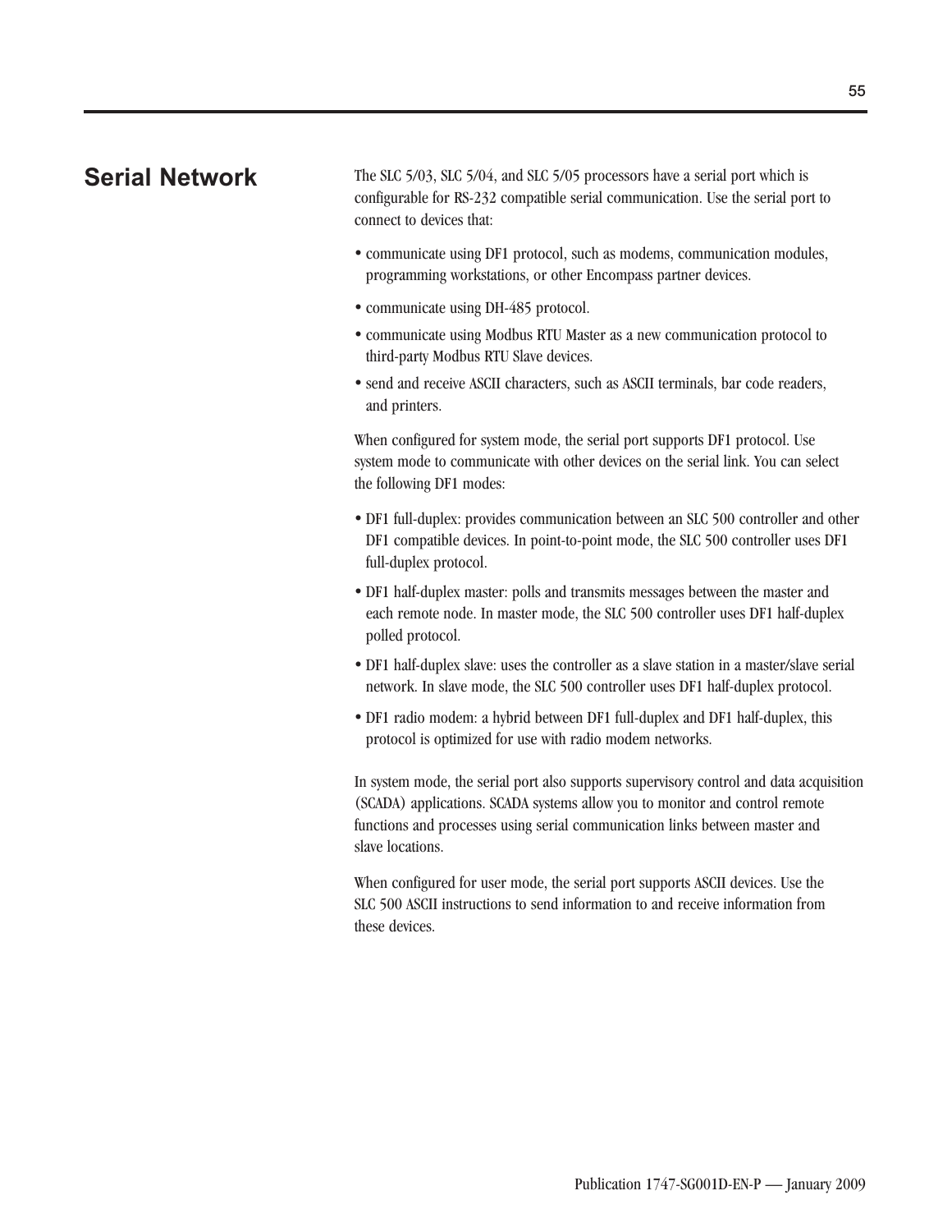## Serial Network

The SLC 5/03, SLC 5/04, and SLC 5/05 processors have a serial port which is configurable for RS-232 compatible serial communication. Use the serial port to connect to devices that:

- communicate using DF1 protocol, such as modems, communication modules, programming workstations, or other Encompass partner devices.
- communicate using DH-485 protocol.
- communicate using Modbus RTU Master as a new communication protocol to third-party Modbus RTU Slave devices.
- send and receive ASCII characters, such as ASCII terminals, bar code readers, and printers.

When configured for system mode, the serial port supports DF1 protocol. Use system mode to communicate with other devices on the serial link. You can select the following DF1 modes:

- DF1 full-duplex: provides communication between an SLC 500 controller and other DF1 compatible devices. In point-to-point mode, the SLC 500 controller uses DF1 full-duplex protocol.
- DF1 half-duplex master: polls and transmits messages between the master and each remote node. In master mode, the SLC 500 controller uses DF1 half-duplex polled protocol.
- DF1 half-duplex slave: uses the controller as a slave station in a master/slave serial network. In slave mode, the SLC 500 controller uses DF1 half-duplex protocol.
- DF1 radio modem: a hybrid between DF1 full-duplex and DF1 half-duplex, this protocol is optimized for use with radio modem networks.

In system mode, the serial port also supports supervisory control and data acquisition (SCADA) applications. SCADA systems allow you to monitor and control remote functions and processes using serial communication links between master and slave locations.

When configured for user mode, the serial port supports ASCII devices. Use the SLC 500 ASCII instructions to send information to and receive information from these devices.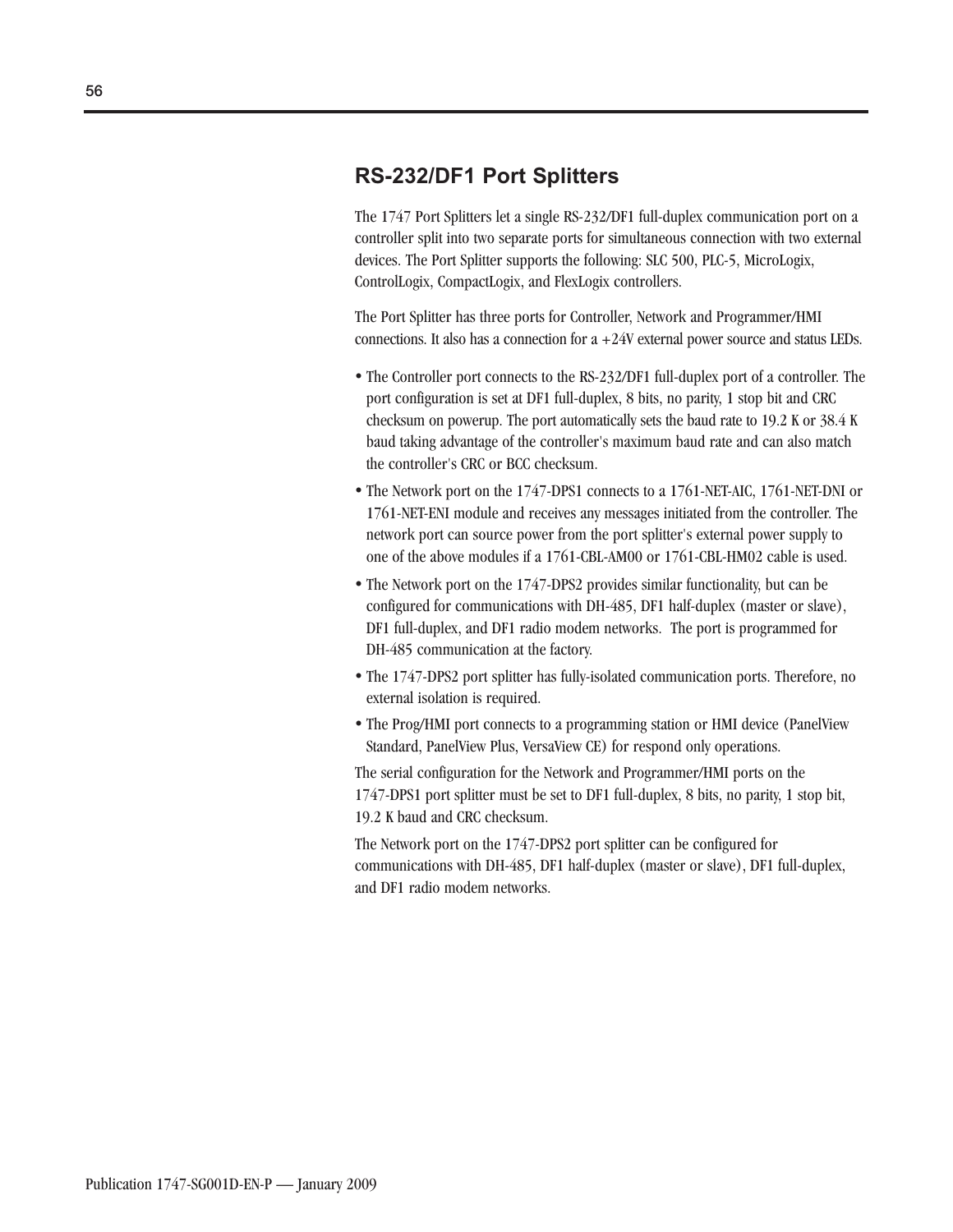## RS-232/DF1 Port Splitters

The 1747 Port Splitters let a single RS-232/DF1 full-duplex communication port on a controller split into two separate ports for simultaneous connection with two external devices. The Port Splitter supports the following: SLC 500, PLC-5, MicroLogix, ControlLogix, CompactLogix, and FlexLogix controllers.

The Port Splitter has three ports for Controller, Network and Programmer/HMI connections. It also has a connection for a +24V external power source and status LEDs.

- The Controller port connects to the RS-232/DF1 full-duplex port of a controller. The port configuration is set at DF1 full-duplex, 8 bits, no parity, 1 stop bit and CRC checksum on powerup. The port automatically sets the baud rate to 19.2 K or 38.4 K baud taking advantage of the controller's maximum baud rate and can also match the controller's CRC or BCC checksum.
- The Network port on the 1747-DPS1 connects to a 1761-NET-AIC, 1761-NET-DNI or 1761-NET-ENI module and receives any messages initiated from the controller. The network port can source power from the port splitter's external power supply to one of the above modules if a 1761-CBL-AM00 or 1761-CBL-HM02 cable is used.
- The Network port on the 1747-DPS2 provides similar functionality, but can be configured for communications with DH-485, DF1 half-duplex (master or slave), DF1 full-duplex, and DF1 radio modem networks. The port is programmed for DH-485 communication at the factory.
- The 1747-DPS2 port splitter has fully-isolated communication ports. Therefore, no external isolation is required.
- The Prog/HMI port connects to a programming station or HMI device (PanelView Standard, PanelView Plus, VersaView CE) for respond only operations.

The serial configuration for the Network and Programmer/HMI ports on the 1747-DPS1 port splitter must be set to DF1 full-duplex, 8 bits, no parity, 1 stop bit, 19.2 K baud and CRC checksum.

The Network port on the 1747-DPS2 port splitter can be configured for communications with DH-485, DF1 half-duplex (master or slave), DF1 full-duplex, and DF1 radio modem networks.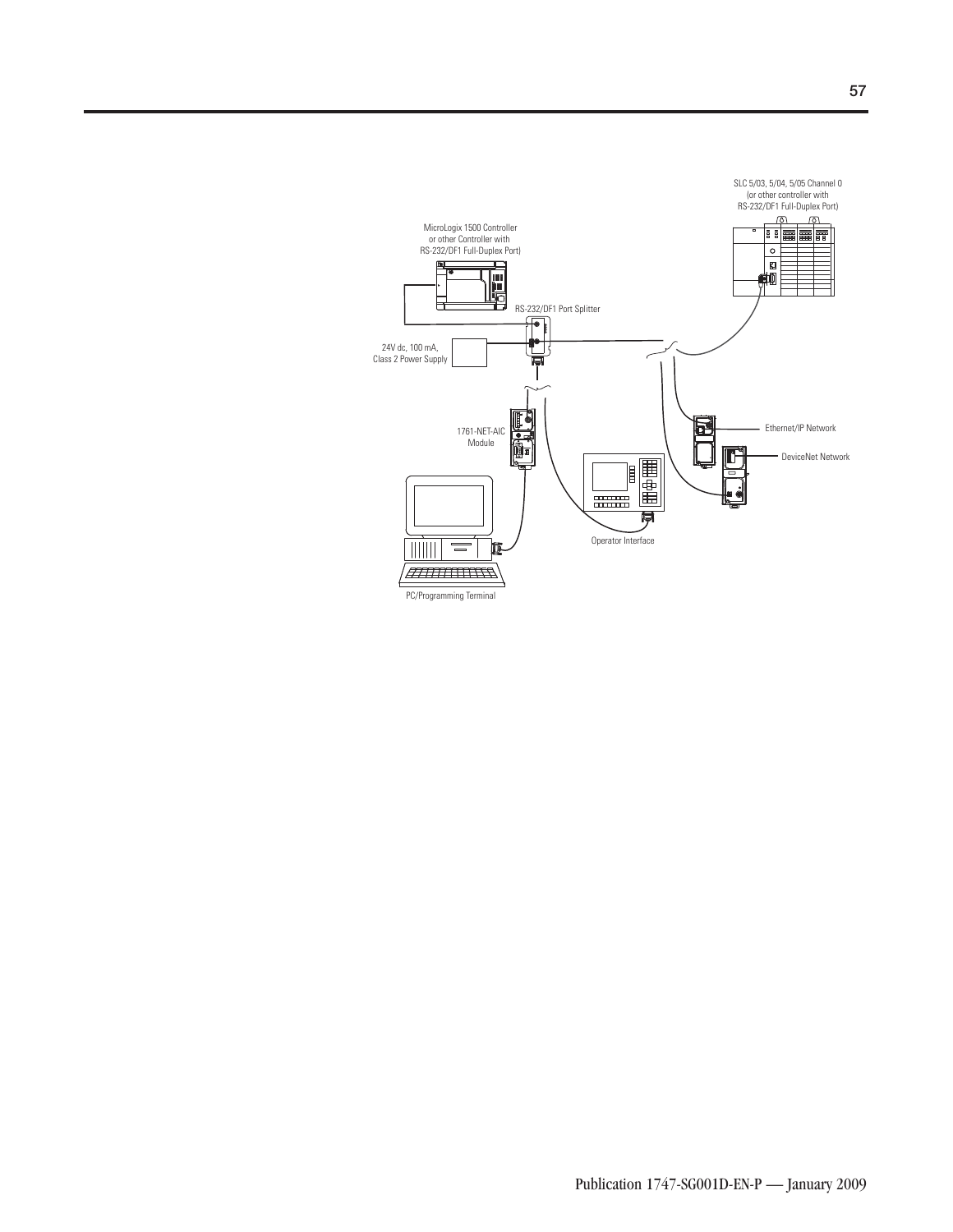SLC 5/03, 5/04, 5/05 Channel 0 (or other controller with RS-232/DF1 Full-Duplex Port)

MicroLogix 1500 Controller or other Controller with RS-232/DF1 Full-Duplex Port)

RS-232/DF1 Port Splitter

24V dc, 100 mA, Class 2 Power Supply

1761-NET-AIC Module

Ethernet/IP Network

DeviceNet Network

Operator Interface

PC/Programming Terminal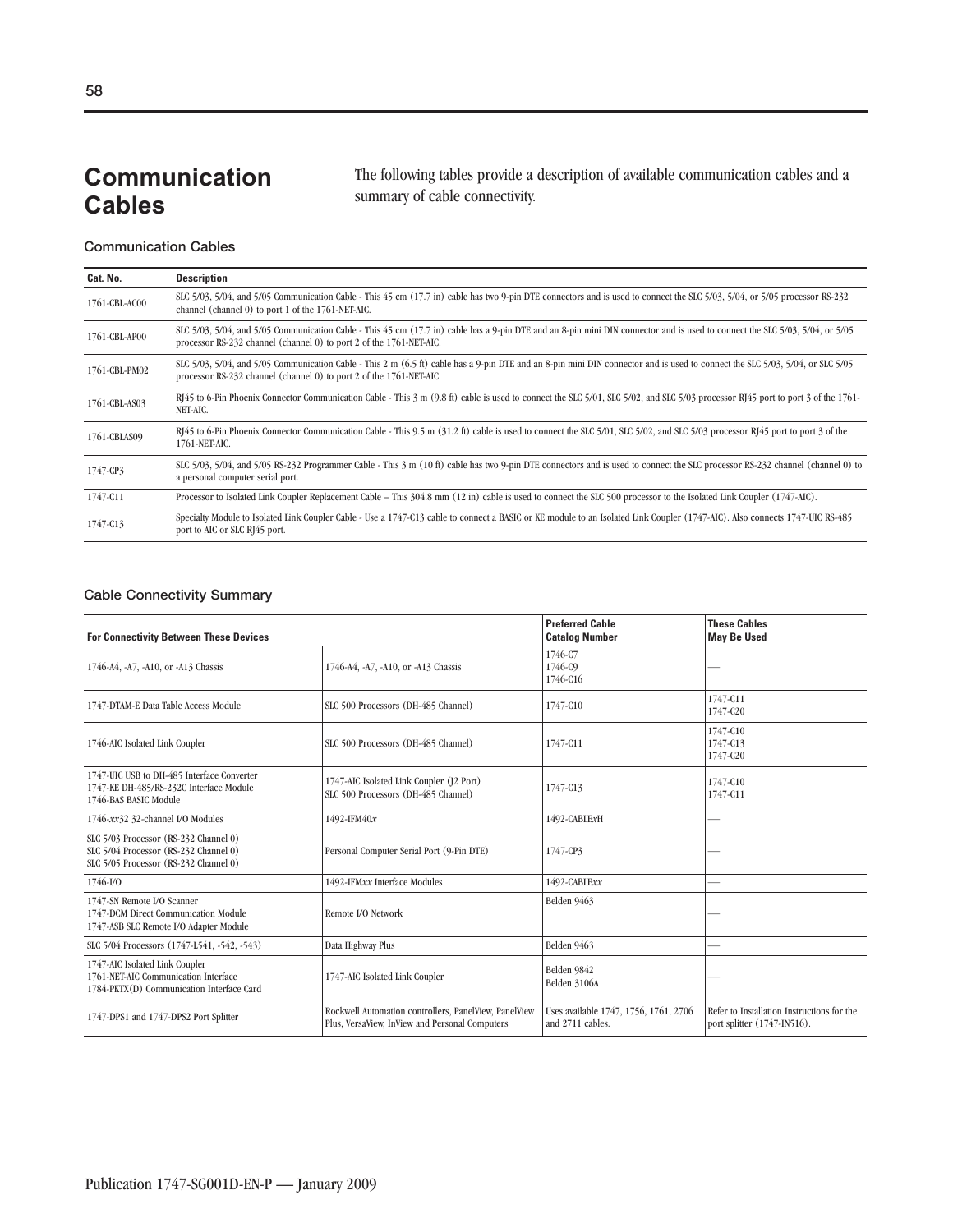# Communication Cables

The following tables provide a description of available communication cables and a summary of cable connectivity.

### Communication Cables

| Cat. No. | Description |
|---|---|
| 1761-CBL-AC00 | SLC 5/03, 5/04, and 5/05 Communication Cable - This 45 cm (17.7 in) cable has two 9-pin DTE connectors and is used to connect the SLC 5/03, 5/04, or 5/05 processor RS-232 channel (channel 0) to port 1 of the 1761-NET-AIC. |
| 1761-CBL-AP00 | SLC 5/03, 5/04, and 5/05 Communication Cable - This 45 cm (17.7 in) cable has a 9-pin DTE and an 8-pin mini DIN connector and is used to connect the SLC 5/03, 5/04, or 5/05 processor RS-232 channel (channel 0) to port 2 of the 1761-NET-AIC. |
| 1761-CBL-PM02 | SLC 5/03, 5/04, and 5/05 Communication Cable - This 2 m (6.5 ft) cable has a 9-pin DTE and an 8-pin mini DIN connector and is used to connect the SLC 5/03, 5/04, or SLC 5/05 processor RS-232 channel (channel 0) to port 2 of the 1761-NET-AIC. |
| 1761-CBL-AS03 | RJ45 to 6-Pin Phoenix Connector Communication Cable - This 3 m (9.8 ft) cable is used to connect the SLC 5/01, SLC 5/02, and SLC 5/03 processor RJ45 port to port 3 of the 1761-NET-AIC. |
| 1761-CBLAS09 | RJ45 to 6-Pin Phoenix Connector Communication Cable - This 9.5 m (31.2 ft) cable is used to connect the SLC 5/01, SLC 5/02, and SLC 5/03 processor RJ45 port to port 3 of the 1761-NET-AIC. |
| 1747-CP3 | SLC 5/03, 5/04, and 5/05 RS-232 Programmer Cable - This 3 m (10 ft) cable has two 9-pin DTE connectors and is used to connect the SLC processor RS-232 channel (channel 0) to a personal computer serial port. |
| 1747-C11 | Processor to Isolated Link Coupler Replacement Cable – This 304.8 mm (12 in) cable is used to connect the SLC 500 processor to the Isolated Link Coupler (1747-AIC). |
| 1747-C13 | Specialty Module to Isolated Link Coupler Cable - Use a 1747-C13 cable to connect a BASIC or KE module to an Isolated Link Coupler (1747-AIC). Also connects 1747-UIC RS-485 port to AIC or SLC RJ45 port. |

### Cable Connectivity Summary

| For Connectivity Between These Devices | | Preferred Cable Catalog Number | These Cables May Be Used |
|---|---|---|---|
| 1746-A4, -A7, -A10, or -A13 Chassis | 1746-A4, -A7, -A10, or -A13 Chassis | 1746-C7<br>1746-C9<br>1746-C16 | — |
| 1747-DTAM-E Data Table Access Module | SLC 500 Processors (DH-485 Channel) | 1747-C10 | 1747-C11<br>1747-C20 |
| 1746-AIC Isolated Link Coupler | SLC 500 Processors (DH-485 Channel) | 1747-C11 | 1747-C10<br>1747-C13<br>1747-C20 |
| 1747-UIC USB to DH-485 Interface Converter<br>1747-KE DH-485/RS-232C Interface Module<br>1746-BAS BASIC Module | 1747-AIC Isolated Link Coupler (J2 Port)<br>SLC 500 Processors (DH-485 Channel) | 1747-C13 | 1747-C10<br>1747-C11 |
| 1746-*xx*32 32-channel I/O Modules | 1492-IFM40*x* | 1492-CABLE*x*H | — |
| SLC 5/03 Processor (RS-232 Channel 0)<br>SLC 5/04 Processor (RS-232 Channel 0)<br>SLC 5/05 Processor (RS-232 Channel 0) | Personal Computer Serial Port (9-Pin DTE) | 1747-CP3 | — |
| 1746-I/O | 1492-IFM*xx* Interface Modules | 1492-CABLE*xx* | — |
| 1747-SN Remote I/O Scanner<br>1747-DCM Direct Communication Module<br>1747-ASB SLC Remote I/O Adapter Module | Remote I/O Network | Belden 9463 | — |
| SLC 5/04 Processors (1747-L541, -542, -543) | Data Highway Plus | Belden 9463 | — |
| 1747-AIC Isolated Link Coupler<br>1761-NET-AIC Communication Interface<br>1784-PKTX(D) Communication Interface Card | 1747-AIC Isolated Link Coupler | Belden 9842<br>Belden 3106A | — |
| 1747-DPS1 and 1747-DPS2 Port Splitter | Rockwell Automation controllers, PanelView, PanelView Plus, VersaView, InView and Personal Computers | Uses available 1747, 1756, 1761, 2706 and 2711 cables. | Refer to Installation Instructions for the port splitter (1747-IN516). |

Publication 1747-SG001D-EN-P — January 2009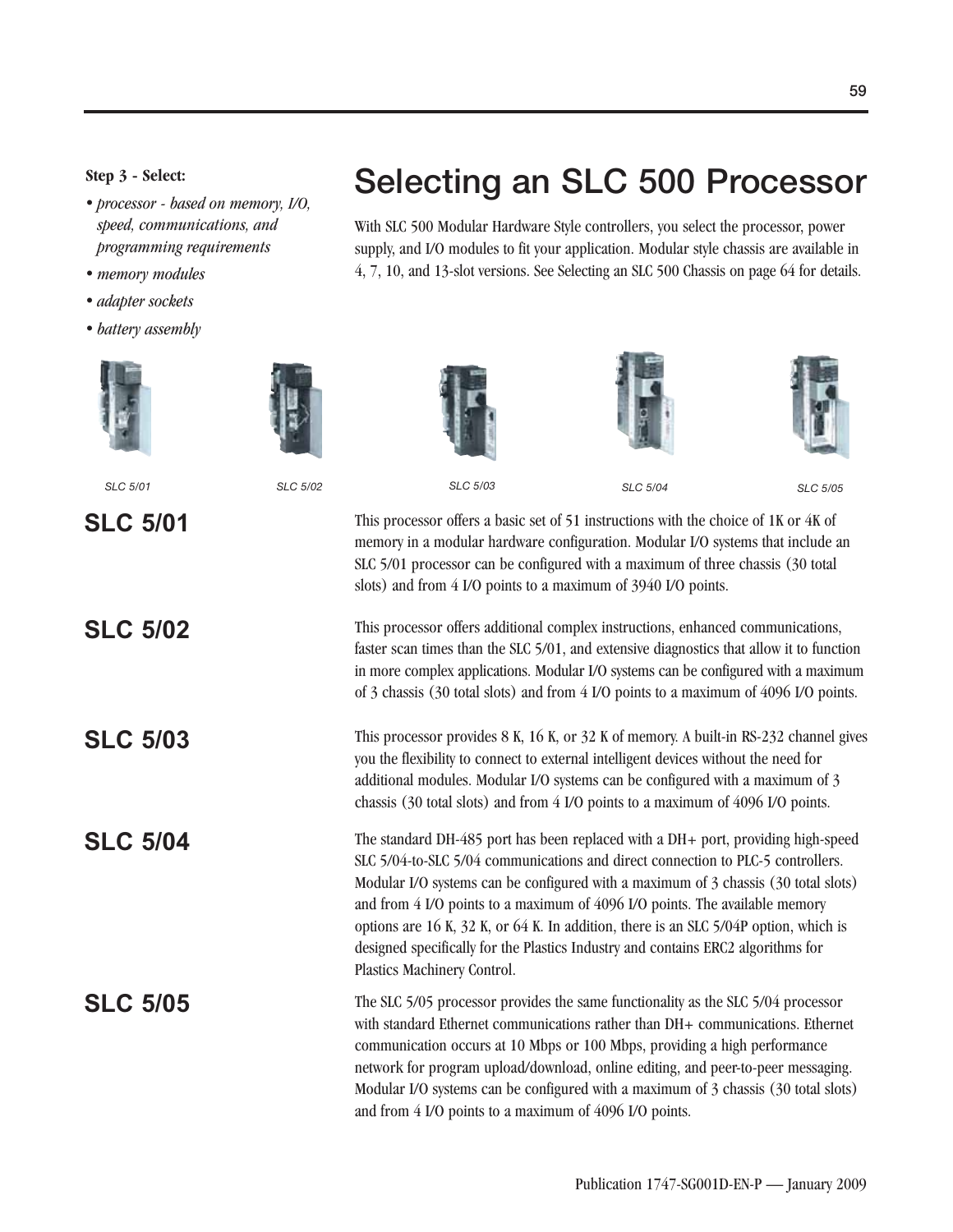**Step 3 - Select:**

- *processor - based on memory, I/O, speed, communications, and programming requirements*
- *memory modules*
- *adapter sockets*
- *battery assembly*

# Selecting an SLC 500 Processor

With SLC 500 Modular Hardware Style controllers, you select the processor, power supply, and I/O modules to fit your application. Modular style chassis are available in 4, 7, 10, and 13-slot versions. See Selecting an SLC 500 Chassis on page 64 for details.

SLC 5/01    SLC 5/02    SLC 5/03    SLC 5/04    SLC 5/05

## SLC 5/01

This processor offers a basic set of 51 instructions with the choice of 1K or 4K of memory in a modular hardware configuration. Modular I/O systems that include an SLC 5/01 processor can be configured with a maximum of three chassis (30 total slots) and from 4 I/O points to a maximum of 3940 I/O points.

## SLC 5/02

This processor offers additional complex instructions, enhanced communications, faster scan times than the SLC 5/01, and extensive diagnostics that allow it to function in more complex applications. Modular I/O systems can be configured with a maximum of 3 chassis (30 total slots) and from 4 I/O points to a maximum of 4096 I/O points.

## SLC 5/03

This processor provides 8 K, 16 K, or 32 K of memory. A built-in RS-232 channel gives you the flexibility to connect to external intelligent devices without the need for additional modules. Modular I/O systems can be configured with a maximum of 3 chassis (30 total slots) and from 4 I/O points to a maximum of 4096 I/O points.

## SLC 5/04

The standard DH-485 port has been replaced with a DH+ port, providing high-speed SLC 5/04-to-SLC 5/04 communications and direct connection to PLC-5 controllers. Modular I/O systems can be configured with a maximum of 3 chassis (30 total slots) and from 4 I/O points to a maximum of 4096 I/O points. The available memory options are 16 K, 32 K, or 64 K. In addition, there is an SLC 5/04P option, which is designed specifically for the Plastics Industry and contains ERC2 algorithms for Plastics Machinery Control.

## SLC 5/05

The SLC 5/05 processor provides the same functionality as the SLC 5/04 processor with standard Ethernet communications rather than DH+ communications. Ethernet communication occurs at 10 Mbps or 100 Mbps, providing a high performance network for program upload/download, online editing, and peer-to-peer messaging. Modular I/O systems can be configured with a maximum of 3 chassis (30 total slots) and from 4 I/O points to a maximum of 4096 I/O points.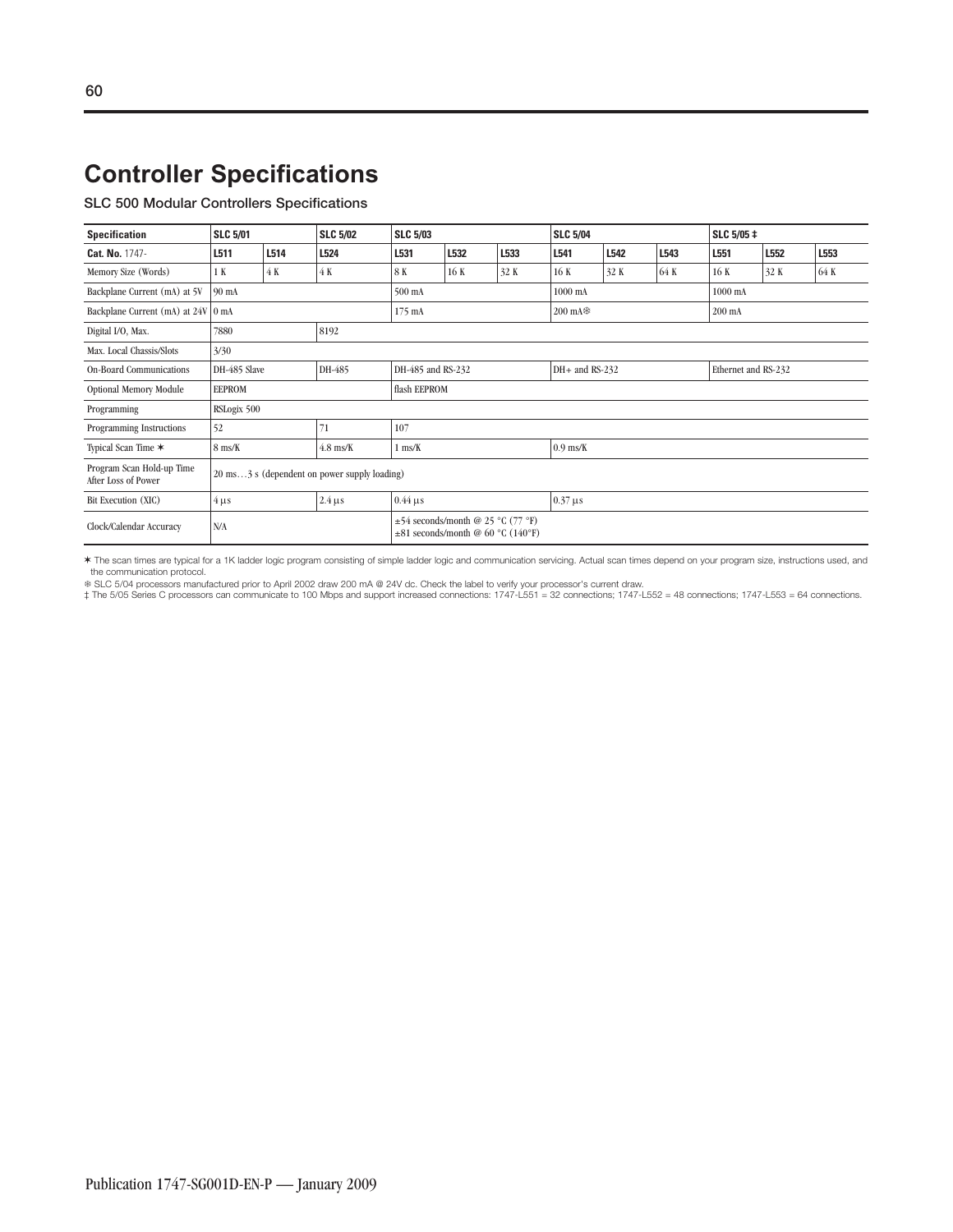# Controller Specifications

### SLC 500 Modular Controllers Specifications

| **Specification** | **SLC 5/01** | | **SLC 5/02** | **SLC 5/03** | | | **SLC 5/04** | | | **SLC 5/05 ‡** | | |
|---|---|---|---|---|---|---|---|---|---|---|---|---|
| **Cat. No.** 1747- | **L511** | **L514** | **L524** | **L531** | **L532** | **L533** | **L541** | **L542** | **L543** | **L551** | **L552** | **L553** |
| Memory Size (Words) | 1 K | 4 K | 4 K | 8 K | 16 K | 32 K | 16 K | 32 K | 64 K | 16 K | 32 K | 64 K |
| Backplane Current (mA) at 5V | 90 mA | | | 500 mA | | | 1000 mA | | | 1000 mA | | |
| Backplane Current (mA) at 24V | 0 mA | | | 175 mA | | | 200 mA❄ | | | 200 mA | | |
| Digital I/O, Max. | 7880 | | 8192 | | | | | | | | | |
| Max. Local Chassis/Slots | 3/30 | | | | | | | | | | | |
| On-Board Communications | DH-485 Slave | | DH-485 | DH-485 and RS-232 | | | DH+ and RS-232 | | | Ethernet and RS-232 | | |
| Optional Memory Module | EEPROM | | | flash EEPROM | | | | | | | | |
| Programming | RSLogix 500 | | | | | | | | | | | |
| Programming Instructions | 52 | | 71 | 107 | | | | | | | | |
| Typical Scan Time ✶ | 8 ms/K | | 4.8 ms/K | 1 ms/K | | | 0.9 ms/K | | | | | |
| Program Scan Hold-up Time After Loss of Power | 20 ms…3 s (dependent on power supply loading) | | | | | | | | | | | |
| Bit Execution (XIC) | 4 µs | | 2.4 µs | 0.44 µs | | | 0.37 µs | | | | | |
| Clock/Calendar Accuracy | N/A | | | ±54 seconds/month @ 25 °C (77 °F) ±81 seconds/month @ 60 °C (140°F) | | | | | | | | |

✶ The scan times are typical for a 1K ladder logic program consisting of simple ladder logic and communication servicing. Actual scan times depend on your program size, instructions used, and the communication protocol.

❄ SLC 5/04 processors manufactured prior to April 2002 draw 200 mA @ 24V dc. Check the label to verify your processor's current draw.

‡ The 5/05 Series C processors can communicate to 100 Mbps and support increased connections: 1747-L551 = 32 connections; 1747-L552 = 48 connections; 1747-L553 = 64 connections.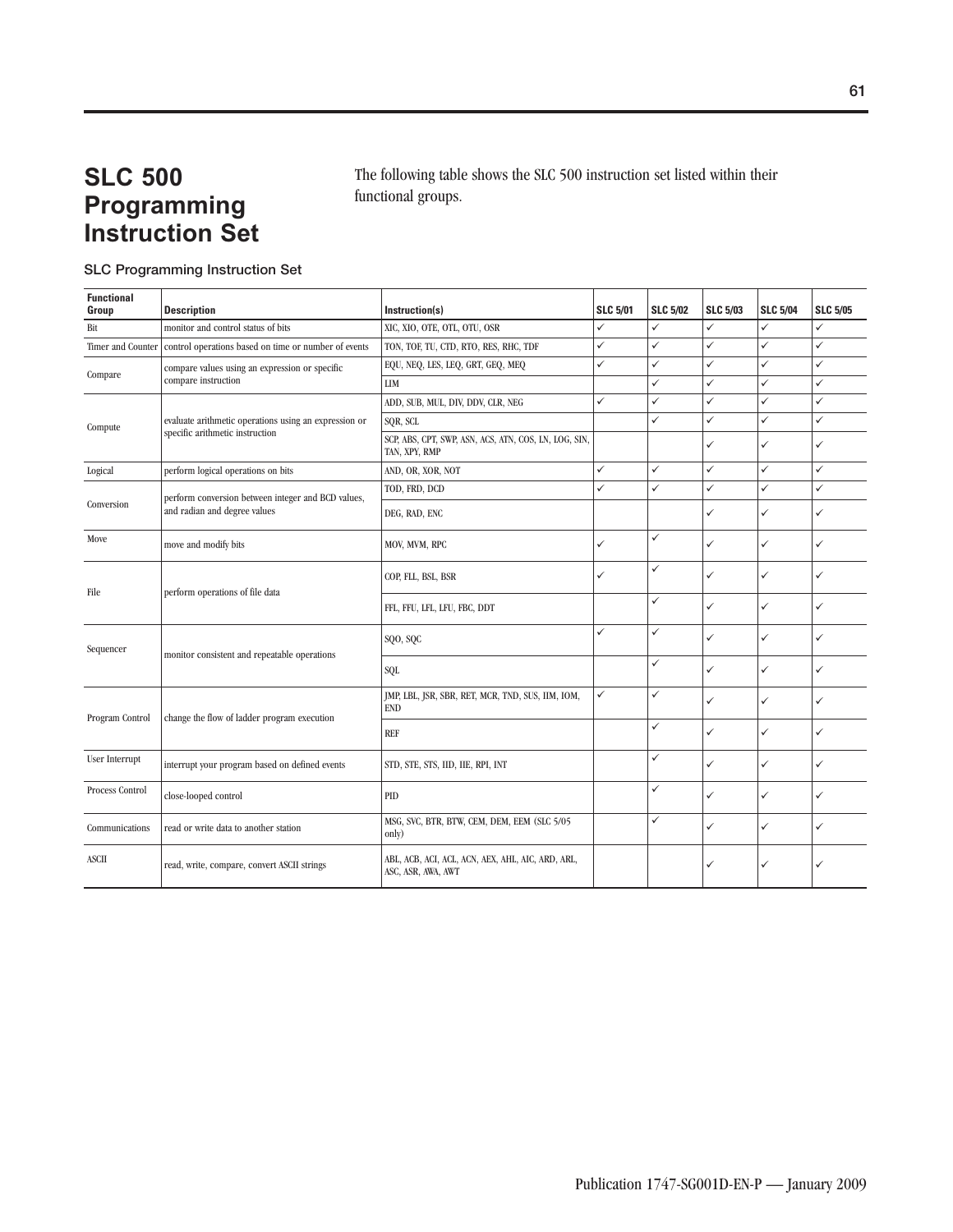# SLC 500 Programming Instruction Set

The following table shows the SLC 500 instruction set listed within their functional groups.

## SLC Programming Instruction Set

| Functional Group | Description | Instruction(s) | SLC 5/01 | SLC 5/02 | SLC 5/03 | SLC 5/04 | SLC 5/05 |
|---|---|---|---|---|---|---|---|
| Bit | monitor and control status of bits | XIC, XIO, OTE, OTL, OTU, OSR | ✓ | ✓ | ✓ | ✓ | ✓ |
| Timer and Counter | control operations based on time or number of events | TON, TOF, TU, CTD, RTO, RES, RHC, TDF | ✓ | ✓ | ✓ | ✓ | ✓ |
| Compare | compare values using an expression or specific compare instruction | EQU, NEQ, LES, LEQ, GRT, GEQ, MEQ | ✓ | ✓ | ✓ | ✓ | ✓ |
| | | LIM | | ✓ | ✓ | ✓ | ✓ |
| Compute | evaluate arithmetic operations using an expression or specific arithmetic instruction | ADD, SUB, MUL, DIV, DDV, CLR, NEG | ✓ | ✓ | ✓ | ✓ | ✓ |
| | | SQR, SCL | | ✓ | ✓ | ✓ | ✓ |
| | | SCP, ABS, CPT, SWP, ASN, ACS, ATN, COS, LN, LOG, SIN, TAN, XPY, RMP | | | ✓ | ✓ | ✓ |
| Logical | perform logical operations on bits | AND, OR, XOR, NOT | ✓ | ✓ | ✓ | ✓ | ✓ |
| Conversion | perform conversion between integer and BCD values, and radian and degree values | TOD, FRD, DCD | ✓ | ✓ | ✓ | ✓ | ✓ |
| | | DEG, RAD, ENC | | | ✓ | ✓ | ✓ |
| Move | move and modify bits | MOV, MVM, RPC | ✓ | ✓ | ✓ | ✓ | ✓ |
| File | perform operations of file data | COP, FLL, BSL, BSR | ✓ | ✓ | ✓ | ✓ | ✓ |
| | | FFL, FFU, LFL, LFU, FBC, DDT | | ✓ | ✓ | ✓ | ✓ |
| Sequencer | monitor consistent and repeatable operations | SQO, SQC | ✓ | ✓ | ✓ | ✓ | ✓ |
| | | SQL | | ✓ | ✓ | ✓ | ✓ |
| Program Control | change the flow of ladder program execution | JMP, LBL, JSR, SBR, RET, MCR, TND, SUS, IIM, IOM, END | ✓ | ✓ | ✓ | ✓ | ✓ |
| | | REF | | ✓ | ✓ | ✓ | ✓ |
| User Interrupt | interrupt your program based on defined events | STD, STE, STS, IID, IIE, RPI, INT | | ✓ | ✓ | ✓ | ✓ |
| Process Control | close-looped control | PID | | ✓ | ✓ | ✓ | ✓ |
| Communications | read or write data to another station | MSG, SVC, BTR, BTW, CEM, DEM, EEM (SLC 5/05 only) | | ✓ | ✓ | ✓ | ✓ |
| ASCII | read, write, compare, convert ASCII strings | ABL, ACB, ACI, ACL, ACN, AEX, AHL, AIC, ARD, ARL, ASC, ASR, AWA, AWT | | | ✓ | ✓ | ✓ |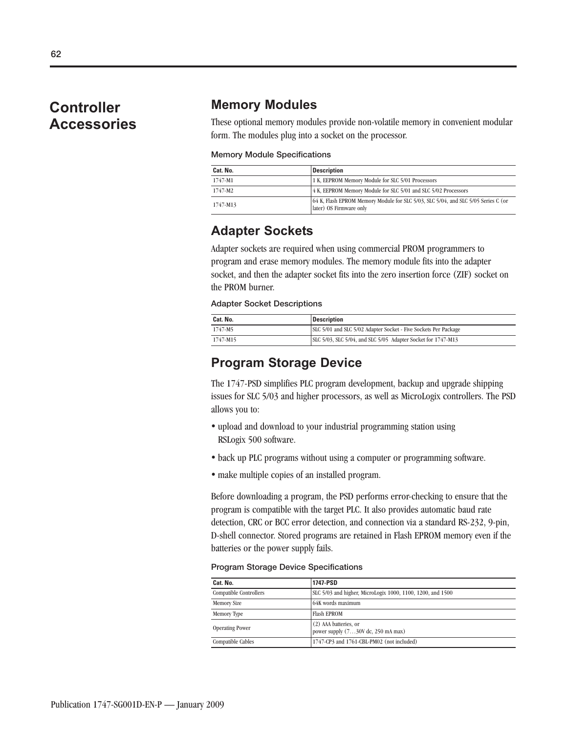# Controller Accessories

## Memory Modules

These optional memory modules provide non-volatile memory in convenient modular form. The modules plug into a socket on the processor.

**Memory Module Specifications**

| Cat. No. | Description |
|---|---|
| 1747-M1 | 1 K, EEPROM Memory Module for SLC 5/01 Processors |
| 1747-M2 | 4 K, EEPROM Memory Module for SLC 5/01 and SLC 5/02 Processors |
| 1747-M13 | 64 K, Flash EPROM Memory Module for SLC 5/03, SLC 5/04, and SLC 5/05 Series C (or later) OS Firmware only |

## Adapter Sockets

Adapter sockets are required when using commercial PROM programmers to program and erase memory modules. The memory module fits into the adapter socket, and then the adapter socket fits into the zero insertion force (ZIF) socket on the PROM burner.

**Adapter Socket Descriptions**

| Cat. No. | Description |
|---|---|
| 1747-M5 | SLC 5/01 and SLC 5/02 Adapter Socket - Five Sockets Per Package |
| 1747-M15 | SLC 5/03, SLC 5/04, and SLC 5/05 Adapter Socket for 1747-M13 |

## Program Storage Device

The 1747-PSD simplifies PLC program development, backup and upgrade shipping issues for SLC 5/03 and higher processors, as well as MicroLogix controllers. The PSD allows you to:

- upload and download to your industrial programming station using RSLogix 500 software.
- back up PLC programs without using a computer or programming software.
- make multiple copies of an installed program.

Before downloading a program, the PSD performs error-checking to ensure that the program is compatible with the target PLC. It also provides automatic baud rate detection, CRC or BCC error detection, and connection via a standard RS-232, 9-pin, D-shell connector. Stored programs are retained in Flash EPROM memory even if the batteries or the power supply fails.

**Program Storage Device Specifications**

| Cat. No. | 1747-PSD |
|---|---|
| Compatible Controllers | SLC 5/03 and higher, MicroLogix 1000, 1100, 1200, and 1500 |
| Memory Size | 64K words maximum |
| Memory Type | Flash EPROM |
| Operating Power | (2) AAA batteries, or<br>power supply (7…30V dc, 250 mA max) |
| Compatible Cables | 1747-CP3 and 1761-CBL-PM02 (not included) |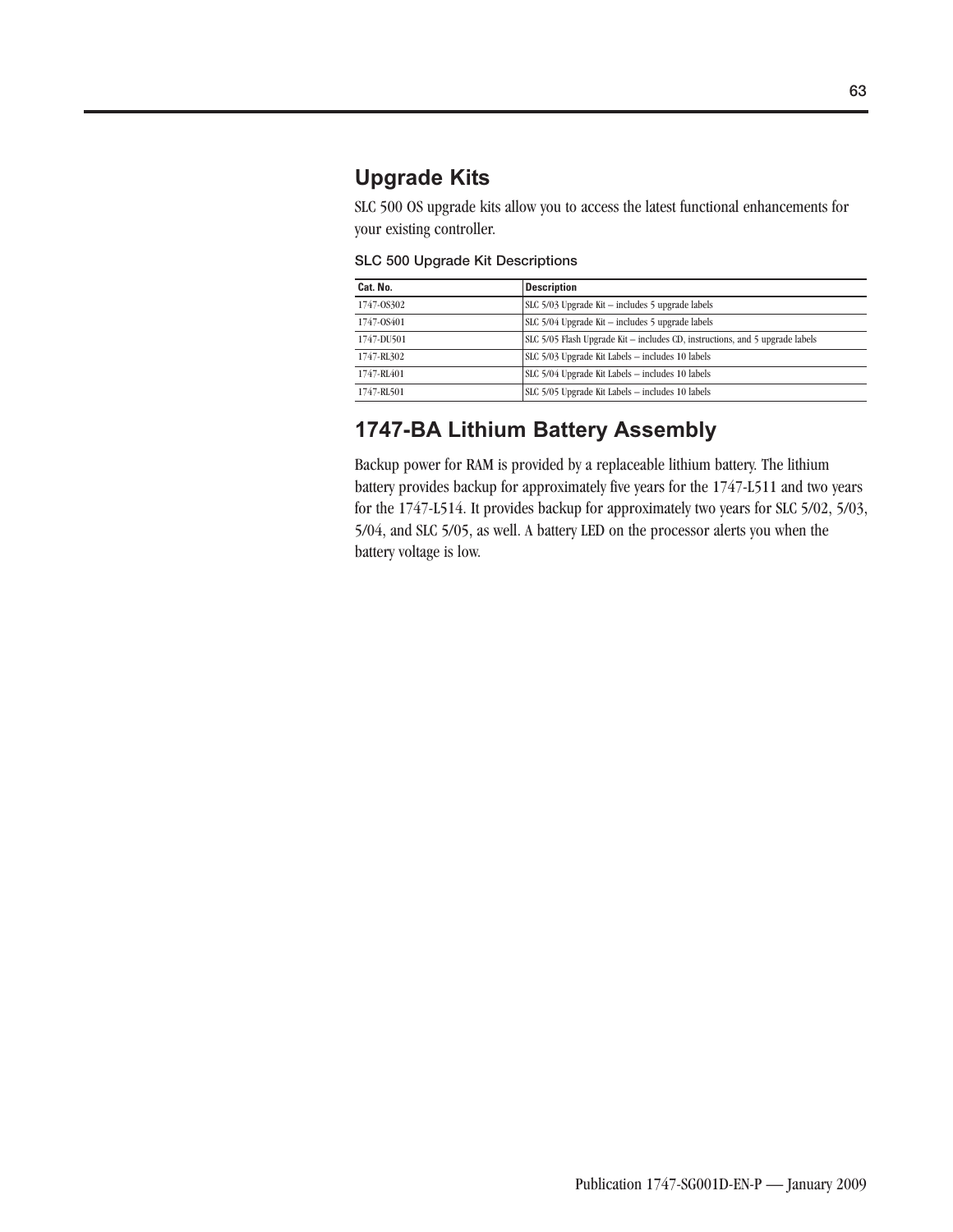## Upgrade Kits

SLC 500 OS upgrade kits allow you to access the latest functional enhancements for your existing controller.

**SLC 500 Upgrade Kit Descriptions**

| Cat. No. | Description |
|---|---|
| 1747-OS302 | SLC 5/03 Upgrade Kit – includes 5 upgrade labels |
| 1747-OS401 | SLC 5/04 Upgrade Kit – includes 5 upgrade labels |
| 1747-DU501 | SLC 5/05 Flash Upgrade Kit – includes CD, instructions, and 5 upgrade labels |
| 1747-RL302 | SLC 5/03 Upgrade Kit Labels – includes 10 labels |
| 1747-RL401 | SLC 5/04 Upgrade Kit Labels – includes 10 labels |
| 1747-RL501 | SLC 5/05 Upgrade Kit Labels – includes 10 labels |

## 1747-BA Lithium Battery Assembly

Backup power for RAM is provided by a replaceable lithium battery. The lithium battery provides backup for approximately five years for the 1747-L511 and two years for the 1747-L514. It provides backup for approximately two years for SLC 5/02, 5/03, 5/04, and SLC 5/05, as well. A battery LED on the processor alerts you when the battery voltage is low.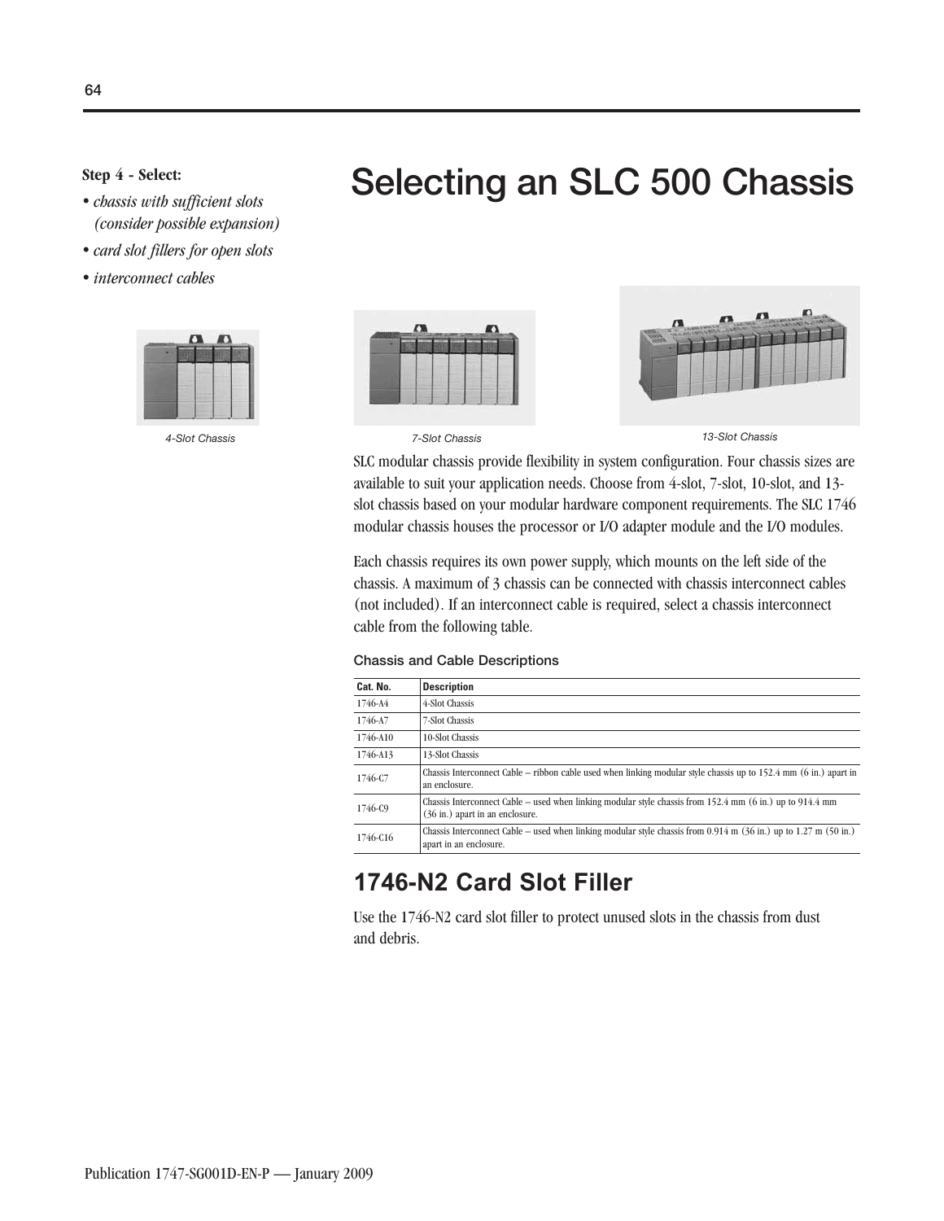**Step 4 - Select:**

- *chassis with sufficient slots (consider possible expansion)*
- *card slot fillers for open slots*
- *interconnect cables*

# Selecting an SLC 500 Chassis

4-Slot Chassis

7-Slot Chassis

13-Slot Chassis

SLC modular chassis provide flexibility in system configuration. Four chassis sizes are available to suit your application needs. Choose from 4-slot, 7-slot, 10-slot, and 13-slot chassis based on your modular hardware component requirements. The SLC 1746 modular chassis houses the processor or I/O adapter module and the I/O modules.

Each chassis requires its own power supply, which mounts on the left side of the chassis. A maximum of 3 chassis can be connected with chassis interconnect cables (not included). If an interconnect cable is required, select a chassis interconnect cable from the following table.

**Chassis and Cable Descriptions**

| Cat. No. | Description |
|---|---|
| 1746-A4 | 4-Slot Chassis |
| 1746-A7 | 7-Slot Chassis |
| 1746-A10 | 10-Slot Chassis |
| 1746-A13 | 13-Slot Chassis |
| 1746-C7 | Chassis Interconnect Cable – ribbon cable used when linking modular style chassis up to 152.4 mm (6 in.) apart in an enclosure. |
| 1746-C9 | Chassis Interconnect Cable – used when linking modular style chassis from 152.4 mm (6 in.) up to 914.4 mm (36 in.) apart in an enclosure. |
| 1746-C16 | Chassis Interconnect Cable – used when linking modular style chassis from 0.914 m (36 in.) up to 1.27 m (50 in.) apart in an enclosure. |

## 1746-N2 Card Slot Filler

Use the 1746-N2 card slot filler to protect unused slots in the chassis from dust and debris.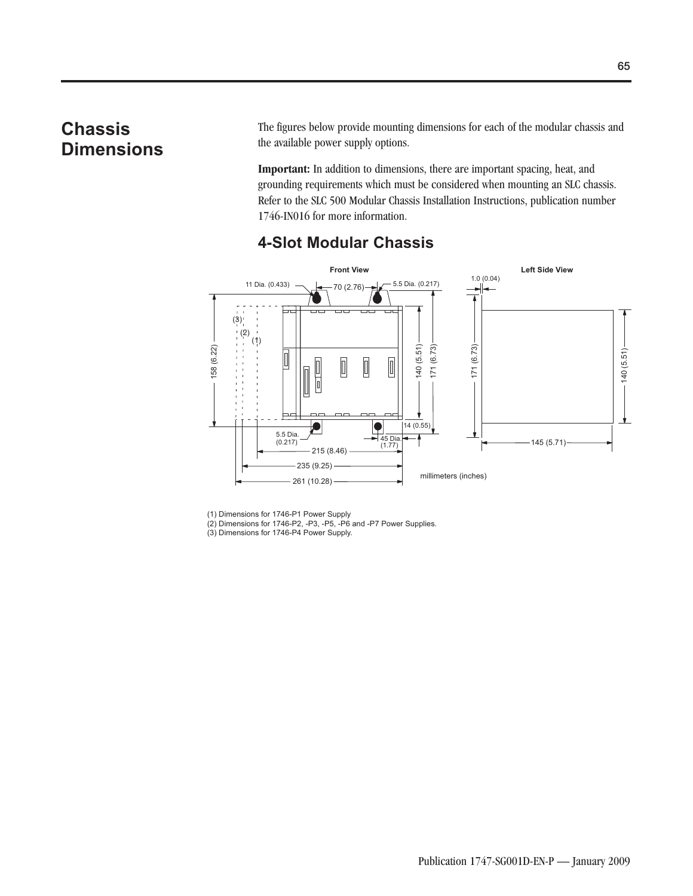# Chassis Dimensions

The figures below provide mounting dimensions for each of the modular chassis and the available power supply options.

**Important:** In addition to dimensions, there are important spacing, heat, and grounding requirements which must be considered when mounting an SLC chassis. Refer to the SLC 500 Modular Chassis Installation Instructions, publication number 1746-IN016 for more information.

## 4-Slot Modular Chassis

Front View

Left Side View

11 Dia. (0.433)

70 (2.76)

5.5 Dia. (0.217)

1.0 (0.04)

158 (6.22)

(3)

(2)

(1)

140 (5.51)

171 (6.73)

171 (6.73)

140 (5.51)

14 (0.55)

5.5 Dia. (0.217)

45 Dia. (1.77)

145 (5.71)

215 (8.46)

235 (9.25)

261 (10.28)

millimeters (inches)

(1) Dimensions for 1746-P1 Power Supply
(2) Dimensions for 1746-P2, -P3, -P5, -P6 and -P7 Power Supplies.
(3) Dimensions for 1746-P4 Power Supply.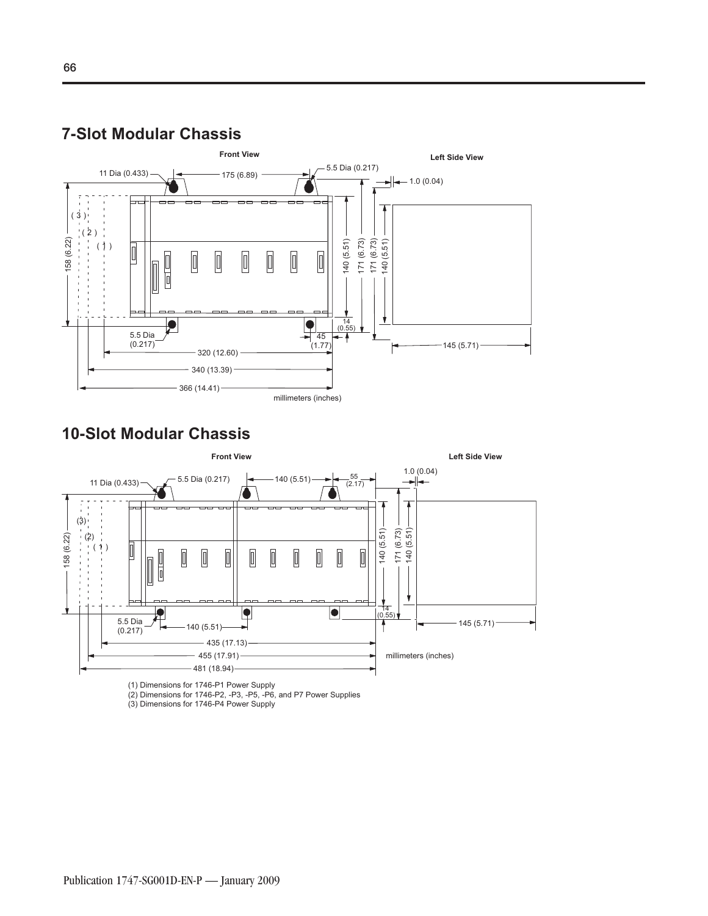## 7-Slot Modular Chassis

Front View

Left Side View

11 Dia (0.433)

175 (6.89)

5.5 Dia (0.217)

1.0 (0.04)

(3)

(2)

(1)

158 (6.22)

140 (5.51)

171 (6.73)

171 (6.73)

140 (5.51)

14 (0.55)

5.5 Dia (0.217)

45 (1.77)

145 (5.71)

320 (12.60)

340 (13.39)

366 (14.41)

millimeters (inches)

## 10-Slot Modular Chassis

Front View

Left Side View

11 Dia (0.433)

5.5 Dia (0.217)

140 (5.51)

55 (2.17)

1.0 (0.04)

(3)

(2)

(1)

158 (6.22)

140 (5.51)

171 (6.73)

140 (5.51)

14 (0.55)

5.5 Dia (0.217)

140 (5.51)

145 (5.71)

435 (17.13)

455 (17.91)

481 (18.94)

millimeters (inches)

(1) Dimensions for 1746-P1 Power Supply
(2) Dimensions for 1746-P2, -P3, -P5, -P6, and P7 Power Supplies
(3) Dimensions for 1746-P4 Power Supply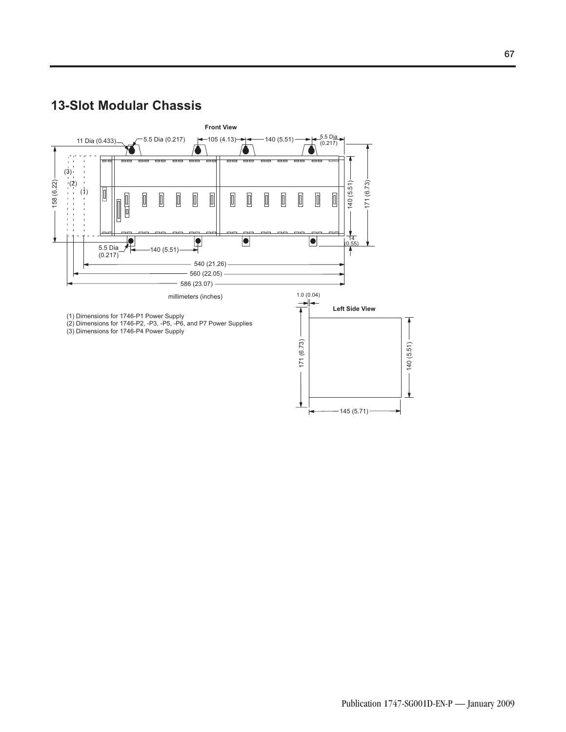## 13-Slot Modular Chassis

Front View

11 Dia (0.433)

5.5 Dia (0.217)

105 (4.13)

140 (5.51)

5.5 Dia (0.217)

158 (6.22)

140 (5.51)

171 (6.73)

14 (0.55)

5.5 Dia (0.217)

140 (5.51)

540 (21.26)

560 (22.05)

586 (23.07)

millimeters (inches)

1.0 (0.04)

Left Side View

171 (6.73)

140 (5.51)

145 (5.71)

(1) Dimensions for 1746-P1 Power Supply
(2) Dimensions for 1746-P2, -P3, -P5, -P6, and P7 Power Supplies
(3) Dimensions for 1746-P4 Power Supply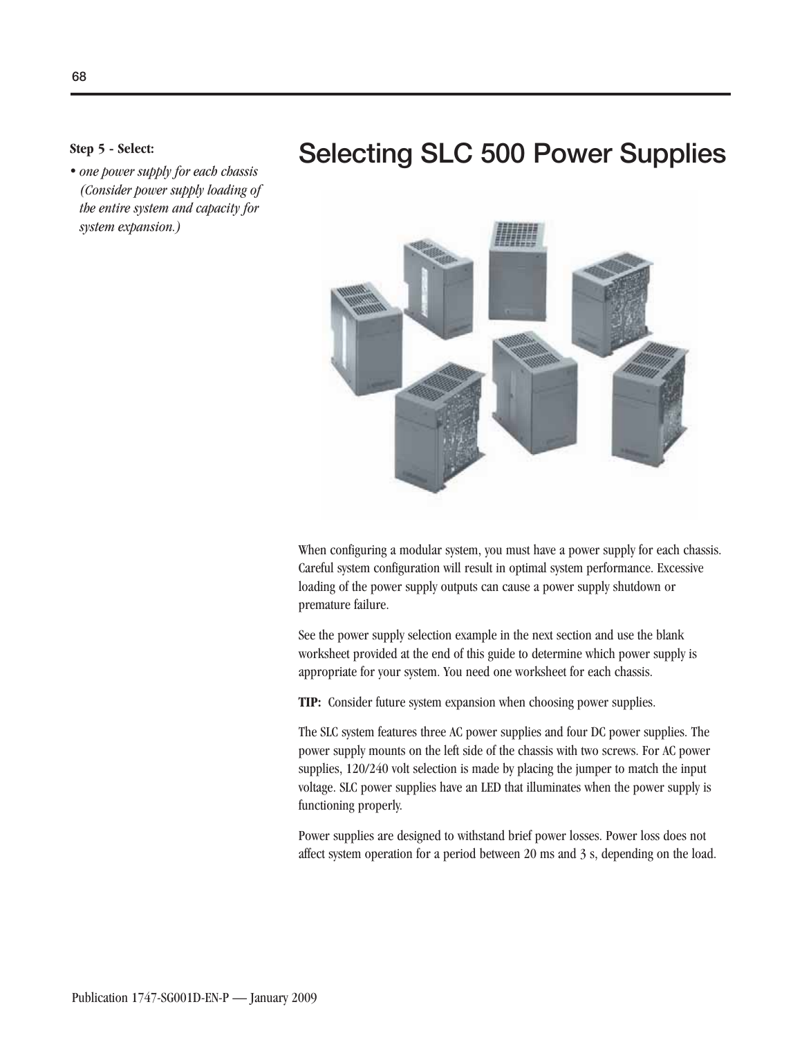**Step 5 - Select:**

- *one power supply for each chassis (Consider power supply loading of the entire system and capacity for system expansion.)*

# Selecting SLC 500 Power Supplies

When configuring a modular system, you must have a power supply for each chassis. Careful system configuration will result in optimal system performance. Excessive loading of the power supply outputs can cause a power supply shutdown or premature failure.

See the power supply selection example in the next section and use the blank worksheet provided at the end of this guide to determine which power supply is appropriate for your system. You need one worksheet for each chassis.

**TIP:** Consider future system expansion when choosing power supplies.

The SLC system features three AC power supplies and four DC power supplies. The power supply mounts on the left side of the chassis with two screws. For AC power supplies, 120/240 volt selection is made by placing the jumper to match the input voltage. SLC power supplies have an LED that illuminates when the power supply is functioning properly.

Power supplies are designed to withstand brief power losses. Power loss does not affect system operation for a period between 20 ms and 3 s, depending on the load.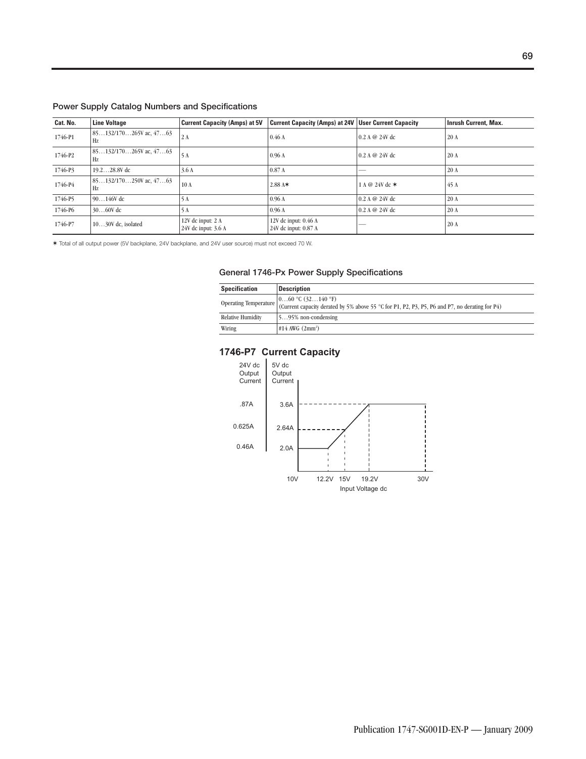### Power Supply Catalog Numbers and Specifications

| Cat. No. | Line Voltage | Current Capacity (Amps) at 5V | Current Capacity (Amps) at 24V | User Current Capacity | Inrush Current, Max. |
|---|---|---|---|---|---|
| 1746-P1 | 85…132/170…265V ac, 47…63 Hz | 2 A | 0.46 A | 0.2 A @ 24V dc | 20 A |
| 1746-P2 | 85…132/170…265V ac, 47…63 Hz | 5 A | 0.96 A | 0.2 A @ 24V dc | 20 A |
| 1746-P3 | 19.2…28.8V dc | 3.6 A | 0.87 A | — | 20 A |
| 1746-P4 | 85…132/170…250V ac, 47…63 Hz | 10 A | 2.88 A✶ | 1 A @ 24V dc ✶ | 45 A |
| 1746-P5 | 90…146V dc | 5 A | 0.96 A | 0.2 A @ 24V dc | 20 A |
| 1746-P6 | 30…60V dc | 5 A | 0.96 A | 0.2 A @ 24V dc | 20 A |
| 1746-P7 | 10…30V dc, isolated | 12V dc input: 2 A<br>24V dc input: 3.6 A | 12V dc input: 0.46 A<br>24V dc input: 0.87 A | — | 20 A |

✶ Total of all output power (5V backplane, 24V backplane, and 24V user source) must not exceed 70 W.

### General 1746-Px Power Supply Specifications

| Specification | Description |
|---|---|
| Operating Temperature | 0…60 °C (32…140 °F)<br>(Current capacity derated by 5% above 55 °C for P1, P2, P3, P5, P6 and P7, no derating for P4) |
| Relative Humidity | 5…95% non-condensing |
| Wiring | #14 AWG (2mm²) |

## 1746-P7 Current Capacity

| 24V dc Output Current | 5V dc Output Current |
|---|---|
| .87A | 3.6A |
| 0.625A | 2.64A |
| 0.46A | 2.0A |

Input Voltage dc: 10V, 12.2V, 15V, 19.2V, 30V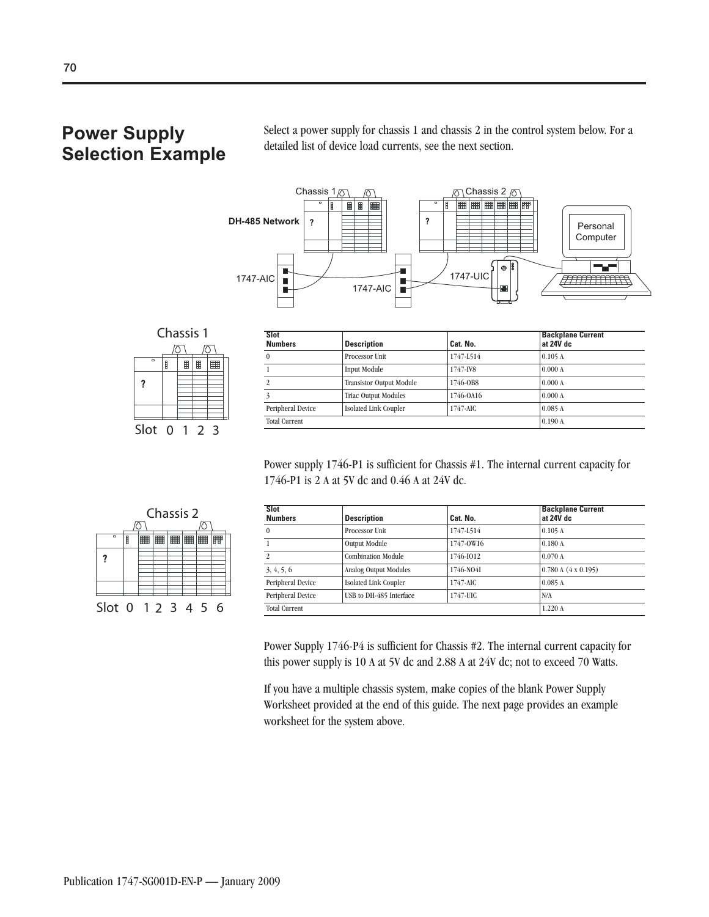## Power Supply Selection Example

Select a power supply for chassis 1 and chassis 2 in the control system below. For a detailed list of device load currents, see the next section.

| Slot Numbers | Description | Cat. No. | Backplane Current at 24V dc |
|---|---|---|---|
| 0 | Processor Unit | 1747-L514 | 0.105 A |
| 1 | Input Module | 1747-IV8 | 0.000 A |
| 2 | Transistor Output Module | 1746-OB8 | 0.000 A |
| 3 | Triac Output Modules | 1746-OA16 | 0.000 A |
| Peripheral Device | Isolated Link Coupler | 1747-AIC | 0.085 A |
| Total Current | | | 0.190 A |

Power supply 1746-P1 is sufficient for Chassis #1. The internal current capacity for 1746-P1 is 2 A at 5V dc and 0.46 A at 24V dc.

| Slot Numbers | Description | Cat. No. | Backplane Current at 24V dc |
|---|---|---|---|
| 0 | Processor Unit | 1747-L514 | 0.105 A |
| 1 | Output Module | 1747-OW16 | 0.180 A |
| 2 | Combination Module | 1746-IO12 | 0.070 A |
| 3, 4, 5, 6 | Analog Output Modules | 1746-NO4I | 0.780 A (4 x 0.195) |
| Peripheral Device | Isolated Link Coupler | 1747-AIC | 0.085 A |
| Peripheral Device | USB to DH-485 Interface | 1747-UIC | N/A |
| Total Current | | | 1.220 A |

Power Supply 1746-P4 is sufficient for Chassis #2. The internal current capacity for this power supply is 10 A at 5V dc and 2.88 A at 24V dc; not to exceed 70 Watts.

If you have a multiple chassis system, make copies of the blank Power Supply Worksheet provided at the end of this guide. The next page provides an example worksheet for the system above.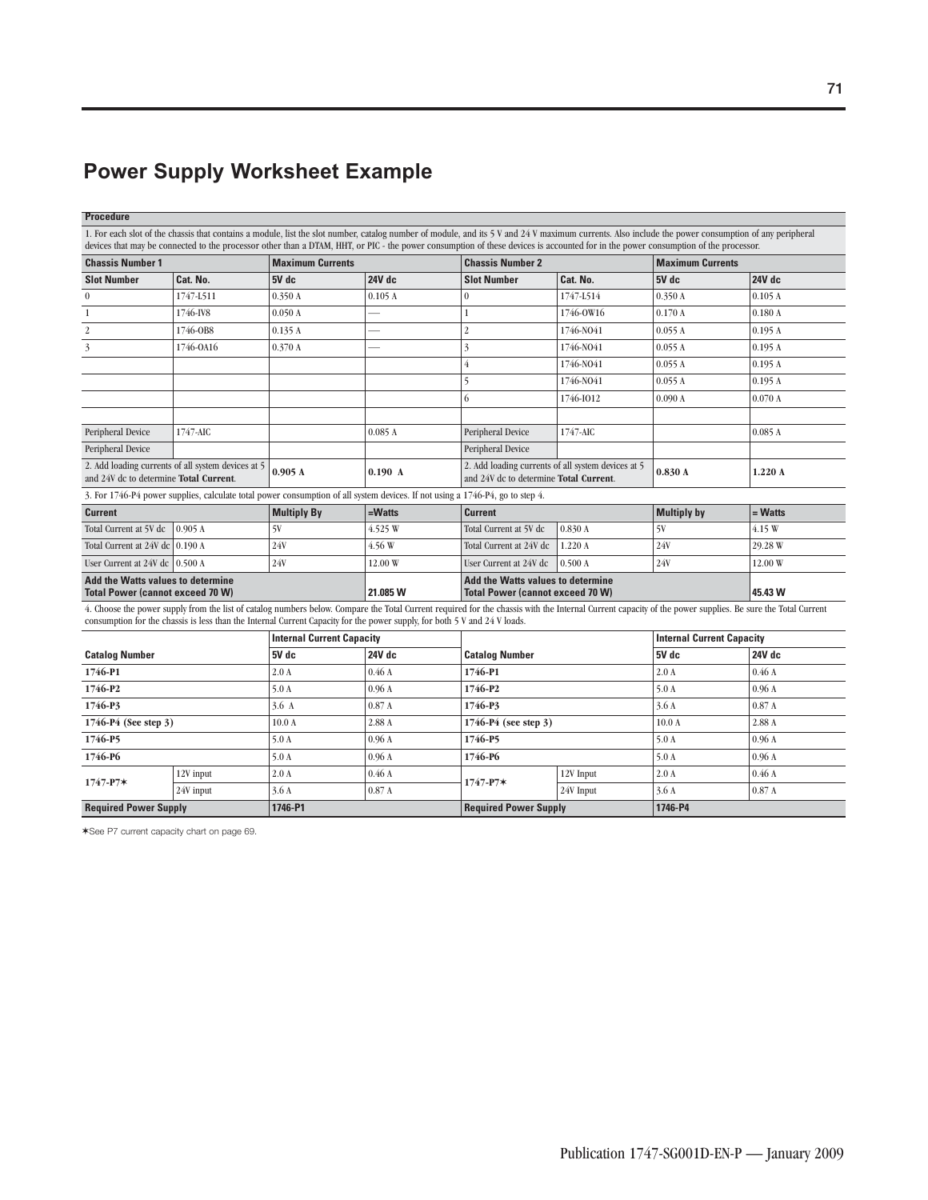# Power Supply Worksheet Example

**Procedure**

1. For each slot of the chassis that contains a module, list the slot number, catalog number of module, and its 5 V and 24 V maximum currents. Also include the power consumption of any peripheral devices that may be connected to the processor other than a DTAM, HHT, or PIC - the power consumption of these devices is accounted for in the power consumption of the processor.

| Chassis Number 1 | | Maximum Currents | | Chassis Number 2 | | Maximum Currents | |
|---|---|---|---|---|---|---|---|
| **Slot Number** | **Cat. No.** | **5V dc** | **24V dc** | **Slot Number** | **Cat. No.** | **5V dc** | **24V dc** |
| 0 | 1747-L511 | 0.350 A | 0.105 A | 0 | 1747-L514 | 0.350 A | 0.105 A |
| 1 | 1746-IV8 | 0.050 A | — | 1 | 1746-OW16 | 0.170 A | 0.180 A |
| 2 | 1746-OB8 | 0.135 A | — | 2 | 1746-NO4I | 0.055 A | 0.195 A |
| 3 | 1746-OA16 | 0.370 A | — | 3 | 1746-NO4I | 0.055 A | 0.195 A |
| | | | | 4 | 1746-NO4I | 0.055 A | 0.195 A |
| | | | | 5 | 1746-NO4I | 0.055 A | 0.195 A |
| | | | | 6 | 1746-IO12 | 0.090 A | 0.070 A |
| | | | | | | | |
| Peripheral Device | 1747-AIC | | 0.085 A | Peripheral Device | 1747-AIC | | 0.085 A |
| Peripheral Device | | | | Peripheral Device | | | |
| 2. Add loading currents of all system devices at 5 and 24V dc to determine **Total Current**. | | **0.905 A** | **0.190 A** | 2. Add loading currents of all system devices at 5 and 24V dc to determine **Total Current**. | | **0.830 A** | **1.220 A** |

3. For 1746-P4 power supplies, calculate total power consumption of all system devices. If not using a 1746-P4, go to step 4.

| Current | | Multiply By | =Watts | Current | | Multiply by | = Watts |
|---|---|---|---|---|---|---|---|
| Total Current at 5V dc | 0.905 A | 5V | 4.525 W | Total Current at 5V dc | 0.830 A | 5V | 4.15 W |
| Total Current at 24V dc | 0.190 A | 24V | 4.56 W | Total Current at 24V dc | 1.220 A | 24V | 29.28 W |
| User Current at 24V dc | 0.500 A | 24V | 12.00 W | User Current at 24V dc | 0.500 A | 24V | 12.00 W |
| **Add the Watts values to determine Total Power (cannot exceed 70 W)** | | | **21.085 W** | **Add the Watts values to determine Total Power (cannot exceed 70 W)** | | | **45.43 W** |

4. Choose the power supply from the list of catalog numbers below. Compare the Total Current required for the chassis with the Internal Current capacity of the power supplies. Be sure the Total Current consumption for the chassis is less than the Internal Current Capacity for the power supply, for both 5 V and 24 V loads.

| | | Internal Current Capacity | | | | Internal Current Capacity | |
|---|---|---|---|---|---|---|---|
| **Catalog Number** | | **5V dc** | **24V dc** | **Catalog Number** | | **5V dc** | **24V dc** |
| **1746-P1** | | 2.0 A | 0.46 A | **1746-P1** | | 2.0 A | 0.46 A |
| **1746-P2** | | 5.0 A | 0.96 A | **1746-P2** | | 5.0 A | 0.96 A |
| **1746-P3** | | 3.6 A | 0.87 A | **1746-P3** | | 3.6 A | 0.87 A |
| **1746-P4 (See step 3)** | | 10.0 A | 2.88 A | **1746-P4 (see step 3)** | | 10.0 A | 2.88 A |
| **1746-P5** | | 5.0 A | 0.96 A | **1746-P5** | | 5.0 A | 0.96 A |
| **1746-P6** | | 5.0 A | 0.96 A | **1746-P6** | | 5.0 A | 0.96 A |
| **1747-P7∗** | 12V input | 2.0 A | 0.46 A | **1747-P7∗** | 12V Input | 2.0 A | 0.46 A |
| | 24V input | 3.6 A | 0.87 A | | 24V Input | 3.6 A | 0.87 A |
| **Required Power Supply** | | **1746-P1** | | **Required Power Supply** | | **1746-P4** | |

∗See P7 current capacity chart on page 69.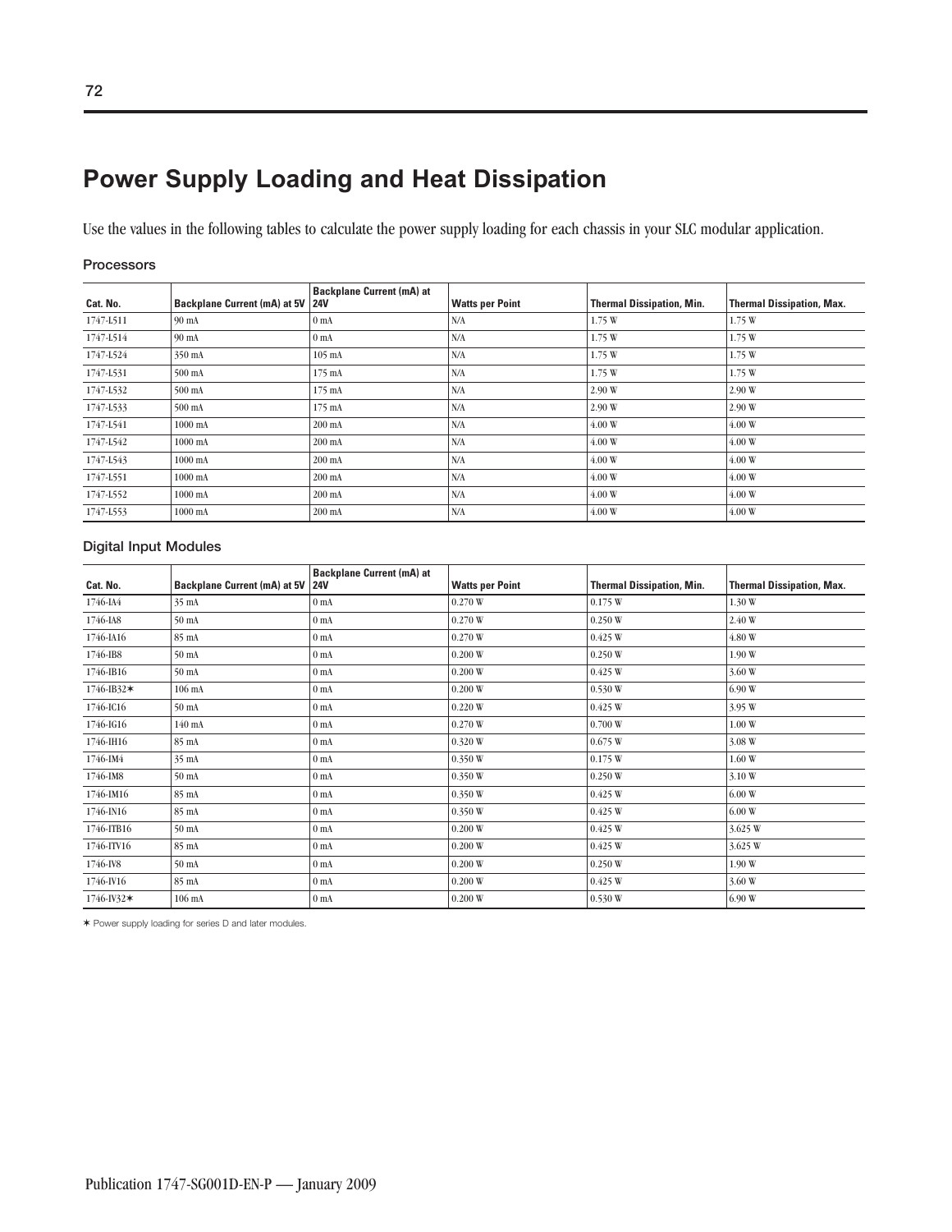# Power Supply Loading and Heat Dissipation

Use the values in the following tables to calculate the power supply loading for each chassis in your SLC modular application.

### Processors

| Cat. No. | Backplane Current (mA) at 5V | Backplane Current (mA) at 24V | Watts per Point | Thermal Dissipation, Min. | Thermal Dissipation, Max. |
|---|---|---|---|---|---|
| 1747-L511 | 90 mA | 0 mA | N/A | 1.75 W | 1.75 W |
| 1747-L514 | 90 mA | 0 mA | N/A | 1.75 W | 1.75 W |
| 1747-L524 | 350 mA | 105 mA | N/A | 1.75 W | 1.75 W |
| 1747-L531 | 500 mA | 175 mA | N/A | 1.75 W | 1.75 W |
| 1747-L532 | 500 mA | 175 mA | N/A | 2.90 W | 2.90 W |
| 1747-L533 | 500 mA | 175 mA | N/A | 2.90 W | 2.90 W |
| 1747-L541 | 1000 mA | 200 mA | N/A | 4.00 W | 4.00 W |
| 1747-L542 | 1000 mA | 200 mA | N/A | 4.00 W | 4.00 W |
| 1747-L543 | 1000 mA | 200 mA | N/A | 4.00 W | 4.00 W |
| 1747-L551 | 1000 mA | 200 mA | N/A | 4.00 W | 4.00 W |
| 1747-L552 | 1000 mA | 200 mA | N/A | 4.00 W | 4.00 W |
| 1747-L553 | 1000 mA | 200 mA | N/A | 4.00 W | 4.00 W |

### Digital Input Modules

| Cat. No. | Backplane Current (mA) at 5V | Backplane Current (mA) at 24V | Watts per Point | Thermal Dissipation, Min. | Thermal Dissipation, Max. |
|---|---|---|---|---|---|
| 1746-IA4 | 35 mA | 0 mA | 0.270 W | 0.175 W | 1.30 W |
| 1746-IA8 | 50 mA | 0 mA | 0.270 W | 0.250 W | 2.40 W |
| 1746-IA16 | 85 mA | 0 mA | 0.270 W | 0.425 W | 4.80 W |
| 1746-IB8 | 50 mA | 0 mA | 0.200 W | 0.250 W | 1.90 W |
| 1746-IB16 | 50 mA | 0 mA | 0.200 W | 0.425 W | 3.60 W |
| 1746-IB32✶ | 106 mA | 0 mA | 0.200 W | 0.530 W | 6.90 W |
| 1746-IC16 | 50 mA | 0 mA | 0.220 W | 0.425 W | 3.95 W |
| 1746-IG16 | 140 mA | 0 mA | 0.270 W | 0.700 W | 1.00 W |
| 1746-IH16 | 85 mA | 0 mA | 0.320 W | 0.675 W | 3.08 W |
| 1746-IM4 | 35 mA | 0 mA | 0.350 W | 0.175 W | 1.60 W |
| 1746-IM8 | 50 mA | 0 mA | 0.350 W | 0.250 W | 3.10 W |
| 1746-IM16 | 85 mA | 0 mA | 0.350 W | 0.425 W | 6.00 W |
| 1746-IN16 | 85 mA | 0 mA | 0.350 W | 0.425 W | 6.00 W |
| 1746-ITB16 | 50 mA | 0 mA | 0.200 W | 0.425 W | 3.625 W |
| 1746-ITV16 | 85 mA | 0 mA | 0.200 W | 0.425 W | 3.625 W |
| 1746-IV8 | 50 mA | 0 mA | 0.200 W | 0.250 W | 1.90 W |
| 1746-IV16 | 85 mA | 0 mA | 0.200 W | 0.425 W | 3.60 W |
| 1746-IV32✶ | 106 mA | 0 mA | 0.200 W | 0.530 W | 6.90 W |

✶ Power supply loading for series D and later modules.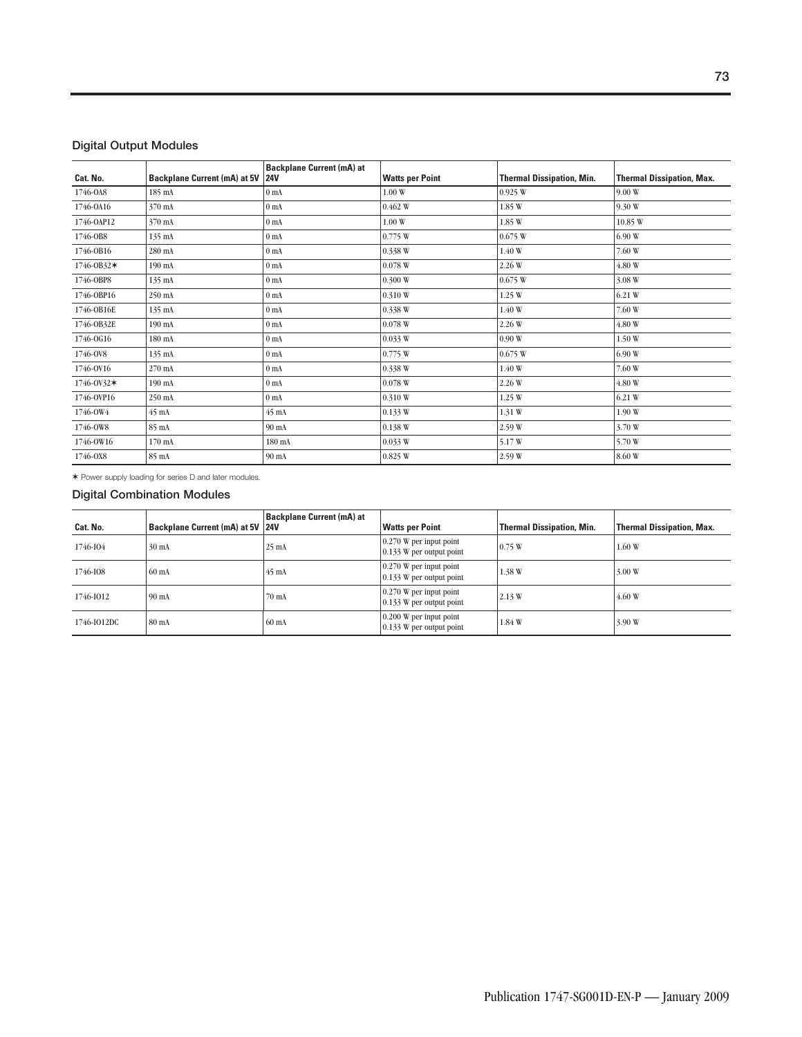### Digital Output Modules

| Cat. No. | Backplane Current (mA) at 5V | Backplane Current (mA) at 24V | Watts per Point | Thermal Dissipation, Min. | Thermal Dissipation, Max. |
|---|---|---|---|---|---|
| 1746-OA8 | 185 mA | 0 mA | 1.00 W | 0.925 W | 9.00 W |
| 1746-OA16 | 370 mA | 0 mA | 0.462 W | 1.85 W | 9.30 W |
| 1746-OAP12 | 370 mA | 0 mA | 1.00 W | 1.85 W | 10.85 W |
| 1746-OB8 | 135 mA | 0 mA | 0.775 W | 0.675 W | 6.90 W |
| 1746-OB16 | 280 mA | 0 mA | 0.338 W | 1.40 W | 7.60 W |
| 1746-OB32✶ | 190 mA | 0 mA | 0.078 W | 2.26 W | 4.80 W |
| 1746-OBP8 | 135 mA | 0 mA | 0.300 W | 0.675 W | 3.08 W |
| 1746-OBP16 | 250 mA | 0 mA | 0.310 W | 1.25 W | 6.21 W |
| 1746-OB16E | 135 mA | 0 mA | 0.338 W | 1.40 W | 7.60 W |
| 1746-OB32E | 190 mA | 0 mA | 0.078 W | 2.26 W | 4.80 W |
| 1746-OG16 | 180 mA | 0 mA | 0.033 W | 0.90 W | 1.50 W |
| 1746-OV8 | 135 mA | 0 mA | 0.775 W | 0.675 W | 6.90 W |
| 1746-OV16 | 270 mA | 0 mA | 0.338 W | 1.40 W | 7.60 W |
| 1746-OV32✶ | 190 mA | 0 mA | 0.078 W | 2.26 W | 4.80 W |
| 1746-OVP16 | 250 mA | 0 mA | 0.310 W | 1.25 W | 6.21 W |
| 1746-OW4 | 45 mA | 45 mA | 0.133 W | 1.31 W | 1.90 W |
| 1746-OW8 | 85 mA | 90 mA | 0.138 W | 2.59 W | 3.70 W |
| 1746-OW16 | 170 mA | 180 mA | 0.033 W | 5.17 W | 5.70 W |
| 1746-OX8 | 85 mA | 90 mA | 0.825 W | 2.59 W | 8.60 W |

✶ Power supply loading for series D and later modules.

### Digital Combination Modules

| Cat. No. | Backplane Current (mA) at 5V | Backplane Current (mA) at 24V | Watts per Point | Thermal Dissipation, Min. | Thermal Dissipation, Max. |
|---|---|---|---|---|---|
| 1746-IO4 | 30 mA | 25 mA | 0.270 W per input point<br>0.133 W per output point | 0.75 W | 1.60 W |
| 1746-IO8 | 60 mA | 45 mA | 0.270 W per input point<br>0.133 W per output point | 1.38 W | 3.00 W |
| 1746-IO12 | 90 mA | 70 mA | 0.270 W per input point<br>0.133 W per output point | 2.13 W | 4.60 W |
| 1746-IO12DC | 80 mA | 60 mA | 0.200 W per input point<br>0.133 W per output point | 1.84 W | 3.90 W |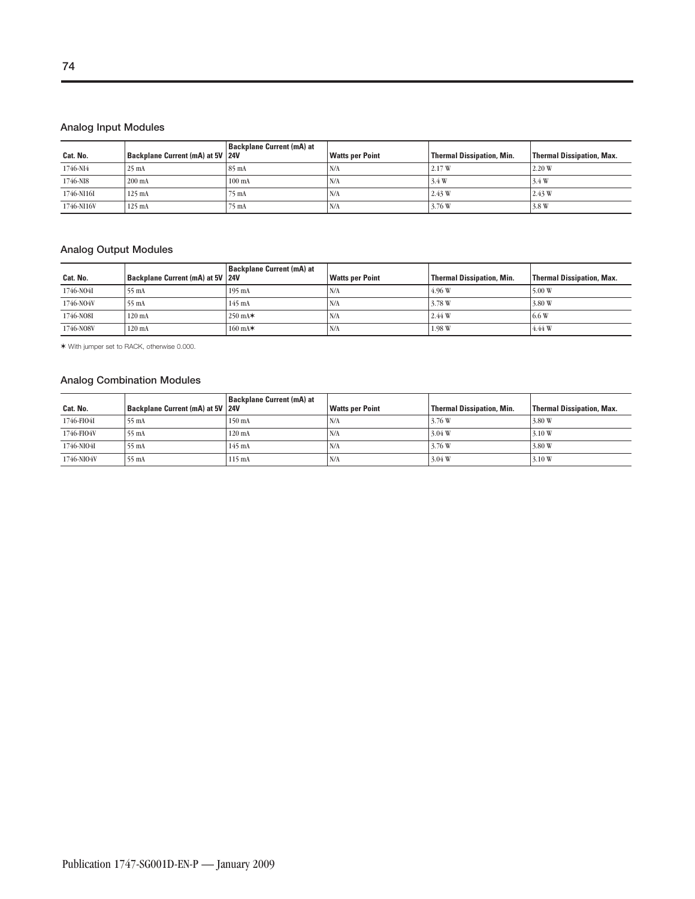### Analog Input Modules

| Cat. No. | Backplane Current (mA) at 5V | Backplane Current (mA) at 24V | Watts per Point | Thermal Dissipation, Min. | Thermal Dissipation, Max. |
|---|---|---|---|---|---|
| 1746-NI4 | 25 mA | 85 mA | N/A | 2.17 W | 2.20 W |
| 1746-NI8 | 200 mA | 100 mA | N/A | 3.4 W | 3.4 W |
| 1746-NI16I | 125 mA | 75 mA | N/A | 2.43 W | 2.43 W |
| 1746-NI16V | 125 mA | 75 mA | N/A | 3.76 W | 3.8 W |

### Analog Output Modules

| Cat. No. | Backplane Current (mA) at 5V | Backplane Current (mA) at 24V | Watts per Point | Thermal Dissipation, Min. | Thermal Dissipation, Max. |
|---|---|---|---|---|---|
| 1746-NO4I | 55 mA | 195 mA | N/A | 4.96 W | 5.00 W |
| 1746-NO4V | 55 mA | 145 mA | N/A | 3.78 W | 3.80 W |
| 1746-NO8I | 120 mA | 250 mA✶ | N/A | 2.44 W | 6.6 W |
| 1746-NO8V | 120 mA | 160 mA✶ | N/A | 1.98 W | 4.44 W |

✶ With jumper set to RACK, otherwise 0.000.

### Analog Combination Modules

| Cat. No. | Backplane Current (mA) at 5V | Backplane Current (mA) at 24V | Watts per Point | Thermal Dissipation, Min. | Thermal Dissipation, Max. |
|---|---|---|---|---|---|
| 1746-FIO4I | 55 mA | 150 mA | N/A | 3.76 W | 3.80 W |
| 1746-FIO4V | 55 mA | 120 mA | N/A | 3.04 W | 3.10 W |
| 1746-NIO4I | 55 mA | 145 mA | N/A | 3.76 W | 3.80 W |
| 1746-NIO4V | 55 mA | 115 mA | N/A | 3.04 W | 3.10 W |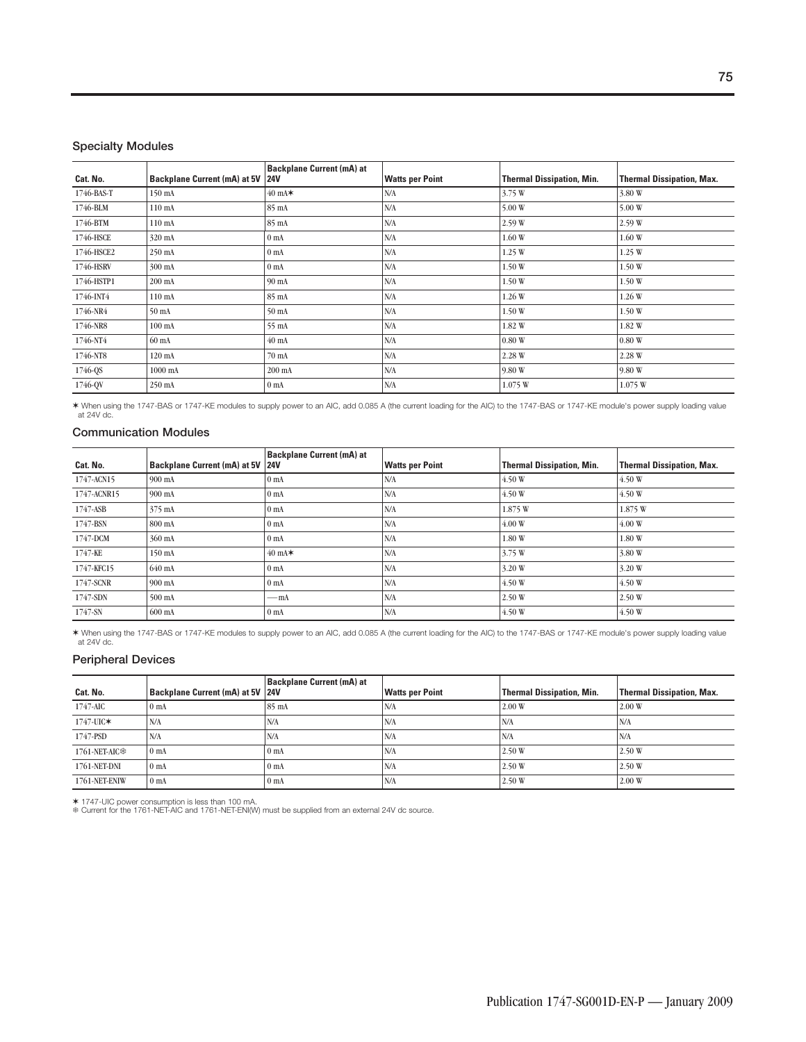### Specialty Modules

| Cat. No. | Backplane Current (mA) at 5V | Backplane Current (mA) at 24V | Watts per Point | Thermal Dissipation, Min. | Thermal Dissipation, Max. |
|---|---|---|---|---|---|
| 1746-BAS-T | 150 mA | 40 mA✶ | N/A | 3.75 W | 3.80 W |
| 1746-BLM | 110 mA | 85 mA | N/A | 5.00 W | 5.00 W |
| 1746-BTM | 110 mA | 85 mA | N/A | 2.59 W | 2.59 W |
| 1746-HSCE | 320 mA | 0 mA | N/A | 1.60 W | 1.60 W |
| 1746-HSCE2 | 250 mA | 0 mA | N/A | 1.25 W | 1.25 W |
| 1746-HSRV | 300 mA | 0 mA | N/A | 1.50 W | 1.50 W |
| 1746-HSTP1 | 200 mA | 90 mA | N/A | 1.50 W | 1.50 W |
| 1746-INT4 | 110 mA | 85 mA | N/A | 1.26 W | 1.26 W |
| 1746-NR4 | 50 mA | 50 mA | N/A | 1.50 W | 1.50 W |
| 1746-NR8 | 100 mA | 55 mA | N/A | 1.82 W | 1.82 W |
| 1746-NT4 | 60 mA | 40 mA | N/A | 0.80 W | 0.80 W |
| 1746-NT8 | 120 mA | 70 mA | N/A | 2.28 W | 2.28 W |
| 1746-QS | 1000 mA | 200 mA | N/A | 9.80 W | 9.80 W |
| 1746-QV | 250 mA | 0 mA | N/A | 1.075 W | 1.075 W |

✶ When using the 1747-BAS or 1747-KE modules to supply power to an AIC, add 0.085 A (the current loading for the AIC) to the 1747-BAS or 1747-KE module's power supply loading value at 24V dc.

### Communication Modules

| Cat. No. | Backplane Current (mA) at 5V | Backplane Current (mA) at 24V | Watts per Point | Thermal Dissipation, Min. | Thermal Dissipation, Max. |
|---|---|---|---|---|---|
| 1747-ACN15 | 900 mA | 0 mA | N/A | 4.50 W | 4.50 W |
| 1747-ACNR15 | 900 mA | 0 mA | N/A | 4.50 W | 4.50 W |
| 1747-ASB | 375 mA | 0 mA | N/A | 1.875 W | 1.875 W |
| 1747-BSN | 800 mA | 0 mA | N/A | 4.00 W | 4.00 W |
| 1747-DCM | 360 mA | 0 mA | N/A | 1.80 W | 1.80 W |
| 1747-KE | 150 mA | 40 mA✶ | N/A | 3.75 W | 3.80 W |
| 1747-KFC15 | 640 mA | 0 mA | N/A | 3.20 W | 3.20 W |
| 1747-SCNR | 900 mA | 0 mA | N/A | 4.50 W | 4.50 W |
| 1747-SDN | 500 mA | — mA | N/A | 2.50 W | 2.50 W |
| 1747-SN | 600 mA | 0 mA | N/A | 4.50 W | 4.50 W |

✶ When using the 1747-BAS or 1747-KE modules to supply power to an AIC, add 0.085 A (the current loading for the AIC) to the 1747-BAS or 1747-KE module's power supply loading value at 24V dc.

### Peripheral Devices

| Cat. No. | Backplane Current (mA) at 5V | Backplane Current (mA) at 24V | Watts per Point | Thermal Dissipation, Min. | Thermal Dissipation, Max. |
|---|---|---|---|---|---|
| 1747-AIC | 0 mA | 85 mA | N/A | 2.00 W | 2.00 W |
| 1747-UIC✶ | N/A | N/A | N/A | N/A | N/A |
| 1747-PSD | N/A | N/A | N/A | N/A | N/A |
| 1761-NET-AIC❄ | 0 mA | 0 mA | N/A | 2.50 W | 2.50 W |
| 1761-NET-DNI | 0 mA | 0 mA | N/A | 2.50 W | 2.50 W |
| 1761-NET-ENIW | 0 mA | 0 mA | N/A | 2.50 W | 2.00 W |

✶ 1747-UIC power consumption is less than 100 mA.
❄ Current for the 1761-NET-AIC and 1761-NET-ENI(W) must be supplied from an external 24V dc source.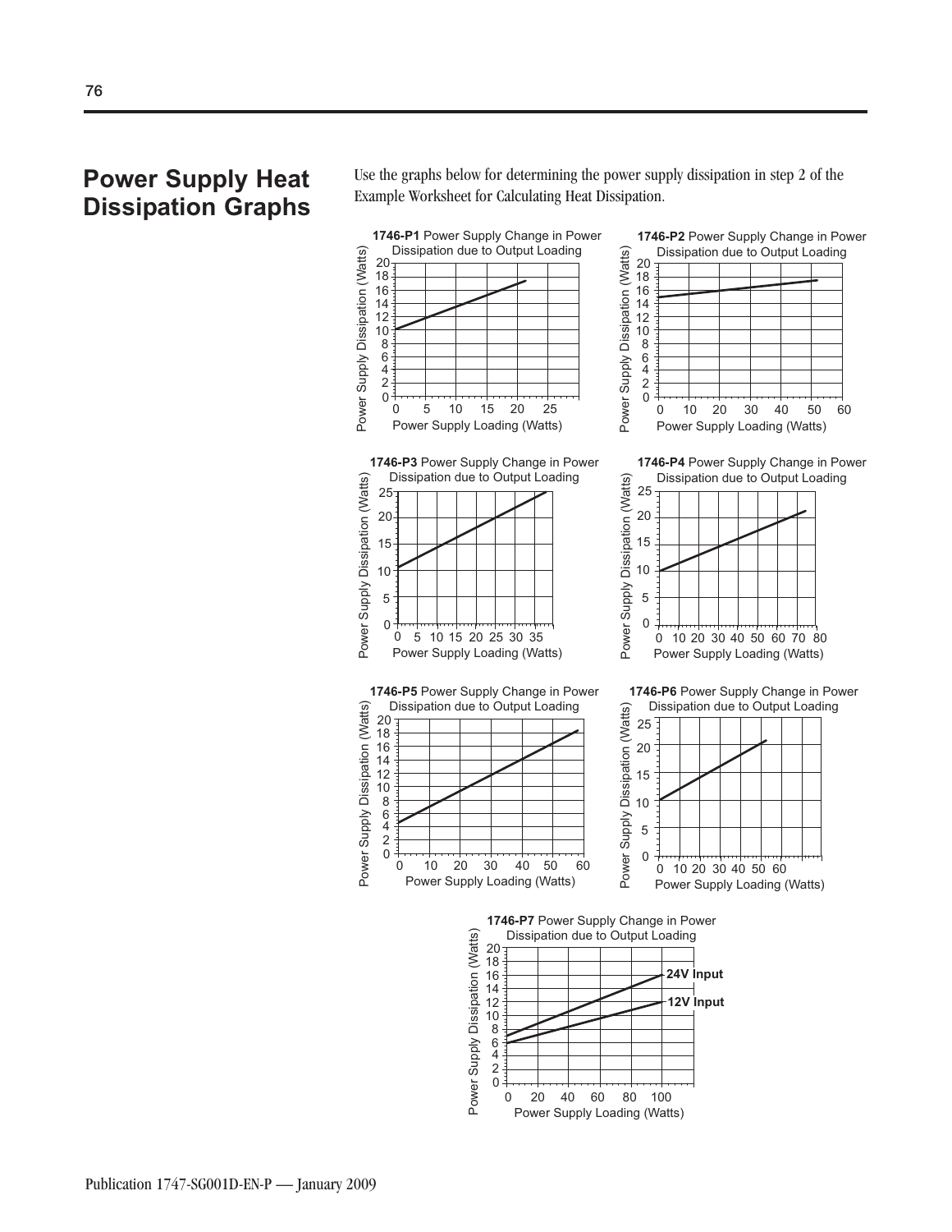## Power Supply Heat Dissipation Graphs

Use the graphs below for determining the power supply dissipation in step 2 of the Example Worksheet for Calculating Heat Dissipation.

**1746-P1** Power Supply Change in Power Dissipation due to Output Loading

**1746-P2** Power Supply Change in Power Dissipation due to Output Loading

**1746-P3** Power Supply Change in Power Dissipation due to Output Loading

**1746-P4** Power Supply Change in Power Dissipation due to Output Loading

**1746-P5** Power Supply Change in Power Dissipation due to Output Loading

**1746-P6** Power Supply Change in Power Dissipation due to Output Loading

**1746-P7** Power Supply Change in Power Dissipation due to Output Loading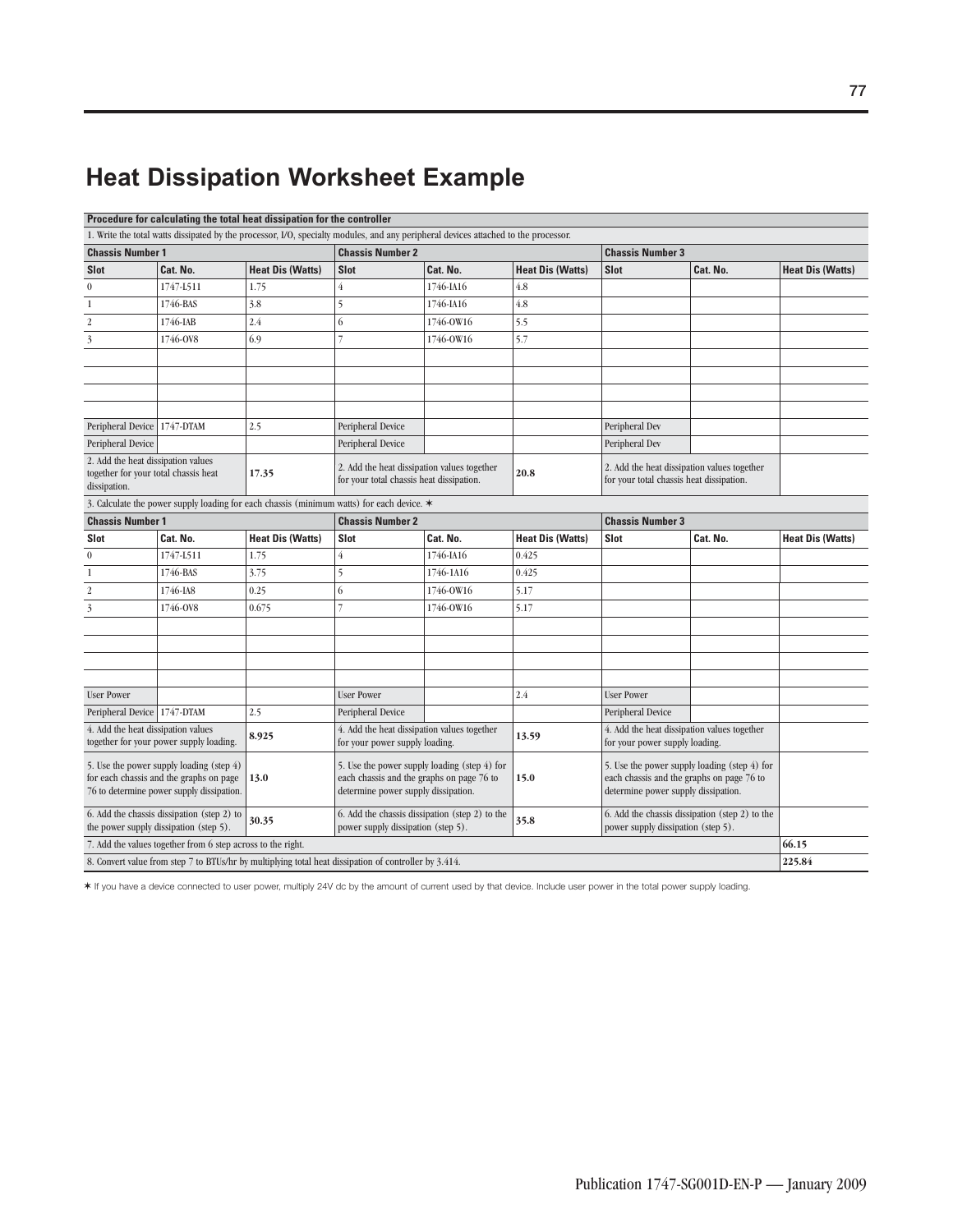# Heat Dissipation Worksheet Example

| Procedure for calculating the total heat dissipation for the controller | | | | | | | | |
|---|---|---|---|---|---|---|---|---|
| 1. Write the total watts dissipated by the processor, I/O, specialty modules, and any peripheral devices attached to the processor. | | | | | | | | |
| **Chassis Number 1** | | | **Chassis Number 2** | | | **Chassis Number 3** | | |
| **Slot** | **Cat. No.** | **Heat Dis (Watts)** | **Slot** | **Cat. No.** | **Heat Dis (Watts)** | **Slot** | **Cat. No.** | **Heat Dis (Watts)** |
| 0 | 1747-L511 | 1.75 | 4 | 1746-IA16 | 4.8 | | | |
| 1 | 1746-BAS | 3.8 | 5 | 1746-IA16 | 4.8 | | | |
| 2 | 1746-IAB | 2.4 | 6 | 1746-OW16 | 5.5 | | | |
| 3 | 1746-OV8 | 6.9 | 7 | 1746-OW16 | 5.7 | | | |
| | | | | | | | | |
| | | | | | | | | |
| | | | | | | | | |
| | | | | | | | | |
| Peripheral Device | 1747-DTAM | 2.5 | Peripheral Device | | | Peripheral Dev | | |
| Peripheral Device | | | Peripheral Device | | | Peripheral Dev | | |
| 2. Add the heat dissipation values together for your total chassis heat dissipation. | | **17.35** | 2. Add the heat dissipation values together for your total chassis heat dissipation. | | **20.8** | 2. Add the heat dissipation values together for your total chassis heat dissipation. | | |
| 3. Calculate the power supply loading for each chassis (minimum watts) for each device. ✶ | | | | | | | | |
| **Chassis Number 1** | | | **Chassis Number 2** | | | **Chassis Number 3** | | |
| **Slot** | **Cat. No.** | **Heat Dis (Watts)** | **Slot** | **Cat. No.** | **Heat Dis (Watts)** | **Slot** | **Cat. No.** | **Heat Dis (Watts)** |
| 0 | 1747-L511 | 1.75 | 4 | 1746-IA16 | 0.425 | | | |
| 1 | 1746-BAS | 3.75 | 5 | 1746-1A16 | 0.425 | | | |
| 2 | 1746-IA8 | 0.25 | 6 | 1746-OW16 | 5.17 | | | |
| 3 | 1746-OV8 | 0.675 | 7 | 1746-OW16 | 5.17 | | | |
| | | | | | | | | |
| | | | | | | | | |
| | | | | | | | | |
| | | | | | | | | |
| User Power | | | User Power | | 2.4 | User Power | | |
| Peripheral Device | 1747-DTAM | 2.5 | Peripheral Device | | | Peripheral Device | | |
| 4. Add the heat dissipation values together for your power supply loading. | | **8.925** | 4. Add the heat dissipation values together for your power supply loading. | | **13.59** | 4. Add the heat dissipation values together for your power supply loading. | | |
| 5. Use the power supply loading (step 4) for each chassis and the graphs on page 76 to determine power supply dissipation. | | **13.0** | 5. Use the power supply loading (step 4) for each chassis and the graphs on page 76 to determine power supply dissipation. | | **15.0** | 5. Use the power supply loading (step 4) for each chassis and the graphs on page 76 to determine power supply dissipation. | | |
| 6. Add the chassis dissipation (step 2) to the power supply dissipation (step 5). | | **30.35** | 6. Add the chassis dissipation (step 2) to the power supply dissipation (step 5). | | **35.8** | 6. Add the chassis dissipation (step 2) to the power supply dissipation (step 5). | | |
| 7. Add the values together from 6 step across to the right. | | | | | | | | **66.15** |
| 8. Convert value from step 7 to BTUs/hr by multiplying total heat dissipation of controller by 3.414. | | | | | | | | **225.84** |

✶ If you have a device connected to user power, multiply 24V dc by the amount of current used by that device. Include user power in the total power supply loading.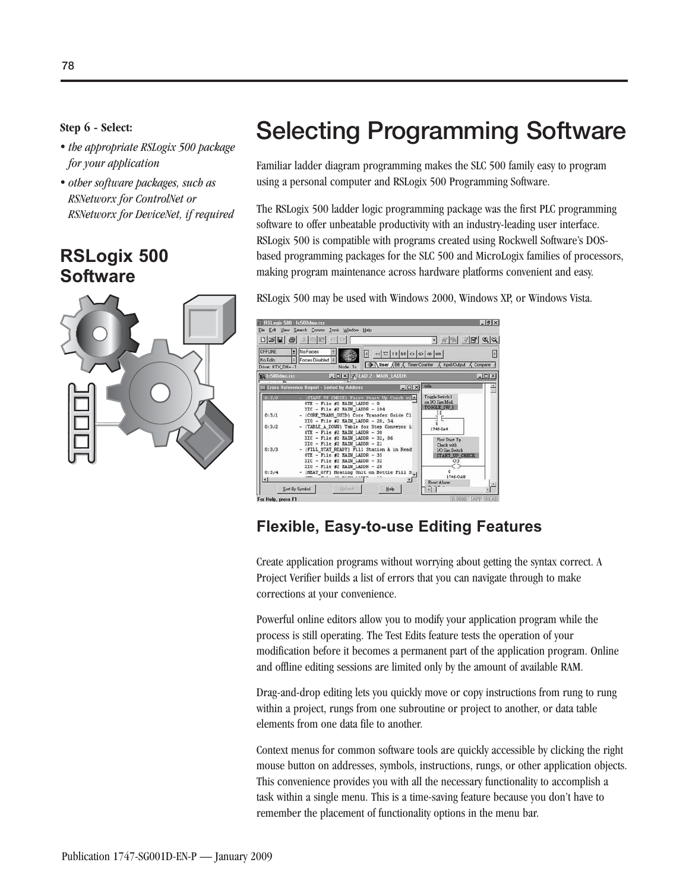**Step 6 - Select:**

- *the appropriate RSLogix 500 package for your application*
- *other software packages, such as RSNetworx for ControlNet or RSNetworx for DeviceNet, if required*

# Selecting Programming Software

Familiar ladder diagram programming makes the SLC 500 family easy to program using a personal computer and RSLogix 500 Programming Software.

## RSLogix 500 Software

The RSLogix 500 ladder logic programming package was the first PLC programming software to offer unbeatable productivity with an industry-leading user interface. RSLogix 500 is compatible with programs created using Rockwell Software's DOS-based programming packages for the SLC 500 and MicroLogix families of processors, making program maintenance across hardware platforms convenient and easy.

RSLogix 500 may be used with Windows 2000, Windows XP, or Windows Vista.

### Flexible, Easy-to-use Editing Features

Create application programs without worrying about getting the syntax correct. A Project Verifier builds a list of errors that you can navigate through to make corrections at your convenience.

Powerful online editors allow you to modify your application program while the process is still operating. The Test Edits feature tests the operation of your modification before it becomes a permanent part of the application program. Online and offline editing sessions are limited only by the amount of available RAM.

Drag-and-drop editing lets you quickly move or copy instructions from rung to rung within a project, rungs from one subroutine or project to another, or data table elements from one data file to another.

Context menus for common software tools are quickly accessible by clicking the right mouse button on addresses, symbols, instructions, rungs, or other application objects. This convenience provides you with all the necessary functionality to accomplish a task within a single menu. This is a time-saving feature because you don't have to remember the placement of functionality options in the menu bar.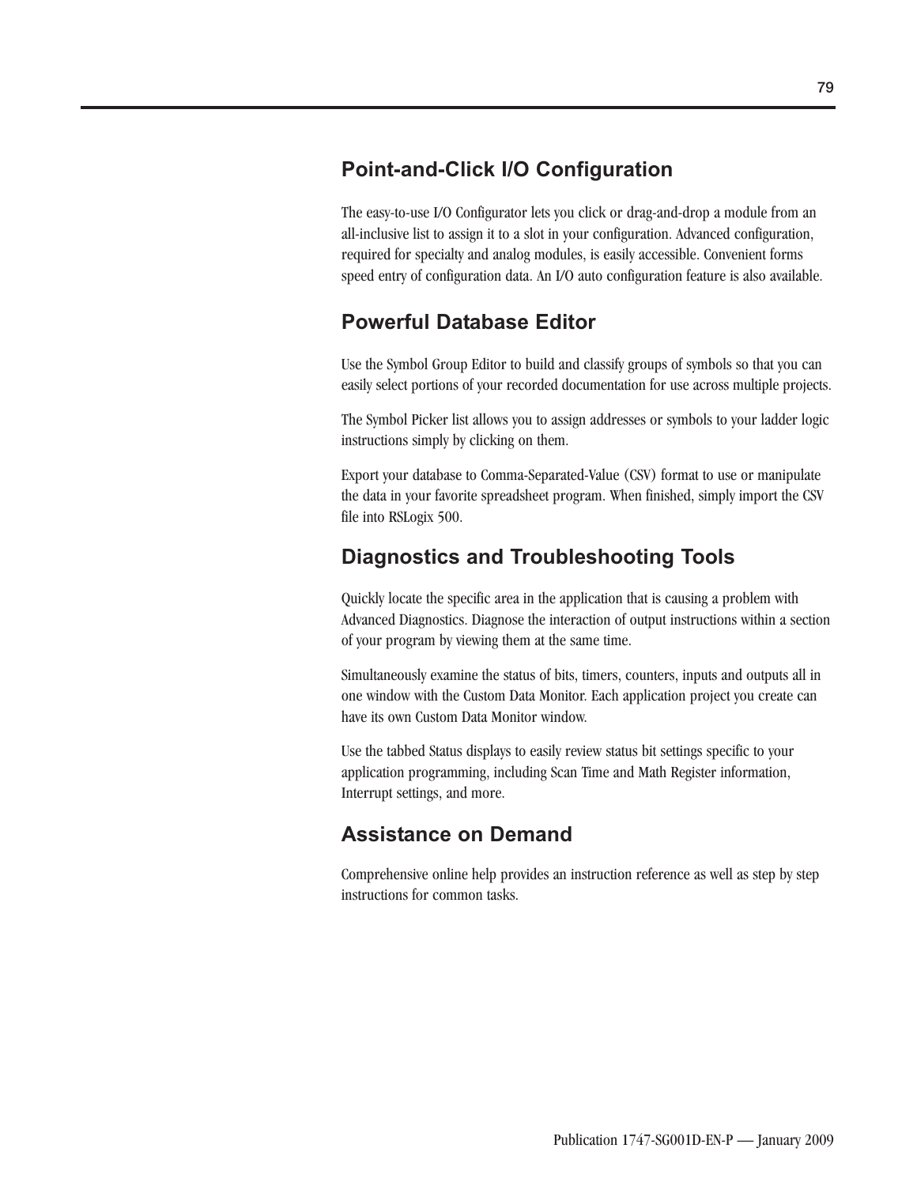## Point-and-Click I/O Configuration

The easy-to-use I/O Configurator lets you click or drag-and-drop a module from an all-inclusive list to assign it to a slot in your configuration. Advanced configuration, required for specialty and analog modules, is easily accessible. Convenient forms speed entry of configuration data. An I/O auto configuration feature is also available.

## Powerful Database Editor

Use the Symbol Group Editor to build and classify groups of symbols so that you can easily select portions of your recorded documentation for use across multiple projects.

The Symbol Picker list allows you to assign addresses or symbols to your ladder logic instructions simply by clicking on them.

Export your database to Comma-Separated-Value (CSV) format to use or manipulate the data in your favorite spreadsheet program. When finished, simply import the CSV file into RSLogix 500.

## Diagnostics and Troubleshooting Tools

Quickly locate the specific area in the application that is causing a problem with Advanced Diagnostics. Diagnose the interaction of output instructions within a section of your program by viewing them at the same time.

Simultaneously examine the status of bits, timers, counters, inputs and outputs all in one window with the Custom Data Monitor. Each application project you create can have its own Custom Data Monitor window.

Use the tabbed Status displays to easily review status bit settings specific to your application programming, including Scan Time and Math Register information, Interrupt settings, and more.

## Assistance on Demand

Comprehensive online help provides an instruction reference as well as step by step instructions for common tasks.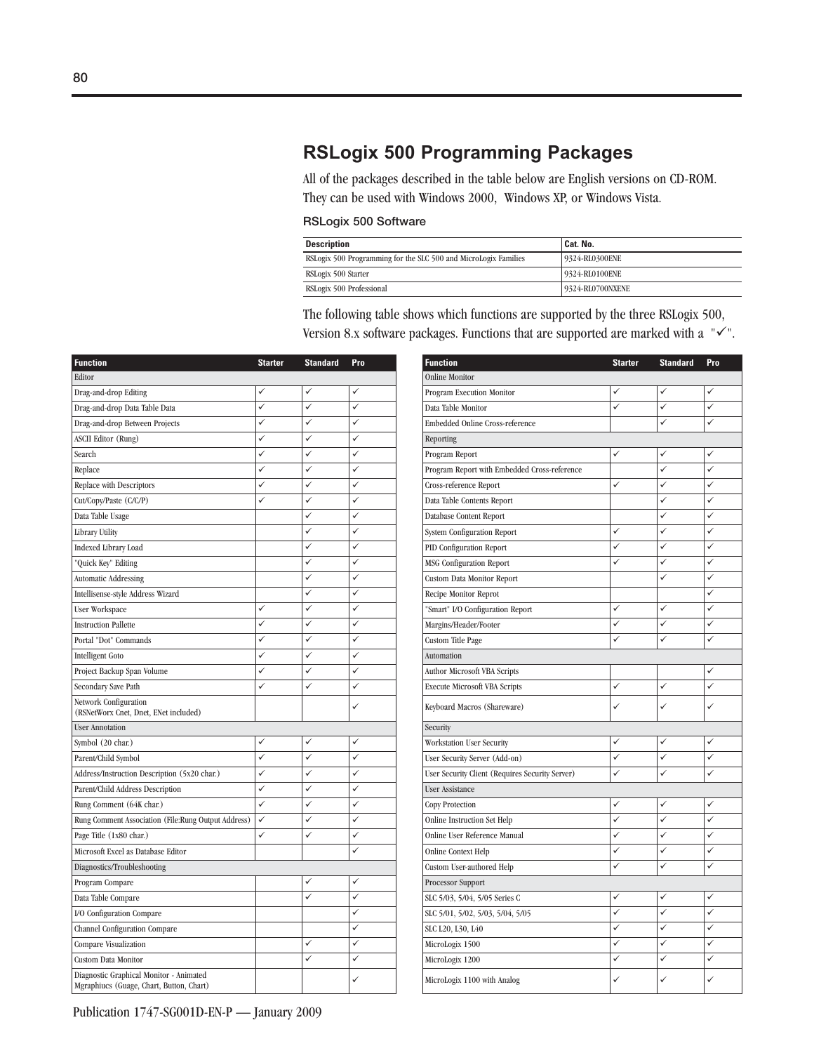## RSLogix 500 Programming Packages

All of the packages described in the table below are English versions on CD-ROM. They can be used with Windows 2000, Windows XP, or Windows Vista.

### RSLogix 500 Software

| Description | Cat. No. |
|---|---|
| RSLogix 500 Programming for the SLC 500 and MicroLogix Families | 9324-RL0300ENE |
| RSLogix 500 Starter | 9324-RL0100ENE |
| RSLogix 500 Professional | 9324-RL0700NXENE |

The following table shows which functions are supported by the three RSLogix 500, Version 8.x software packages. Functions that are supported are marked with a "✓".

| Function | Starter | Standard | Pro |
|---|---|---|---|
| **Editor** | | | |
| Drag-and-drop Editing | ✓ | ✓ | ✓ |
| Drag-and-drop Data Table Data | ✓ | ✓ | ✓ |
| Drag-and-drop Between Projects | ✓ | ✓ | ✓ |
| ASCII Editor (Rung) | ✓ | ✓ | ✓ |
| Search | ✓ | ✓ | ✓ |
| Replace | ✓ | ✓ | ✓ |
| Replace with Descriptors | ✓ | ✓ | ✓ |
| Cut/Copy/Paste (C/C/P) | ✓ | ✓ | ✓ |
| Data Table Usage | | ✓ | ✓ |
| Library Utility | | ✓ | ✓ |
| Indexed Library Load | | ✓ | ✓ |
| "Quick Key" Editing | | ✓ | ✓ |
| Automatic Addressing | | ✓ | ✓ |
| Intellisense-style Address Wizard | | ✓ | ✓ |
| User Workspace | ✓ | ✓ | ✓ |
| Instruction Pallette | ✓ | ✓ | ✓ |
| Portal "Dot" Commands | ✓ | ✓ | ✓ |
| Intelligent Goto | ✓ | ✓ | ✓ |
| Project Backup Span Volume | ✓ | ✓ | ✓ |
| Secondary Save Path | ✓ | ✓ | ✓ |
| Network Configuration (RSNetWorx Cnet, Dnet, ENet included) | | | ✓ |
| **User Annotation** | | | |
| Symbol (20 char.) | ✓ | ✓ | ✓ |
| Parent/Child Symbol | ✓ | ✓ | ✓ |
| Address/Instruction Description (5x20 char.) | ✓ | ✓ | ✓ |
| Parent/Child Address Description | ✓ | ✓ | ✓ |
| Rung Comment (64K char.) | ✓ | ✓ | ✓ |
| Rung Comment Association (File:Rung Output Address) | ✓ | ✓ | ✓ |
| Page Title (1x80 char.) | ✓ | ✓ | ✓ |
| Microsoft Excel as Database Editor | | | ✓ |
| **Diagnostics/Troubleshooting** | | | |
| Program Compare | | ✓ | ✓ |
| Data Table Compare | | ✓ | ✓ |
| I/O Configuration Compare | | | ✓ |
| Channel Configuration Compare | | | ✓ |
| Compare Visualization | | ✓ | ✓ |
| Custom Data Monitor | | ✓ | ✓ |
| Diagnostic Graphical Monitor - Animated Mgraphiucs (Guage, Chart, Button, Chart) | | | ✓ |
| **Online Monitor** | | | |
| Program Execution Monitor | ✓ | ✓ | ✓ |
| Data Table Monitor | ✓ | ✓ | ✓ |
| Embedded Online Cross-reference | | ✓ | ✓ |
| **Reporting** | | | |
| Program Report | ✓ | ✓ | ✓ |
| Program Report with Embedded Cross-reference | | ✓ | ✓ |
| Cross-reference Report | ✓ | ✓ | ✓ |
| Data Table Contents Report | | ✓ | ✓ |
| Database Content Report | | ✓ | ✓ |
| System Configuration Report | ✓ | ✓ | ✓ |
| PID Configuration Report | ✓ | ✓ | ✓ |
| MSG Configuration Report | ✓ | ✓ | ✓ |
| Custom Data Monitor Report | | ✓ | ✓ |
| Recipe Monitor Reprot | | | ✓ |
| "Smart" I/O Configuration Report | ✓ | ✓ | ✓ |
| Margins/Header/Footer | ✓ | ✓ | ✓ |
| Custom Title Page | ✓ | ✓ | ✓ |
| **Automation** | | | |
| Author Microsoft VBA Scripts | | | ✓ |
| Execute Microsoft VBA Scripts | ✓ | ✓ | ✓ |
| Keyboard Macros (Shareware) | ✓ | ✓ | ✓ |
| **Security** | | | |
| Workstation User Security | ✓ | ✓ | ✓ |
| User Security Server (Add-on) | ✓ | ✓ | ✓ |
| User Security Client (Requires Security Server) | ✓ | ✓ | ✓ |
| **User Assistance** | | | |
| Copy Protection | ✓ | ✓ | ✓ |
| Online Instruction Set Help | ✓ | ✓ | ✓ |
| Online User Reference Manual | ✓ | ✓ | ✓ |
| Online Context Help | ✓ | ✓ | ✓ |
| Custom User-authored Help | ✓ | ✓ | ✓ |
| **Processor Support** | | | |
| SLC 5/03, 5/04, 5/05 Series C | ✓ | ✓ | ✓ |
| SLC 5/01, 5/02, 5/03, 5/04, 5/05 | ✓ | ✓ | ✓ |
| SLC L20, L30, L40 | ✓ | ✓ | ✓ |
| MicroLogix 1500 | ✓ | ✓ | ✓ |
| MicroLogix 1200 | ✓ | ✓ | ✓ |
| MicroLogix 1100 with Analog | ✓ | ✓ | ✓ |

Publication 1747-SG001D-EN-P — January 2009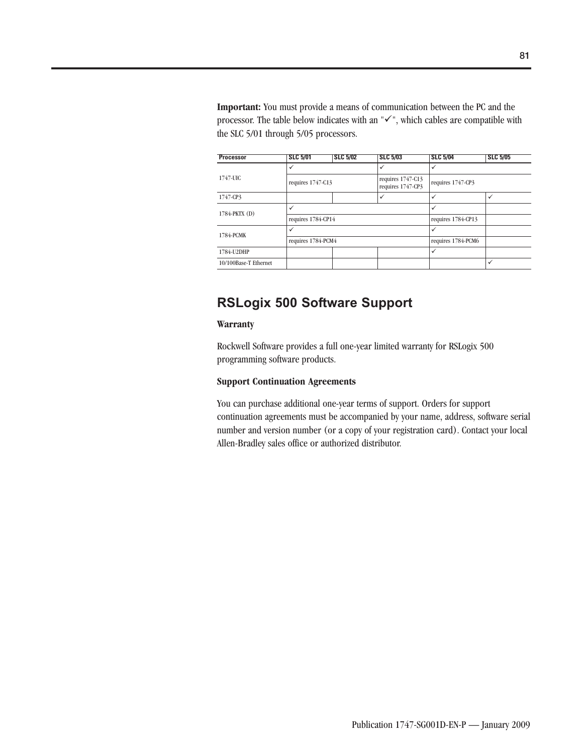**Important:** You must provide a means of communication between the PC and the processor. The table below indicates with an "✓", which cables are compatible with the SLC 5/01 through 5/05 processors.

| Processor | SLC 5/01 | SLC 5/02 | SLC 5/03 | SLC 5/04 | SLC 5/05 |
|---|---|---|---|---|---|
| 1747-UIC | ✓ | | ✓ | ✓ | |
| | requires 1747-C13 | | requires 1747-C13<br>requires 1747-CP3 | requires 1747-CP3 | |
| 1747-CP3 | | | ✓ | ✓ | ✓ |
| 1784-PKTX (D) | ✓ | | | ✓ | |
| | requires 1784-CP14 | | | requires 1784-CP13 | |
| 1784-PCMK | ✓ | | | ✓ | |
| | requires 1784-PCM4 | | | requires 1784-PCM6 | |
| 1784-U2DHP | | | | ✓ | |
| 10/100Base-T Ethernet | | | | | ✓ |

## RSLogix 500 Software Support

**Warranty**

Rockwell Software provides a full one-year limited warranty for RSLogix 500 programming software products.

**Support Continuation Agreements**

You can purchase additional one-year terms of support. Orders for support continuation agreements must be accompanied by your name, address, software serial number and version number (or a copy of your registration card). Contact your local Allen-Bradley sales office or authorized distributor.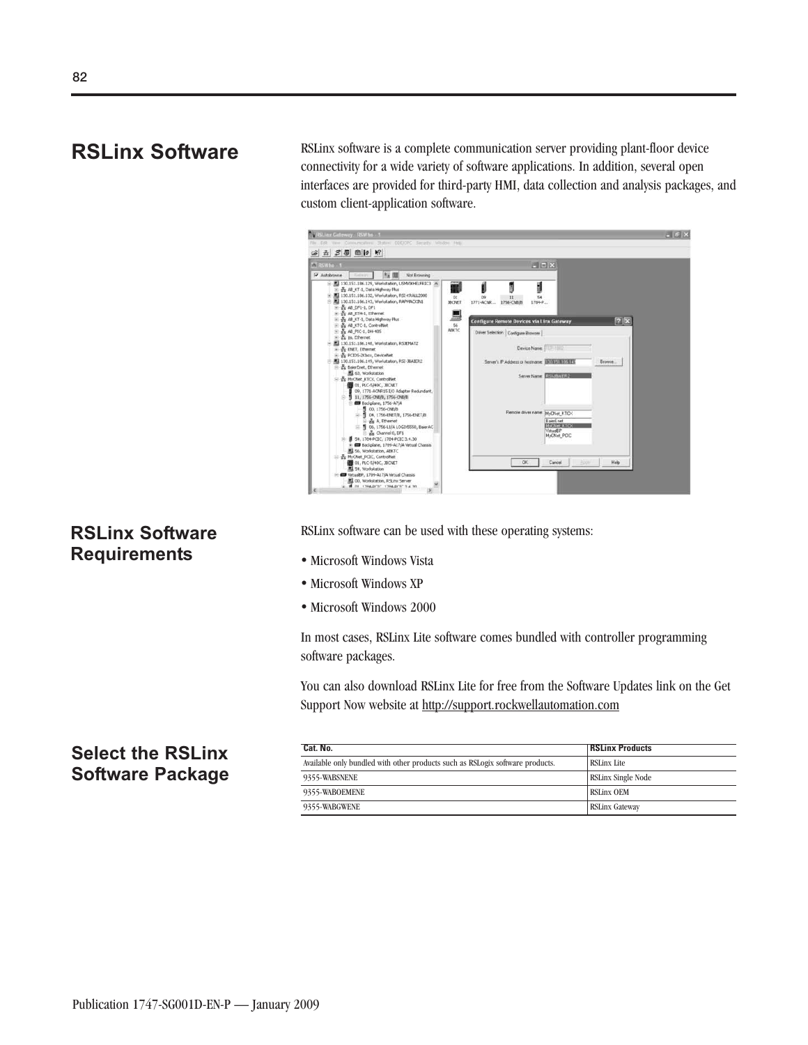## RSLinx Software

RSLinx software is a complete communication server providing plant-floor device connectivity for a wide variety of software applications. In addition, several open interfaces are provided for third-party HMI, data collection and analysis packages, and custom client-application software.

## RSLinx Software Requirements

RSLinx software can be used with these operating systems:

- Microsoft Windows Vista
- Microsoft Windows XP
- Microsoft Windows 2000

In most cases, RSLinx Lite software comes bundled with controller programming software packages.

You can also download RSLinx Lite for free from the Software Updates link on the Get Support Now website at http://support.rockwellautomation.com

## Select the RSLinx Software Package

| Cat. No. | RSLinx Products |
|---|---|
| Available only bundled with other products such as RSLogix software products. | RSLinx Lite |
| 9355-WABSNENE | RSLinx Single Node |
| 9355-WABOEMENE | RSLinx OEM |
| 9355-WABGWENE | RSLinx Gateway |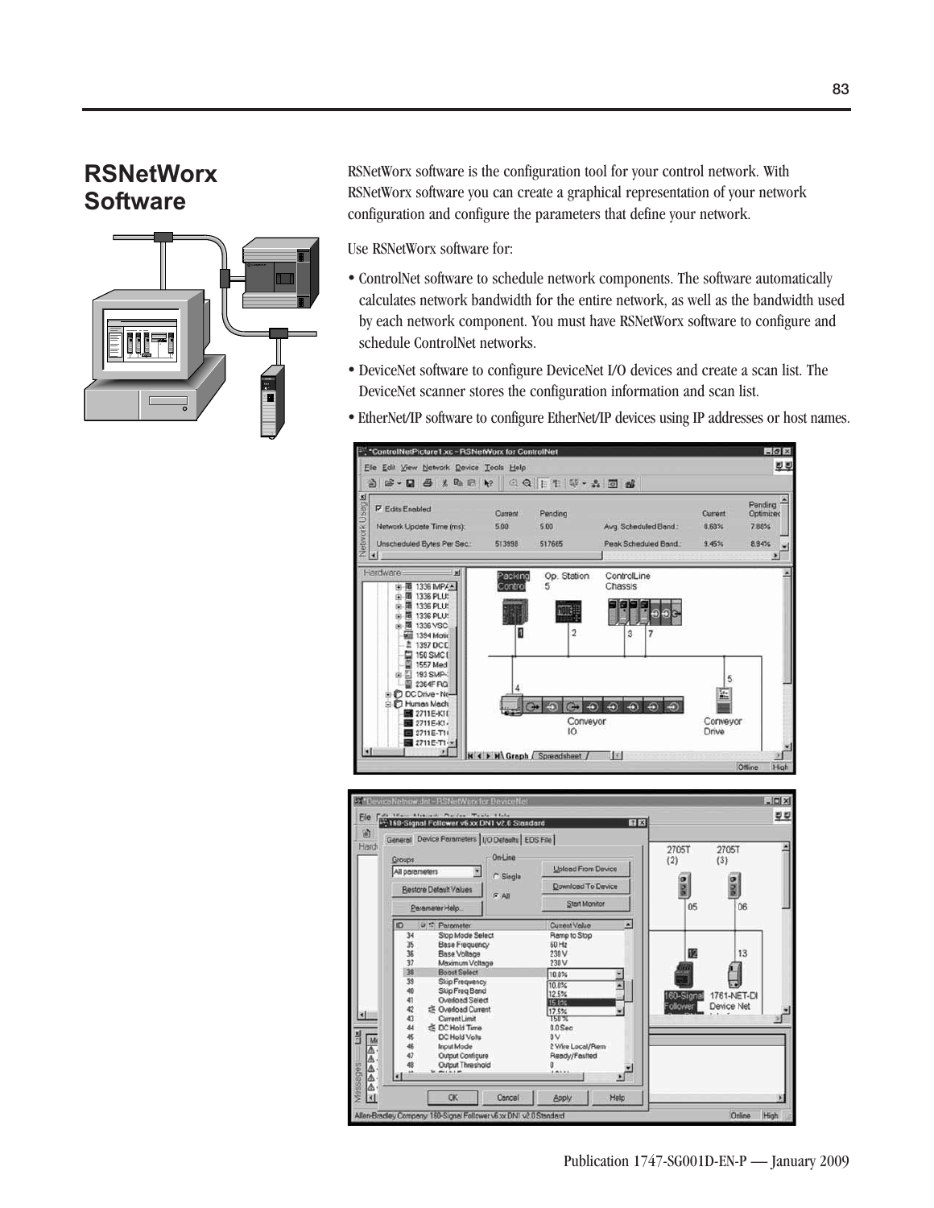# RSNetWorx Software

RSNetWorx software is the configuration tool for your control network. With RSNetWorx software you can create a graphical representation of your network configuration and configure the parameters that define your network.

Use RSNetWorx software for:

- ControlNet software to schedule network components. The software automatically calculates network bandwidth for the entire network, as well as the bandwidth used by each network component. You must have RSNetWorx software to configure and schedule ControlNet networks.
- DeviceNet software to configure DeviceNet I/O devices and create a scan list. The DeviceNet scanner stores the configuration information and scan list.
- EtherNet/IP software to configure EtherNet/IP devices using IP addresses or host names.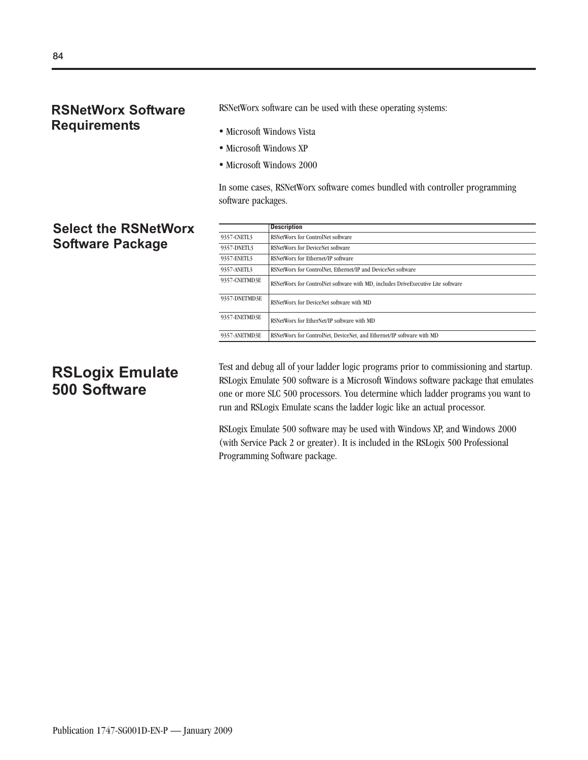## RSNetWorx Software Requirements

RSNetWorx software can be used with these operating systems:

- Microsoft Windows Vista
- Microsoft Windows XP
- Microsoft Windows 2000

In some cases, RSNetWorx software comes bundled with controller programming software packages.

## Select the RSNetWorx Software Package

| | Description |
|---|---|
| 9357-CNETL3 | RSNetWorx for ControlNet software |
| 9357-DNETL3 | RSNetWorx for DeviceNet software |
| 9357-ENETL3 | RSNetWorx for Ethernet/IP software |
| 9357-ANETL3 | RSNetWorx for ControlNet, Ethernet/IP and DeviceNet software |
| 9357-CNETMD3E | RSNetWorx for ControlNet software with MD, includes DriveExecutive Lite software |
| 9357-DNETMD3E | RSNetWorx for DeviceNet software with MD |
| 9357-ENETMD3E | RSNetWorx for EtherNet/IP software with MD |
| 9357-ANETMD3E | RSNetWorx for ControlNet, DeviceNet, and Ethernet/IP software with MD |

# RSLogix Emulate 500 Software

Test and debug all of your ladder logic programs prior to commissioning and startup. RSLogix Emulate 500 software is a Microsoft Windows software package that emulates one or more SLC 500 processors. You determine which ladder programs you want to run and RSLogix Emulate scans the ladder logic like an actual processor.

RSLogix Emulate 500 software may be used with Windows XP, and Windows 2000 (with Service Pack 2 or greater). It is included in the RSLogix 500 Professional Programming Software package.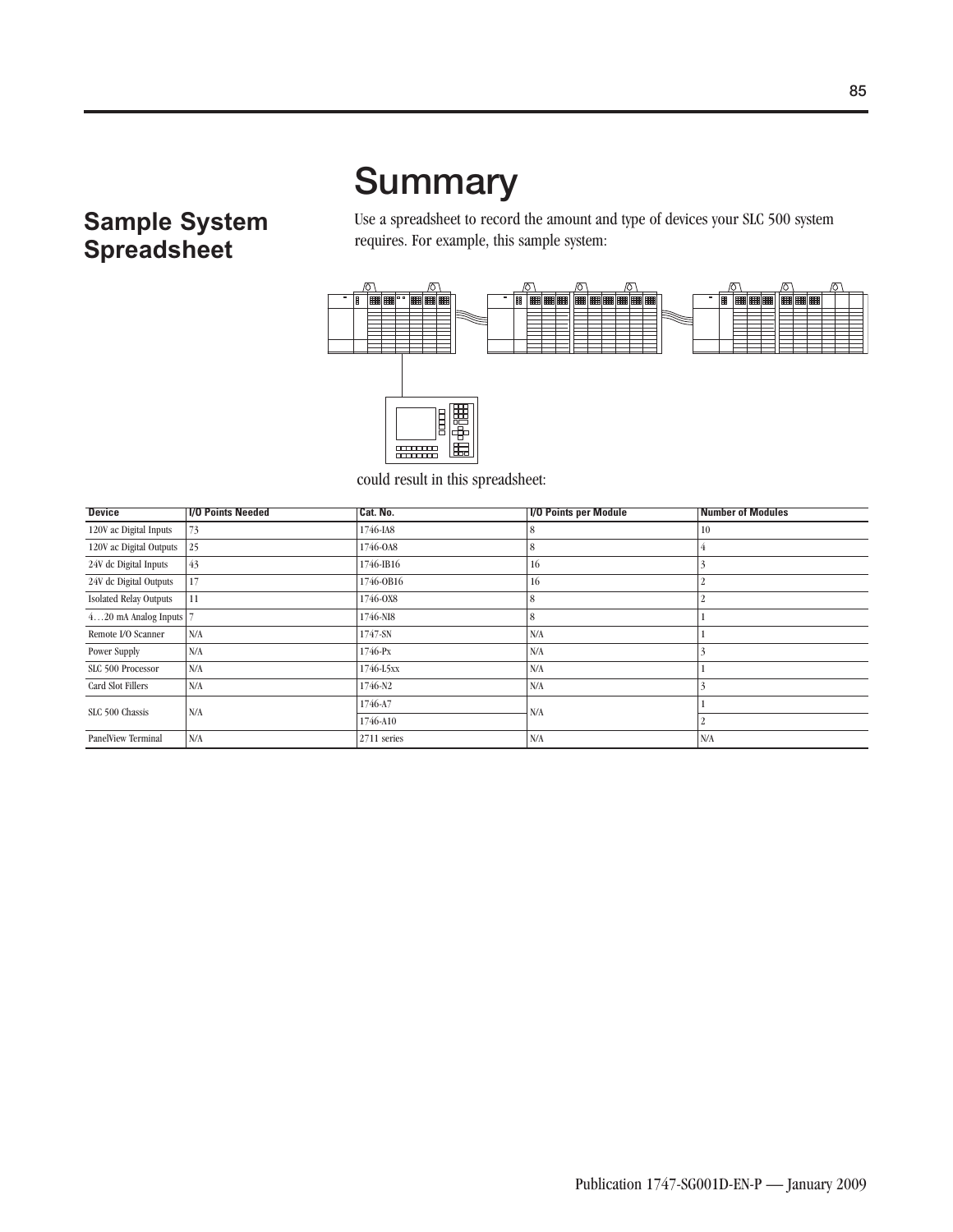# Summary

## Sample System Spreadsheet

Use a spreadsheet to record the amount and type of devices your SLC 500 system requires. For example, this sample system:

could result in this spreadsheet:

| Device | I/O Points Needed | Cat. No. | I/O Points per Module | Number of Modules |
|---|---|---|---|---|
| 120V ac Digital Inputs | 73 | 1746-IA8 | 8 | 10 |
| 120V ac Digital Outputs | 25 | 1746-OA8 | 8 | 4 |
| 24V dc Digital Inputs | 43 | 1746-IB16 | 16 | 3 |
| 24V dc Digital Outputs | 17 | 1746-OB16 | 16 | 2 |
| Isolated Relay Outputs | 11 | 1746-OX8 | 8 | 2 |
| 4…20 mA Analog Inputs | 7 | 1746-NI8 | 8 | 1 |
| Remote I/O Scanner | N/A | 1747-SN | N/A | 1 |
| Power Supply | N/A | 1746-Px | N/A | 3 |
| SLC 500 Processor | N/A | 1746-L5xx | N/A | 1 |
| Card Slot Fillers | N/A | 1746-N2 | N/A | 3 |
| SLC 500 Chassis | N/A | 1746-A7 | N/A | 1 |
| | | 1746-A10 | | 2 |
| PanelView Terminal | N/A | 2711 series | N/A | N/A |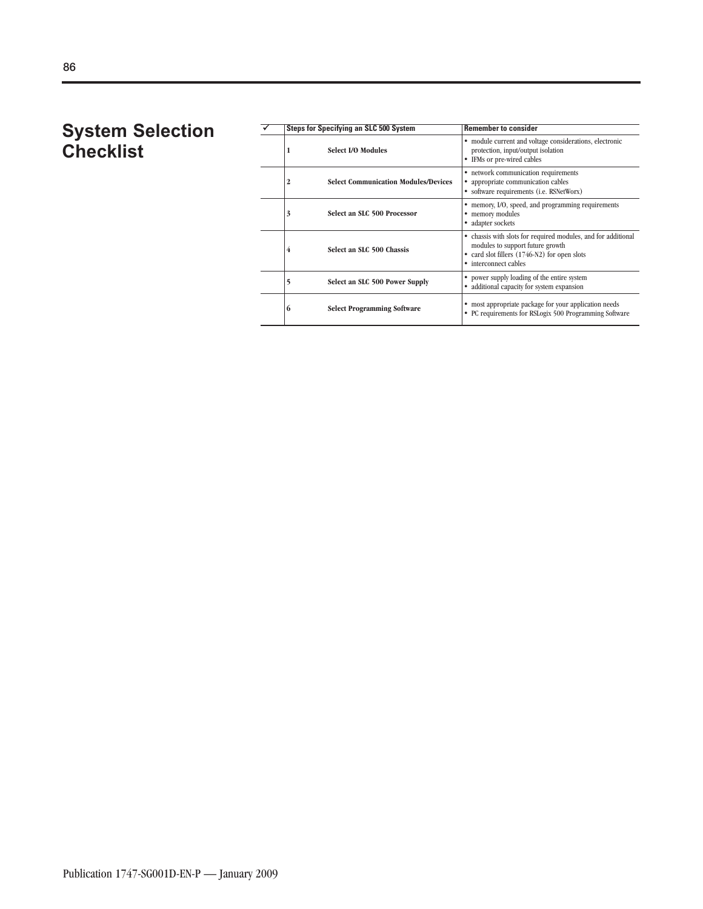# System Selection Checklist

| ✓ | Steps for Specifying an SLC 500 System | | Remember to consider |
|---|---|---|---|
| | 1 | **Select I/O Modules** | • module current and voltage considerations, electronic protection, input/output isolation<br>• IFMs or pre-wired cables |
| | 2 | **Select Communication Modules/Devices** | • network communication requirements<br>• appropriate communication cables<br>• software requirements (i.e. RSNetWorx) |
| | 3 | **Select an SLC 500 Processor** | • memory, I/O, speed, and programming requirements<br>• memory modules<br>• adapter sockets |
| | 4 | **Select an SLC 500 Chassis** | • chassis with slots for required modules, and for additional modules to support future growth<br>• card slot fillers (1746-N2) for open slots<br>• interconnect cables |
| | 5 | **Select an SLC 500 Power Supply** | • power supply loading of the entire system<br>• additional capacity for system expansion |
| | 6 | **Select Programming Software** | • most appropriate package for your application needs<br>• PC requirements for RSLogix 500 Programming Software |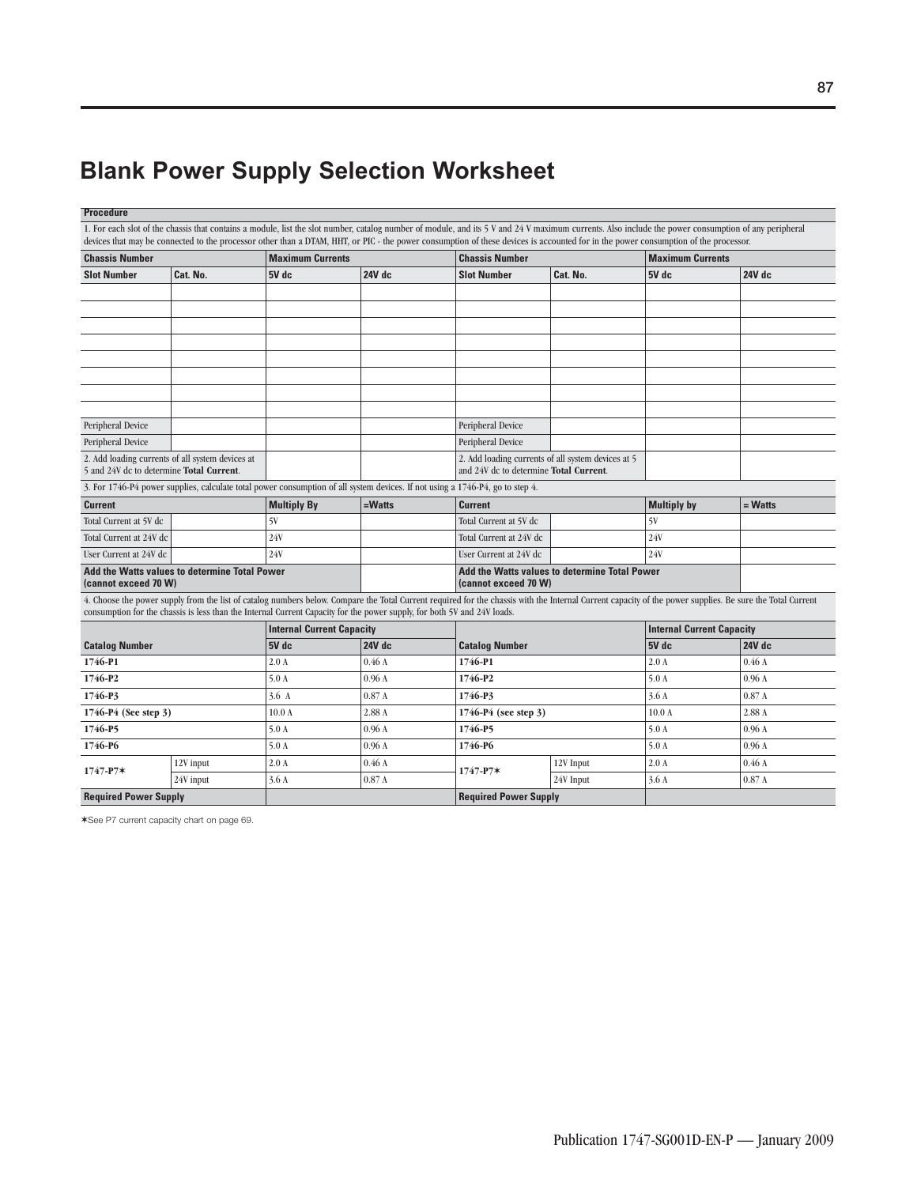# Blank Power Supply Selection Worksheet

| Procedure | | | | | | | |
|---|---|---|---|---|---|---|---|
| 1. For each slot of the chassis that contains a module, list the slot number, catalog number of module, and its 5 V and 24 V maximum currents. Also include the power consumption of any peripheral devices that may be connected to the processor other than a DTAM, HHT, or PIC - the power consumption of these devices is accounted for in the power consumption of the processor. | | | | | | | |
| **Chassis Number** | | **Maximum Currents** | | **Chassis Number** | | **Maximum Currents** | |
| **Slot Number** | **Cat. No.** | **5V dc** | **24V dc** | **Slot Number** | **Cat. No.** | **5V dc** | **24V dc** |
| | | | | | | | |
| | | | | | | | |
| | | | | | | | |
| | | | | | | | |
| | | | | | | | |
| | | | | | | | |
| | | | | | | | |
| | | | | | | | |
| Peripheral Device | | | | Peripheral Device | | | |
| Peripheral Device | | | | Peripheral Device | | | |
| 2. Add loading currents of all system devices at 5 and 24V dc to determine **Total Current**. | | | | 2. Add loading currents of all system devices at 5 and 24V dc to determine **Total Current**. | | | |
| 3. For 1746-P4 power supplies, calculate total power consumption of all system devices. If not using a 1746-P4, go to step 4. | | | | | | | |
| **Current** | | **Multiply By** | **=Watts** | **Current** | | **Multiply by** | **= Watts** |
| Total Current at 5V dc | | 5V | | Total Current at 5V dc | | 5V | |
| Total Current at 24V dc | | 24V | | Total Current at 24V dc | | 24V | |
| User Current at 24V dc | | 24V | | User Current at 24V dc | | 24V | |
| **Add the Watts values to determine Total Power (cannot exceed 70 W)** | | | | **Add the Watts values to determine Total Power (cannot exceed 70 W)** | | | |
| 4. Choose the power supply from the list of catalog numbers below. Compare the Total Current required for the chassis with the Internal Current capacity of the power supplies. Be sure the Total Current consumption for the chassis is less than the Internal Current Capacity for the power supply, for both 5V and 24V loads. | | | | | | | |
| | | **Internal Current Capacity** | | | | **Internal Current Capacity** | |
| **Catalog Number** | | **5V dc** | **24V dc** | **Catalog Number** | | **5V dc** | **24V dc** |
| **1746-P1** | | 2.0 A | 0.46 A | **1746-P1** | | 2.0 A | 0.46 A |
| **1746-P2** | | 5.0 A | 0.96 A | **1746-P2** | | 5.0 A | 0.96 A |
| **1746-P3** | | 3.6 A | 0.87 A | **1746-P3** | | 3.6 A | 0.87 A |
| **1746-P4 (See step 3)** | | 10.0 A | 2.88 A | **1746-P4 (see step 3)** | | 10.0 A | 2.88 A |
| **1746-P5** | | 5.0 A | 0.96 A | **1746-P5** | | 5.0 A | 0.96 A |
| **1746-P6** | | 5.0 A | 0.96 A | **1746-P6** | | 5.0 A | 0.96 A |
| **1747-P7✶** | 12V input | 2.0 A | 0.46 A | **1747-P7✶** | 12V Input | 2.0 A | 0.46 A |
| | 24V input | 3.6 A | 0.87 A | | 24V Input | 3.6 A | 0.87 A |
| **Required Power Supply** | | | | **Required Power Supply** | | | |

✶See P7 current capacity chart on page 69.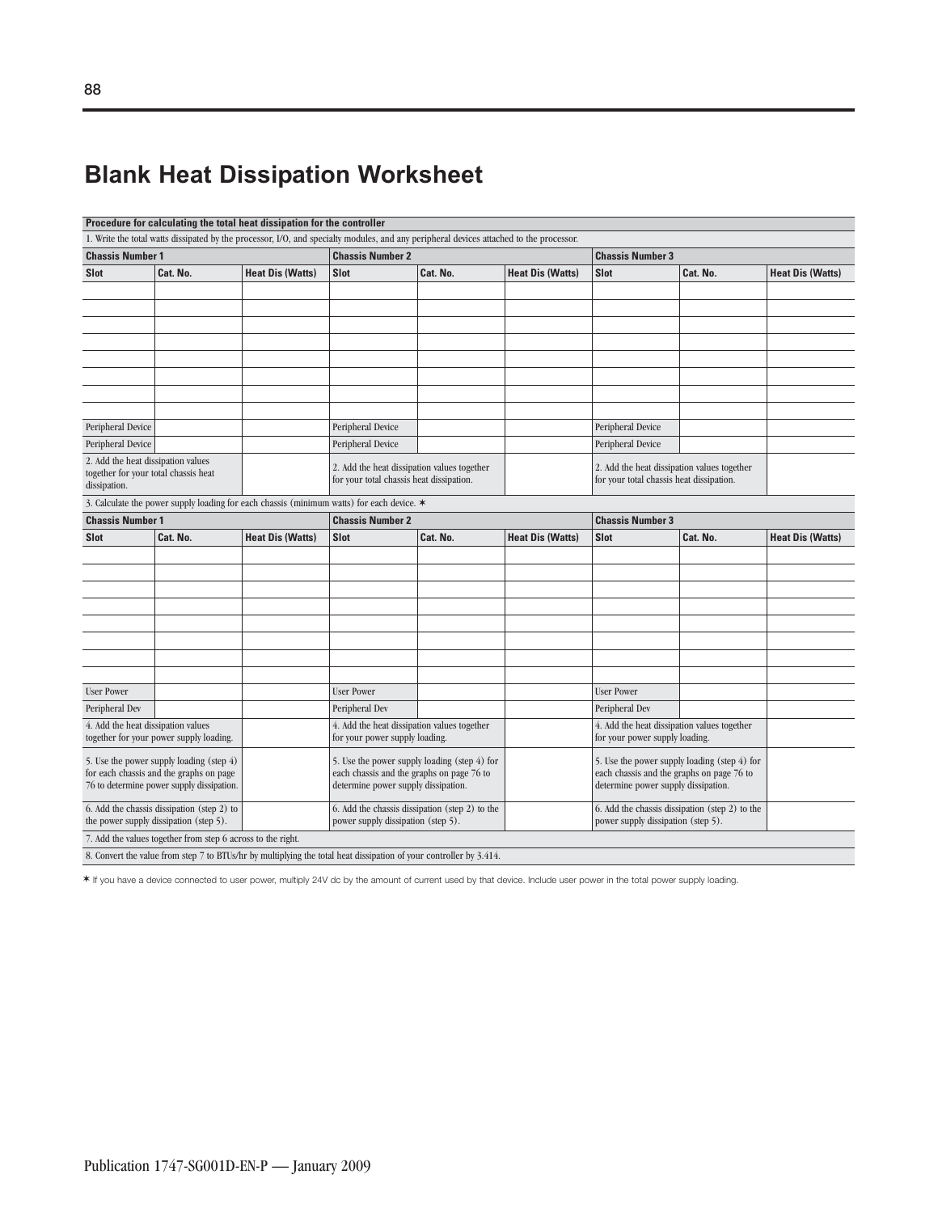## Blank Heat Dissipation Worksheet

| Procedure for calculating the total heat dissipation for the controller | | | | | | | | |
|---|---|---|---|---|---|---|---|---|
| 1. Write the total watts dissipated by the processor, I/O, and specialty modules, and any peripheral devices attached to the processor. | | | | | | | | |
| **Chassis Number 1** | | | **Chassis Number 2** | | | **Chassis Number 3** | | |
| **Slot** | **Cat. No.** | **Heat Dis (Watts)** | **Slot** | **Cat. No.** | **Heat Dis (Watts)** | **Slot** | **Cat. No.** | **Heat Dis (Watts)** |
| | | | | | | | | |
| | | | | | | | | |
| | | | | | | | | |
| | | | | | | | | |
| | | | | | | | | |
| | | | | | | | | |
| | | | | | | | | |
| | | | | | | | | |
| Peripheral Device | | | Peripheral Device | | | Peripheral Device | | |
| Peripheral Device | | | Peripheral Device | | | Peripheral Device | | |
| 2. Add the heat dissipation values together for your total chassis heat dissipation. | | | 2. Add the heat dissipation values together for your total chassis heat dissipation. | | | 2. Add the heat dissipation values together for your total chassis heat dissipation. | | |
| 3. Calculate the power supply loading for each chassis (minimum watts) for each device. ∗ | | | | | | | | |
| **Chassis Number 1** | | | **Chassis Number 2** | | | **Chassis Number 3** | | |
| **Slot** | **Cat. No.** | **Heat Dis (Watts)** | **Slot** | **Cat. No.** | **Heat Dis (Watts)** | **Slot** | **Cat. No.** | **Heat Dis (Watts)** |
| | | | | | | | | |
| | | | | | | | | |
| | | | | | | | | |
| | | | | | | | | |
| | | | | | | | | |
| | | | | | | | | |
| | | | | | | | | |
| | | | | | | | | |
| User Power | | | User Power | | | User Power | | |
| Peripheral Dev | | | Peripheral Dev | | | Peripheral Dev | | |
| 4. Add the heat dissipation values together for your power supply loading. | | | 4. Add the heat dissipation values together for your power supply loading. | | | 4. Add the heat dissipation values together for your power supply loading. | | |
| 5. Use the power supply loading (step 4) for each chassis and the graphs on page 76 to determine power supply dissipation. | | | 5. Use the power supply loading (step 4) for each chassis and the graphs on page 76 to determine power supply dissipation. | | | 5. Use the power supply loading (step 4) for each chassis and the graphs on page 76 to determine power supply dissipation. | | |
| 6. Add the chassis dissipation (step 2) to the power supply dissipation (step 5). | | | 6. Add the chassis dissipation (step 2) to the power supply dissipation (step 5). | | | 6. Add the chassis dissipation (step 2) to the power supply dissipation (step 5). | | |
| 7. Add the values together from step 6 across to the right. | | | | | | | | |
| 8. Convert the value from step 7 to BTUs/hr by multiplying the total heat dissipation of your controller by 3.414. | | | | | | | | |

∗ If you have a device connected to user power, multiply 24V dc by the amount of current used by that device. Include user power in the total power supply loading.

Publication 1747-SG001D-EN-P — January 2009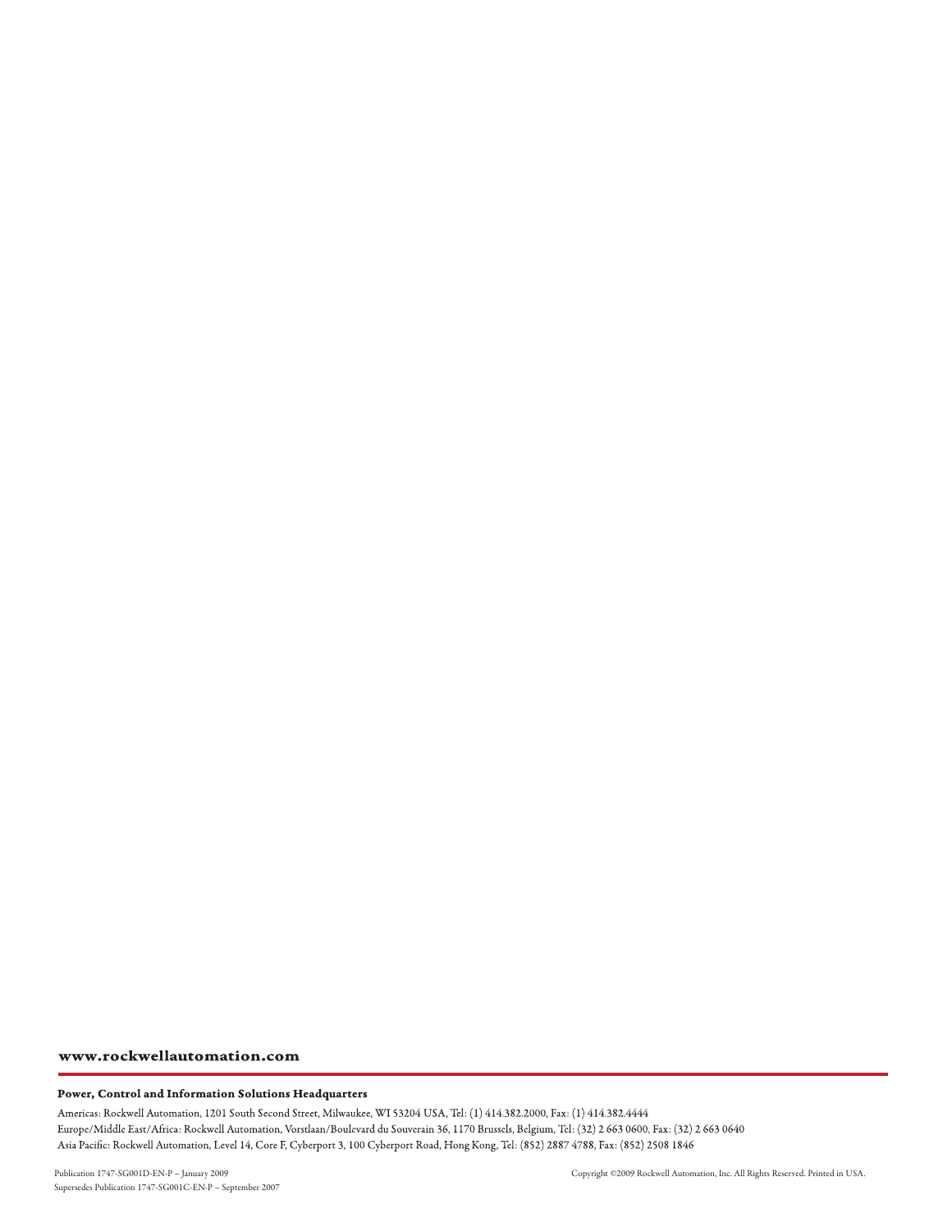**www.rockwellautomation.com**

**Power, Control and Information Solutions Headquarters**

Americas: Rockwell Automation, 1201 South Second Street, Milwaukee, WI 53204 USA, Tel: (1) 414.382.2000, Fax: (1) 414.382.4444
Europe/Middle East/Africa: Rockwell Automation, Vorstlaan/Boulevard du Souverain 36, 1170 Brussels, Belgium, Tel: (32) 2 663 0600, Fax: (32) 2 663 0640
Asia Pacific: Rockwell Automation, Level 14, Core F, Cyberport 3, 100 Cyberport Road, Hong Kong, Tel: (852) 2887 4788, Fax: (852) 2508 1846

Publication 1747-SG001D-EN-P – January 2009
Supersedes Publication 1747-SG001C-EN-P – September 2007

Copyright ©2009 Rockwell Automation, Inc. All Rights Reserved. Printed in USA.